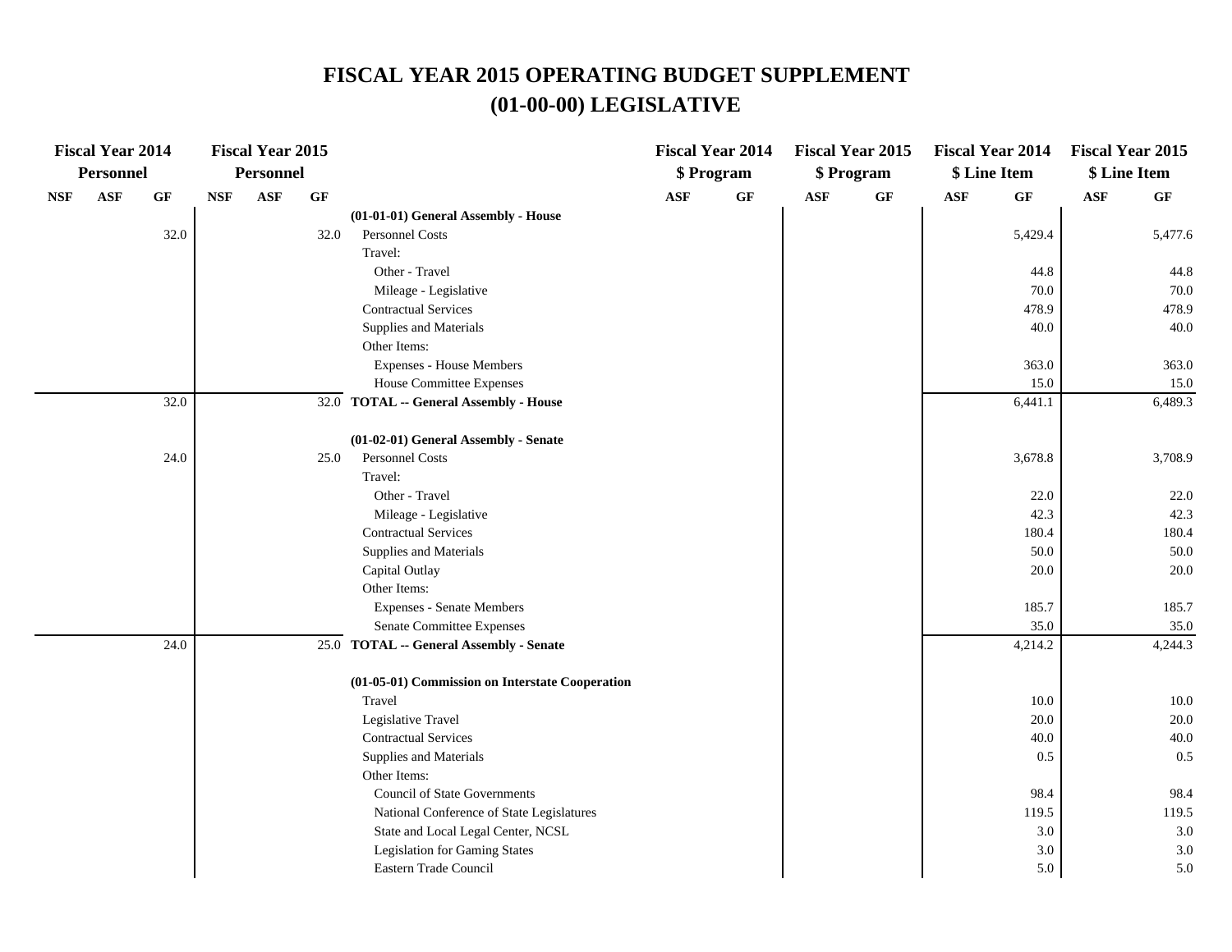# FISCAL YEAR 2015 OPERATING BUDGET SUPPLEMENT
## (01-00-00) LEGISLATIVE

| Fiscal Year 2014 Personnel | | | Fiscal Year 2015 Personnel | | | | Fiscal Year 2014 $ Program | | Fiscal Year 2015 $ Program | | Fiscal Year 2014 $ Line Item | | Fiscal Year 2015 $ Line Item | |
|---|---|---|---|---|---|---|---|---|---|---|---|---|---|---|
| NSF | ASF | GF | NSF | ASF | GF | | ASF | GF | ASF | GF | ASF | GF | ASF | GF |
| | | | | | | **(01-01-01) General Assembly - House** | | | | | | | | |
| | | 32.0 | | | 32.0 | Personnel Costs | | | | | | 5,429.4 | | 5,477.6 |
| | | | | | | Travel: | | | | | | | | |
| | | | | | | Other - Travel | | | | | | 44.8 | | 44.8 |
| | | | | | | Mileage - Legislative | | | | | | 70.0 | | 70.0 |
| | | | | | | Contractual Services | | | | | | 478.9 | | 478.9 |
| | | | | | | Supplies and Materials | | | | | | 40.0 | | 40.0 |
| | | | | | | Other Items: | | | | | | | | |
| | | | | | | Expenses - House Members | | | | | | 363.0 | | 363.0 |
| | | | | | | House Committee Expenses | | | | | | 15.0 | | 15.0 |
| | | 32.0 | | | 32.0 | **TOTAL -- General Assembly - House** | | | | | | 6,441.1 | | 6,489.3 |
| | | | | | | **(01-02-01) General Assembly - Senate** | | | | | | | | |
| | | 24.0 | | | 25.0 | Personnel Costs | | | | | | 3,678.8 | | 3,708.9 |
| | | | | | | Travel: | | | | | | | | |
| | | | | | | Other - Travel | | | | | | 22.0 | | 22.0 |
| | | | | | | Mileage - Legislative | | | | | | 42.3 | | 42.3 |
| | | | | | | Contractual Services | | | | | | 180.4 | | 180.4 |
| | | | | | | Supplies and Materials | | | | | | 50.0 | | 50.0 |
| | | | | | | Capital Outlay | | | | | | 20.0 | | 20.0 |
| | | | | | | Other Items: | | | | | | | | |
| | | | | | | Expenses - Senate Members | | | | | | 185.7 | | 185.7 |
| | | | | | | Senate Committee Expenses | | | | | | 35.0 | | 35.0 |
| | | 24.0 | | | 25.0 | **TOTAL -- General Assembly - Senate** | | | | | | 4,214.2 | | 4,244.3 |
| | | | | | | **(01-05-01) Commission on Interstate Cooperation** | | | | | | | | |
| | | | | | | Travel | | | | | | 10.0 | | 10.0 |
| | | | | | | Legislative Travel | | | | | | 20.0 | | 20.0 |
| | | | | | | Contractual Services | | | | | | 40.0 | | 40.0 |
| | | | | | | Supplies and Materials | | | | | | 0.5 | | 0.5 |
| | | | | | | Other Items: | | | | | | | | |
| | | | | | | Council of State Governments | | | | | | 98.4 | | 98.4 |
| | | | | | | National Conference of State Legislatures | | | | | | 119.5 | | 119.5 |
| | | | | | | State and Local Legal Center, NCSL | | | | | | 3.0 | | 3.0 |
| | | | | | | Legislation for Gaming States | | | | | | 3.0 | | 3.0 |
| | | | | | | Eastern Trade Council | | | | | | 5.0 | | 5.0 |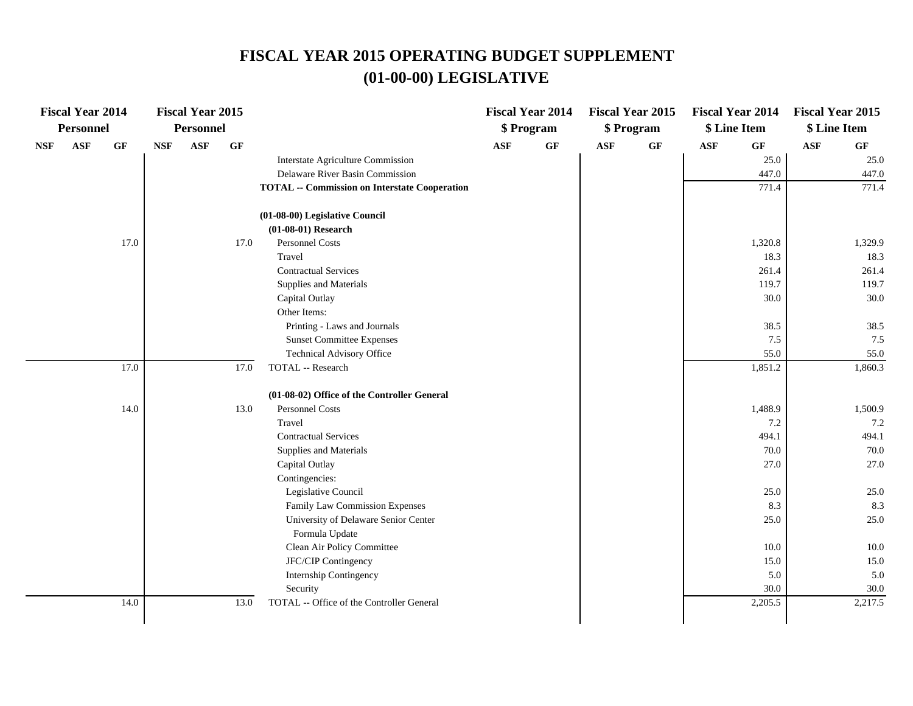# FISCAL YEAR 2015 OPERATING BUDGET SUPPLEMENT
## (01-00-00) LEGISLATIVE

| Fiscal Year 2014 Personnel | | | Fiscal Year 2015 Personnel | | | | Fiscal Year 2014 $ Program | | Fiscal Year 2015 $ Program | | Fiscal Year 2014 $ Line Item | | Fiscal Year 2015 $ Line Item | |
|---|---|---|---|---|---|---|---|---|---|---|---|---|---|---|
| NSF | ASF | GF | NSF | ASF | GF | | ASF | GF | ASF | GF | ASF | GF | ASF | GF |
| | | | | | | Interstate Agriculture Commission | | | | | | 25.0 | | 25.0 |
| | | | | | | Delaware River Basin Commission | | | | | | 447.0 | | 447.0 |
| | | | | | | **TOTAL -- Commission on Interstate Cooperation** | | | | | | 771.4 | | 771.4 |
| | | | | | | **(01-08-00) Legislative Council** | | | | | | | | |
| | | | | | | **(01-08-01) Research** | | | | | | | | |
| | | 17.0 | | | 17.0 | Personnel Costs | | | | | | 1,320.8 | | 1,329.9 |
| | | | | | | Travel | | | | | | 18.3 | | 18.3 |
| | | | | | | Contractual Services | | | | | | 261.4 | | 261.4 |
| | | | | | | Supplies and Materials | | | | | | 119.7 | | 119.7 |
| | | | | | | Capital Outlay | | | | | | 30.0 | | 30.0 |
| | | | | | | Other Items: | | | | | | | | |
| | | | | | | Printing - Laws and Journals | | | | | | 38.5 | | 38.5 |
| | | | | | | Sunset Committee Expenses | | | | | | 7.5 | | 7.5 |
| | | | | | | Technical Advisory Office | | | | | | 55.0 | | 55.0 |
| | | 17.0 | | | 17.0 | TOTAL -- Research | | | | | | 1,851.2 | | 1,860.3 |
| | | | | | | **(01-08-02) Office of the Controller General** | | | | | | | | |
| | | 14.0 | | | 13.0 | Personnel Costs | | | | | | 1,488.9 | | 1,500.9 |
| | | | | | | Travel | | | | | | 7.2 | | 7.2 |
| | | | | | | Contractual Services | | | | | | 494.1 | | 494.1 |
| | | | | | | Supplies and Materials | | | | | | 70.0 | | 70.0 |
| | | | | | | Capital Outlay | | | | | | 27.0 | | 27.0 |
| | | | | | | Contingencies: | | | | | | | | |
| | | | | | | Legislative Council | | | | | | 25.0 | | 25.0 |
| | | | | | | Family Law Commission Expenses | | | | | | 8.3 | | 8.3 |
| | | | | | | University of Delaware Senior Center Formula Update | | | | | | 25.0 | | 25.0 |
| | | | | | | Clean Air Policy Committee | | | | | | 10.0 | | 10.0 |
| | | | | | | JFC/CIP Contingency | | | | | | 15.0 | | 15.0 |
| | | | | | | Internship Contingency | | | | | | 5.0 | | 5.0 |
| | | | | | | Security | | | | | | 30.0 | | 30.0 |
| | | 14.0 | | | 13.0 | TOTAL -- Office of the Controller General | | | | | | 2,205.5 | | 2,217.5 |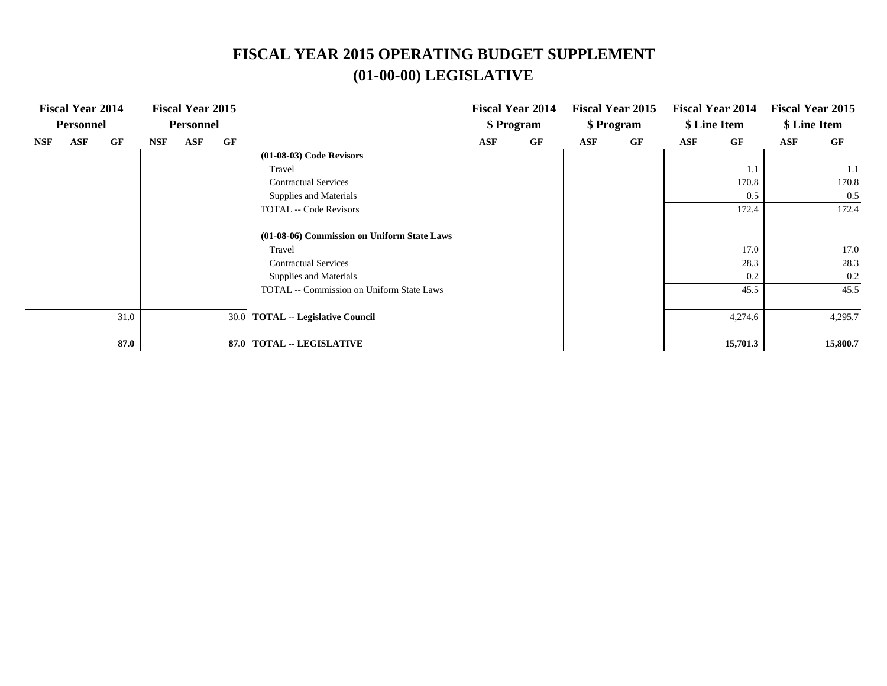# FISCAL YEAR 2015 OPERATING BUDGET SUPPLEMENT
## (01-00-00) LEGISLATIVE

| Fiscal Year 2014 Personnel | | | Fiscal Year 2015 Personnel | | | | Fiscal Year 2014 $ Program | | Fiscal Year 2015 $ Program | | Fiscal Year 2014 $ Line Item | | Fiscal Year 2015 $ Line Item | |
|---|---|---|---|---|---|---|---|---|---|---|---|---|---|---|
| NSF | ASF | GF | NSF | ASF | GF | | ASF | GF | ASF | GF | ASF | GF | ASF | GF |
| | | | | | | **(01-08-03) Code Revisors** | | | | | | | | |
| | | | | | | Travel | | | | | | 1.1 | | 1.1 |
| | | | | | | Contractual Services | | | | | | 170.8 | | 170.8 |
| | | | | | | Supplies and Materials | | | | | | 0.5 | | 0.5 |
| | | | | | | TOTAL -- Code Revisors | | | | | | 172.4 | | 172.4 |
| | | | | | | **(01-08-06) Commission on Uniform State Laws** | | | | | | | | |
| | | | | | | Travel | | | | | | 17.0 | | 17.0 |
| | | | | | | Contractual Services | | | | | | 28.3 | | 28.3 |
| | | | | | | Supplies and Materials | | | | | | 0.2 | | 0.2 |
| | | | | | | TOTAL -- Commission on Uniform State Laws | | | | | | 45.5 | | 45.5 |
| | | 31.0 | | | 30.0 | **TOTAL -- Legislative Council** | | | | | | 4,274.6 | | 4,295.7 |
| | | **87.0** | | | **87.0** | **TOTAL -- LEGISLATIVE** | | | | | | **15,701.3** | | **15,800.7** |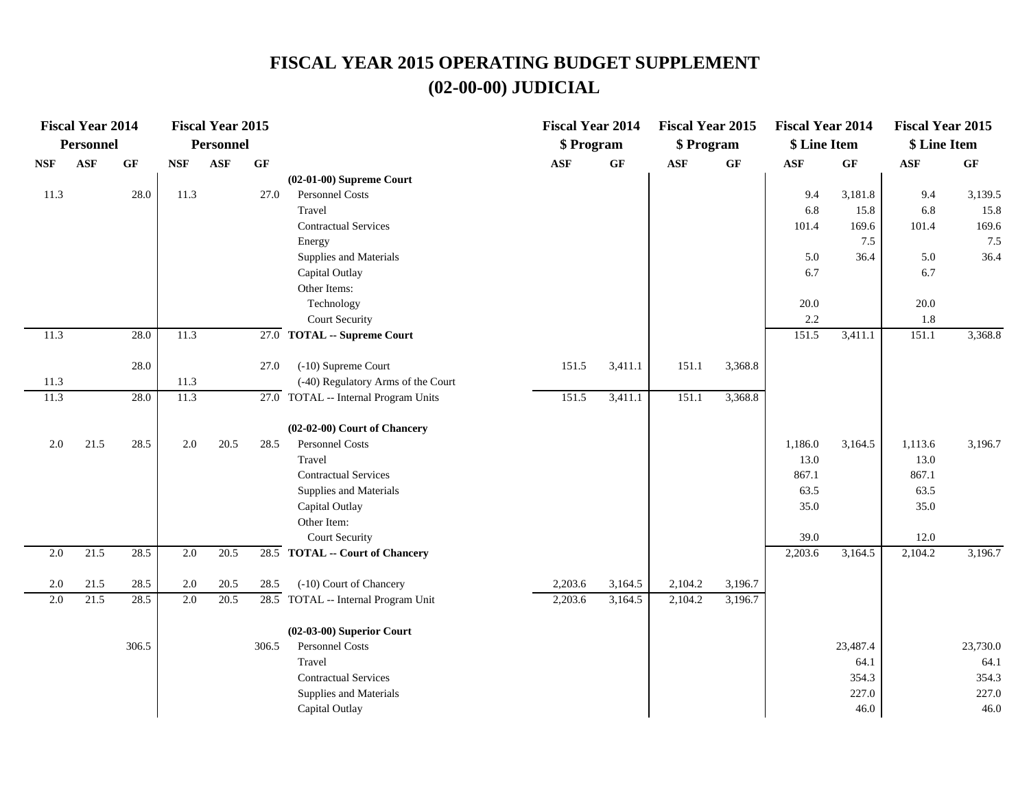# FISCAL YEAR 2015 OPERATING BUDGET SUPPLEMENT
## (02-00-00) JUDICIAL

| Fiscal Year 2014 Personnel | | | Fiscal Year 2015 Personnel | | | | Fiscal Year 2014 $ Program | | Fiscal Year 2015 $ Program | | Fiscal Year 2014 $ Line Item | | Fiscal Year 2015 $ Line Item | |
|---|---|---|---|---|---|---|---|---|---|---|---|---|---|---|
| NSF | ASF | GF | NSF | ASF | GF | | ASF | GF | ASF | GF | ASF | GF | ASF | GF |
| | | | | | | **(02-01-00) Supreme Court** | | | | | | | | |
| 11.3 | | 28.0 | 11.3 | | 27.0 | Personnel Costs | | | | | 9.4 | 3,181.8 | 9.4 | 3,139.5 |
| | | | | | | Travel | | | | | 6.8 | 15.8 | 6.8 | 15.8 |
| | | | | | | Contractual Services | | | | | 101.4 | 169.6 | 101.4 | 169.6 |
| | | | | | | Energy | | | | | | 7.5 | | 7.5 |
| | | | | | | Supplies and Materials | | | | | 5.0 | 36.4 | 5.0 | 36.4 |
| | | | | | | Capital Outlay | | | | | 6.7 | | 6.7 | |
| | | | | | | Other Items: | | | | | | | | |
| | | | | | | Technology | | | | | 20.0 | | 20.0 | |
| | | | | | | Court Security | | | | | 2.2 | | 1.8 | |
| 11.3 | | 28.0 | 11.3 | | 27.0 | **TOTAL -- Supreme Court** | | | | | 151.5 | 3,411.1 | 151.1 | 3,368.8 |
| | | 28.0 | | | 27.0 | (-10) Supreme Court | 151.5 | 3,411.1 | 151.1 | 3,368.8 | | | | |
| 11.3 | | | 11.3 | | | (-40) Regulatory Arms of the Court | | | | | | | | |
| 11.3 | | 28.0 | 11.3 | | 27.0 | TOTAL -- Internal Program Units | 151.5 | 3,411.1 | 151.1 | 3,368.8 | | | | |
| | | | | | | **(02-02-00) Court of Chancery** | | | | | | | | |
| 2.0 | 21.5 | 28.5 | 2.0 | 20.5 | 28.5 | Personnel Costs | | | | | 1,186.0 | 3,164.5 | 1,113.6 | 3,196.7 |
| | | | | | | Travel | | | | | 13.0 | | 13.0 | |
| | | | | | | Contractual Services | | | | | 867.1 | | 867.1 | |
| | | | | | | Supplies and Materials | | | | | 63.5 | | 63.5 | |
| | | | | | | Capital Outlay | | | | | 35.0 | | 35.0 | |
| | | | | | | Other Item: | | | | | | | | |
| | | | | | | Court Security | | | | | 39.0 | | 12.0 | |
| 2.0 | 21.5 | 28.5 | 2.0 | 20.5 | 28.5 | **TOTAL -- Court of Chancery** | | | | | 2,203.6 | 3,164.5 | 2,104.2 | 3,196.7 |
| 2.0 | 21.5 | 28.5 | 2.0 | 20.5 | 28.5 | (-10) Court of Chancery | 2,203.6 | 3,164.5 | 2,104.2 | 3,196.7 | | | | |
| 2.0 | 21.5 | 28.5 | 2.0 | 20.5 | 28.5 | TOTAL -- Internal Program Unit | 2,203.6 | 3,164.5 | 2,104.2 | 3,196.7 | | | | |
| | | | | | | **(02-03-00) Superior Court** | | | | | | | | |
| | | 306.5 | | | 306.5 | Personnel Costs | | | | | | 23,487.4 | | 23,730.0 |
| | | | | | | Travel | | | | | | 64.1 | | 64.1 |
| | | | | | | Contractual Services | | | | | | 354.3 | | 354.3 |
| | | | | | | Supplies and Materials | | | | | | 227.0 | | 227.0 |
| | | | | | | Capital Outlay | | | | | | 46.0 | | 46.0 |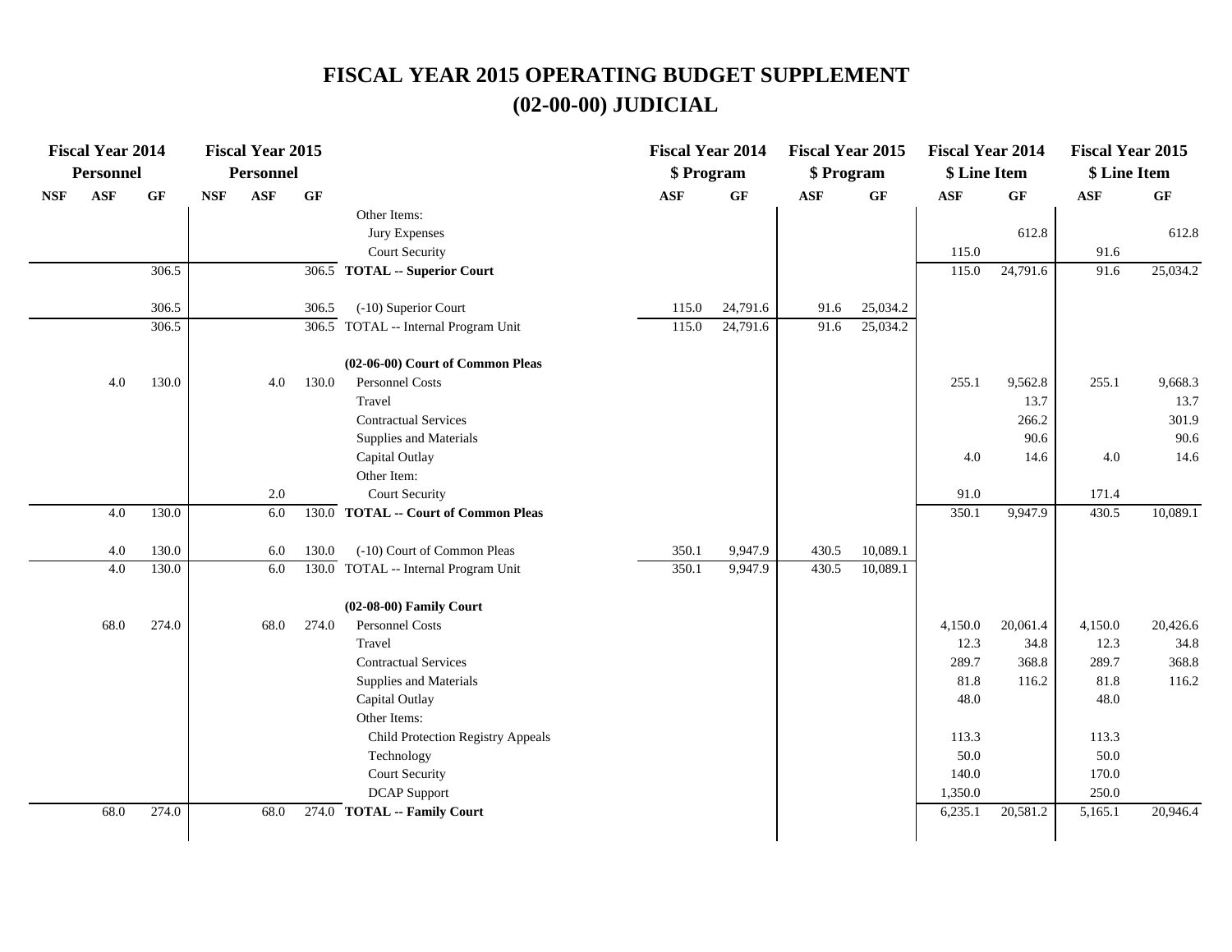# FISCAL YEAR 2015 OPERATING BUDGET SUPPLEMENT
# (02-00-00) JUDICIAL

| Fiscal Year 2014 Personnel | | | Fiscal Year 2015 Personnel | | | | Fiscal Year 2014 $ Program | | Fiscal Year 2015 $ Program | | Fiscal Year 2014 $ Line Item | | Fiscal Year 2015 $ Line Item | |
|---|---|---|---|---|---|---|---|---|---|---|---|---|---|---|
| NSF | ASF | GF | NSF | ASF | GF | | ASF | GF | ASF | GF | ASF | GF | ASF | GF |
| | | | | | | Other Items: | | | | | | | | |
| | | | | | | Jury Expenses | | | | | | 612.8 | | 612.8 |
| | | | | | | Court Security | | | | | 115.0 | | 91.6 | |
| | | 306.5 | | | 306.5 | **TOTAL -- Superior Court** | | | | | 115.0 | 24,791.6 | 91.6 | 25,034.2 |
| | | 306.5 | | | 306.5 | (-10) Superior Court | 115.0 | 24,791.6 | 91.6 | 25,034.2 | | | | |
| | | 306.5 | | | 306.5 | TOTAL -- Internal Program Unit | 115.0 | 24,791.6 | 91.6 | 25,034.2 | | | | |
| | | | | | | **(02-06-00) Court of Common Pleas** | | | | | | | | |
| | 4.0 | 130.0 | | 4.0 | 130.0 | Personnel Costs | | | | | 255.1 | 9,562.8 | 255.1 | 9,668.3 |
| | | | | | | Travel | | | | | | 13.7 | | 13.7 |
| | | | | | | Contractual Services | | | | | | 266.2 | | 301.9 |
| | | | | | | Supplies and Materials | | | | | | 90.6 | | 90.6 |
| | | | | | | Capital Outlay | | | | | 4.0 | 14.6 | 4.0 | 14.6 |
| | | | | | | Other Item: | | | | | | | | |
| | | | | 2.0 | | Court Security | | | | | 91.0 | | 171.4 | |
| | 4.0 | 130.0 | | 6.0 | 130.0 | **TOTAL -- Court of Common Pleas** | | | | | 350.1 | 9,947.9 | 430.5 | 10,089.1 |
| | 4.0 | 130.0 | | 6.0 | 130.0 | (-10) Court of Common Pleas | 350.1 | 9,947.9 | 430.5 | 10,089.1 | | | | |
| | 4.0 | 130.0 | | 6.0 | 130.0 | TOTAL -- Internal Program Unit | 350.1 | 9,947.9 | 430.5 | 10,089.1 | | | | |
| | | | | | | **(02-08-00) Family Court** | | | | | | | | |
| | 68.0 | 274.0 | | 68.0 | 274.0 | Personnel Costs | | | | | 4,150.0 | 20,061.4 | 4,150.0 | 20,426.6 |
| | | | | | | Travel | | | | | 12.3 | 34.8 | 12.3 | 34.8 |
| | | | | | | Contractual Services | | | | | 289.7 | 368.8 | 289.7 | 368.8 |
| | | | | | | Supplies and Materials | | | | | 81.8 | 116.2 | 81.8 | 116.2 |
| | | | | | | Capital Outlay | | | | | 48.0 | | 48.0 | |
| | | | | | | Other Items: | | | | | | | | |
| | | | | | | Child Protection Registry Appeals | | | | | 113.3 | | 113.3 | |
| | | | | | | Technology | | | | | 50.0 | | 50.0 | |
| | | | | | | Court Security | | | | | 140.0 | | 170.0 | |
| | | | | | | DCAP Support | | | | | 1,350.0 | | 250.0 | |
| | 68.0 | 274.0 | | 68.0 | 274.0 | **TOTAL -- Family Court** | | | | | 6,235.1 | 20,581.2 | 5,165.1 | 20,946.4 |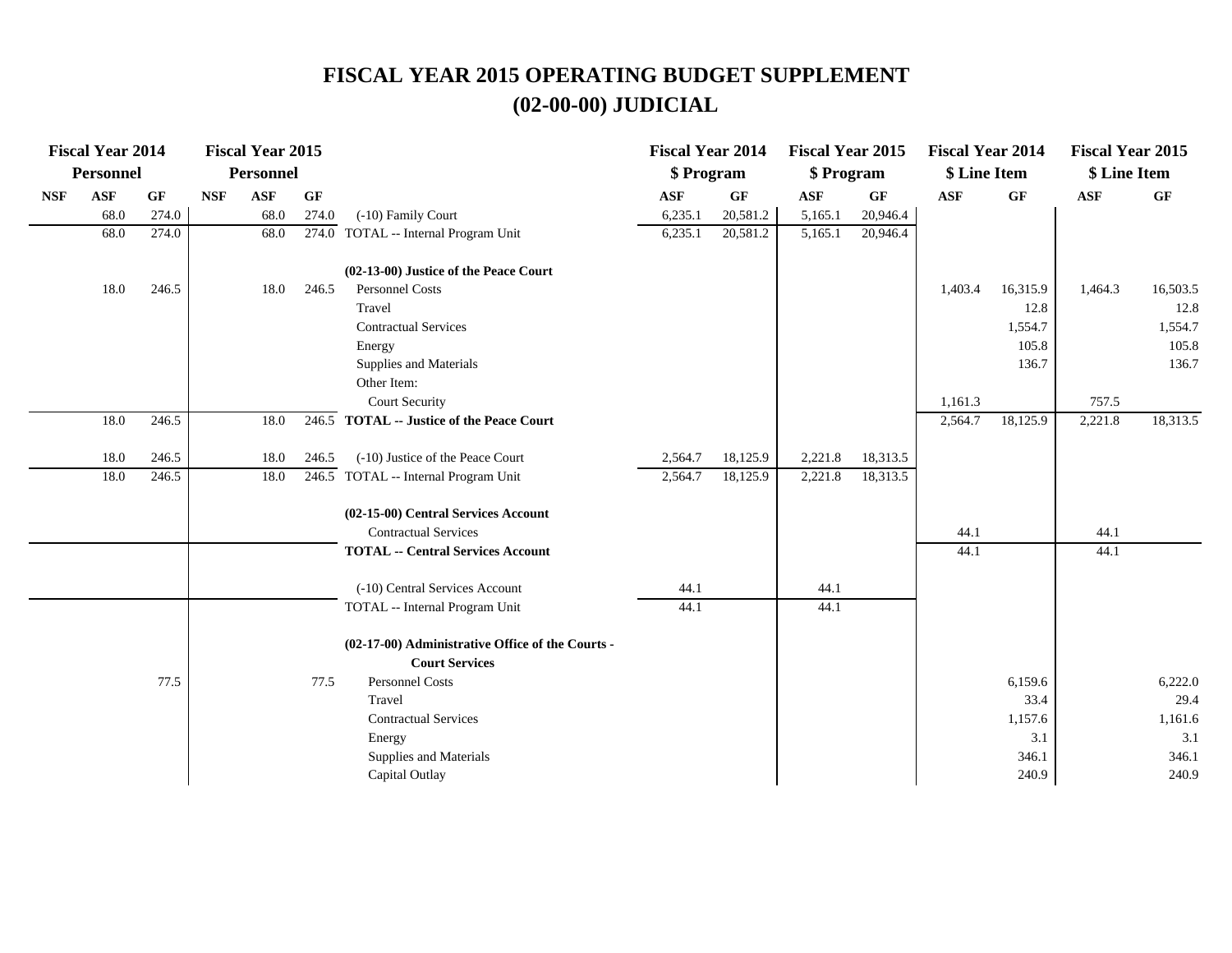# FISCAL YEAR 2015 OPERATING BUDGET SUPPLEMENT
## (02-00-00) JUDICIAL

| Fiscal Year 2014 Personnel | | | Fiscal Year 2015 Personnel | | | | Fiscal Year 2014 $ Program | | Fiscal Year 2015 $ Program | | Fiscal Year 2014 $ Line Item | | Fiscal Year 2015 $ Line Item | |
|---|---|---|---|---|---|---|---|---|---|---|---|---|---|---|
| NSF | ASF | GF | NSF | ASF | GF | | ASF | GF | ASF | GF | ASF | GF | ASF | GF |
| | 68.0 | 274.0 | | 68.0 | 274.0 | (-10) Family Court | 6,235.1 | 20,581.2 | 5,165.1 | 20,946.4 | | | | |
| | 68.0 | 274.0 | | 68.0 | 274.0 | TOTAL -- Internal Program Unit | 6,235.1 | 20,581.2 | 5,165.1 | 20,946.4 | | | | |
| | | | | | | **(02-13-00) Justice of the Peace Court** | | | | | | | | |
| | 18.0 | 246.5 | | 18.0 | 246.5 | Personnel Costs | | | | | 1,403.4 | 16,315.9 | 1,464.3 | 16,503.5 |
| | | | | | | Travel | | | | | | 12.8 | | 12.8 |
| | | | | | | Contractual Services | | | | | | 1,554.7 | | 1,554.7 |
| | | | | | | Energy | | | | | | 105.8 | | 105.8 |
| | | | | | | Supplies and Materials | | | | | | 136.7 | | 136.7 |
| | | | | | | Other Item: | | | | | | | | |
| | | | | | | Court Security | | | | | 1,161.3 | | 757.5 | |
| | 18.0 | 246.5 | | 18.0 | 246.5 | **TOTAL -- Justice of the Peace Court** | | | | | 2,564.7 | 18,125.9 | 2,221.8 | 18,313.5 |
| | 18.0 | 246.5 | | 18.0 | 246.5 | (-10) Justice of the Peace Court | 2,564.7 | 18,125.9 | 2,221.8 | 18,313.5 | | | | |
| | 18.0 | 246.5 | | 18.0 | 246.5 | TOTAL -- Internal Program Unit | 2,564.7 | 18,125.9 | 2,221.8 | 18,313.5 | | | | |
| | | | | | | **(02-15-00) Central Services Account** | | | | | | | | |
| | | | | | | Contractual Services | | | | | 44.1 | | 44.1 | |
| | | | | | | **TOTAL -- Central Services Account** | | | | | 44.1 | | 44.1 | |
| | | | | | | (-10) Central Services Account | 44.1 | | 44.1 | | | | | |
| | | | | | | TOTAL -- Internal Program Unit | 44.1 | | 44.1 | | | | | |
| | | | | | | **(02-17-00) Administrative Office of the Courts - Court Services** | | | | | | | | |
| | | 77.5 | | | 77.5 | Personnel Costs | | | | | | 6,159.6 | | 6,222.0 |
| | | | | | | Travel | | | | | | 33.4 | | 29.4 |
| | | | | | | Contractual Services | | | | | | 1,157.6 | | 1,161.6 |
| | | | | | | Energy | | | | | | 3.1 | | 3.1 |
| | | | | | | Supplies and Materials | | | | | | 346.1 | | 346.1 |
| | | | | | | Capital Outlay | | | | | | 240.9 | | 240.9 |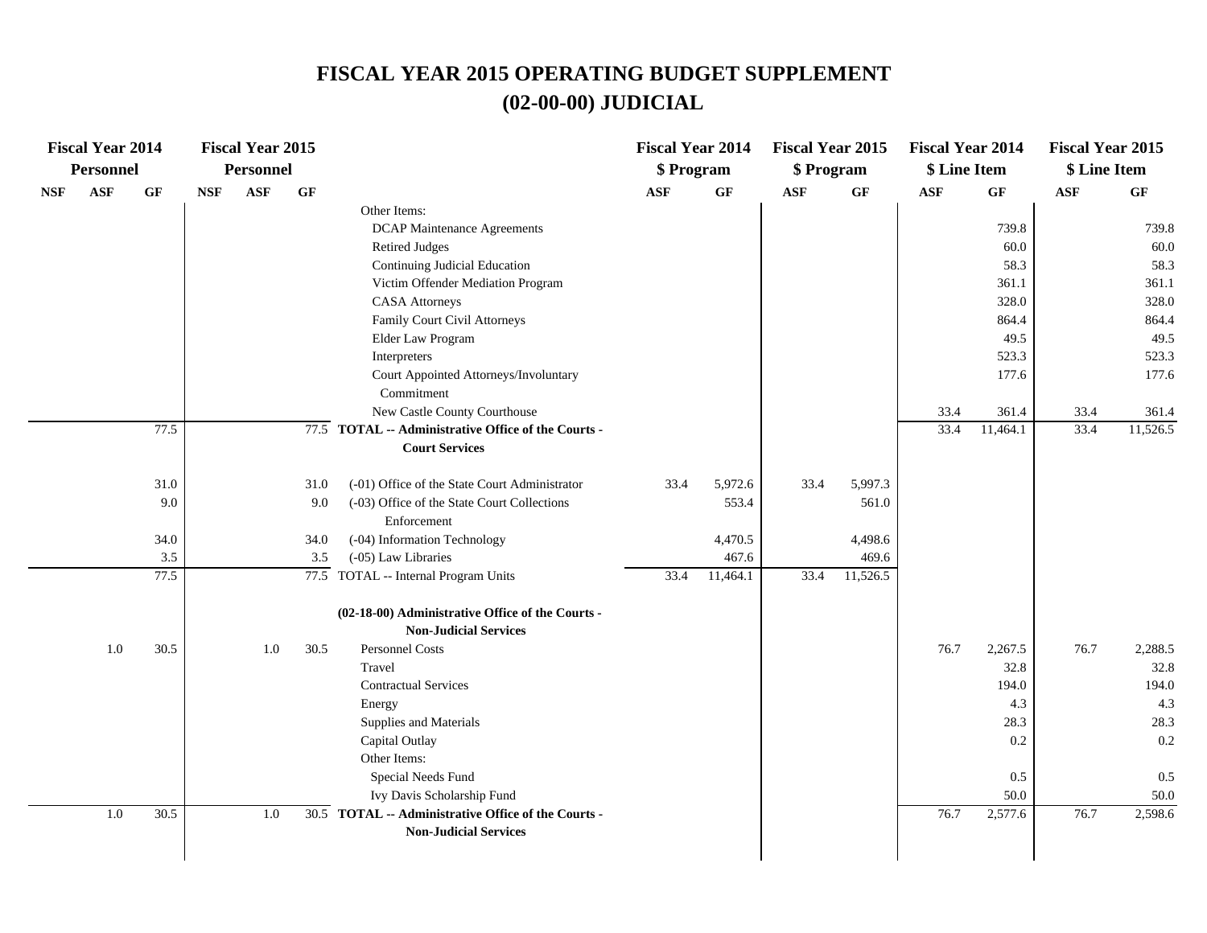# FISCAL YEAR 2015 OPERATING BUDGET SUPPLEMENT
## (02-00-00) JUDICIAL

| Fiscal Year 2014 Personnel | | | Fiscal Year 2015 Personnel | | | | Fiscal Year 2014 $ Program | | Fiscal Year 2015 $ Program | | Fiscal Year 2014 $ Line Item | | Fiscal Year 2015 $ Line Item | |
|---|---|---|---|---|---|---|---|---|---|---|---|---|---|---|
| NSF | ASF | GF | NSF | ASF | GF | | ASF | GF | ASF | GF | ASF | GF | ASF | GF |
| | | | | | | Other Items: | | | | | | | | |
| | | | | | | DCAP Maintenance Agreements | | | | | | 739.8 | | 739.8 |
| | | | | | | Retired Judges | | | | | | 60.0 | | 60.0 |
| | | | | | | Continuing Judicial Education | | | | | | 58.3 | | 58.3 |
| | | | | | | Victim Offender Mediation Program | | | | | | 361.1 | | 361.1 |
| | | | | | | CASA Attorneys | | | | | | 328.0 | | 328.0 |
| | | | | | | Family Court Civil Attorneys | | | | | | 864.4 | | 864.4 |
| | | | | | | Elder Law Program | | | | | | 49.5 | | 49.5 |
| | | | | | | Interpreters | | | | | | 523.3 | | 523.3 |
| | | | | | | Court Appointed Attorneys/Involuntary Commitment | | | | | | 177.6 | | 177.6 |
| | | | | | | New Castle County Courthouse | | | | | 33.4 | 361.4 | 33.4 | 361.4 |
| | | 77.5 | | | 77.5 | **TOTAL -- Administrative Office of the Courts - Court Services** | | | | | 33.4 | 11,464.1 | 33.4 | 11,526.5 |
| | | 31.0 | | | 31.0 | (-01) Office of the State Court Administrator | 33.4 | 5,972.6 | 33.4 | 5,997.3 | | | | |
| | | 9.0 | | | 9.0 | (-03) Office of the State Court Collections Enforcement | | 553.4 | | 561.0 | | | | |
| | | 34.0 | | | 34.0 | (-04) Information Technology | | 4,470.5 | | 4,498.6 | | | | |
| | | 3.5 | | | 3.5 | (-05) Law Libraries | | 467.6 | | 469.6 | | | | |
| | | 77.5 | | | 77.5 | TOTAL -- Internal Program Units | 33.4 | 11,464.1 | 33.4 | 11,526.5 | | | | |
| | | | | | | **(02-18-00) Administrative Office of the Courts - Non-Judicial Services** | | | | | | | | |
| | 1.0 | 30.5 | | 1.0 | 30.5 | Personnel Costs | | | | | 76.7 | 2,267.5 | 76.7 | 2,288.5 |
| | | | | | | Travel | | | | | | 32.8 | | 32.8 |
| | | | | | | Contractual Services | | | | | | 194.0 | | 194.0 |
| | | | | | | Energy | | | | | | 4.3 | | 4.3 |
| | | | | | | Supplies and Materials | | | | | | 28.3 | | 28.3 |
| | | | | | | Capital Outlay | | | | | | 0.2 | | 0.2 |
| | | | | | | Other Items: | | | | | | | | |
| | | | | | | Special Needs Fund | | | | | | 0.5 | | 0.5 |
| | | | | | | Ivy Davis Scholarship Fund | | | | | | 50.0 | | 50.0 |
| | 1.0 | 30.5 | | 1.0 | 30.5 | **TOTAL -- Administrative Office of the Courts - Non-Judicial Services** | | | | | 76.7 | 2,577.6 | 76.7 | 2,598.6 |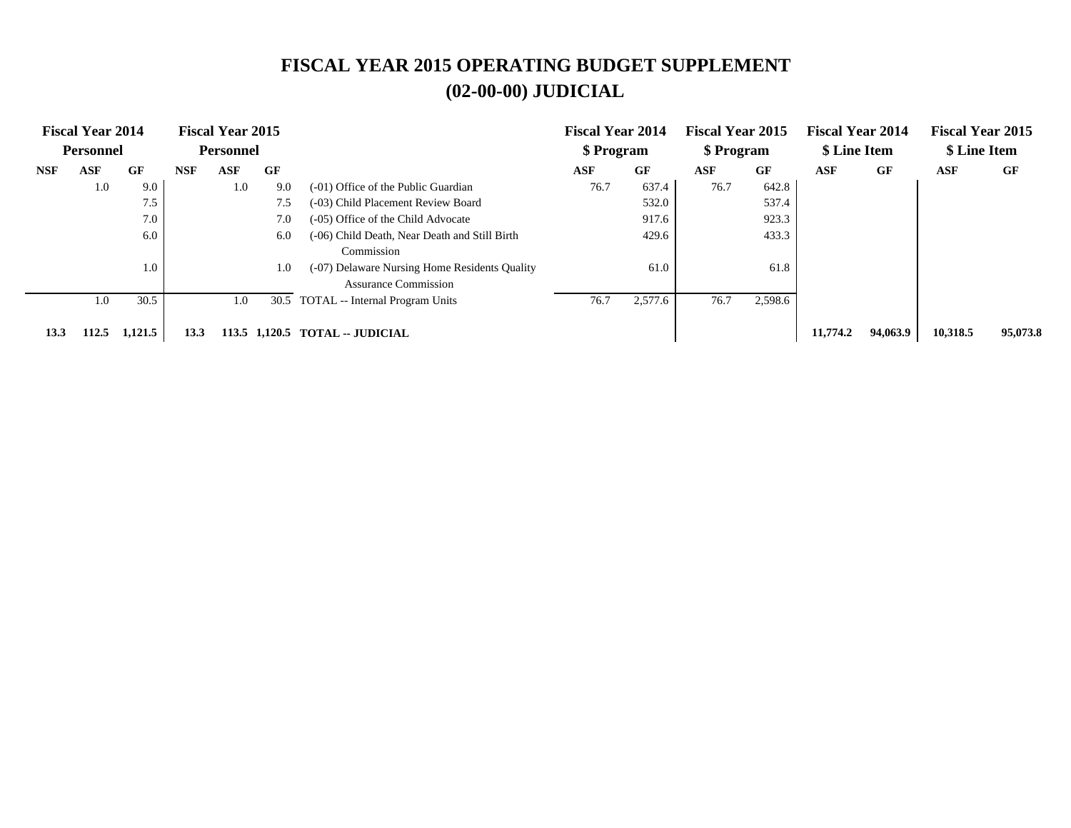# FISCAL YEAR 2015 OPERATING BUDGET SUPPLEMENT
# (02-00-00) JUDICIAL

| Fiscal Year 2014 Personnel | | | Fiscal Year 2015 Personnel | | | | Fiscal Year 2014 $ Program | | Fiscal Year 2015 $ Program | | Fiscal Year 2014 $ Line Item | | Fiscal Year 2015 $ Line Item | |
|---|---|---|---|---|---|---|---|---|---|---|---|---|---|---|
| NSF | ASF | GF | NSF | ASF | GF | | ASF | GF | ASF | GF | ASF | GF | ASF | GF |
| | 1.0 | 9.0 | | 1.0 | 9.0 | (-01) Office of the Public Guardian | 76.7 | 637.4 | 76.7 | 642.8 | | | | |
| | | 7.5 | | | 7.5 | (-03) Child Placement Review Board | | 532.0 | | 537.4 | | | | |
| | | 7.0 | | | 7.0 | (-05) Office of the Child Advocate | | 917.6 | | 923.3 | | | | |
| | | 6.0 | | | 6.0 | (-06) Child Death, Near Death and Still Birth Commission | | 429.6 | | 433.3 | | | | |
| | | 1.0 | | | 1.0 | (-07) Delaware Nursing Home Residents Quality Assurance Commission | | 61.0 | | 61.8 | | | | |
| | 1.0 | 30.5 | | 1.0 | 30.5 | TOTAL -- Internal Program Units | 76.7 | 2,577.6 | 76.7 | 2,598.6 | | | | |
| **13.3** | **112.5** | **1,121.5** | **13.3** | **113.5** | **1,120.5** | **TOTAL -- JUDICIAL** | | | | | **11,774.2** | **94,063.9** | **10,318.5** | **95,073.8** |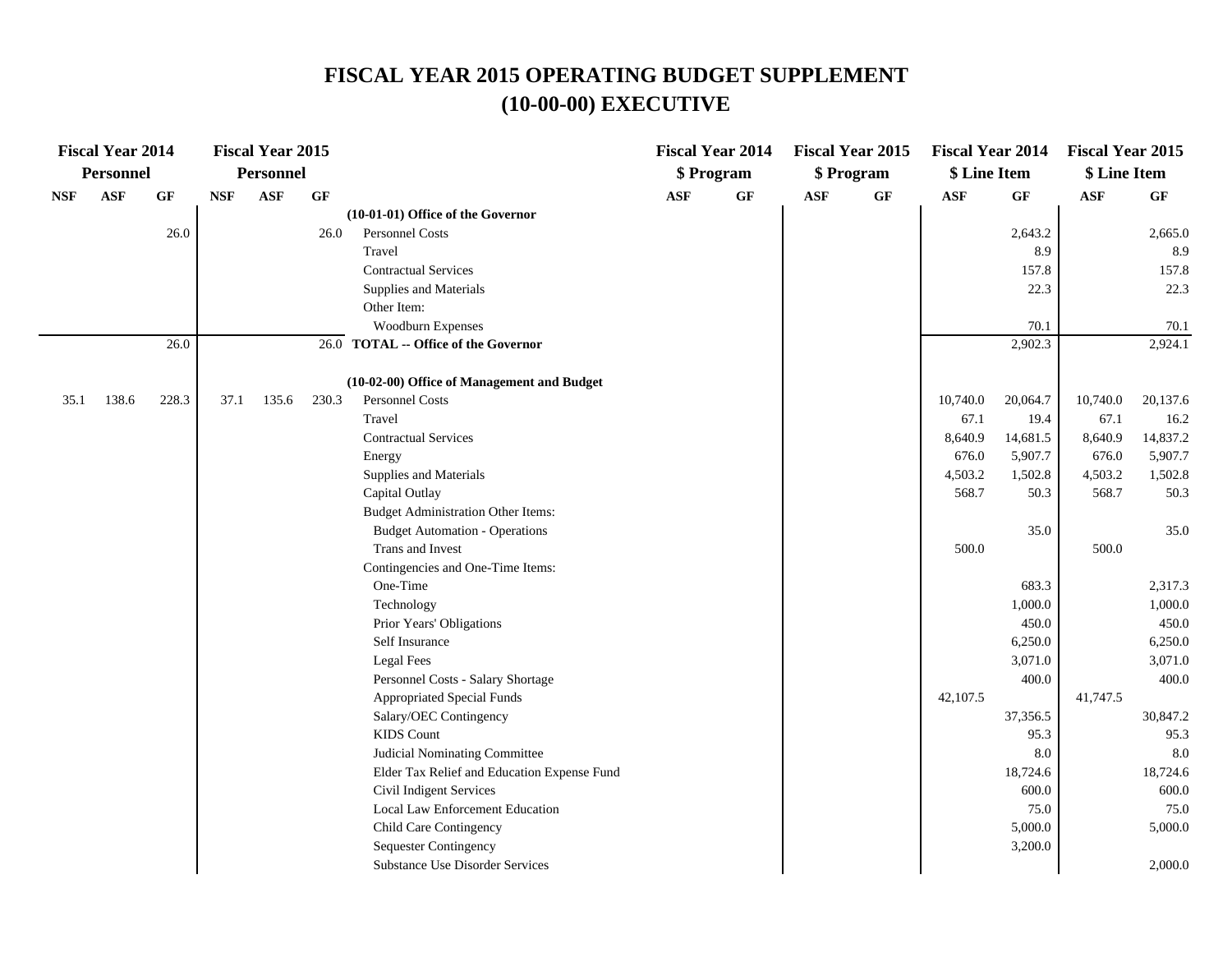# FISCAL YEAR 2015 OPERATING BUDGET SUPPLEMENT
# (10-00-00) EXECUTIVE

| Fiscal Year 2014 Personnel | | | Fiscal Year 2015 Personnel | | | | Fiscal Year 2014 $ Program | | Fiscal Year 2015 $ Program | | Fiscal Year 2014 $ Line Item | | Fiscal Year 2015 $ Line Item | |
|---|---|---|---|---|---|---|---|---|---|---|---|---|---|---|
| NSF | ASF | GF | NSF | ASF | GF | | ASF | GF | ASF | GF | ASF | GF | ASF | GF |
| | | | | | | **(10-01-01) Office of the Governor** | | | | | | | | |
| | | 26.0 | | | 26.0 | Personnel Costs | | | | | | 2,643.2 | | 2,665.0 |
| | | | | | | Travel | | | | | | 8.9 | | 8.9 |
| | | | | | | Contractual Services | | | | | | 157.8 | | 157.8 |
| | | | | | | Supplies and Materials | | | | | | 22.3 | | 22.3 |
| | | | | | | Other Item: | | | | | | | | |
| | | | | | | Woodburn Expenses | | | | | | 70.1 | | 70.1 |
| | | 26.0 | | | 26.0 | **TOTAL -- Office of the Governor** | | | | | | 2,902.3 | | 2,924.1 |
| | | | | | | | | | | | | | | |
| | | | | | | **(10-02-00) Office of Management and Budget** | | | | | | | | |
| 35.1 | 138.6 | 228.3 | 37.1 | 135.6 | 230.3 | Personnel Costs | | | | | 10,740.0 | 20,064.7 | 10,740.0 | 20,137.6 |
| | | | | | | Travel | | | | | 67.1 | 19.4 | 67.1 | 16.2 |
| | | | | | | Contractual Services | | | | | 8,640.9 | 14,681.5 | 8,640.9 | 14,837.2 |
| | | | | | | Energy | | | | | 676.0 | 5,907.7 | 676.0 | 5,907.7 |
| | | | | | | Supplies and Materials | | | | | 4,503.2 | 1,502.8 | 4,503.2 | 1,502.8 |
| | | | | | | Capital Outlay | | | | | 568.7 | 50.3 | 568.7 | 50.3 |
| | | | | | | Budget Administration Other Items: | | | | | | | | |
| | | | | | | Budget Automation - Operations | | | | | | 35.0 | | 35.0 |
| | | | | | | Trans and Invest | | | | | 500.0 | | 500.0 | |
| | | | | | | Contingencies and One-Time Items: | | | | | | | | |
| | | | | | | One-Time | | | | | | 683.3 | | 2,317.3 |
| | | | | | | Technology | | | | | | 1,000.0 | | 1,000.0 |
| | | | | | | Prior Years' Obligations | | | | | | 450.0 | | 450.0 |
| | | | | | | Self Insurance | | | | | | 6,250.0 | | 6,250.0 |
| | | | | | | Legal Fees | | | | | | 3,071.0 | | 3,071.0 |
| | | | | | | Personnel Costs - Salary Shortage | | | | | | 400.0 | | 400.0 |
| | | | | | | Appropriated Special Funds | | | | | 42,107.5 | | 41,747.5 | |
| | | | | | | Salary/OEC Contingency | | | | | | 37,356.5 | | 30,847.2 |
| | | | | | | KIDS Count | | | | | | 95.3 | | 95.3 |
| | | | | | | Judicial Nominating Committee | | | | | | 8.0 | | 8.0 |
| | | | | | | Elder Tax Relief and Education Expense Fund | | | | | | 18,724.6 | | 18,724.6 |
| | | | | | | Civil Indigent Services | | | | | | 600.0 | | 600.0 |
| | | | | | | Local Law Enforcement Education | | | | | | 75.0 | | 75.0 |
| | | | | | | Child Care Contingency | | | | | | 5,000.0 | | 5,000.0 |
| | | | | | | Sequester Contingency | | | | | | 3,200.0 | | |
| | | | | | | Substance Use Disorder Services | | | | | | | | 2,000.0 |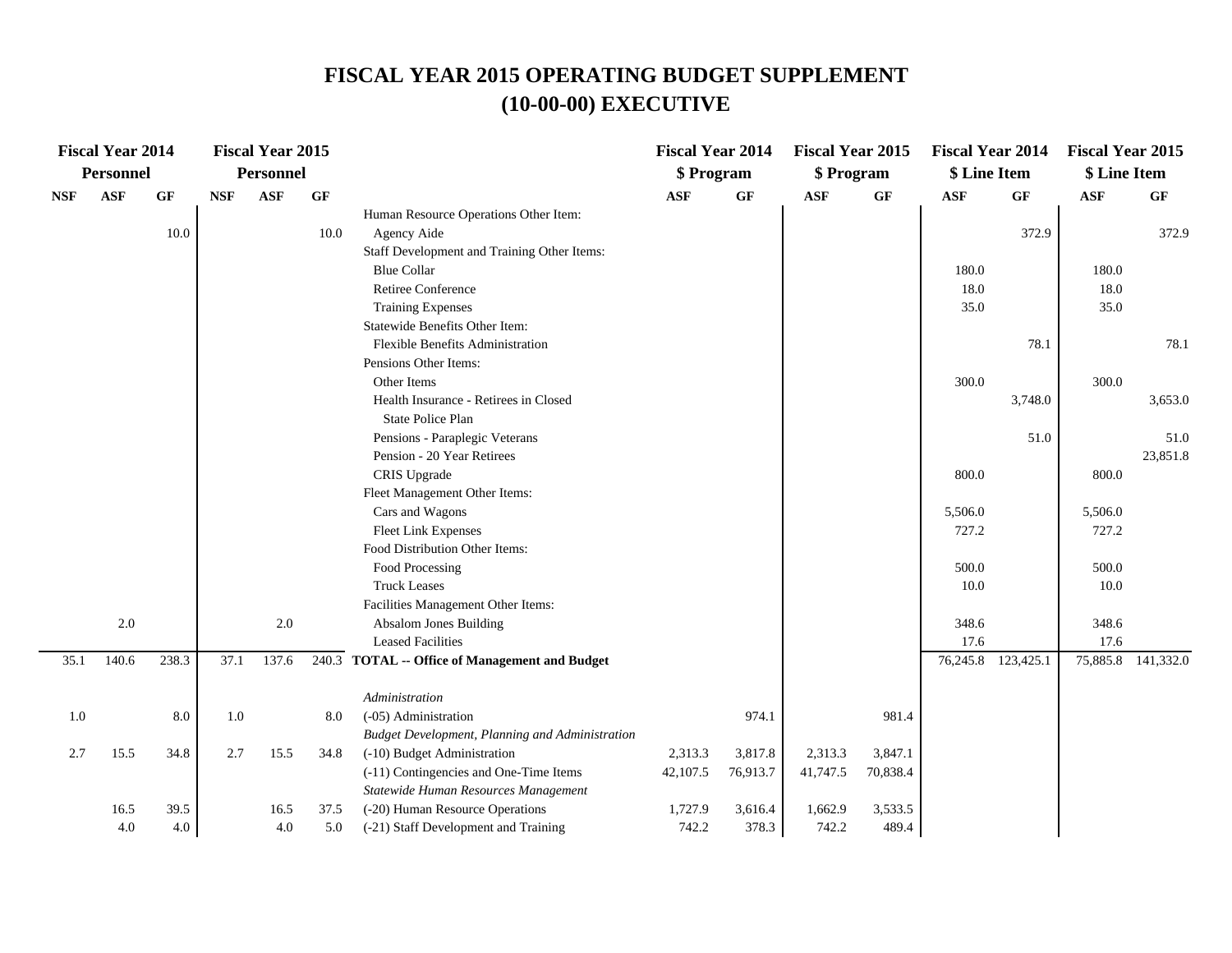# FISCAL YEAR 2015 OPERATING BUDGET SUPPLEMENT
# (10-00-00) EXECUTIVE

| Fiscal Year 2014 Personnel | | | Fiscal Year 2015 Personnel | | | | Fiscal Year 2014 $ Program | | Fiscal Year 2015 $ Program | | Fiscal Year 2014 $ Line Item | | Fiscal Year 2015 $ Line Item | |
|---|---|---|---|---|---|---|---|---|---|---|---|---|---|---|
| NSF | ASF | GF | NSF | ASF | GF | | ASF | GF | ASF | GF | ASF | GF | ASF | GF |
| | | | | | | Human Resource Operations Other Item: | | | | | | | | |
| | | 10.0 | | | 10.0 | Agency Aide | | | | | | 372.9 | | 372.9 |
| | | | | | | Staff Development and Training Other Items: | | | | | | | | |
| | | | | | | Blue Collar | | | | | 180.0 | | 180.0 | |
| | | | | | | Retiree Conference | | | | | 18.0 | | 18.0 | |
| | | | | | | Training Expenses | | | | | 35.0 | | 35.0 | |
| | | | | | | Statewide Benefits Other Item: | | | | | | | | |
| | | | | | | Flexible Benefits Administration | | | | | | 78.1 | | 78.1 |
| | | | | | | Pensions Other Items: | | | | | | | | |
| | | | | | | Other Items | | | | | 300.0 | | 300.0 | |
| | | | | | | Health Insurance - Retirees in Closed State Police Plan | | | | | | 3,748.0 | | 3,653.0 |
| | | | | | | Pensions - Paraplegic Veterans | | | | | | 51.0 | | 51.0 |
| | | | | | | Pension - 20 Year Retirees | | | | | | | | 23,851.8 |
| | | | | | | CRIS Upgrade | | | | | 800.0 | | 800.0 | |
| | | | | | | Fleet Management Other Items: | | | | | | | | |
| | | | | | | Cars and Wagons | | | | | 5,506.0 | | 5,506.0 | |
| | | | | | | Fleet Link Expenses | | | | | 727.2 | | 727.2 | |
| | | | | | | Food Distribution Other Items: | | | | | | | | |
| | | | | | | Food Processing | | | | | 500.0 | | 500.0 | |
| | | | | | | Truck Leases | | | | | 10.0 | | 10.0 | |
| | | | | | | Facilities Management Other Items: | | | | | | | | |
| | 2.0 | | | 2.0 | | Absalom Jones Building | | | | | 348.6 | | 348.6 | |
| | | | | | | Leased Facilities | | | | | 17.6 | | 17.6 | |
| 35.1 | 140.6 | 238.3 | 37.1 | 137.6 | 240.3 | **TOTAL -- Office of Management and Budget** | | | | | 76,245.8 | 123,425.1 | 75,885.8 | 141,332.0 |
| | | | | | | *Administration* | | | | | | | | |
| 1.0 | | 8.0 | 1.0 | | 8.0 | (-05) Administration | | 974.1 | | 981.4 | | | | |
| | | | | | | *Budget Development, Planning and Administration* | | | | | | | | |
| 2.7 | 15.5 | 34.8 | 2.7 | 15.5 | 34.8 | (-10) Budget Administration | 2,313.3 | 3,817.8 | 2,313.3 | 3,847.1 | | | | |
| | | | | | | (-11) Contingencies and One-Time Items | 42,107.5 | 76,913.7 | 41,747.5 | 70,838.4 | | | | |
| | | | | | | *Statewide Human Resources Management* | | | | | | | | |
| | 16.5 | 39.5 | | 16.5 | 37.5 | (-20) Human Resource Operations | 1,727.9 | 3,616.4 | 1,662.9 | 3,533.5 | | | | |
| | 4.0 | 4.0 | | 4.0 | 5.0 | (-21) Staff Development and Training | 742.2 | 378.3 | 742.2 | 489.4 | | | | |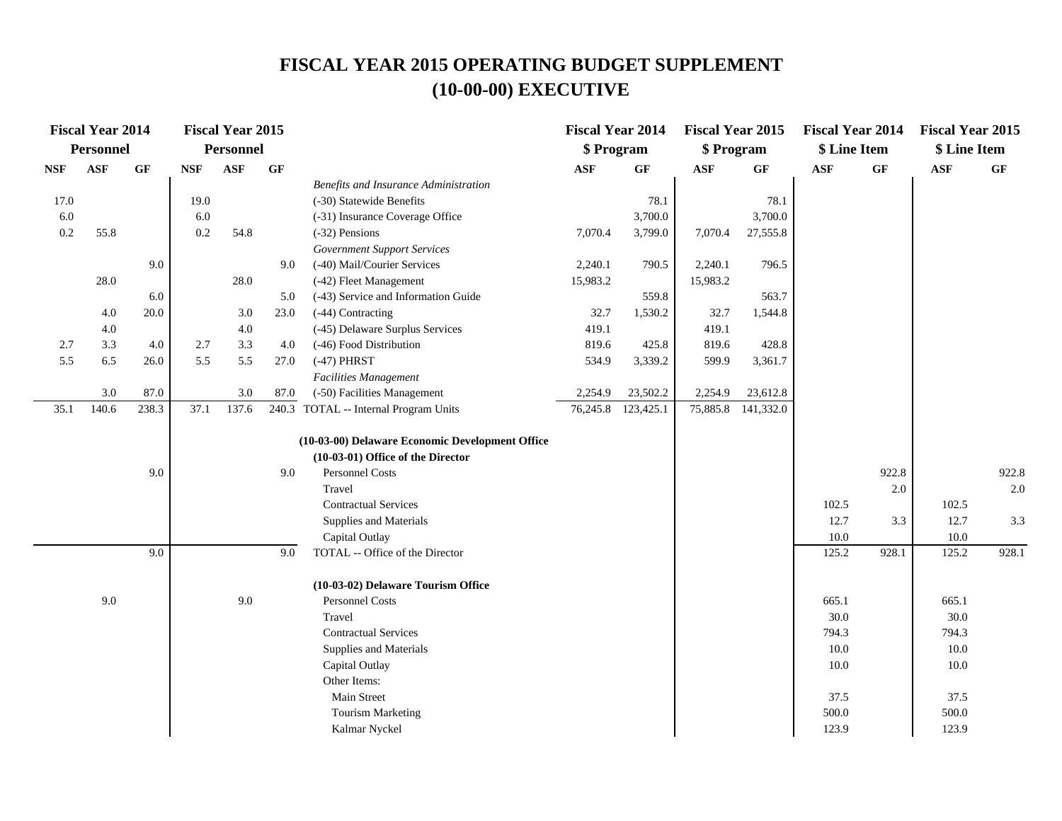# FISCAL YEAR 2015 OPERATING BUDGET SUPPLEMENT
# (10-00-00) EXECUTIVE

| Fiscal Year 2014 Personnel | | | Fiscal Year 2015 Personnel | | | | Fiscal Year 2014 $ Program | | Fiscal Year 2015 $ Program | | Fiscal Year 2014 $ Line Item | | Fiscal Year 2015 $ Line Item | |
|---|---|---|---|---|---|---|---|---|---|---|---|---|---|---|
| NSF | ASF | GF | NSF | ASF | GF | | ASF | GF | ASF | GF | ASF | GF | ASF | GF |
| | | | | | | *Benefits and Insurance Administration* | | | | | | | | |
| 17.0 | | | 19.0 | | | (-30) Statewide Benefits | | 78.1 | | 78.1 | | | | |
| 6.0 | | | 6.0 | | | (-31) Insurance Coverage Office | | 3,700.0 | | 3,700.0 | | | | |
| 0.2 | 55.8 | | 0.2 | 54.8 | | (-32) Pensions | 7,070.4 | 3,799.0 | 7,070.4 | 27,555.8 | | | | |
| | | | | | | *Government Support Services* | | | | | | | | |
| | | 9.0 | | | 9.0 | (-40) Mail/Courier Services | 2,240.1 | 790.5 | 2,240.1 | 796.5 | | | | |
| | 28.0 | | | 28.0 | | (-42) Fleet Management | 15,983.2 | | 15,983.2 | | | | | |
| | | 6.0 | | | 5.0 | (-43) Service and Information Guide | | 559.8 | | 563.7 | | | | |
| | 4.0 | 20.0 | | 3.0 | 23.0 | (-44) Contracting | 32.7 | 1,530.2 | 32.7 | 1,544.8 | | | | |
| | 4.0 | | | 4.0 | | (-45) Delaware Surplus Services | 419.1 | | 419.1 | | | | | |
| 2.7 | 3.3 | 4.0 | 2.7 | 3.3 | 4.0 | (-46) Food Distribution | 819.6 | 425.8 | 819.6 | 428.8 | | | | |
| 5.5 | 6.5 | 26.0 | 5.5 | 5.5 | 27.0 | (-47) PHRST | 534.9 | 3,339.2 | 599.9 | 3,361.7 | | | | |
| | | | | | | *Facilities Management* | | | | | | | | |
| | 3.0 | 87.0 | | 3.0 | 87.0 | (-50) Facilities Management | 2,254.9 | 23,502.2 | 2,254.9 | 23,612.8 | | | | |
| 35.1 | 140.6 | 238.3 | 37.1 | 137.6 | 240.3 | TOTAL -- Internal Program Units | 76,245.8 | 123,425.1 | 75,885.8 | 141,332.0 | | | | |
| | | | | | | **(10-03-00) Delaware Economic Development Office** | | | | | | | | |
| | | | | | | **(10-03-01) Office of the Director** | | | | | | | | |
| | | 9.0 | | | 9.0 | Personnel Costs | | | | | | 922.8 | | 922.8 |
| | | | | | | Travel | | | | | | 2.0 | | 2.0 |
| | | | | | | Contractual Services | | | | | 102.5 | | 102.5 | |
| | | | | | | Supplies and Materials | | | | | 12.7 | 3.3 | 12.7 | 3.3 |
| | | | | | | Capital Outlay | | | | | 10.0 | | 10.0 | |
| | | 9.0 | | | 9.0 | TOTAL -- Office of the Director | | | | | 125.2 | 928.1 | 125.2 | 928.1 |
| | | | | | | **(10-03-02) Delaware Tourism Office** | | | | | | | | |
| | 9.0 | | | 9.0 | | Personnel Costs | | | | | 665.1 | | 665.1 | |
| | | | | | | Travel | | | | | 30.0 | | 30.0 | |
| | | | | | | Contractual Services | | | | | 794.3 | | 794.3 | |
| | | | | | | Supplies and Materials | | | | | 10.0 | | 10.0 | |
| | | | | | | Capital Outlay | | | | | 10.0 | | 10.0 | |
| | | | | | | Other Items: | | | | | | | | |
| | | | | | | Main Street | | | | | 37.5 | | 37.5 | |
| | | | | | | Tourism Marketing | | | | | 500.0 | | 500.0 | |
| | | | | | | Kalmar Nyckel | | | | | 123.9 | | 123.9 | |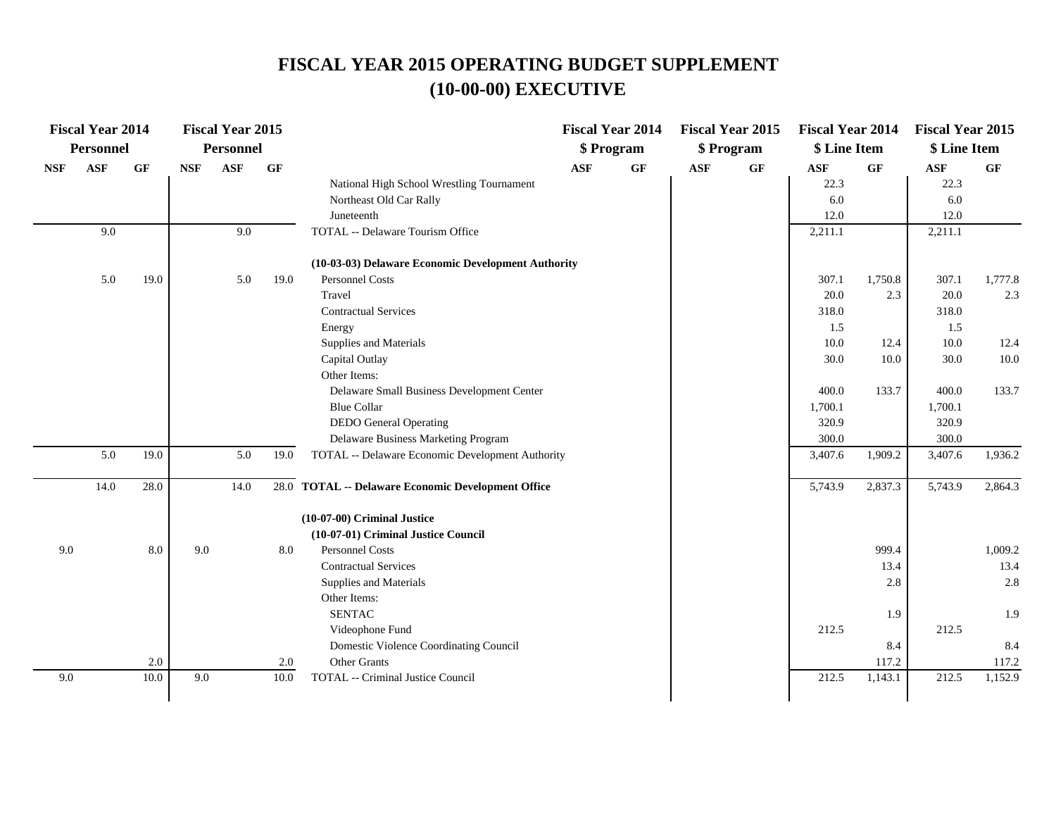# FISCAL YEAR 2015 OPERATING BUDGET SUPPLEMENT
# (10-00-00) EXECUTIVE

| Fiscal Year 2014 Personnel | | | Fiscal Year 2015 Personnel | | | | Fiscal Year 2014 $ Program | | Fiscal Year 2015 $ Program | | Fiscal Year 2014 $ Line Item | | Fiscal Year 2015 $ Line Item | |
|---|---|---|---|---|---|---|---|---|---|---|---|---|---|---|
| NSF | ASF | GF | NSF | ASF | GF | | ASF | GF | ASF | GF | ASF | GF | ASF | GF |
| | | | | | | National High School Wrestling Tournament | | | | | 22.3 | | 22.3 | |
| | | | | | | Northeast Old Car Rally | | | | | 6.0 | | 6.0 | |
| | | | | | | Juneteenth | | | | | 12.0 | | 12.0 | |
| | 9.0 | | | 9.0 | | TOTAL -- Delaware Tourism Office | | | | | 2,211.1 | | 2,211.1 | |
| | | | | | | **(10-03-03) Delaware Economic Development Authority** | | | | | | | | |
| | 5.0 | 19.0 | | 5.0 | 19.0 | Personnel Costs | | | | | 307.1 | 1,750.8 | 307.1 | 1,777.8 |
| | | | | | | Travel | | | | | 20.0 | 2.3 | 20.0 | 2.3 |
| | | | | | | Contractual Services | | | | | 318.0 | | 318.0 | |
| | | | | | | Energy | | | | | 1.5 | | 1.5 | |
| | | | | | | Supplies and Materials | | | | | 10.0 | 12.4 | 10.0 | 12.4 |
| | | | | | | Capital Outlay | | | | | 30.0 | 10.0 | 30.0 | 10.0 |
| | | | | | | Other Items: | | | | | | | | |
| | | | | | | Delaware Small Business Development Center | | | | | 400.0 | 133.7 | 400.0 | 133.7 |
| | | | | | | Blue Collar | | | | | 1,700.1 | | 1,700.1 | |
| | | | | | | DEDO General Operating | | | | | 320.9 | | 320.9 | |
| | | | | | | Delaware Business Marketing Program | | | | | 300.0 | | 300.0 | |
| | 5.0 | 19.0 | | 5.0 | 19.0 | TOTAL -- Delaware Economic Development Authority | | | | | 3,407.6 | 1,909.2 | 3,407.6 | 1,936.2 |
| | 14.0 | 28.0 | | 14.0 | 28.0 | **TOTAL -- Delaware Economic Development Office** | | | | | 5,743.9 | 2,837.3 | 5,743.9 | 2,864.3 |
| | | | | | | **(10-07-00) Criminal Justice** | | | | | | | | |
| | | | | | | **(10-07-01) Criminal Justice Council** | | | | | | | | |
| 9.0 | | 8.0 | 9.0 | | 8.0 | Personnel Costs | | | | | | 999.4 | | 1,009.2 |
| | | | | | | Contractual Services | | | | | | 13.4 | | 13.4 |
| | | | | | | Supplies and Materials | | | | | | 2.8 | | 2.8 |
| | | | | | | Other Items: | | | | | | | | |
| | | | | | | SENTAC | | | | | | 1.9 | | 1.9 |
| | | | | | | Videophone Fund | | | | | 212.5 | | 212.5 | |
| | | | | | | Domestic Violence Coordinating Council | | | | | | 8.4 | | 8.4 |
| | | 2.0 | | | 2.0 | Other Grants | | | | | | 117.2 | | 117.2 |
| 9.0 | | 10.0 | 9.0 | | 10.0 | TOTAL -- Criminal Justice Council | | | | | 212.5 | 1,143.1 | 212.5 | 1,152.9 |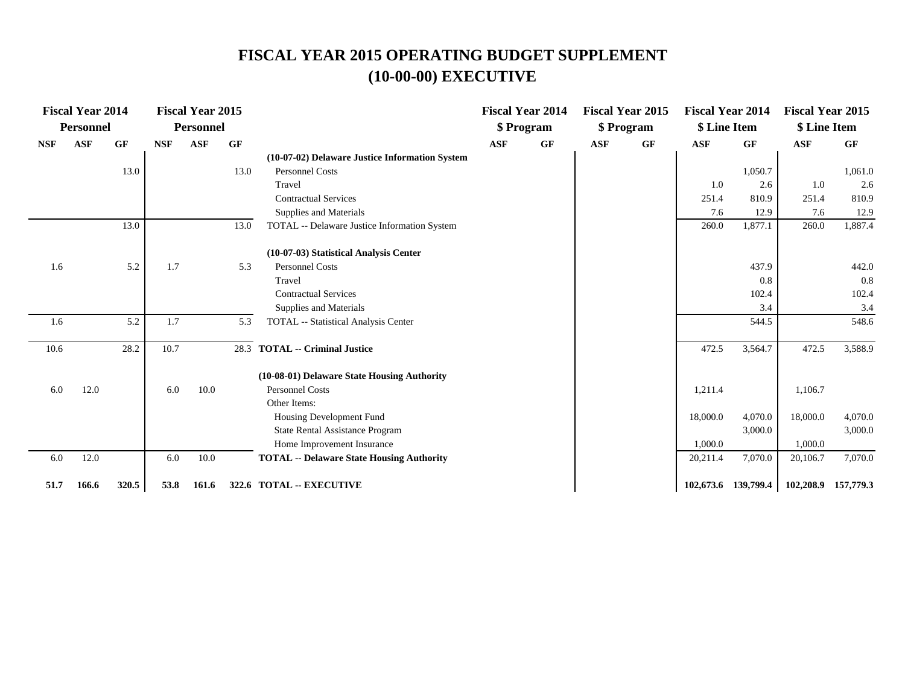# FISCAL YEAR 2015 OPERATING BUDGET SUPPLEMENT
# (10-00-00) EXECUTIVE

| Fiscal Year 2014 Personnel | | | Fiscal Year 2015 Personnel | | | | Fiscal Year 2014 $ Program | | Fiscal Year 2015 $ Program | | Fiscal Year 2014 $ Line Item | | Fiscal Year 2015 $ Line Item | |
|---|---|---|---|---|---|---|---|---|---|---|---|---|---|---|
| NSF | ASF | GF | NSF | ASF | GF | | ASF | GF | ASF | GF | ASF | GF | ASF | GF |
| | | | | | | **(10-07-02) Delaware Justice Information System** | | | | | | | | |
| | | 13.0 | | | 13.0 | Personnel Costs | | | | | | 1,050.7 | | 1,061.0 |
| | | | | | | Travel | | | | | 1.0 | 2.6 | 1.0 | 2.6 |
| | | | | | | Contractual Services | | | | | 251.4 | 810.9 | 251.4 | 810.9 |
| | | | | | | Supplies and Materials | | | | | 7.6 | 12.9 | 7.6 | 12.9 |
| | | 13.0 | | | 13.0 | TOTAL -- Delaware Justice Information System | | | | | 260.0 | 1,877.1 | 260.0 | 1,887.4 |
| | | | | | | **(10-07-03) Statistical Analysis Center** | | | | | | | | |
| 1.6 | | 5.2 | 1.7 | | 5.3 | Personnel Costs | | | | | | 437.9 | | 442.0 |
| | | | | | | Travel | | | | | | 0.8 | | 0.8 |
| | | | | | | Contractual Services | | | | | | 102.4 | | 102.4 |
| | | | | | | Supplies and Materials | | | | | | 3.4 | | 3.4 |
| 1.6 | | 5.2 | 1.7 | | 5.3 | TOTAL -- Statistical Analysis Center | | | | | | 544.5 | | 548.6 |
| 10.6 | | 28.2 | 10.7 | | 28.3 | **TOTAL -- Criminal Justice** | | | | | 472.5 | 3,564.7 | 472.5 | 3,588.9 |
| | | | | | | **(10-08-01) Delaware State Housing Authority** | | | | | | | | |
| 6.0 | 12.0 | | 6.0 | 10.0 | | Personnel Costs | | | | | 1,211.4 | | 1,106.7 | |
| | | | | | | Other Items: | | | | | | | | |
| | | | | | | Housing Development Fund | | | | | 18,000.0 | 4,070.0 | 18,000.0 | 4,070.0 |
| | | | | | | State Rental Assistance Program | | | | | | 3,000.0 | | 3,000.0 |
| | | | | | | Home Improvement Insurance | | | | | 1,000.0 | | 1,000.0 | |
| 6.0 | 12.0 | | 6.0 | 10.0 | | **TOTAL -- Delaware State Housing Authority** | | | | | 20,211.4 | 7,070.0 | 20,106.7 | 7,070.0 |
| **51.7** | **166.6** | **320.5** | **53.8** | **161.6** | **322.6** | **TOTAL -- EXECUTIVE** | | | | | **102,673.6** | **139,799.4** | **102,208.9** | **157,779.3** |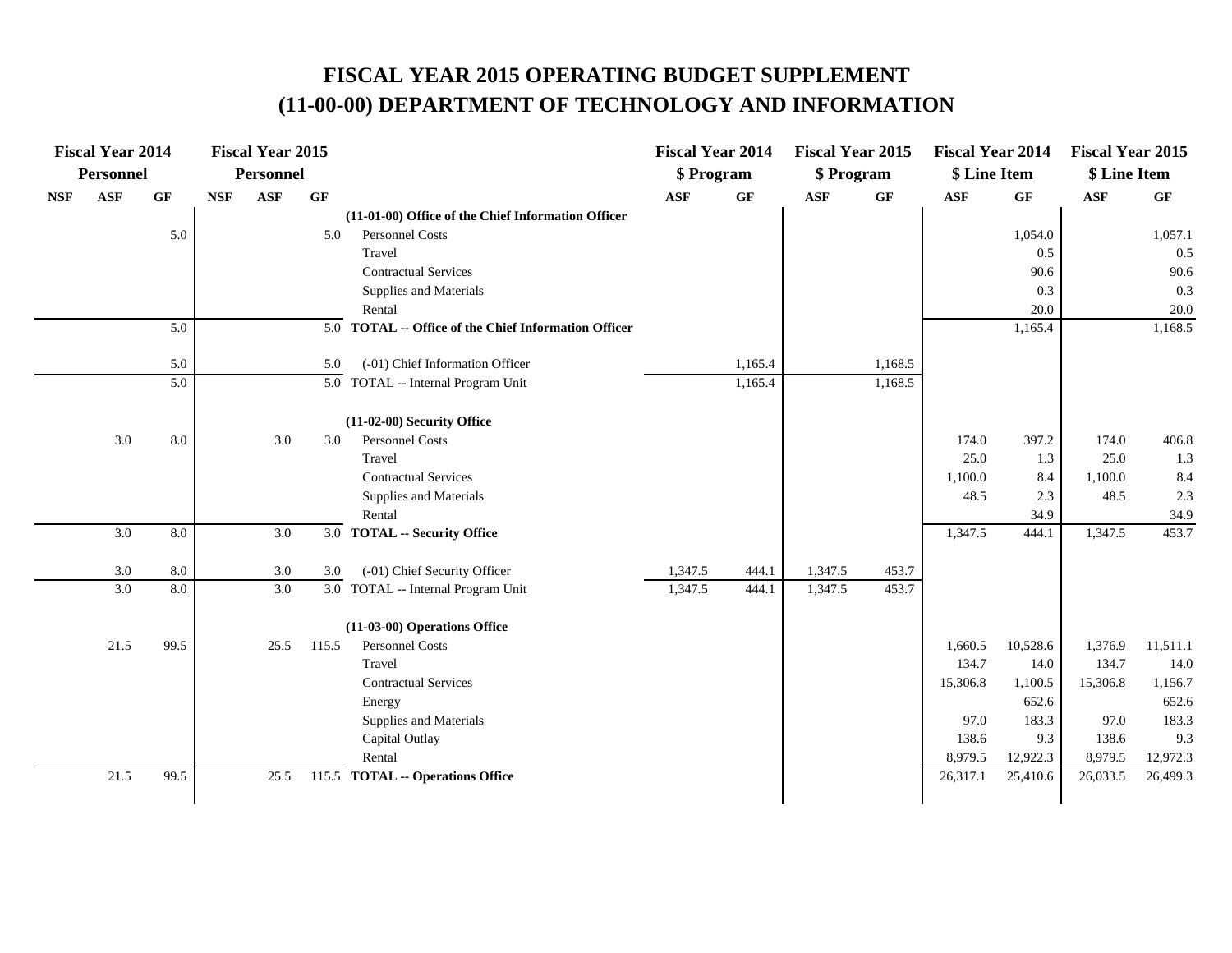# FISCAL YEAR 2015 OPERATING BUDGET SUPPLEMENT
# (11-00-00) DEPARTMENT OF TECHNOLOGY AND INFORMATION

| Fiscal Year 2014 Personnel | | | Fiscal Year 2015 Personnel | | | | Fiscal Year 2014 $ Program | | Fiscal Year 2015 $ Program | | Fiscal Year 2014 $ Line Item | | Fiscal Year 2015 $ Line Item | |
|---|---|---|---|---|---|---|---|---|---|---|---|---|---|---|
| NSF | ASF | GF | NSF | ASF | GF | | ASF | GF | ASF | GF | ASF | GF | ASF | GF |
| | | | | | | **(11-01-00) Office of the Chief Information Officer** | | | | | | | | |
| | | 5.0 | | | 5.0 | Personnel Costs | | | | | | 1,054.0 | | 1,057.1 |
| | | | | | | Travel | | | | | | 0.5 | | 0.5 |
| | | | | | | Contractual Services | | | | | | 90.6 | | 90.6 |
| | | | | | | Supplies and Materials | | | | | | 0.3 | | 0.3 |
| | | | | | | Rental | | | | | | 20.0 | | 20.0 |
| | | 5.0 | | | 5.0 | **TOTAL -- Office of the Chief Information Officer** | | | | | | 1,165.4 | | 1,168.5 |
| | | 5.0 | | | 5.0 | (-01) Chief Information Officer | | 1,165.4 | | 1,168.5 | | | | |
| | | 5.0 | | | 5.0 | TOTAL -- Internal Program Unit | | 1,165.4 | | 1,168.5 | | | | |
| | | | | | | **(11-02-00) Security Office** | | | | | | | | |
| | 3.0 | 8.0 | | 3.0 | 3.0 | Personnel Costs | | | | | 174.0 | 397.2 | 174.0 | 406.8 |
| | | | | | | Travel | | | | | 25.0 | 1.3 | 25.0 | 1.3 |
| | | | | | | Contractual Services | | | | | 1,100.0 | 8.4 | 1,100.0 | 8.4 |
| | | | | | | Supplies and Materials | | | | | 48.5 | 2.3 | 48.5 | 2.3 |
| | | | | | | Rental | | | | | | 34.9 | | 34.9 |
| | 3.0 | 8.0 | | 3.0 | 3.0 | **TOTAL -- Security Office** | | | | | 1,347.5 | 444.1 | 1,347.5 | 453.7 |
| | 3.0 | 8.0 | | 3.0 | 3.0 | (-01) Chief Security Officer | 1,347.5 | 444.1 | 1,347.5 | 453.7 | | | | |
| | 3.0 | 8.0 | | 3.0 | 3.0 | TOTAL -- Internal Program Unit | 1,347.5 | 444.1 | 1,347.5 | 453.7 | | | | |
| | | | | | | **(11-03-00) Operations Office** | | | | | | | | |
| | 21.5 | 99.5 | | 25.5 | 115.5 | Personnel Costs | | | | | 1,660.5 | 10,528.6 | 1,376.9 | 11,511.1 |
| | | | | | | Travel | | | | | 134.7 | 14.0 | 134.7 | 14.0 |
| | | | | | | Contractual Services | | | | | 15,306.8 | 1,100.5 | 15,306.8 | 1,156.7 |
| | | | | | | Energy | | | | | | 652.6 | | 652.6 |
| | | | | | | Supplies and Materials | | | | | 97.0 | 183.3 | 97.0 | 183.3 |
| | | | | | | Capital Outlay | | | | | 138.6 | 9.3 | 138.6 | 9.3 |
| | | | | | | Rental | | | | | 8,979.5 | 12,922.3 | 8,979.5 | 12,972.3 |
| | 21.5 | 99.5 | | 25.5 | 115.5 | **TOTAL -- Operations Office** | | | | | 26,317.1 | 25,410.6 | 26,033.5 | 26,499.3 |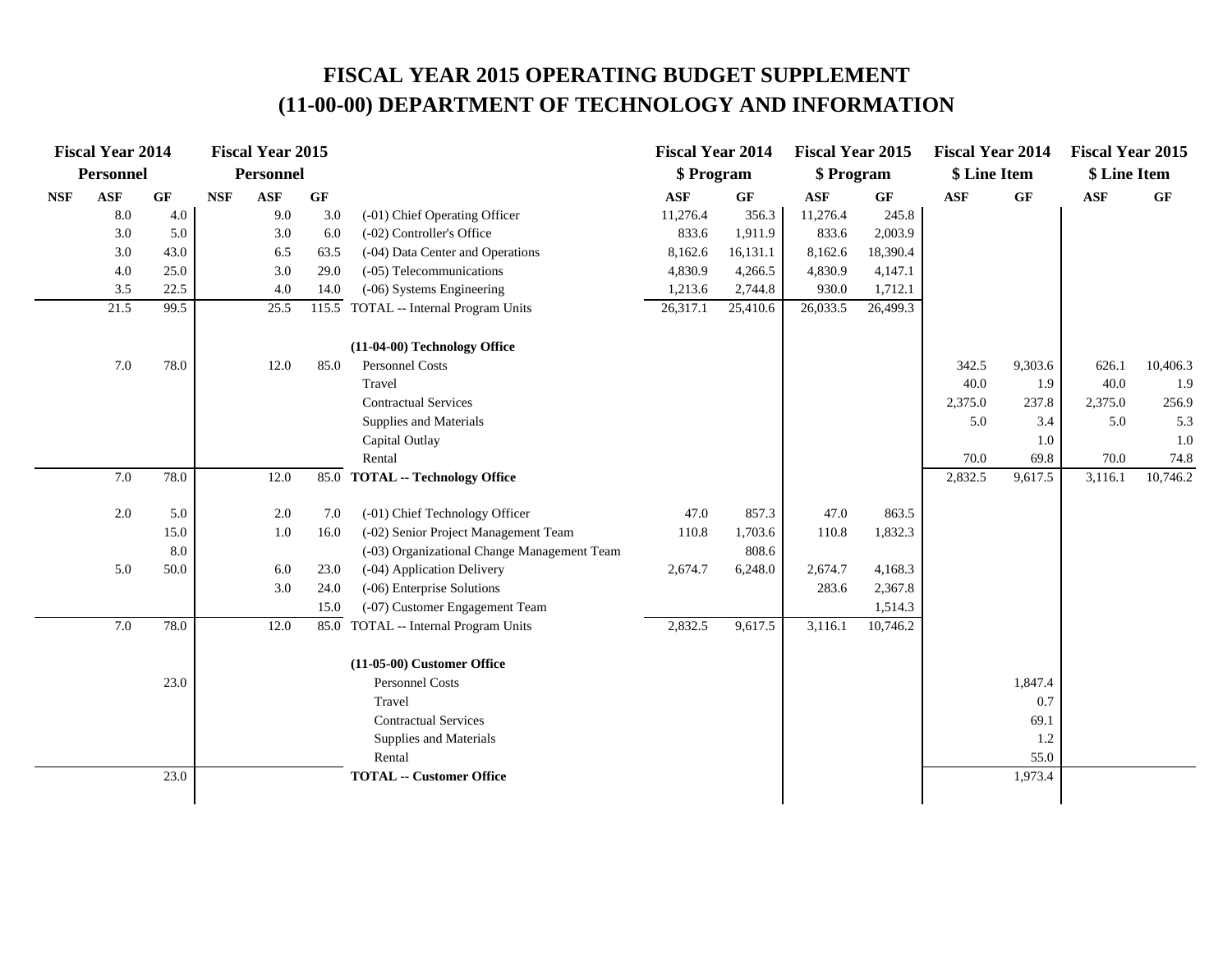# FISCAL YEAR 2015 OPERATING BUDGET SUPPLEMENT
# (11-00-00) DEPARTMENT OF TECHNOLOGY AND INFORMATION

| Fiscal Year 2014 Personnel | | | Fiscal Year 2015 Personnel | | | | Fiscal Year 2014 $ Program | | Fiscal Year 2015 $ Program | | Fiscal Year 2014 $ Line Item | | Fiscal Year 2015 $ Line Item | |
|---|---|---|---|---|---|---|---|---|---|---|---|---|---|---|
| NSF | ASF | GF | NSF | ASF | GF | | ASF | GF | ASF | GF | ASF | GF | ASF | GF |
| | 8.0 | 4.0 | | 9.0 | 3.0 | (-01) Chief Operating Officer | 11,276.4 | 356.3 | 11,276.4 | 245.8 | | | | |
| | 3.0 | 5.0 | | 3.0 | 6.0 | (-02) Controller's Office | 833.6 | 1,911.9 | 833.6 | 2,003.9 | | | | |
| | 3.0 | 43.0 | | 6.5 | 63.5 | (-04) Data Center and Operations | 8,162.6 | 16,131.1 | 8,162.6 | 18,390.4 | | | | |
| | 4.0 | 25.0 | | 3.0 | 29.0 | (-05) Telecommunications | 4,830.9 | 4,266.5 | 4,830.9 | 4,147.1 | | | | |
| | 3.5 | 22.5 | | 4.0 | 14.0 | (-06) Systems Engineering | 1,213.6 | 2,744.8 | 930.0 | 1,712.1 | | | | |
| | 21.5 | 99.5 | | 25.5 | 115.5 | TOTAL -- Internal Program Units | 26,317.1 | 25,410.6 | 26,033.5 | 26,499.3 | | | | |
| | | | | | | **(11-04-00) Technology Office** | | | | | | | | |
| | 7.0 | 78.0 | | 12.0 | 85.0 | Personnel Costs | | | | | 342.5 | 9,303.6 | 626.1 | 10,406.3 |
| | | | | | | Travel | | | | | 40.0 | 1.9 | 40.0 | 1.9 |
| | | | | | | Contractual Services | | | | | 2,375.0 | 237.8 | 2,375.0 | 256.9 |
| | | | | | | Supplies and Materials | | | | | 5.0 | 3.4 | 5.0 | 5.3 |
| | | | | | | Capital Outlay | | | | | | 1.0 | | 1.0 |
| | | | | | | Rental | | | | | 70.0 | 69.8 | 70.0 | 74.8 |
| | 7.0 | 78.0 | | 12.0 | 85.0 | **TOTAL -- Technology Office** | | | | | 2,832.5 | 9,617.5 | 3,116.1 | 10,746.2 |
| | 2.0 | 5.0 | | 2.0 | 7.0 | (-01) Chief Technology Officer | 47.0 | 857.3 | 47.0 | 863.5 | | | | |
| | | 15.0 | | 1.0 | 16.0 | (-02) Senior Project Management Team | 110.8 | 1,703.6 | 110.8 | 1,832.3 | | | | |
| | | 8.0 | | | | (-03) Organizational Change Management Team | | 808.6 | | | | | | |
| | 5.0 | 50.0 | | 6.0 | 23.0 | (-04) Application Delivery | 2,674.7 | 6,248.0 | 2,674.7 | 4,168.3 | | | | |
| | | | | 3.0 | 24.0 | (-06) Enterprise Solutions | | | 283.6 | 2,367.8 | | | | |
| | | | | | 15.0 | (-07) Customer Engagement Team | | | | 1,514.3 | | | | |
| | 7.0 | 78.0 | | 12.0 | 85.0 | TOTAL -- Internal Program Units | 2,832.5 | 9,617.5 | 3,116.1 | 10,746.2 | | | | |
| | | | | | | **(11-05-00) Customer Office** | | | | | | | | |
| | | 23.0 | | | | Personnel Costs | | | | | | 1,847.4 | | |
| | | | | | | Travel | | | | | | 0.7 | | |
| | | | | | | Contractual Services | | | | | | 69.1 | | |
| | | | | | | Supplies and Materials | | | | | | 1.2 | | |
| | | | | | | Rental | | | | | | 55.0 | | |
| | | 23.0 | | | | **TOTAL -- Customer Office** | | | | | | 1,973.4 | | |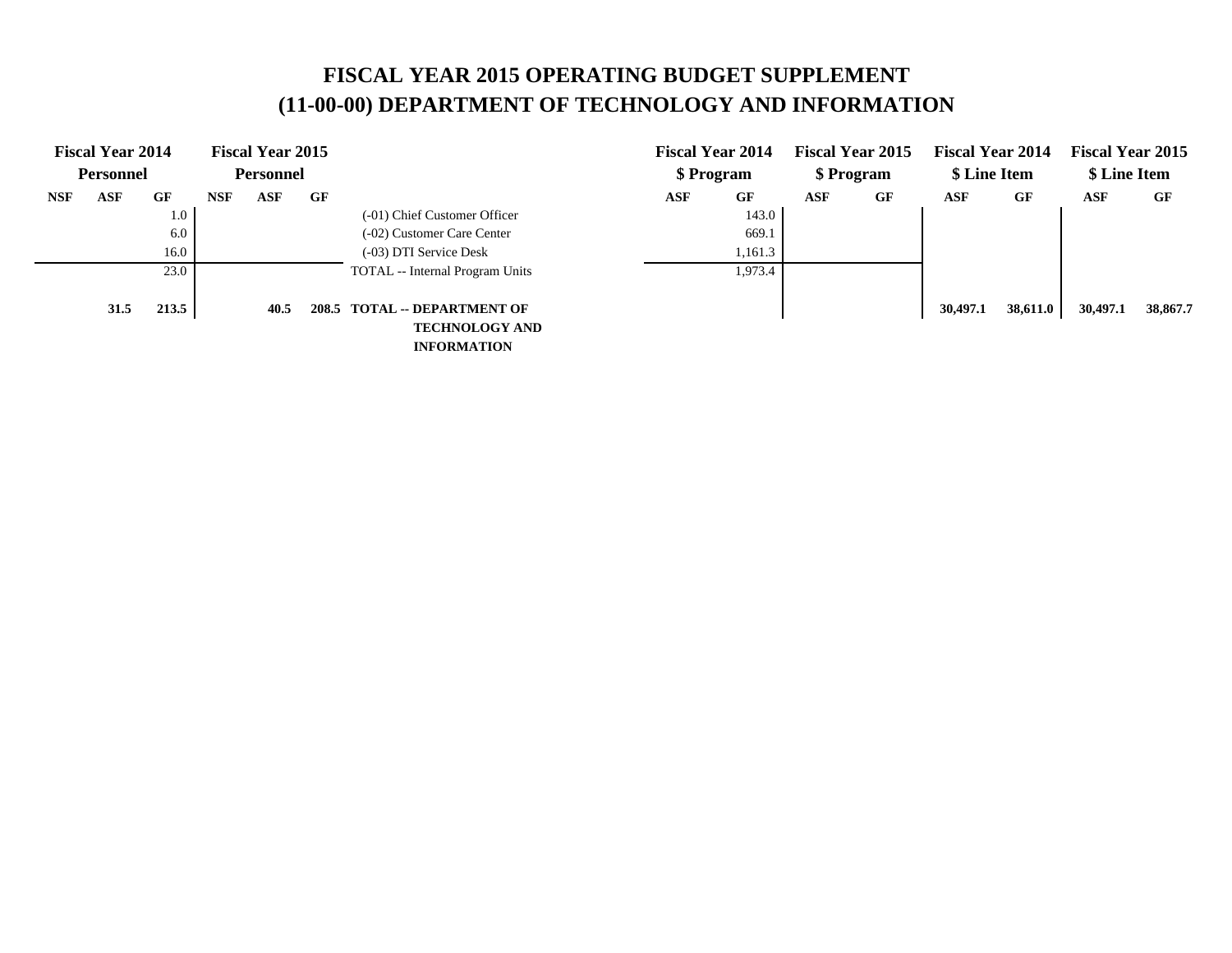# FISCAL YEAR 2015 OPERATING BUDGET SUPPLEMENT
# (11-00-00) DEPARTMENT OF TECHNOLOGY AND INFORMATION

| Fiscal Year 2014 Personnel | | | Fiscal Year 2015 Personnel | | | | Fiscal Year 2014 $ Program | | Fiscal Year 2015 $ Program | | Fiscal Year 2014 $ Line Item | | Fiscal Year 2015 $ Line Item | |
|---|---|---|---|---|---|---|---|---|---|---|---|---|---|---|
| NSF | ASF | GF | NSF | ASF | GF | | ASF | GF | ASF | GF | ASF | GF | ASF | GF |
| | | 1.0 | | | | (-01) Chief Customer Officer | | 143.0 | | | | | | |
| | | 6.0 | | | | (-02) Customer Care Center | | 669.1 | | | | | | |
| | | 16.0 | | | | (-03) DTI Service Desk | | 1,161.3 | | | | | | |
| | | 23.0 | | | | TOTAL -- Internal Program Units | | 1,973.4 | | | | | | |
| | **31.5** | **213.5** | | **40.5** | **208.5** | **TOTAL -- DEPARTMENT OF TECHNOLOGY AND INFORMATION** | | | | | **30,497.1** | **38,611.0** | **30,497.1** | **38,867.7** |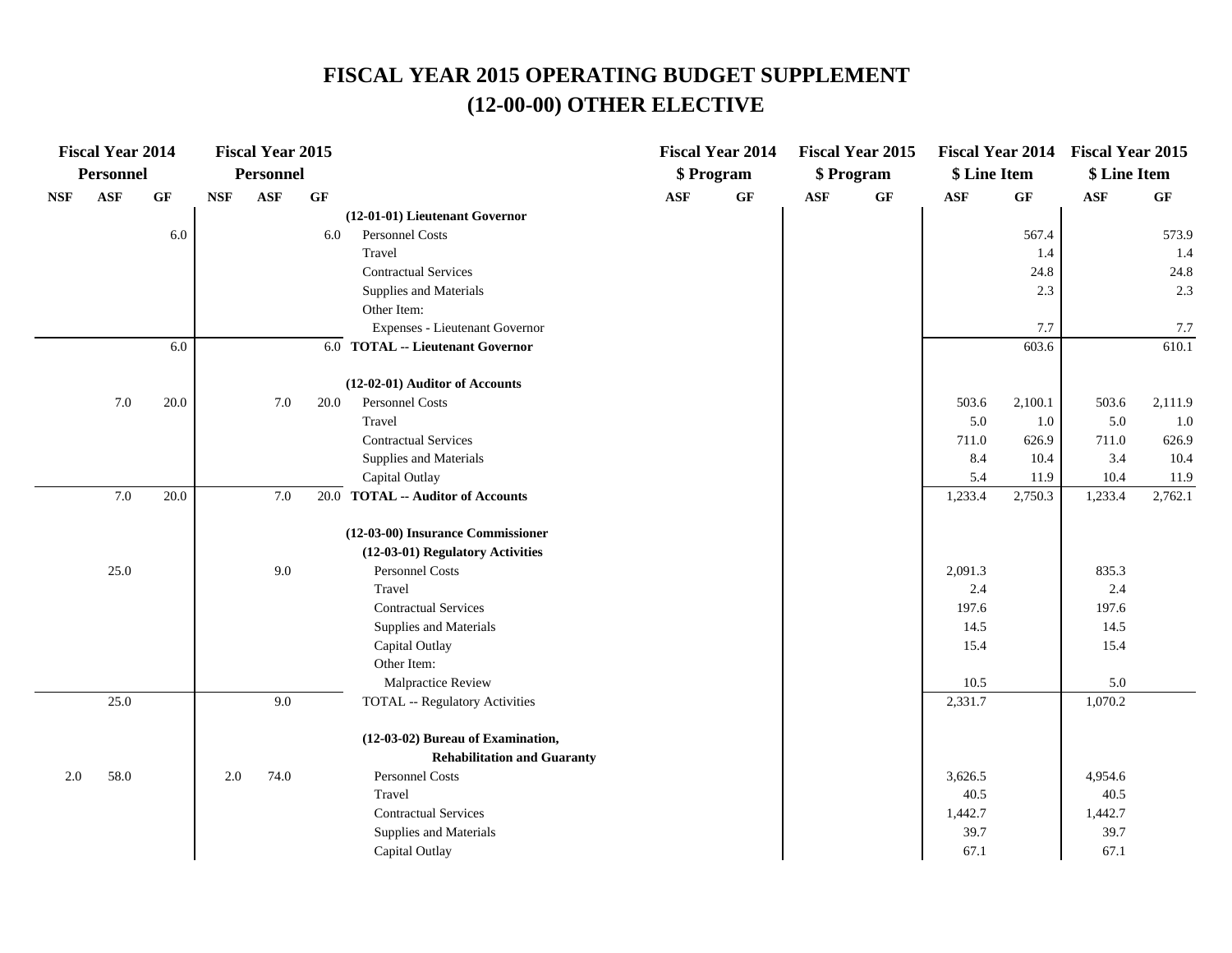# FISCAL YEAR 2015 OPERATING BUDGET SUPPLEMENT
# (12-00-00) OTHER ELECTIVE

| Fiscal Year 2014 Personnel | | | Fiscal Year 2015 Personnel | | | | Fiscal Year 2014 $ Program | | Fiscal Year 2015 $ Program | | Fiscal Year 2014 $ Line Item | | Fiscal Year 2015 $ Line Item | |
|---|---|---|---|---|---|---|---|---|---|---|---|---|---|---|
| NSF | ASF | GF | NSF | ASF | GF | | ASF | GF | ASF | GF | ASF | GF | ASF | GF |
| | | | | | | **(12-01-01) Lieutenant Governor** | | | | | | | | |
| | | 6.0 | | | 6.0 | Personnel Costs | | | | | | 567.4 | | 573.9 |
| | | | | | | Travel | | | | | | 1.4 | | 1.4 |
| | | | | | | Contractual Services | | | | | | 24.8 | | 24.8 |
| | | | | | | Supplies and Materials | | | | | | 2.3 | | 2.3 |
| | | | | | | Other Item: | | | | | | | | |
| | | | | | | Expenses - Lieutenant Governor | | | | | | 7.7 | | 7.7 |
| | | 6.0 | | | 6.0 | **TOTAL -- Lieutenant Governor** | | | | | | 603.6 | | 610.1 |
| | | | | | | **(12-02-01) Auditor of Accounts** | | | | | | | | |
| | 7.0 | 20.0 | | 7.0 | 20.0 | Personnel Costs | | | | | 503.6 | 2,100.1 | 503.6 | 2,111.9 |
| | | | | | | Travel | | | | | 5.0 | 1.0 | 5.0 | 1.0 |
| | | | | | | Contractual Services | | | | | 711.0 | 626.9 | 711.0 | 626.9 |
| | | | | | | Supplies and Materials | | | | | 8.4 | 10.4 | 3.4 | 10.4 |
| | | | | | | Capital Outlay | | | | | 5.4 | 11.9 | 10.4 | 11.9 |
| | 7.0 | 20.0 | | 7.0 | 20.0 | **TOTAL -- Auditor of Accounts** | | | | | 1,233.4 | 2,750.3 | 1,233.4 | 2,762.1 |
| | | | | | | **(12-03-00) Insurance Commissioner** | | | | | | | | |
| | | | | | | **(12-03-01) Regulatory Activities** | | | | | | | | |
| | 25.0 | | | 9.0 | | Personnel Costs | | | | | 2,091.3 | | 835.3 | |
| | | | | | | Travel | | | | | 2.4 | | 2.4 | |
| | | | | | | Contractual Services | | | | | 197.6 | | 197.6 | |
| | | | | | | Supplies and Materials | | | | | 14.5 | | 14.5 | |
| | | | | | | Capital Outlay | | | | | 15.4 | | 15.4 | |
| | | | | | | Other Item: | | | | | | | | |
| | | | | | | Malpractice Review | | | | | 10.5 | | 5.0 | |
| | 25.0 | | | 9.0 | | TOTAL -- Regulatory Activities | | | | | 2,331.7 | | 1,070.2 | |
| | | | | | | **(12-03-02) Bureau of Examination, Rehabilitation and Guaranty** | | | | | | | | |
| 2.0 | 58.0 | | 2.0 | 74.0 | | Personnel Costs | | | | | 3,626.5 | | 4,954.6 | |
| | | | | | | Travel | | | | | 40.5 | | 40.5 | |
| | | | | | | Contractual Services | | | | | 1,442.7 | | 1,442.7 | |
| | | | | | | Supplies and Materials | | | | | 39.7 | | 39.7 | |
| | | | | | | Capital Outlay | | | | | 67.1 | | 67.1 | |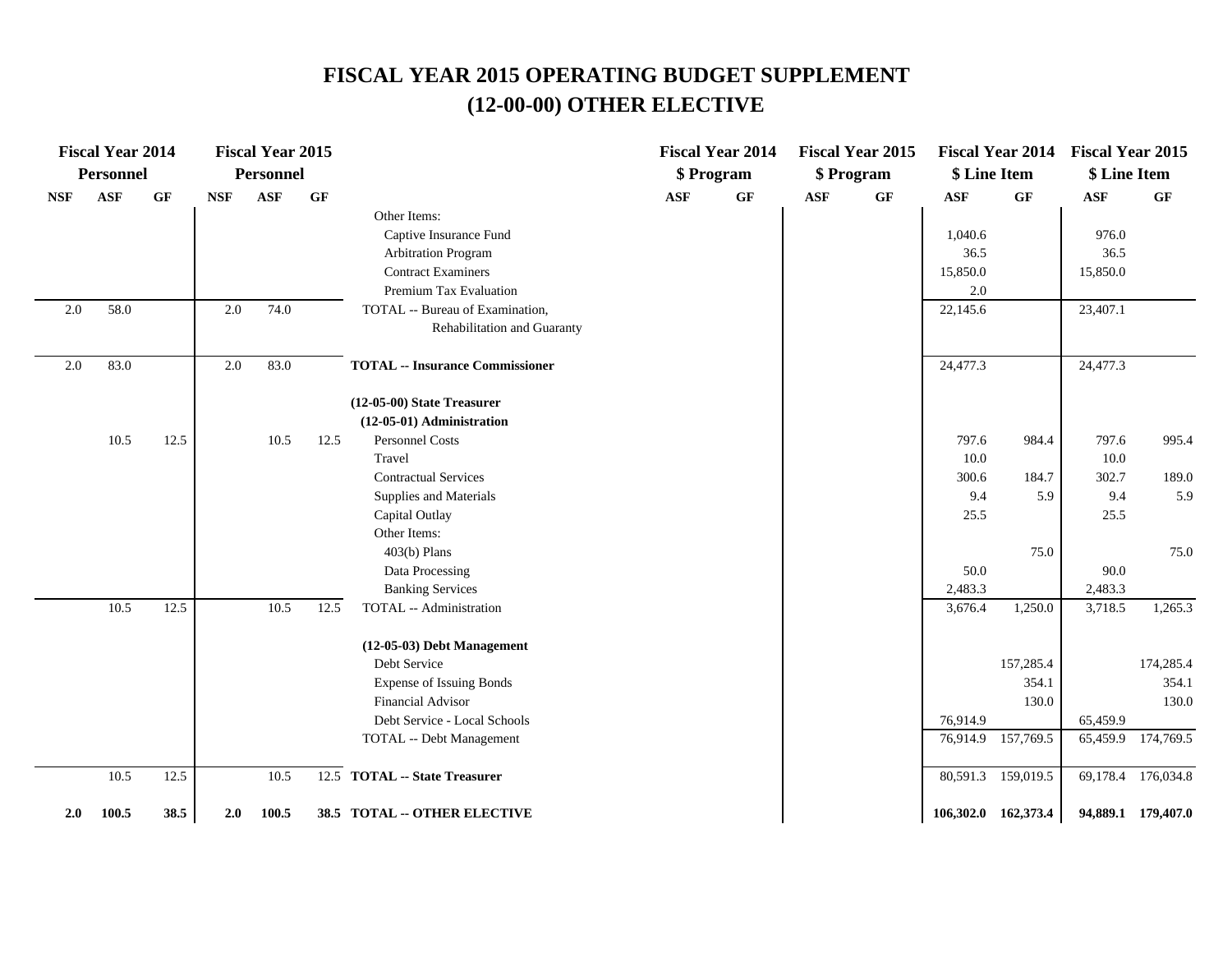# FISCAL YEAR 2015 OPERATING BUDGET SUPPLEMENT
# (12-00-00) OTHER ELECTIVE

| Fiscal Year 2014 Personnel | | | Fiscal Year 2015 Personnel | | | | Fiscal Year 2014 $ Program | | Fiscal Year 2015 $ Program | | Fiscal Year 2014 $ Line Item | | Fiscal Year 2015 $ Line Item | |
|---|---|---|---|---|---|---|---|---|---|---|---|---|---|---|
| NSF | ASF | GF | NSF | ASF | GF | | ASF | GF | ASF | GF | ASF | GF | ASF | GF |
| | | | | | | Other Items: | | | | | | | | |
| | | | | | | Captive Insurance Fund | | | | | 1,040.6 | | 976.0 | |
| | | | | | | Arbitration Program | | | | | 36.5 | | 36.5 | |
| | | | | | | Contract Examiners | | | | | 15,850.0 | | 15,850.0 | |
| | | | | | | Premium Tax Evaluation | | | | | 2.0 | | | |
| 2.0 | 58.0 | | 2.0 | 74.0 | | TOTAL -- Bureau of Examination, Rehabilitation and Guaranty | | | | | 22,145.6 | | 23,407.1 | |
| 2.0 | 83.0 | | 2.0 | 83.0 | | **TOTAL -- Insurance Commissioner** | | | | | 24,477.3 | | 24,477.3 | |
| | | | | | | **(12-05-00) State Treasurer** | | | | | | | | |
| | | | | | | **(12-05-01) Administration** | | | | | | | | |
| | 10.5 | 12.5 | | 10.5 | 12.5 | Personnel Costs | | | | | 797.6 | 984.4 | 797.6 | 995.4 |
| | | | | | | Travel | | | | | 10.0 | | 10.0 | |
| | | | | | | Contractual Services | | | | | 300.6 | 184.7 | 302.7 | 189.0 |
| | | | | | | Supplies and Materials | | | | | 9.4 | 5.9 | 9.4 | 5.9 |
| | | | | | | Capital Outlay | | | | | 25.5 | | 25.5 | |
| | | | | | | Other Items: | | | | | | | | |
| | | | | | | 403(b) Plans | | | | | | 75.0 | | 75.0 |
| | | | | | | Data Processing | | | | | 50.0 | | 90.0 | |
| | | | | | | Banking Services | | | | | 2,483.3 | | 2,483.3 | |
| | 10.5 | 12.5 | | 10.5 | 12.5 | TOTAL -- Administration | | | | | 3,676.4 | 1,250.0 | 3,718.5 | 1,265.3 |
| | | | | | | **(12-05-03) Debt Management** | | | | | | | | |
| | | | | | | Debt Service | | | | | | 157,285.4 | | 174,285.4 |
| | | | | | | Expense of Issuing Bonds | | | | | | 354.1 | | 354.1 |
| | | | | | | Financial Advisor | | | | | | 130.0 | | 130.0 |
| | | | | | | Debt Service - Local Schools | | | | | 76,914.9 | | 65,459.9 | |
| | | | | | | TOTAL -- Debt Management | | | | | 76,914.9 | 157,769.5 | 65,459.9 | 174,769.5 |
| | 10.5 | 12.5 | | 10.5 | 12.5 | **TOTAL -- State Treasurer** | | | | | 80,591.3 | 159,019.5 | 69,178.4 | 176,034.8 |
| **2.0** | **100.5** | **38.5** | **2.0** | **100.5** | **38.5** | **TOTAL -- OTHER ELECTIVE** | | | | | **106,302.0** | **162,373.4** | **94,889.1** | **179,407.0** |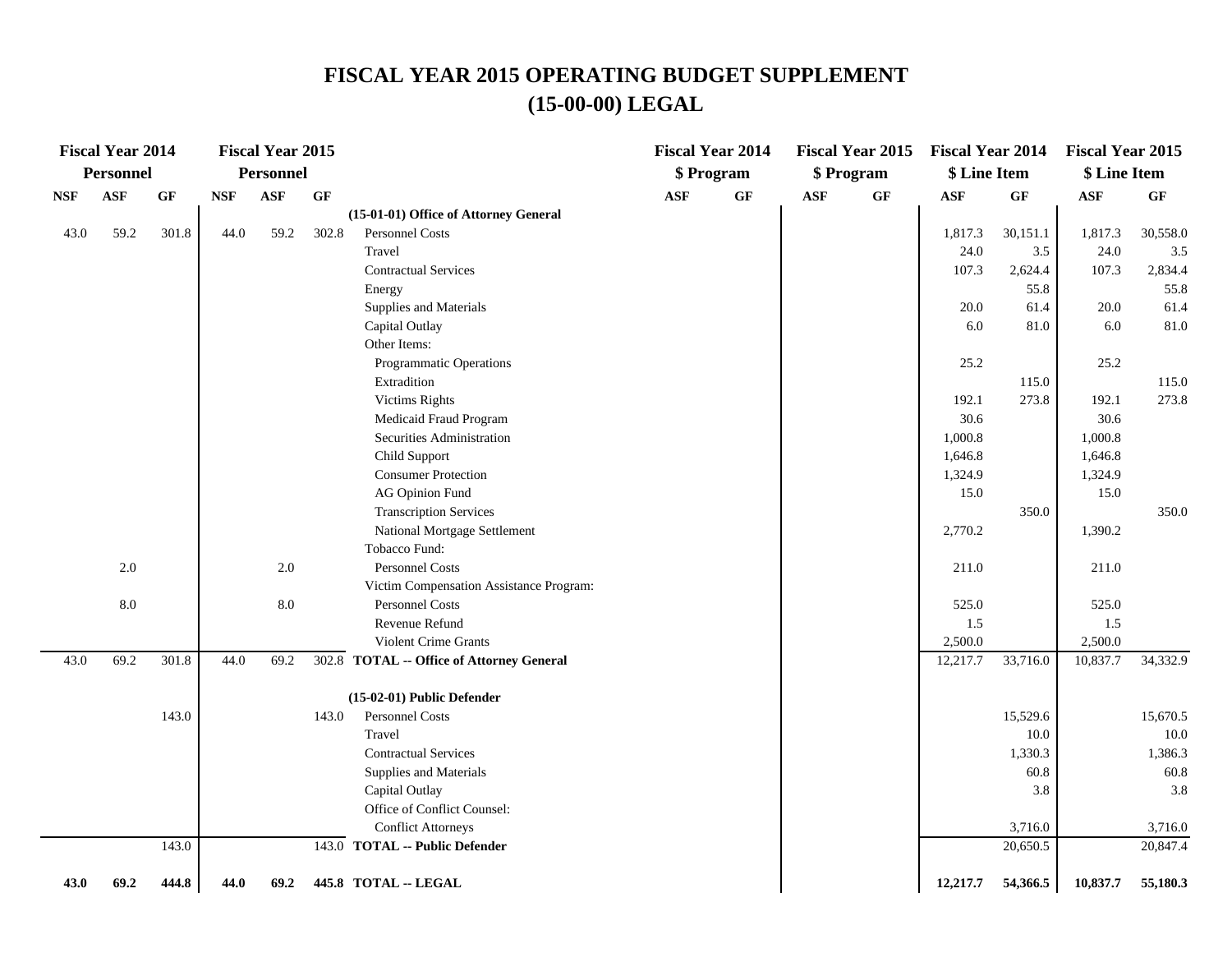# FISCAL YEAR 2015 OPERATING BUDGET SUPPLEMENT
# (15-00-00) LEGAL

| Fiscal Year 2014 Personnel | | | Fiscal Year 2015 Personnel | | | | Fiscal Year 2014 $ Program | | Fiscal Year 2015 $ Program | | Fiscal Year 2014 $ Line Item | | Fiscal Year 2015 $ Line Item | |
|---|---|---|---|---|---|---|---|---|---|---|---|---|---|---|
| NSF | ASF | GF | NSF | ASF | GF | | ASF | GF | ASF | GF | ASF | GF | ASF | GF |
| | | | | | | **(15-01-01) Office of Attorney General** | | | | | | | | |
| 43.0 | 59.2 | 301.8 | 44.0 | 59.2 | 302.8 | Personnel Costs | | | | | 1,817.3 | 30,151.1 | 1,817.3 | 30,558.0 |
| | | | | | | Travel | | | | | 24.0 | 3.5 | 24.0 | 3.5 |
| | | | | | | Contractual Services | | | | | 107.3 | 2,624.4 | 107.3 | 2,834.4 |
| | | | | | | Energy | | | | | | 55.8 | | 55.8 |
| | | | | | | Supplies and Materials | | | | | 20.0 | 61.4 | 20.0 | 61.4 |
| | | | | | | Capital Outlay | | | | | 6.0 | 81.0 | 6.0 | 81.0 |
| | | | | | | Other Items: | | | | | | | | |
| | | | | | | Programmatic Operations | | | | | 25.2 | | 25.2 | |
| | | | | | | Extradition | | | | | | 115.0 | | 115.0 |
| | | | | | | Victims Rights | | | | | 192.1 | 273.8 | 192.1 | 273.8 |
| | | | | | | Medicaid Fraud Program | | | | | 30.6 | | 30.6 | |
| | | | | | | Securities Administration | | | | | 1,000.8 | | 1,000.8 | |
| | | | | | | Child Support | | | | | 1,646.8 | | 1,646.8 | |
| | | | | | | Consumer Protection | | | | | 1,324.9 | | 1,324.9 | |
| | | | | | | AG Opinion Fund | | | | | 15.0 | | 15.0 | |
| | | | | | | Transcription Services | | | | | | 350.0 | | 350.0 |
| | | | | | | National Mortgage Settlement | | | | | 2,770.2 | | 1,390.2 | |
| | | | | | | Tobacco Fund: | | | | | | | | |
| | 2.0 | | | 2.0 | | Personnel Costs | | | | | 211.0 | | 211.0 | |
| | | | | | | Victim Compensation Assistance Program: | | | | | | | | |
| | 8.0 | | | 8.0 | | Personnel Costs | | | | | 525.0 | | 525.0 | |
| | | | | | | Revenue Refund | | | | | 1.5 | | 1.5 | |
| | | | | | | Violent Crime Grants | | | | | 2,500.0 | | 2,500.0 | |
| 43.0 | 69.2 | 301.8 | 44.0 | 69.2 | 302.8 | **TOTAL -- Office of Attorney General** | | | | | 12,217.7 | 33,716.0 | 10,837.7 | 34,332.9 |
| | | | | | | **(15-02-01) Public Defender** | | | | | | | | |
| | | 143.0 | | | 143.0 | Personnel Costs | | | | | | 15,529.6 | | 15,670.5 |
| | | | | | | Travel | | | | | | 10.0 | | 10.0 |
| | | | | | | Contractual Services | | | | | | 1,330.3 | | 1,386.3 |
| | | | | | | Supplies and Materials | | | | | | 60.8 | | 60.8 |
| | | | | | | Capital Outlay | | | | | | 3.8 | | 3.8 |
| | | | | | | Office of Conflict Counsel: | | | | | | | | |
| | | | | | | Conflict Attorneys | | | | | | 3,716.0 | | 3,716.0 |
| | | 143.0 | | | 143.0 | **TOTAL -- Public Defender** | | | | | | 20,650.5 | | 20,847.4 |
| **43.0** | **69.2** | **444.8** | **44.0** | **69.2** | **445.8** | **TOTAL -- LEGAL** | | | | | **12,217.7** | **54,366.5** | **10,837.7** | **55,180.3** |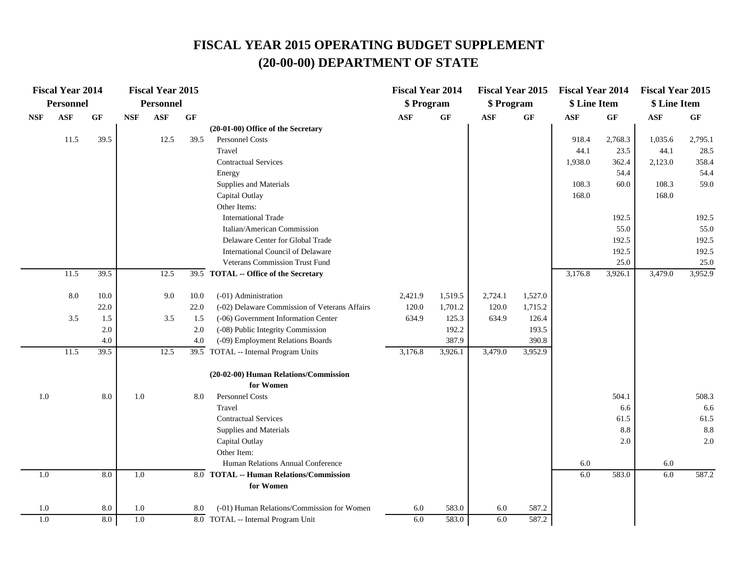# FISCAL YEAR 2015 OPERATING BUDGET SUPPLEMENT
# (20-00-00) DEPARTMENT OF STATE

| Fiscal Year 2014 Personnel | | | Fiscal Year 2015 Personnel | | | | Fiscal Year 2014 $ Program | | Fiscal Year 2015 $ Program | | Fiscal Year 2014 $ Line Item | | Fiscal Year 2015 $ Line Item | |
|---|---|---|---|---|---|---|---|---|---|---|---|---|---|---|
| NSF | ASF | GF | NSF | ASF | GF | | ASF | GF | ASF | GF | ASF | GF | ASF | GF |
| | | | | | | **(20-01-00) Office of the Secretary** | | | | | | | | |
| | 11.5 | 39.5 | | 12.5 | 39.5 | Personnel Costs | | | | | 918.4 | 2,768.3 | 1,035.6 | 2,795.1 |
| | | | | | | Travel | | | | | 44.1 | 23.5 | 44.1 | 28.5 |
| | | | | | | Contractual Services | | | | | 1,938.0 | 362.4 | 2,123.0 | 358.4 |
| | | | | | | Energy | | | | | | 54.4 | | 54.4 |
| | | | | | | Supplies and Materials | | | | | 108.3 | 60.0 | 108.3 | 59.0 |
| | | | | | | Capital Outlay | | | | | 168.0 | | 168.0 | |
| | | | | | | Other Items: | | | | | | | | |
| | | | | | | International Trade | | | | | | 192.5 | | 192.5 |
| | | | | | | Italian/American Commission | | | | | | 55.0 | | 55.0 |
| | | | | | | Delaware Center for Global Trade | | | | | | 192.5 | | 192.5 |
| | | | | | | International Council of Delaware | | | | | | 192.5 | | 192.5 |
| | | | | | | Veterans Commission Trust Fund | | | | | | 25.0 | | 25.0 |
| | 11.5 | 39.5 | | 12.5 | 39.5 | **TOTAL -- Office of the Secretary** | | | | | 3,176.8 | 3,926.1 | 3,479.0 | 3,952.9 |
| | 8.0 | 10.0 | | 9.0 | 10.0 | (-01) Administration | 2,421.9 | 1,519.5 | 2,724.1 | 1,527.0 | | | | |
| | | 22.0 | | | 22.0 | (-02) Delaware Commission of Veterans Affairs | 120.0 | 1,701.2 | 120.0 | 1,715.2 | | | | |
| | 3.5 | 1.5 | | 3.5 | 1.5 | (-06) Government Information Center | 634.9 | 125.3 | 634.9 | 126.4 | | | | |
| | | 2.0 | | | 2.0 | (-08) Public Integrity Commission | | 192.2 | | 193.5 | | | | |
| | | 4.0 | | | 4.0 | (-09) Employment Relations Boards | | 387.9 | | 390.8 | | | | |
| | 11.5 | 39.5 | | 12.5 | 39.5 | TOTAL -- Internal Program Units | 3,176.8 | 3,926.1 | 3,479.0 | 3,952.9 | | | | |
| | | | | | | **(20-02-00) Human Relations/Commission for Women** | | | | | | | | |
| 1.0 | | 8.0 | 1.0 | | 8.0 | Personnel Costs | | | | | | 504.1 | | 508.3 |
| | | | | | | Travel | | | | | | 6.6 | | 6.6 |
| | | | | | | Contractual Services | | | | | | 61.5 | | 61.5 |
| | | | | | | Supplies and Materials | | | | | | 8.8 | | 8.8 |
| | | | | | | Capital Outlay | | | | | | 2.0 | | 2.0 |
| | | | | | | Other Item: | | | | | | | | |
| | | | | | | Human Relations Annual Conference | | | | | 6.0 | | 6.0 | |
| 1.0 | | 8.0 | 1.0 | | 8.0 | **TOTAL -- Human Relations/Commission for Women** | | | | | 6.0 | 583.0 | 6.0 | 587.2 |
| 1.0 | | 8.0 | 1.0 | | 8.0 | (-01) Human Relations/Commission for Women | 6.0 | 583.0 | 6.0 | 587.2 | | | | |
| 1.0 | | 8.0 | 1.0 | | 8.0 | TOTAL -- Internal Program Unit | 6.0 | 583.0 | 6.0 | 587.2 | | | | |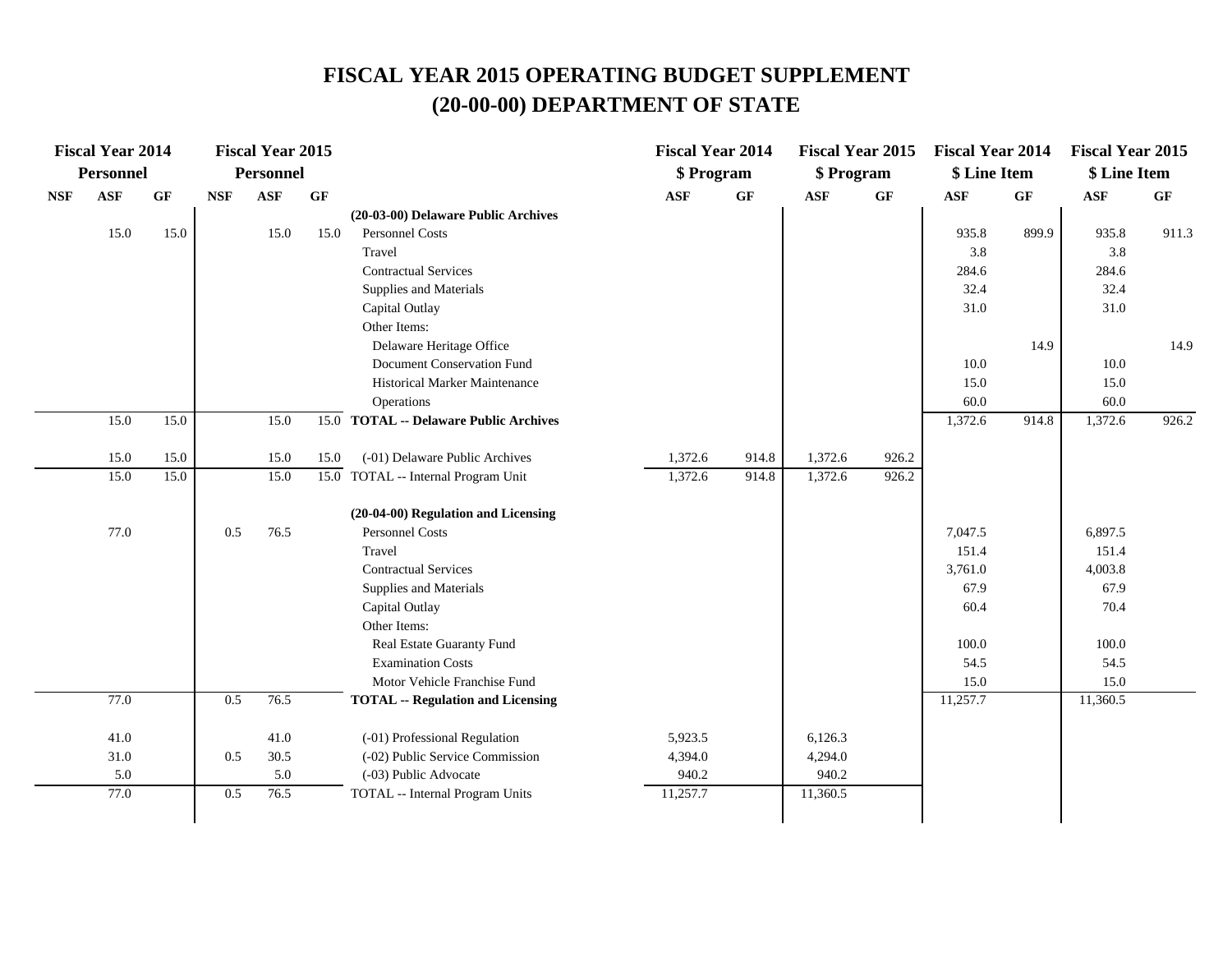# FISCAL YEAR 2015 OPERATING BUDGET SUPPLEMENT
# (20-00-00) DEPARTMENT OF STATE

| Fiscal Year 2014 Personnel | | | Fiscal Year 2015 Personnel | | | | Fiscal Year 2014 $ Program | | Fiscal Year 2015 $ Program | | Fiscal Year 2014 $ Line Item | | Fiscal Year 2015 $ Line Item | |
|---|---|---|---|---|---|---|---|---|---|---|---|---|---|---|
| NSF | ASF | GF | NSF | ASF | GF | | ASF | GF | ASF | GF | ASF | GF | ASF | GF |
| | | | | | | **(20-03-00) Delaware Public Archives** | | | | | | | | |
| | 15.0 | 15.0 | | 15.0 | 15.0 | Personnel Costs | | | | | 935.8 | 899.9 | 935.8 | 911.3 |
| | | | | | | Travel | | | | | 3.8 | | 3.8 | |
| | | | | | | Contractual Services | | | | | 284.6 | | 284.6 | |
| | | | | | | Supplies and Materials | | | | | 32.4 | | 32.4 | |
| | | | | | | Capital Outlay | | | | | 31.0 | | 31.0 | |
| | | | | | | Other Items: | | | | | | | | |
| | | | | | | Delaware Heritage Office | | | | | | 14.9 | | 14.9 |
| | | | | | | Document Conservation Fund | | | | | 10.0 | | 10.0 | |
| | | | | | | Historical Marker Maintenance | | | | | 15.0 | | 15.0 | |
| | | | | | | Operations | | | | | 60.0 | | 60.0 | |
| | 15.0 | 15.0 | | 15.0 | 15.0 | **TOTAL -- Delaware Public Archives** | | | | | 1,372.6 | 914.8 | 1,372.6 | 926.2 |
| | | | | | | | | | | | | | | |
| | 15.0 | 15.0 | | 15.0 | 15.0 | (-01) Delaware Public Archives | 1,372.6 | 914.8 | 1,372.6 | 926.2 | | | | |
| | 15.0 | 15.0 | | 15.0 | 15.0 | TOTAL -- Internal Program Unit | 1,372.6 | 914.8 | 1,372.6 | 926.2 | | | | |
| | | | | | | | | | | | | | | |
| | | | | | | **(20-04-00) Regulation and Licensing** | | | | | | | | |
| | 77.0 | | 0.5 | 76.5 | | Personnel Costs | | | | | 7,047.5 | | 6,897.5 | |
| | | | | | | Travel | | | | | 151.4 | | 151.4 | |
| | | | | | | Contractual Services | | | | | 3,761.0 | | 4,003.8 | |
| | | | | | | Supplies and Materials | | | | | 67.9 | | 67.9 | |
| | | | | | | Capital Outlay | | | | | 60.4 | | 70.4 | |
| | | | | | | Other Items: | | | | | | | | |
| | | | | | | Real Estate Guaranty Fund | | | | | 100.0 | | 100.0 | |
| | | | | | | Examination Costs | | | | | 54.5 | | 54.5 | |
| | | | | | | Motor Vehicle Franchise Fund | | | | | 15.0 | | 15.0 | |
| | 77.0 | | 0.5 | 76.5 | | **TOTAL -- Regulation and Licensing** | | | | | 11,257.7 | | 11,360.5 | |
| | | | | | | | | | | | | | | |
| | 41.0 | | | 41.0 | | (-01) Professional Regulation | 5,923.5 | | 6,126.3 | | | | | |
| | 31.0 | | 0.5 | 30.5 | | (-02) Public Service Commission | 4,394.0 | | 4,294.0 | | | | | |
| | 5.0 | | | 5.0 | | (-03) Public Advocate | 940.2 | | 940.2 | | | | | |
| | 77.0 | | 0.5 | 76.5 | | TOTAL -- Internal Program Units | 11,257.7 | | 11,360.5 | | | | | |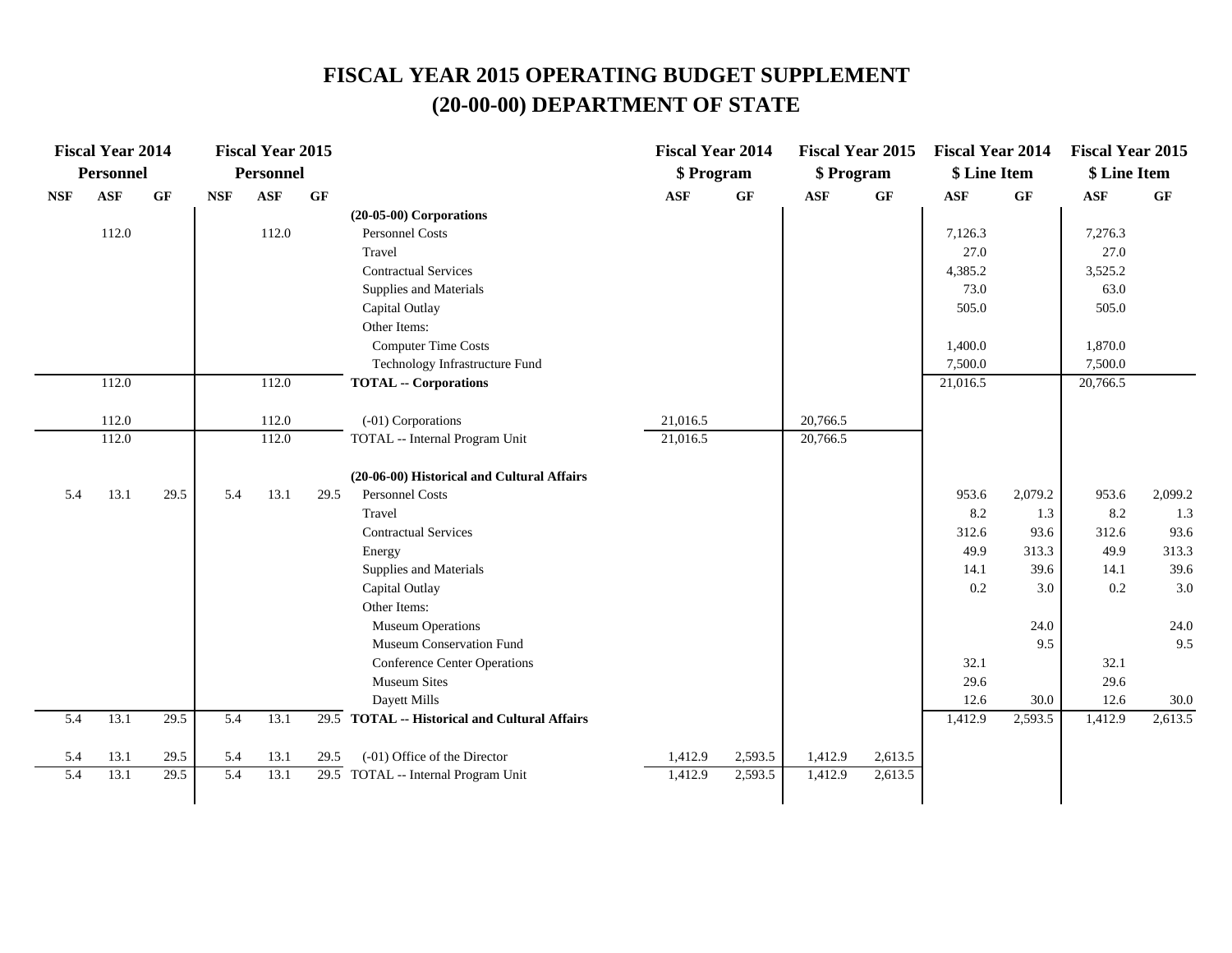# FISCAL YEAR 2015 OPERATING BUDGET SUPPLEMENT
# (20-00-00) DEPARTMENT OF STATE

| Fiscal Year 2014 Personnel | | | Fiscal Year 2015 Personnel | | | | Fiscal Year 2014 $ Program | | Fiscal Year 2015 $ Program | | Fiscal Year 2014 $ Line Item | | Fiscal Year 2015 $ Line Item | |
|---|---|---|---|---|---|---|---|---|---|---|---|---|---|---|
| NSF | ASF | GF | NSF | ASF | GF | | ASF | GF | ASF | GF | ASF | GF | ASF | GF |
| | | | | | | **(20-05-00) Corporations** | | | | | | | | |
| | 112.0 | | | 112.0 | | Personnel Costs | | | | | 7,126.3 | | 7,276.3 | |
| | | | | | | Travel | | | | | 27.0 | | 27.0 | |
| | | | | | | Contractual Services | | | | | 4,385.2 | | 3,525.2 | |
| | | | | | | Supplies and Materials | | | | | 73.0 | | 63.0 | |
| | | | | | | Capital Outlay | | | | | 505.0 | | 505.0 | |
| | | | | | | Other Items: | | | | | | | | |
| | | | | | | Computer Time Costs | | | | | 1,400.0 | | 1,870.0 | |
| | | | | | | Technology Infrastructure Fund | | | | | 7,500.0 | | 7,500.0 | |
| | 112.0 | | | 112.0 | | **TOTAL -- Corporations** | | | | | 21,016.5 | | 20,766.5 | |
| | 112.0 | | | 112.0 | | (-01) Corporations | 21,016.5 | | 20,766.5 | | | | | |
| | 112.0 | | | 112.0 | | TOTAL -- Internal Program Unit | 21,016.5 | | 20,766.5 | | | | | |
| | | | | | | **(20-06-00) Historical and Cultural Affairs** | | | | | | | | |
| 5.4 | 13.1 | 29.5 | 5.4 | 13.1 | 29.5 | Personnel Costs | | | | | 953.6 | 2,079.2 | 953.6 | 2,099.2 |
| | | | | | | Travel | | | | | 8.2 | 1.3 | 8.2 | 1.3 |
| | | | | | | Contractual Services | | | | | 312.6 | 93.6 | 312.6 | 93.6 |
| | | | | | | Energy | | | | | 49.9 | 313.3 | 49.9 | 313.3 |
| | | | | | | Supplies and Materials | | | | | 14.1 | 39.6 | 14.1 | 39.6 |
| | | | | | | Capital Outlay | | | | | 0.2 | 3.0 | 0.2 | 3.0 |
| | | | | | | Other Items: | | | | | | | | |
| | | | | | | Museum Operations | | | | | | 24.0 | | 24.0 |
| | | | | | | Museum Conservation Fund | | | | | | 9.5 | | 9.5 |
| | | | | | | Conference Center Operations | | | | | 32.1 | | 32.1 | |
| | | | | | | Museum Sites | | | | | 29.6 | | 29.6 | |
| | | | | | | Dayett Mills | | | | | 12.6 | 30.0 | 12.6 | 30.0 |
| 5.4 | 13.1 | 29.5 | 5.4 | 13.1 | 29.5 | **TOTAL -- Historical and Cultural Affairs** | | | | | 1,412.9 | 2,593.5 | 1,412.9 | 2,613.5 |
| 5.4 | 13.1 | 29.5 | 5.4 | 13.1 | 29.5 | (-01) Office of the Director | 1,412.9 | 2,593.5 | 1,412.9 | 2,613.5 | | | | |
| 5.4 | 13.1 | 29.5 | 5.4 | 13.1 | 29.5 | TOTAL -- Internal Program Unit | 1,412.9 | 2,593.5 | 1,412.9 | 2,613.5 | | | | |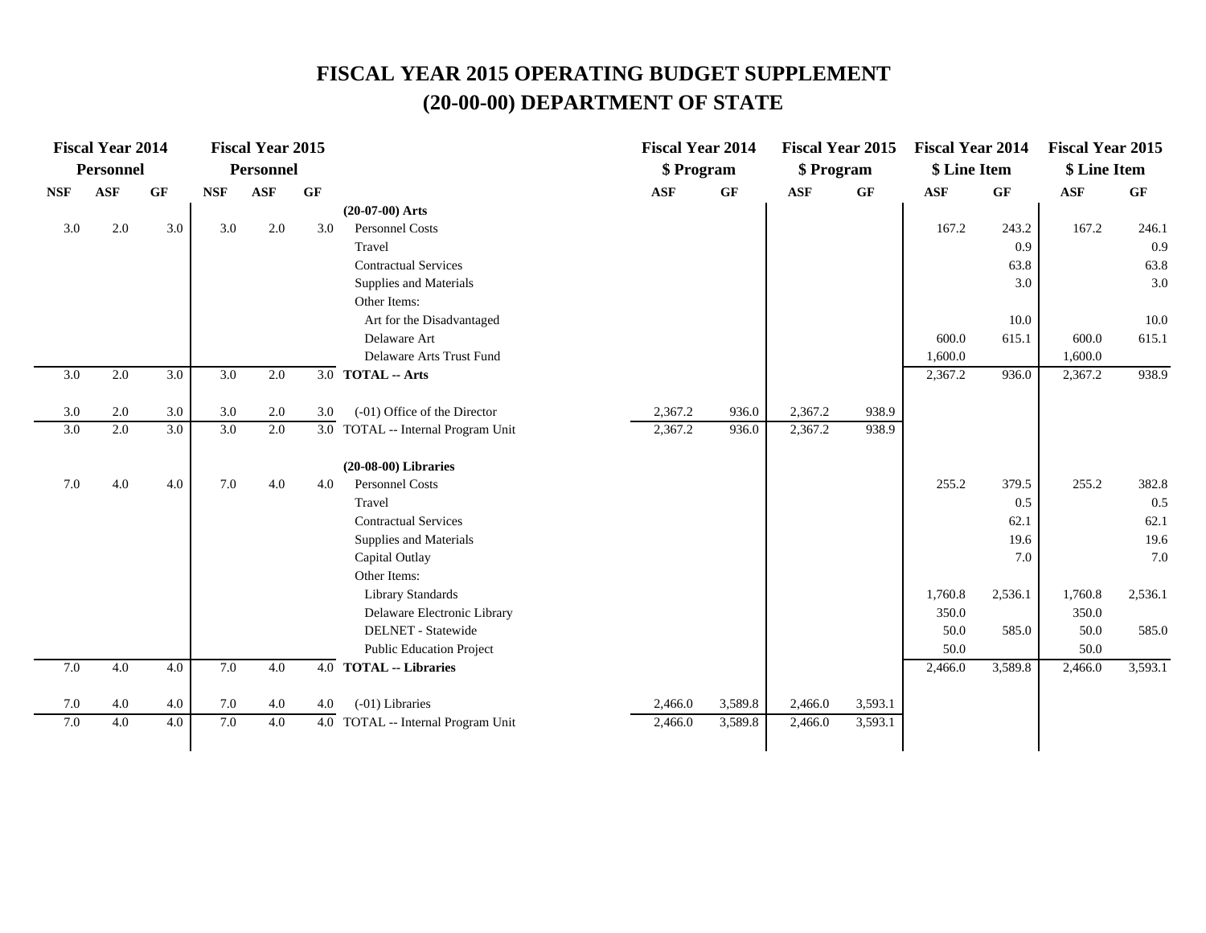# FISCAL YEAR 2015 OPERATING BUDGET SUPPLEMENT
# (20-00-00) DEPARTMENT OF STATE

| Fiscal Year 2014 Personnel | | | Fiscal Year 2015 Personnel | | | | Fiscal Year 2014 $ Program | | Fiscal Year 2015 $ Program | | Fiscal Year 2014 $ Line Item | | Fiscal Year 2015 $ Line Item | |
|---|---|---|---|---|---|---|---|---|---|---|---|---|---|---|
| NSF | ASF | GF | NSF | ASF | GF | | ASF | GF | ASF | GF | ASF | GF | ASF | GF |
| | | | | | | **(20-07-00) Arts** | | | | | | | | |
| 3.0 | 2.0 | 3.0 | 3.0 | 2.0 | 3.0 | Personnel Costs | | | | | 167.2 | 243.2 | 167.2 | 246.1 |
| | | | | | | Travel | | | | | | 0.9 | | 0.9 |
| | | | | | | Contractual Services | | | | | | 63.8 | | 63.8 |
| | | | | | | Supplies and Materials | | | | | | 3.0 | | 3.0 |
| | | | | | | Other Items: | | | | | | | | |
| | | | | | | Art for the Disadvantaged | | | | | | 10.0 | | 10.0 |
| | | | | | | Delaware Art | | | | | 600.0 | 615.1 | 600.0 | 615.1 |
| | | | | | | Delaware Arts Trust Fund | | | | | 1,600.0 | | 1,600.0 | |
| 3.0 | 2.0 | 3.0 | 3.0 | 2.0 | 3.0 | **TOTAL -- Arts** | | | | | 2,367.2 | 936.0 | 2,367.2 | 938.9 |
| | | | | | | | | | | | | | | |
| 3.0 | 2.0 | 3.0 | 3.0 | 2.0 | 3.0 | (-01) Office of the Director | 2,367.2 | 936.0 | 2,367.2 | 938.9 | | | | |
| 3.0 | 2.0 | 3.0 | 3.0 | 2.0 | 3.0 | TOTAL -- Internal Program Unit | 2,367.2 | 936.0 | 2,367.2 | 938.9 | | | | |
| | | | | | | | | | | | | | | |
| | | | | | | **(20-08-00) Libraries** | | | | | | | | |
| 7.0 | 4.0 | 4.0 | 7.0 | 4.0 | 4.0 | Personnel Costs | | | | | 255.2 | 379.5 | 255.2 | 382.8 |
| | | | | | | Travel | | | | | | 0.5 | | 0.5 |
| | | | | | | Contractual Services | | | | | | 62.1 | | 62.1 |
| | | | | | | Supplies and Materials | | | | | | 19.6 | | 19.6 |
| | | | | | | Capital Outlay | | | | | | 7.0 | | 7.0 |
| | | | | | | Other Items: | | | | | | | | |
| | | | | | | Library Standards | | | | | 1,760.8 | 2,536.1 | 1,760.8 | 2,536.1 |
| | | | | | | Delaware Electronic Library | | | | | 350.0 | | 350.0 | |
| | | | | | | DELNET - Statewide | | | | | 50.0 | 585.0 | 50.0 | 585.0 |
| | | | | | | Public Education Project | | | | | 50.0 | | 50.0 | |
| 7.0 | 4.0 | 4.0 | 7.0 | 4.0 | 4.0 | **TOTAL -- Libraries** | | | | | 2,466.0 | 3,589.8 | 2,466.0 | 3,593.1 |
| | | | | | | | | | | | | | | |
| 7.0 | 4.0 | 4.0 | 7.0 | 4.0 | 4.0 | (-01) Libraries | 2,466.0 | 3,589.8 | 2,466.0 | 3,593.1 | | | | |
| 7.0 | 4.0 | 4.0 | 7.0 | 4.0 | 4.0 | TOTAL -- Internal Program Unit | 2,466.0 | 3,589.8 | 2,466.0 | 3,593.1 | | | | |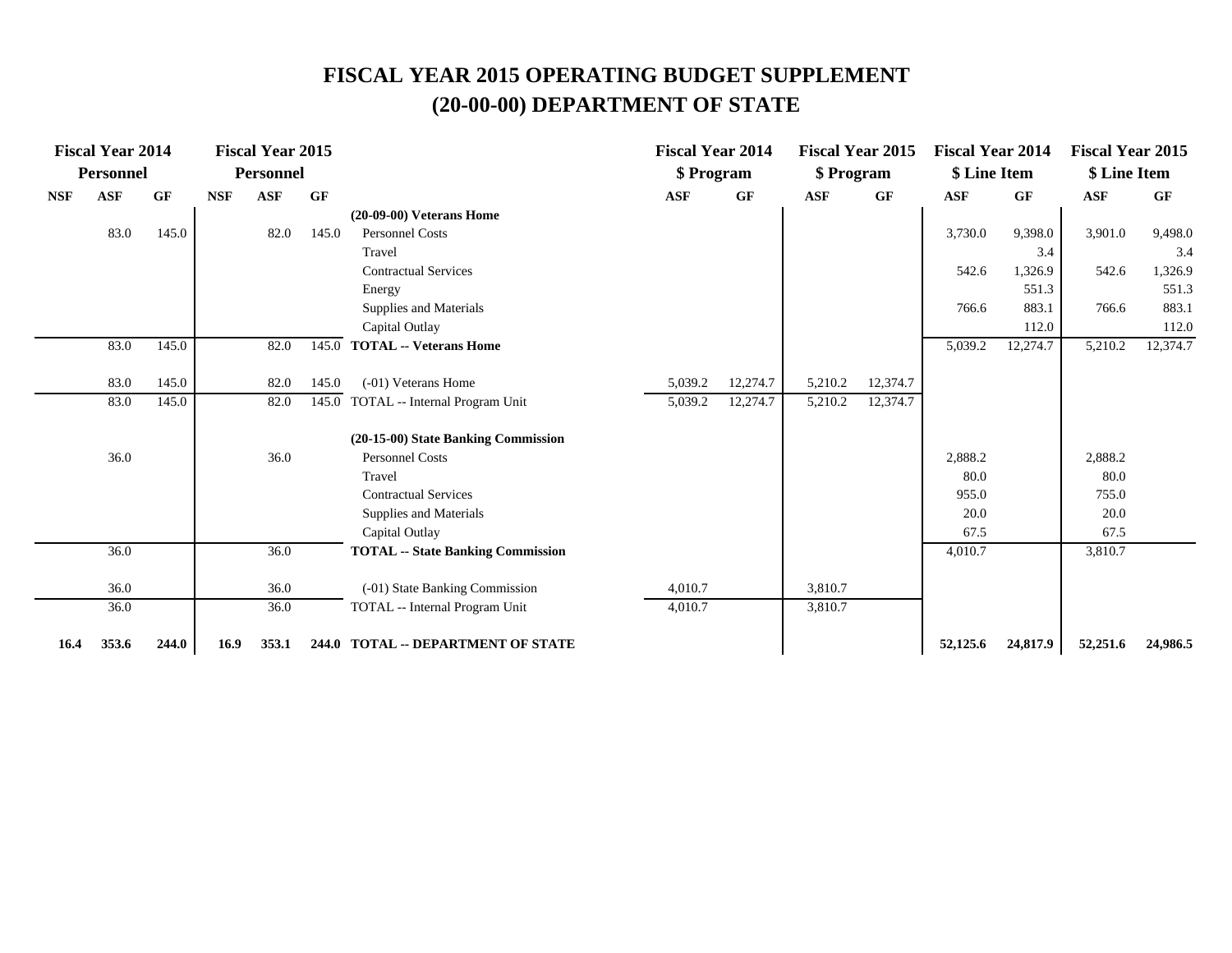# FISCAL YEAR 2015 OPERATING BUDGET SUPPLEMENT
# (20-00-00) DEPARTMENT OF STATE

| Fiscal Year 2014 Personnel | | | Fiscal Year 2015 Personnel | | | | Fiscal Year 2014 $ Program | | Fiscal Year 2015 $ Program | | Fiscal Year 2014 $ Line Item | | Fiscal Year 2015 $ Line Item | |
|---|---|---|---|---|---|---|---|---|---|---|---|---|---|---|
| NSF | ASF | GF | NSF | ASF | GF | | ASF | GF | ASF | GF | ASF | GF | ASF | GF |
| | | | | | | **(20-09-00) Veterans Home** | | | | | | | | |
| | 83.0 | 145.0 | | 82.0 | 145.0 | Personnel Costs | | | | | 3,730.0 | 9,398.0 | 3,901.0 | 9,498.0 |
| | | | | | | Travel | | | | | | 3.4 | | 3.4 |
| | | | | | | Contractual Services | | | | | 542.6 | 1,326.9 | 542.6 | 1,326.9 |
| | | | | | | Energy | | | | | | 551.3 | | 551.3 |
| | | | | | | Supplies and Materials | | | | | 766.6 | 883.1 | 766.6 | 883.1 |
| | | | | | | Capital Outlay | | | | | | 112.0 | | 112.0 |
| | 83.0 | 145.0 | | 82.0 | 145.0 | **TOTAL -- Veterans Home** | | | | | 5,039.2 | 12,274.7 | 5,210.2 | 12,374.7 |
| | 83.0 | 145.0 | | 82.0 | 145.0 | (-01) Veterans Home | 5,039.2 | 12,274.7 | 5,210.2 | 12,374.7 | | | | |
| | 83.0 | 145.0 | | 82.0 | 145.0 | TOTAL -- Internal Program Unit | 5,039.2 | 12,274.7 | 5,210.2 | 12,374.7 | | | | |
| | | | | | | **(20-15-00) State Banking Commission** | | | | | | | | |
| | 36.0 | | | 36.0 | | Personnel Costs | | | | | 2,888.2 | | 2,888.2 | |
| | | | | | | Travel | | | | | 80.0 | | 80.0 | |
| | | | | | | Contractual Services | | | | | 955.0 | | 755.0 | |
| | | | | | | Supplies and Materials | | | | | 20.0 | | 20.0 | |
| | | | | | | Capital Outlay | | | | | 67.5 | | 67.5 | |
| | 36.0 | | | 36.0 | | **TOTAL -- State Banking Commission** | | | | | 4,010.7 | | 3,810.7 | |
| | 36.0 | | | 36.0 | | (-01) State Banking Commission | 4,010.7 | | 3,810.7 | | | | | |
| | 36.0 | | | 36.0 | | TOTAL -- Internal Program Unit | 4,010.7 | | 3,810.7 | | | | | |
| **16.4** | **353.6** | **244.0** | **16.9** | **353.1** | **244.0** | **TOTAL -- DEPARTMENT OF STATE** | | | | | **52,125.6** | **24,817.9** | **52,251.6** | **24,986.5** |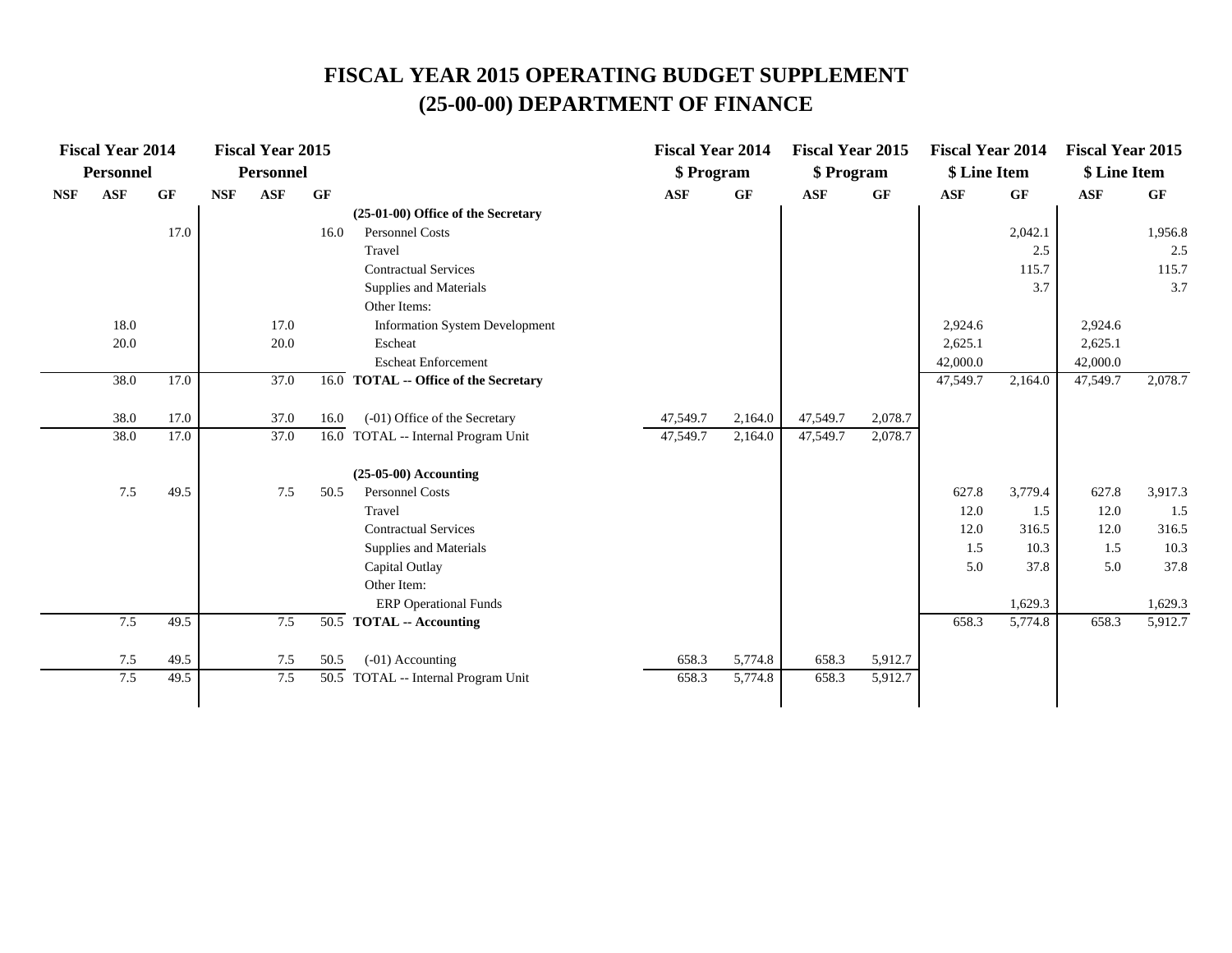# FISCAL YEAR 2015 OPERATING BUDGET SUPPLEMENT
# (25-00-00) DEPARTMENT OF FINANCE

| Fiscal Year 2014 Personnel | | | Fiscal Year 2015 Personnel | | | | Fiscal Year 2014 $ Program | | Fiscal Year 2015 $ Program | | Fiscal Year 2014 $ Line Item | | Fiscal Year 2015 $ Line Item | |
|---|---|---|---|---|---|---|---|---|---|---|---|---|---|---|
| NSF | ASF | GF | NSF | ASF | GF | | ASF | GF | ASF | GF | ASF | GF | ASF | GF |
| | | | | | | **(25-01-00) Office of the Secretary** | | | | | | | | |
| | | 17.0 | | | 16.0 | Personnel Costs | | | | | | 2,042.1 | | 1,956.8 |
| | | | | | | Travel | | | | | | 2.5 | | 2.5 |
| | | | | | | Contractual Services | | | | | | 115.7 | | 115.7 |
| | | | | | | Supplies and Materials | | | | | | 3.7 | | 3.7 |
| | | | | | | Other Items: | | | | | | | | |
| | 18.0 | | | 17.0 | | Information System Development | | | | | 2,924.6 | | 2,924.6 | |
| | 20.0 | | | 20.0 | | Escheat | | | | | 2,625.1 | | 2,625.1 | |
| | | | | | | Escheat Enforcement | | | | | 42,000.0 | | 42,000.0 | |
| | 38.0 | 17.0 | | 37.0 | 16.0 | **TOTAL -- Office of the Secretary** | | | | | 47,549.7 | 2,164.0 | 47,549.7 | 2,078.7 |
| | | | | | | | | | | | | | | |
| | 38.0 | 17.0 | | 37.0 | 16.0 | (-01) Office of the Secretary | 47,549.7 | 2,164.0 | 47,549.7 | 2,078.7 | | | | |
| | 38.0 | 17.0 | | 37.0 | 16.0 | TOTAL -- Internal Program Unit | 47,549.7 | 2,164.0 | 47,549.7 | 2,078.7 | | | | |
| | | | | | | | | | | | | | | |
| | | | | | | **(25-05-00) Accounting** | | | | | | | | |
| | 7.5 | 49.5 | | 7.5 | 50.5 | Personnel Costs | | | | | 627.8 | 3,779.4 | 627.8 | 3,917.3 |
| | | | | | | Travel | | | | | 12.0 | 1.5 | 12.0 | 1.5 |
| | | | | | | Contractual Services | | | | | 12.0 | 316.5 | 12.0 | 316.5 |
| | | | | | | Supplies and Materials | | | | | 1.5 | 10.3 | 1.5 | 10.3 |
| | | | | | | Capital Outlay | | | | | 5.0 | 37.8 | 5.0 | 37.8 |
| | | | | | | Other Item: | | | | | | | | |
| | | | | | | ERP Operational Funds | | | | | | 1,629.3 | | 1,629.3 |
| | 7.5 | 49.5 | | 7.5 | 50.5 | **TOTAL -- Accounting** | | | | | 658.3 | 5,774.8 | 658.3 | 5,912.7 |
| | | | | | | | | | | | | | | |
| | 7.5 | 49.5 | | 7.5 | 50.5 | (-01) Accounting | 658.3 | 5,774.8 | 658.3 | 5,912.7 | | | | |
| | 7.5 | 49.5 | | 7.5 | 50.5 | TOTAL -- Internal Program Unit | 658.3 | 5,774.8 | 658.3 | 5,912.7 | | | | |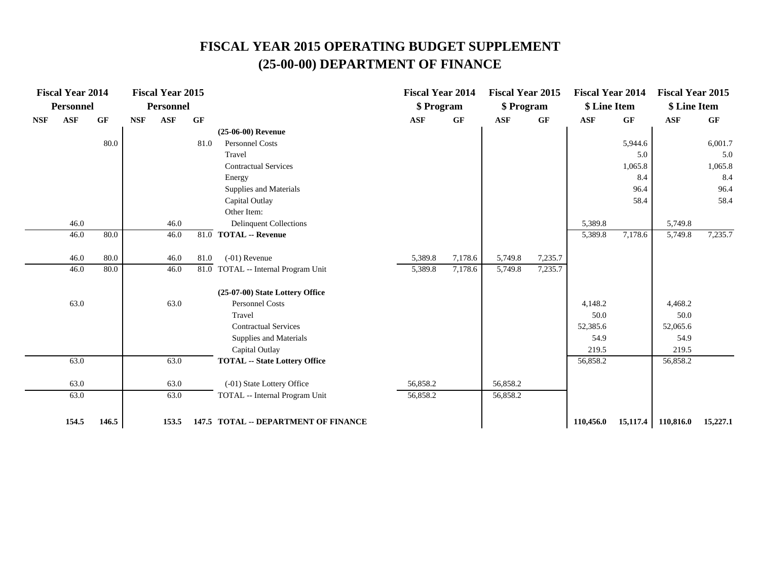# FISCAL YEAR 2015 OPERATING BUDGET SUPPLEMENT
## (25-00-00) DEPARTMENT OF FINANCE

| Fiscal Year 2014 Personnel | | | Fiscal Year 2015 Personnel | | | | Fiscal Year 2014 $ Program | | Fiscal Year 2015 $ Program | | Fiscal Year 2014 $ Line Item | | Fiscal Year 2015 $ Line Item | |
|---|---|---|---|---|---|---|---|---|---|---|---|---|---|---|
| NSF | ASF | GF | NSF | ASF | GF | | ASF | GF | ASF | GF | ASF | GF | ASF | GF |
| | | | | | | **(25-06-00) Revenue** | | | | | | | | |
| | | 80.0 | | | 81.0 | Personnel Costs | | | | | | 5,944.6 | | 6,001.7 |
| | | | | | | Travel | | | | | | 5.0 | | 5.0 |
| | | | | | | Contractual Services | | | | | | 1,065.8 | | 1,065.8 |
| | | | | | | Energy | | | | | | 8.4 | | 8.4 |
| | | | | | | Supplies and Materials | | | | | | 96.4 | | 96.4 |
| | | | | | | Capital Outlay | | | | | | 58.4 | | 58.4 |
| | | | | | | Other Item: | | | | | | | | |
| | 46.0 | | | 46.0 | | Delinquent Collections | | | | | 5,389.8 | | 5,749.8 | |
| | 46.0 | 80.0 | | 46.0 | 81.0 | **TOTAL -- Revenue** | | | | | 5,389.8 | 7,178.6 | 5,749.8 | 7,235.7 |
| | 46.0 | 80.0 | | 46.0 | 81.0 | (-01) Revenue | 5,389.8 | 7,178.6 | 5,749.8 | 7,235.7 | | | | |
| | 46.0 | 80.0 | | 46.0 | 81.0 | TOTAL -- Internal Program Unit | 5,389.8 | 7,178.6 | 5,749.8 | 7,235.7 | | | | |
| | | | | | | **(25-07-00) State Lottery Office** | | | | | | | | |
| | 63.0 | | | 63.0 | | Personnel Costs | | | | | 4,148.2 | | 4,468.2 | |
| | | | | | | Travel | | | | | 50.0 | | 50.0 | |
| | | | | | | Contractual Services | | | | | 52,385.6 | | 52,065.6 | |
| | | | | | | Supplies and Materials | | | | | 54.9 | | 54.9 | |
| | | | | | | Capital Outlay | | | | | 219.5 | | 219.5 | |
| | 63.0 | | | 63.0 | | **TOTAL -- State Lottery Office** | | | | | 56,858.2 | | 56,858.2 | |
| | 63.0 | | | 63.0 | | (-01) State Lottery Office | 56,858.2 | | 56,858.2 | | | | | |
| | 63.0 | | | 63.0 | | TOTAL -- Internal Program Unit | 56,858.2 | | 56,858.2 | | | | | |
| | **154.5** | **146.5** | | **153.5** | **147.5** | **TOTAL -- DEPARTMENT OF FINANCE** | | | | | **110,456.0** | **15,117.4** | **110,816.0** | **15,227.1** |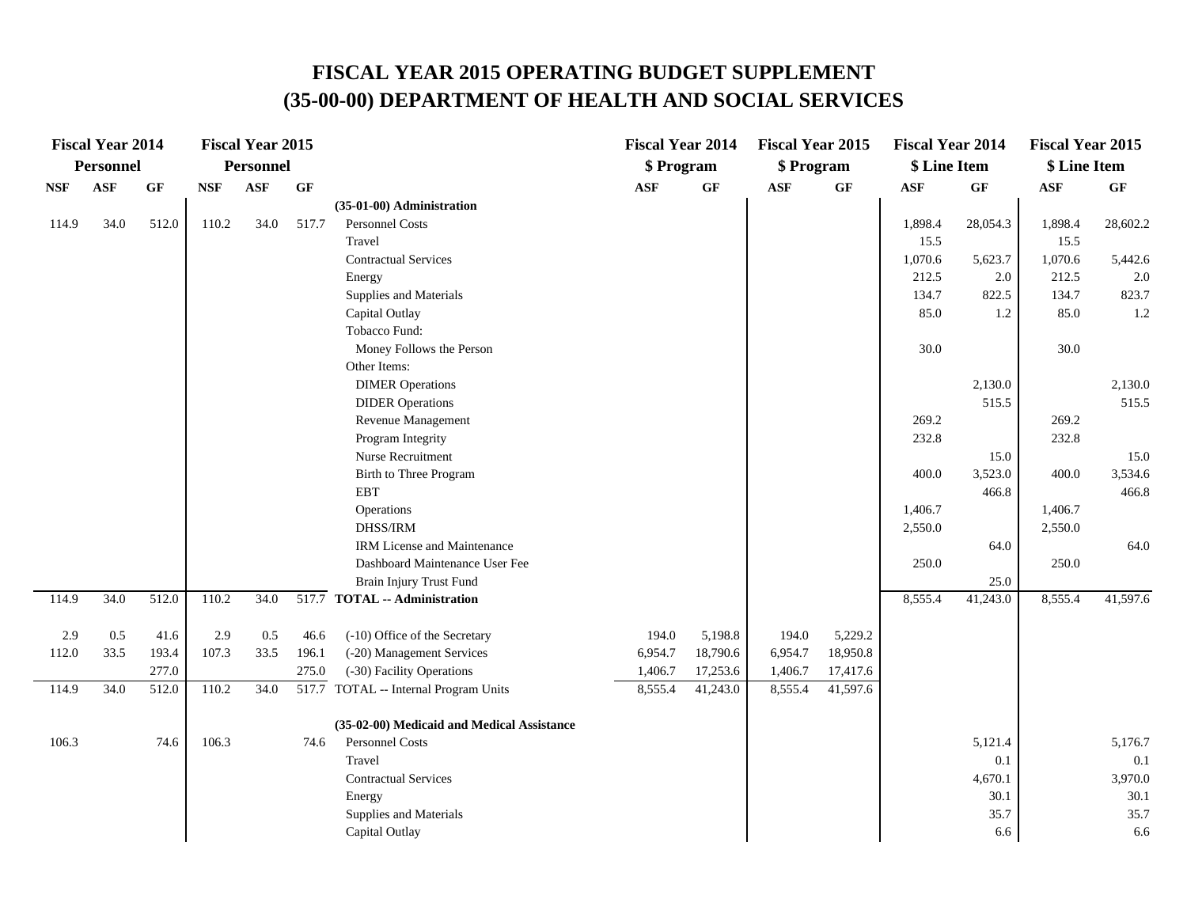# FISCAL YEAR 2015 OPERATING BUDGET SUPPLEMENT
# (35-00-00) DEPARTMENT OF HEALTH AND SOCIAL SERVICES

| Fiscal Year 2014 Personnel | | | Fiscal Year 2015 Personnel | | | | Fiscal Year 2014 $ Program | | Fiscal Year 2015 $ Program | | Fiscal Year 2014 $ Line Item | | Fiscal Year 2015 $ Line Item | |
|---|---|---|---|---|---|---|---|---|---|---|---|---|---|---|
| NSF | ASF | GF | NSF | ASF | GF | | ASF | GF | ASF | GF | ASF | GF | ASF | GF |
| | | | | | | **(35-01-00) Administration** | | | | | | | | |
| 114.9 | 34.0 | 512.0 | 110.2 | 34.0 | 517.7 | Personnel Costs | | | | | 1,898.4 | 28,054.3 | 1,898.4 | 28,602.2 |
| | | | | | | Travel | | | | | 15.5 | | 15.5 | |
| | | | | | | Contractual Services | | | | | 1,070.6 | 5,623.7 | 1,070.6 | 5,442.6 |
| | | | | | | Energy | | | | | 212.5 | 2.0 | 212.5 | 2.0 |
| | | | | | | Supplies and Materials | | | | | 134.7 | 822.5 | 134.7 | 823.7 |
| | | | | | | Capital Outlay | | | | | 85.0 | 1.2 | 85.0 | 1.2 |
| | | | | | | Tobacco Fund: | | | | | | | | |
| | | | | | | Money Follows the Person | | | | | 30.0 | | 30.0 | |
| | | | | | | Other Items: | | | | | | | | |
| | | | | | | DIMER Operations | | | | | | 2,130.0 | | 2,130.0 |
| | | | | | | DIDER Operations | | | | | | 515.5 | | 515.5 |
| | | | | | | Revenue Management | | | | | 269.2 | | 269.2 | |
| | | | | | | Program Integrity | | | | | 232.8 | | 232.8 | |
| | | | | | | Nurse Recruitment | | | | | | 15.0 | | 15.0 |
| | | | | | | Birth to Three Program | | | | | 400.0 | 3,523.0 | 400.0 | 3,534.6 |
| | | | | | | EBT | | | | | | 466.8 | | 466.8 |
| | | | | | | Operations | | | | | 1,406.7 | | 1,406.7 | |
| | | | | | | DHSS/IRM | | | | | 2,550.0 | | 2,550.0 | |
| | | | | | | IRM License and Maintenance | | | | | | 64.0 | | 64.0 |
| | | | | | | Dashboard Maintenance User Fee | | | | | 250.0 | | 250.0 | |
| | | | | | | Brain Injury Trust Fund | | | | | | 25.0 | | |
| 114.9 | 34.0 | 512.0 | 110.2 | 34.0 | 517.7 | **TOTAL -- Administration** | | | | | 8,555.4 | 41,243.0 | 8,555.4 | 41,597.6 |
| | | | | | | | | | | | | | | |
| 2.9 | 0.5 | 41.6 | 2.9 | 0.5 | 46.6 | (-10) Office of the Secretary | 194.0 | 5,198.8 | 194.0 | 5,229.2 | | | | |
| 112.0 | 33.5 | 193.4 | 107.3 | 33.5 | 196.1 | (-20) Management Services | 6,954.7 | 18,790.6 | 6,954.7 | 18,950.8 | | | | |
| | | 277.0 | | | 275.0 | (-30) Facility Operations | 1,406.7 | 17,253.6 | 1,406.7 | 17,417.6 | | | | |
| 114.9 | 34.0 | 512.0 | 110.2 | 34.0 | 517.7 | TOTAL -- Internal Program Units | 8,555.4 | 41,243.0 | 8,555.4 | 41,597.6 | | | | |
| | | | | | | | | | | | | | | |
| | | | | | | **(35-02-00) Medicaid and Medical Assistance** | | | | | | | | |
| 106.3 | | 74.6 | 106.3 | | 74.6 | Personnel Costs | | | | | | 5,121.4 | | 5,176.7 |
| | | | | | | Travel | | | | | | 0.1 | | 0.1 |
| | | | | | | Contractual Services | | | | | | 4,670.1 | | 3,970.0 |
| | | | | | | Energy | | | | | | 30.1 | | 30.1 |
| | | | | | | Supplies and Materials | | | | | | 35.7 | | 35.7 |
| | | | | | | Capital Outlay | | | | | | 6.6 | | 6.6 |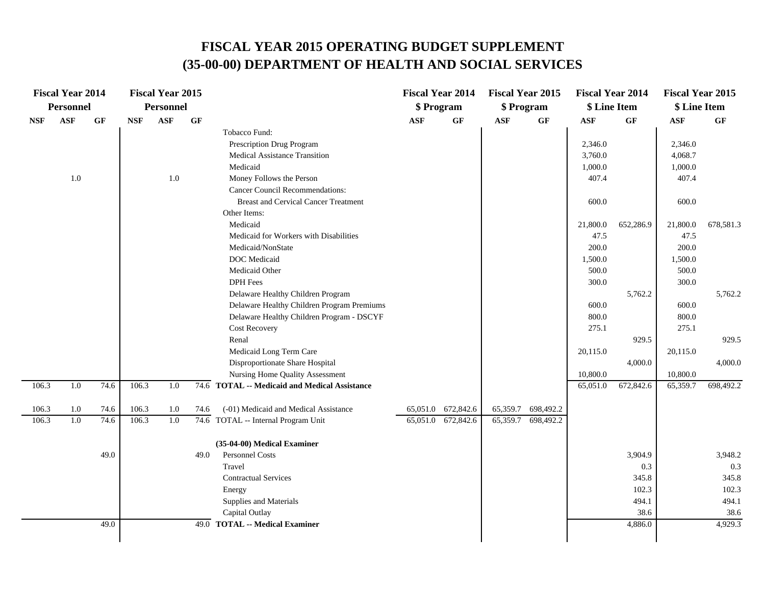# FISCAL YEAR 2015 OPERATING BUDGET SUPPLEMENT
# (35-00-00) DEPARTMENT OF HEALTH AND SOCIAL SERVICES

| Fiscal Year 2014 Personnel | | | Fiscal Year 2015 Personnel | | | | Fiscal Year 2014 $ Program | | Fiscal Year 2015 $ Program | | Fiscal Year 2014 $ Line Item | | Fiscal Year 2015 $ Line Item | |
|---|---|---|---|---|---|---|---|---|---|---|---|---|---|---|
| NSF | ASF | GF | NSF | ASF | GF | | ASF | GF | ASF | GF | ASF | GF | ASF | GF |
| | | | | | | Tobacco Fund: | | | | | | | | |
| | | | | | | Prescription Drug Program | | | | | 2,346.0 | | 2,346.0 | |
| | | | | | | Medical Assistance Transition | | | | | 3,760.0 | | 4,068.7 | |
| | | | | | | Medicaid | | | | | 1,000.0 | | 1,000.0 | |
| | 1.0 | | | 1.0 | | Money Follows the Person | | | | | 407.4 | | 407.4 | |
| | | | | | | Cancer Council Recommendations: | | | | | | | | |
| | | | | | | Breast and Cervical Cancer Treatment | | | | | 600.0 | | 600.0 | |
| | | | | | | Other Items: | | | | | | | | |
| | | | | | | Medicaid | | | | | 21,800.0 | 652,286.9 | 21,800.0 | 678,581.3 |
| | | | | | | Medicaid for Workers with Disabilities | | | | | 47.5 | | 47.5 | |
| | | | | | | Medicaid/NonState | | | | | 200.0 | | 200.0 | |
| | | | | | | DOC Medicaid | | | | | 1,500.0 | | 1,500.0 | |
| | | | | | | Medicaid Other | | | | | 500.0 | | 500.0 | |
| | | | | | | DPH Fees | | | | | 300.0 | | 300.0 | |
| | | | | | | Delaware Healthy Children Program | | | | | | 5,762.2 | | 5,762.2 |
| | | | | | | Delaware Healthy Children Program Premiums | | | | | 600.0 | | 600.0 | |
| | | | | | | Delaware Healthy Children Program - DSCYF | | | | | 800.0 | | 800.0 | |
| | | | | | | Cost Recovery | | | | | 275.1 | | 275.1 | |
| | | | | | | Renal | | | | | | 929.5 | | 929.5 |
| | | | | | | Medicaid Long Term Care | | | | | 20,115.0 | | 20,115.0 | |
| | | | | | | Disproportionate Share Hospital | | | | | | 4,000.0 | | 4,000.0 |
| | | | | | | Nursing Home Quality Assessment | | | | | 10,800.0 | | 10,800.0 | |
| 106.3 | 1.0 | 74.6 | 106.3 | 1.0 | 74.6 | **TOTAL -- Medicaid and Medical Assistance** | | | | | 65,051.0 | 672,842.6 | 65,359.7 | 698,492.2 |
| | | | | | | | | | | | | | | |
| 106.3 | 1.0 | 74.6 | 106.3 | 1.0 | 74.6 | (-01) Medicaid and Medical Assistance | 65,051.0 | 672,842.6 | 65,359.7 | 698,492.2 | | | | |
| 106.3 | 1.0 | 74.6 | 106.3 | 1.0 | 74.6 | TOTAL -- Internal Program Unit | 65,051.0 | 672,842.6 | 65,359.7 | 698,492.2 | | | | |
| | | | | | | | | | | | | | | |
| | | | | | | **(35-04-00) Medical Examiner** | | | | | | | | |
| | | 49.0 | | | 49.0 | Personnel Costs | | | | | | 3,904.9 | | 3,948.2 |
| | | | | | | Travel | | | | | | 0.3 | | 0.3 |
| | | | | | | Contractual Services | | | | | | 345.8 | | 345.8 |
| | | | | | | Energy | | | | | | 102.3 | | 102.3 |
| | | | | | | Supplies and Materials | | | | | | 494.1 | | 494.1 |
| | | | | | | Capital Outlay | | | | | | 38.6 | | 38.6 |
| | | 49.0 | | | 49.0 | **TOTAL -- Medical Examiner** | | | | | | 4,886.0 | | 4,929.3 |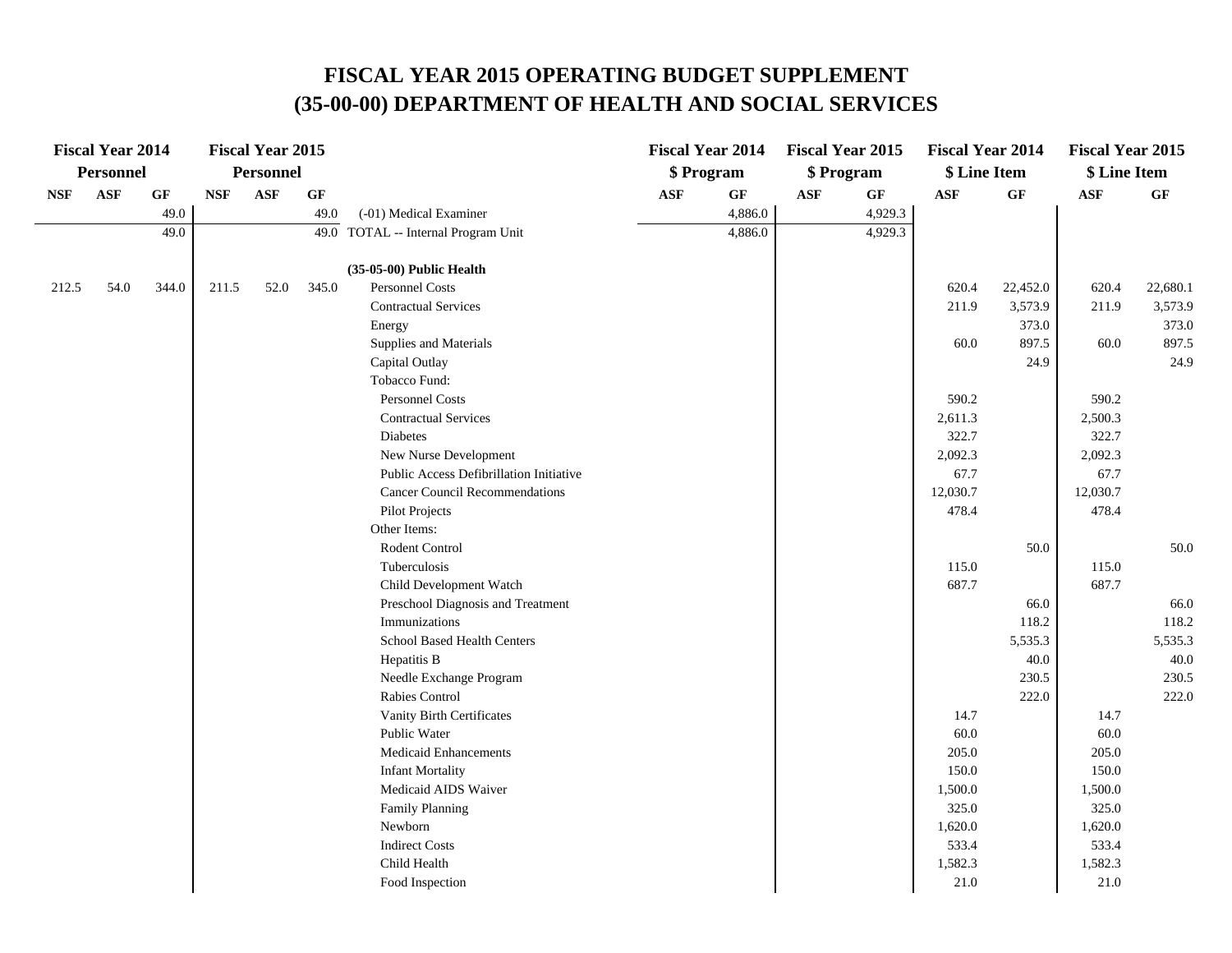# FISCAL YEAR 2015 OPERATING BUDGET SUPPLEMENT
# (35-00-00) DEPARTMENT OF HEALTH AND SOCIAL SERVICES

| Fiscal Year 2014 Personnel | | | Fiscal Year 2015 Personnel | | | | Fiscal Year 2014 $ Program | | Fiscal Year 2015 $ Program | | Fiscal Year 2014 $ Line Item | | Fiscal Year 2015 $ Line Item | |
|---|---|---|---|---|---|---|---|---|---|---|---|---|---|---|
| NSF | ASF | GF | NSF | ASF | GF | | ASF | GF | ASF | GF | ASF | GF | ASF | GF |
| | | 49.0 | | | 49.0 | (-01) Medical Examiner | | 4,886.0 | | 4,929.3 | | | | |
| | | 49.0 | | | 49.0 | TOTAL -- Internal Program Unit | | 4,886.0 | | 4,929.3 | | | | |
| | | | | | | **(35-05-00) Public Health** | | | | | | | | |
| 212.5 | 54.0 | 344.0 | 211.5 | 52.0 | 345.0 | Personnel Costs | | | | | 620.4 | 22,452.0 | 620.4 | 22,680.1 |
| | | | | | | Contractual Services | | | | | 211.9 | 3,573.9 | 211.9 | 3,573.9 |
| | | | | | | Energy | | | | | | 373.0 | | 373.0 |
| | | | | | | Supplies and Materials | | | | | 60.0 | 897.5 | 60.0 | 897.5 |
| | | | | | | Capital Outlay | | | | | | 24.9 | | 24.9 |
| | | | | | | Tobacco Fund: | | | | | | | | |
| | | | | | | Personnel Costs | | | | | 590.2 | | 590.2 | |
| | | | | | | Contractual Services | | | | | 2,611.3 | | 2,500.3 | |
| | | | | | | Diabetes | | | | | 322.7 | | 322.7 | |
| | | | | | | New Nurse Development | | | | | 2,092.3 | | 2,092.3 | |
| | | | | | | Public Access Defibrillation Initiative | | | | | 67.7 | | 67.7 | |
| | | | | | | Cancer Council Recommendations | | | | | 12,030.7 | | 12,030.7 | |
| | | | | | | Pilot Projects | | | | | 478.4 | | 478.4 | |
| | | | | | | Other Items: | | | | | | | | |
| | | | | | | Rodent Control | | | | | | 50.0 | | 50.0 |
| | | | | | | Tuberculosis | | | | | 115.0 | | 115.0 | |
| | | | | | | Child Development Watch | | | | | 687.7 | | 687.7 | |
| | | | | | | Preschool Diagnosis and Treatment | | | | | | 66.0 | | 66.0 |
| | | | | | | Immunizations | | | | | | 118.2 | | 118.2 |
| | | | | | | School Based Health Centers | | | | | | 5,535.3 | | 5,535.3 |
| | | | | | | Hepatitis B | | | | | | 40.0 | | 40.0 |
| | | | | | | Needle Exchange Program | | | | | | 230.5 | | 230.5 |
| | | | | | | Rabies Control | | | | | | 222.0 | | 222.0 |
| | | | | | | Vanity Birth Certificates | | | | | 14.7 | | 14.7 | |
| | | | | | | Public Water | | | | | 60.0 | | 60.0 | |
| | | | | | | Medicaid Enhancements | | | | | 205.0 | | 205.0 | |
| | | | | | | Infant Mortality | | | | | 150.0 | | 150.0 | |
| | | | | | | Medicaid AIDS Waiver | | | | | 1,500.0 | | 1,500.0 | |
| | | | | | | Family Planning | | | | | 325.0 | | 325.0 | |
| | | | | | | Newborn | | | | | 1,620.0 | | 1,620.0 | |
| | | | | | | Indirect Costs | | | | | 533.4 | | 533.4 | |
| | | | | | | Child Health | | | | | 1,582.3 | | 1,582.3 | |
| | | | | | | Food Inspection | | | | | 21.0 | | 21.0 | |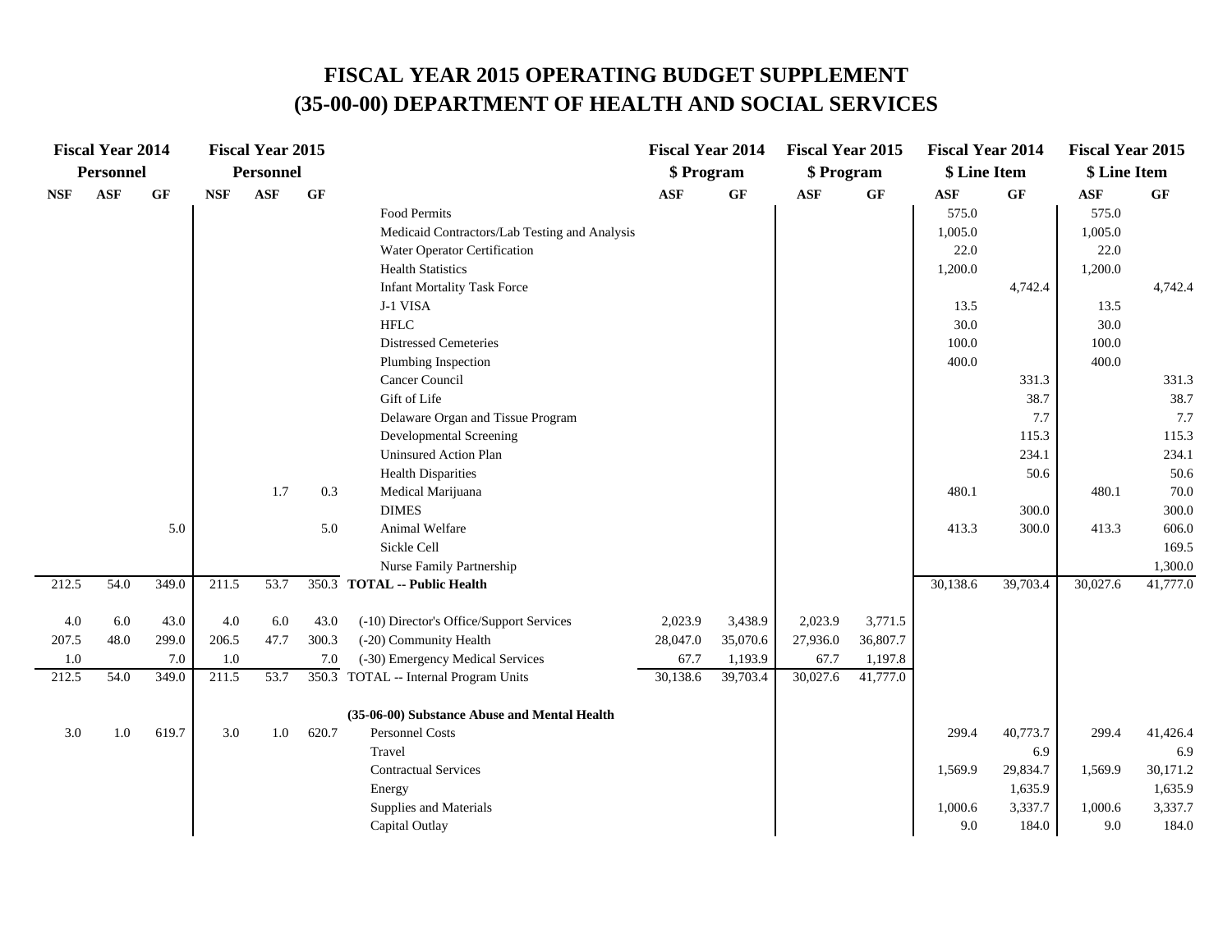# FISCAL YEAR 2015 OPERATING BUDGET SUPPLEMENT
# (35-00-00) DEPARTMENT OF HEALTH AND SOCIAL SERVICES

| Fiscal Year 2014 Personnel | | | Fiscal Year 2015 Personnel | | | | Fiscal Year 2014 $ Program | | Fiscal Year 2015 $ Program | | Fiscal Year 2014 $ Line Item | | Fiscal Year 2015 $ Line Item | |
|---|---|---|---|---|---|---|---|---|---|---|---|---|---|---|
| NSF | ASF | GF | NSF | ASF | GF | | ASF | GF | ASF | GF | ASF | GF | ASF | GF |
| | | | | | | Food Permits | | | | | 575.0 | | 575.0 | |
| | | | | | | Medicaid Contractors/Lab Testing and Analysis | | | | | 1,005.0 | | 1,005.0 | |
| | | | | | | Water Operator Certification | | | | | 22.0 | | 22.0 | |
| | | | | | | Health Statistics | | | | | 1,200.0 | | 1,200.0 | |
| | | | | | | Infant Mortality Task Force | | | | | | 4,742.4 | | 4,742.4 |
| | | | | | | J-1 VISA | | | | | 13.5 | | 13.5 | |
| | | | | | | HFLC | | | | | 30.0 | | 30.0 | |
| | | | | | | Distressed Cemeteries | | | | | 100.0 | | 100.0 | |
| | | | | | | Plumbing Inspection | | | | | 400.0 | | 400.0 | |
| | | | | | | Cancer Council | | | | | | 331.3 | | 331.3 |
| | | | | | | Gift of Life | | | | | | 38.7 | | 38.7 |
| | | | | | | Delaware Organ and Tissue Program | | | | | | 7.7 | | 7.7 |
| | | | | | | Developmental Screening | | | | | | 115.3 | | 115.3 |
| | | | | | | Uninsured Action Plan | | | | | | 234.1 | | 234.1 |
| | | | | | | Health Disparities | | | | | | 50.6 | | 50.6 |
| | | | | 1.7 | 0.3 | Medical Marijuana | | | | | 480.1 | | 480.1 | 70.0 |
| | | | | | | DIMES | | | | | | 300.0 | | 300.0 |
| | | 5.0 | | | 5.0 | Animal Welfare | | | | | 413.3 | 300.0 | 413.3 | 606.0 |
| | | | | | | Sickle Cell | | | | | | | | 169.5 |
| | | | | | | Nurse Family Partnership | | | | | | | | 1,300.0 |
| 212.5 | 54.0 | 349.0 | 211.5 | 53.7 | 350.3 | **TOTAL -- Public Health** | | | | | 30,138.6 | 39,703.4 | 30,027.6 | 41,777.0 |
| | | | | | | | | | | | | | | |
| 4.0 | 6.0 | 43.0 | 4.0 | 6.0 | 43.0 | (-10) Director's Office/Support Services | 2,023.9 | 3,438.9 | 2,023.9 | 3,771.5 | | | | |
| 207.5 | 48.0 | 299.0 | 206.5 | 47.7 | 300.3 | (-20) Community Health | 28,047.0 | 35,070.6 | 27,936.0 | 36,807.7 | | | | |
| 1.0 | | 7.0 | 1.0 | | 7.0 | (-30) Emergency Medical Services | 67.7 | 1,193.9 | 67.7 | 1,197.8 | | | | |
| 212.5 | 54.0 | 349.0 | 211.5 | 53.7 | 350.3 | TOTAL -- Internal Program Units | 30,138.6 | 39,703.4 | 30,027.6 | 41,777.0 | | | | |
| | | | | | | | | | | | | | | |
| | | | | | | **(35-06-00) Substance Abuse and Mental Health** | | | | | | | | |
| 3.0 | 1.0 | 619.7 | 3.0 | 1.0 | 620.7 | Personnel Costs | | | | | 299.4 | 40,773.7 | 299.4 | 41,426.4 |
| | | | | | | Travel | | | | | | 6.9 | | 6.9 |
| | | | | | | Contractual Services | | | | | 1,569.9 | 29,834.7 | 1,569.9 | 30,171.2 |
| | | | | | | Energy | | | | | | 1,635.9 | | 1,635.9 |
| | | | | | | Supplies and Materials | | | | | 1,000.6 | 3,337.7 | 1,000.6 | 3,337.7 |
| | | | | | | Capital Outlay | | | | | 9.0 | 184.0 | 9.0 | 184.0 |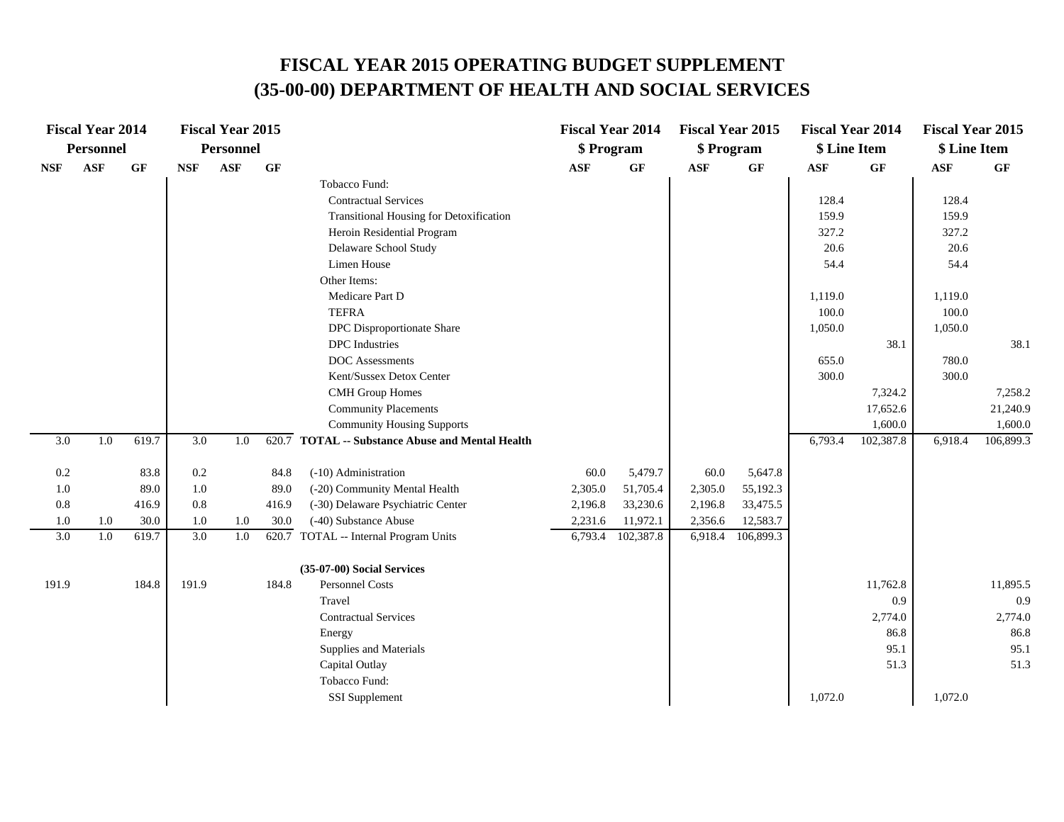# FISCAL YEAR 2015 OPERATING BUDGET SUPPLEMENT
# (35-00-00) DEPARTMENT OF HEALTH AND SOCIAL SERVICES

| Fiscal Year 2014 Personnel | | | Fiscal Year 2015 Personnel | | | | Fiscal Year 2014 $ Program | | Fiscal Year 2015 $ Program | | Fiscal Year 2014 $ Line Item | | Fiscal Year 2015 $ Line Item | |
|---|---|---|---|---|---|---|---|---|---|---|---|---|---|---|
| NSF | ASF | GF | NSF | ASF | GF | | ASF | GF | ASF | GF | ASF | GF | ASF | GF |
| | | | | | | Tobacco Fund: | | | | | | | | |
| | | | | | | Contractual Services | | | | | 128.4 | | 128.4 | |
| | | | | | | Transitional Housing for Detoxification | | | | | 159.9 | | 159.9 | |
| | | | | | | Heroin Residential Program | | | | | 327.2 | | 327.2 | |
| | | | | | | Delaware School Study | | | | | 20.6 | | 20.6 | |
| | | | | | | Limen House | | | | | 54.4 | | 54.4 | |
| | | | | | | Other Items: | | | | | | | | |
| | | | | | | Medicare Part D | | | | | 1,119.0 | | 1,119.0 | |
| | | | | | | TEFRA | | | | | 100.0 | | 100.0 | |
| | | | | | | DPC Disproportionate Share | | | | | 1,050.0 | | 1,050.0 | |
| | | | | | | DPC Industries | | | | | | 38.1 | | 38.1 |
| | | | | | | DOC Assessments | | | | | 655.0 | | 780.0 | |
| | | | | | | Kent/Sussex Detox Center | | | | | 300.0 | | 300.0 | |
| | | | | | | CMH Group Homes | | | | | | 7,324.2 | | 7,258.2 |
| | | | | | | Community Placements | | | | | | 17,652.6 | | 21,240.9 |
| | | | | | | Community Housing Supports | | | | | | 1,600.0 | | 1,600.0 |
| 3.0 | 1.0 | 619.7 | 3.0 | 1.0 | 620.7 | **TOTAL -- Substance Abuse and Mental Health** | | | | | 6,793.4 | 102,387.8 | 6,918.4 | 106,899.3 |
| | | | | | | | | | | | | | | |
| 0.2 | | 83.8 | 0.2 | | 84.8 | (-10) Administration | 60.0 | 5,479.7 | 60.0 | 5,647.8 | | | | |
| 1.0 | | 89.0 | 1.0 | | 89.0 | (-20) Community Mental Health | 2,305.0 | 51,705.4 | 2,305.0 | 55,192.3 | | | | |
| 0.8 | | 416.9 | 0.8 | | 416.9 | (-30) Delaware Psychiatric Center | 2,196.8 | 33,230.6 | 2,196.8 | 33,475.5 | | | | |
| 1.0 | 1.0 | 30.0 | 1.0 | 1.0 | 30.0 | (-40) Substance Abuse | 2,231.6 | 11,972.1 | 2,356.6 | 12,583.7 | | | | |
| 3.0 | 1.0 | 619.7 | 3.0 | 1.0 | 620.7 | TOTAL -- Internal Program Units | 6,793.4 | 102,387.8 | 6,918.4 | 106,899.3 | | | | |
| | | | | | | | | | | | | | | |
| | | | | | | **(35-07-00) Social Services** | | | | | | | | |
| 191.9 | | 184.8 | 191.9 | | 184.8 | Personnel Costs | | | | | | 11,762.8 | | 11,895.5 |
| | | | | | | Travel | | | | | | 0.9 | | 0.9 |
| | | | | | | Contractual Services | | | | | | 2,774.0 | | 2,774.0 |
| | | | | | | Energy | | | | | | 86.8 | | 86.8 |
| | | | | | | Supplies and Materials | | | | | | 95.1 | | 95.1 |
| | | | | | | Capital Outlay | | | | | | 51.3 | | 51.3 |
| | | | | | | Tobacco Fund: | | | | | | | | |
| | | | | | | SSI Supplement | | | | | 1,072.0 | | 1,072.0 | |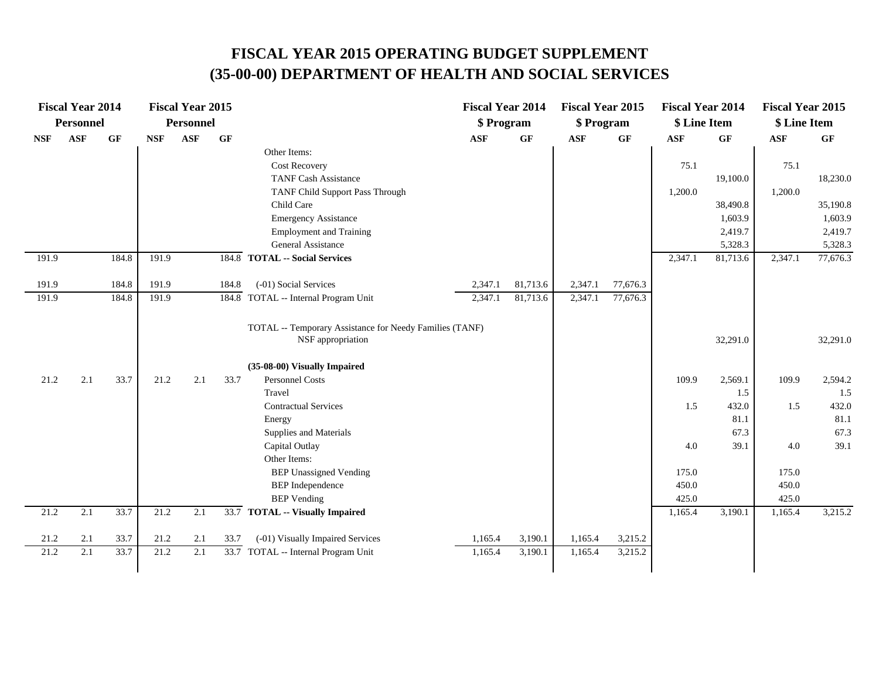# FISCAL YEAR 2015 OPERATING BUDGET SUPPLEMENT
# (35-00-00) DEPARTMENT OF HEALTH AND SOCIAL SERVICES

| Fiscal Year 2014 Personnel | | | Fiscal Year 2015 Personnel | | | | Fiscal Year 2014 $ Program | | Fiscal Year 2015 $ Program | | Fiscal Year 2014 $ Line Item | | Fiscal Year 2015 $ Line Item | |
|---|---|---|---|---|---|---|---|---|---|---|---|---|---|---|
| NSF | ASF | GF | NSF | ASF | GF | | ASF | GF | ASF | GF | ASF | GF | ASF | GF |
| | | | | | | Other Items: | | | | | | | | |
| | | | | | | Cost Recovery | | | | | 75.1 | | 75.1 | |
| | | | | | | TANF Cash Assistance | | | | | | 19,100.0 | | 18,230.0 |
| | | | | | | TANF Child Support Pass Through | | | | | 1,200.0 | | 1,200.0 | |
| | | | | | | Child Care | | | | | | 38,490.8 | | 35,190.8 |
| | | | | | | Emergency Assistance | | | | | | 1,603.9 | | 1,603.9 |
| | | | | | | Employment and Training | | | | | | 2,419.7 | | 2,419.7 |
| | | | | | | General Assistance | | | | | | 5,328.3 | | 5,328.3 |
| 191.9 | | 184.8 | 191.9 | | 184.8 | **TOTAL -- Social Services** | | | | | 2,347.1 | 81,713.6 | 2,347.1 | 77,676.3 |
| 191.9 | | 184.8 | 191.9 | | 184.8 | (-01) Social Services | 2,347.1 | 81,713.6 | 2,347.1 | 77,676.3 | | | | |
| 191.9 | | 184.8 | 191.9 | | 184.8 | TOTAL -- Internal Program Unit | 2,347.1 | 81,713.6 | 2,347.1 | 77,676.3 | | | | |
| | | | | | | TOTAL -- Temporary Assistance for Needy Families (TANF) NSF appropriation | | | | | | 32,291.0 | | 32,291.0 |
| | | | | | | **(35-08-00) Visually Impaired** | | | | | | | | |
| 21.2 | 2.1 | 33.7 | 21.2 | 2.1 | 33.7 | Personnel Costs | | | | | 109.9 | 2,569.1 | 109.9 | 2,594.2 |
| | | | | | | Travel | | | | | | 1.5 | | 1.5 |
| | | | | | | Contractual Services | | | | | 1.5 | 432.0 | 1.5 | 432.0 |
| | | | | | | Energy | | | | | | 81.1 | | 81.1 |
| | | | | | | Supplies and Materials | | | | | | 67.3 | | 67.3 |
| | | | | | | Capital Outlay | | | | | 4.0 | 39.1 | 4.0 | 39.1 |
| | | | | | | Other Items: | | | | | | | | |
| | | | | | | BEP Unassigned Vending | | | | | 175.0 | | 175.0 | |
| | | | | | | BEP Independence | | | | | 450.0 | | 450.0 | |
| | | | | | | BEP Vending | | | | | 425.0 | | 425.0 | |
| 21.2 | 2.1 | 33.7 | 21.2 | 2.1 | 33.7 | **TOTAL -- Visually Impaired** | | | | | 1,165.4 | 3,190.1 | 1,165.4 | 3,215.2 |
| 21.2 | 2.1 | 33.7 | 21.2 | 2.1 | 33.7 | (-01) Visually Impaired Services | 1,165.4 | 3,190.1 | 1,165.4 | 3,215.2 | | | | |
| 21.2 | 2.1 | 33.7 | 21.2 | 2.1 | 33.7 | TOTAL -- Internal Program Unit | 1,165.4 | 3,190.1 | 1,165.4 | 3,215.2 | | | | |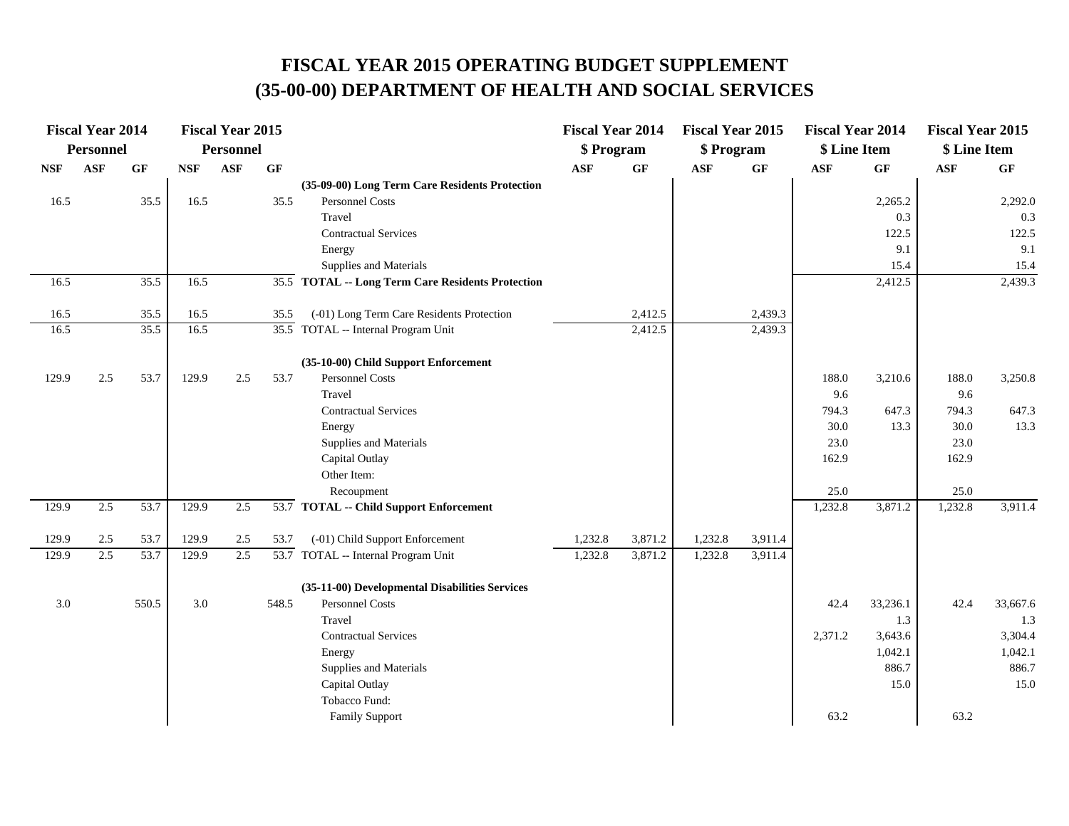# FISCAL YEAR 2015 OPERATING BUDGET SUPPLEMENT
# (35-00-00) DEPARTMENT OF HEALTH AND SOCIAL SERVICES

| Fiscal Year 2014 Personnel | | | Fiscal Year 2015 Personnel | | | | Fiscal Year 2014 $ Program | | Fiscal Year 2015 $ Program | | Fiscal Year 2014 $ Line Item | | Fiscal Year 2015 $ Line Item | |
|---|---|---|---|---|---|---|---|---|---|---|---|---|---|---|
| NSF | ASF | GF | NSF | ASF | GF | | ASF | GF | ASF | GF | ASF | GF | ASF | GF |
| | | | | | | **(35-09-00) Long Term Care Residents Protection** | | | | | | | | |
| 16.5 | | 35.5 | 16.5 | | 35.5 | Personnel Costs | | | | | | 2,265.2 | | 2,292.0 |
| | | | | | | Travel | | | | | | 0.3 | | 0.3 |
| | | | | | | Contractual Services | | | | | | 122.5 | | 122.5 |
| | | | | | | Energy | | | | | | 9.1 | | 9.1 |
| | | | | | | Supplies and Materials | | | | | | 15.4 | | 15.4 |
| 16.5 | | 35.5 | 16.5 | | 35.5 | **TOTAL -- Long Term Care Residents Protection** | | | | | | 2,412.5 | | 2,439.3 |
| 16.5 | | 35.5 | 16.5 | | 35.5 | (-01) Long Term Care Residents Protection | | 2,412.5 | | 2,439.3 | | | | |
| 16.5 | | 35.5 | 16.5 | | 35.5 | TOTAL -- Internal Program Unit | | 2,412.5 | | 2,439.3 | | | | |
| | | | | | | **(35-10-00) Child Support Enforcement** | | | | | | | | |
| 129.9 | 2.5 | 53.7 | 129.9 | 2.5 | 53.7 | Personnel Costs | | | | | 188.0 | 3,210.6 | 188.0 | 3,250.8 |
| | | | | | | Travel | | | | | 9.6 | | 9.6 | |
| | | | | | | Contractual Services | | | | | 794.3 | 647.3 | 794.3 | 647.3 |
| | | | | | | Energy | | | | | 30.0 | 13.3 | 30.0 | 13.3 |
| | | | | | | Supplies and Materials | | | | | 23.0 | | 23.0 | |
| | | | | | | Capital Outlay | | | | | 162.9 | | 162.9 | |
| | | | | | | Other Item: | | | | | | | | |
| | | | | | | Recoupment | | | | | 25.0 | | 25.0 | |
| 129.9 | 2.5 | 53.7 | 129.9 | 2.5 | 53.7 | **TOTAL -- Child Support Enforcement** | | | | | 1,232.8 | 3,871.2 | 1,232.8 | 3,911.4 |
| 129.9 | 2.5 | 53.7 | 129.9 | 2.5 | 53.7 | (-01) Child Support Enforcement | 1,232.8 | 3,871.2 | 1,232.8 | 3,911.4 | | | | |
| 129.9 | 2.5 | 53.7 | 129.9 | 2.5 | 53.7 | TOTAL -- Internal Program Unit | 1,232.8 | 3,871.2 | 1,232.8 | 3,911.4 | | | | |
| | | | | | | **(35-11-00) Developmental Disabilities Services** | | | | | | | | |
| 3.0 | | 550.5 | 3.0 | | 548.5 | Personnel Costs | | | | | 42.4 | 33,236.1 | 42.4 | 33,667.6 |
| | | | | | | Travel | | | | | | 1.3 | | 1.3 |
| | | | | | | Contractual Services | | | | | 2,371.2 | 3,643.6 | | 3,304.4 |
| | | | | | | Energy | | | | | | 1,042.1 | | 1,042.1 |
| | | | | | | Supplies and Materials | | | | | | 886.7 | | 886.7 |
| | | | | | | Capital Outlay | | | | | | 15.0 | | 15.0 |
| | | | | | | Tobacco Fund: | | | | | | | | |
| | | | | | | Family Support | | | | | 63.2 | | 63.2 | |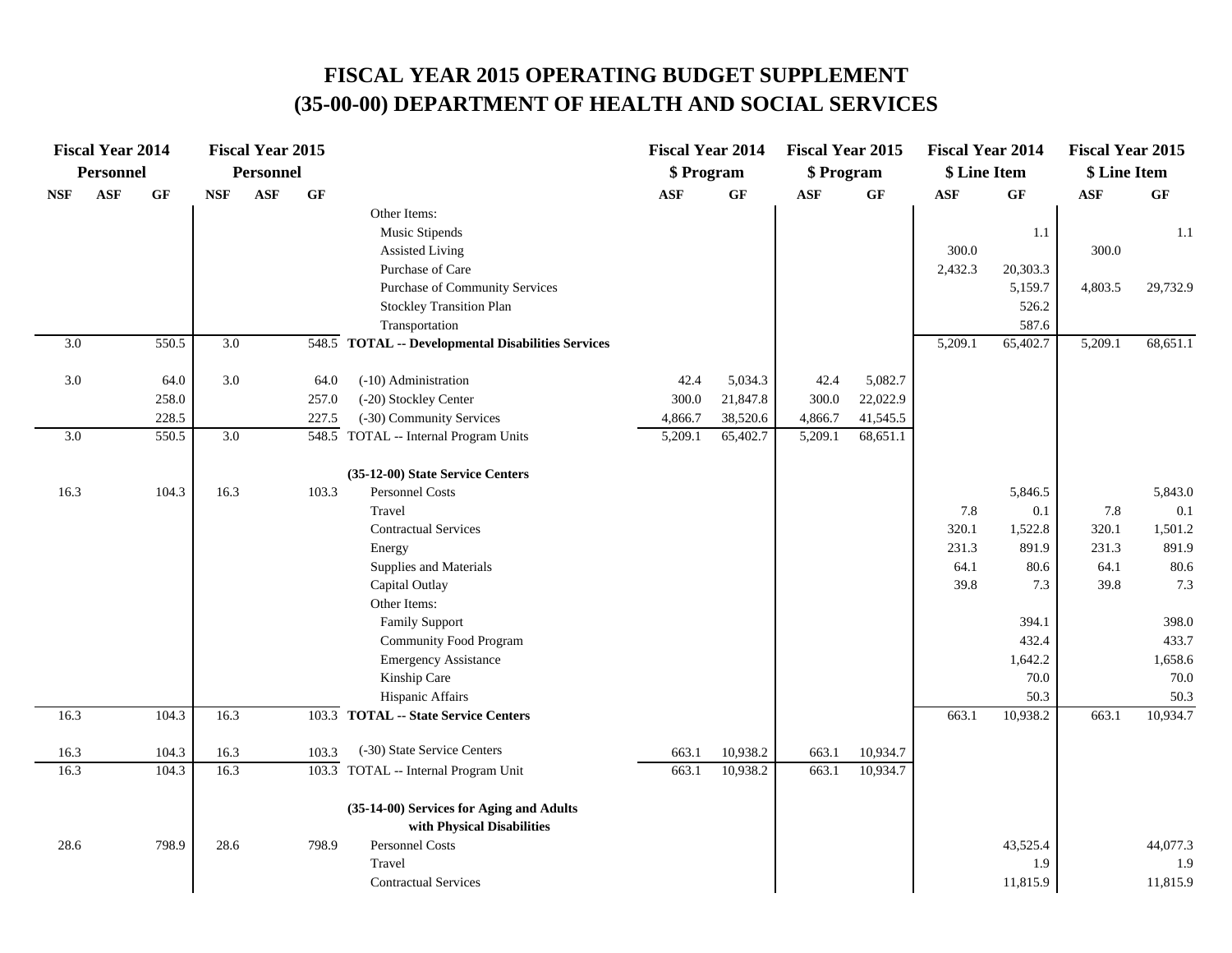# FISCAL YEAR 2015 OPERATING BUDGET SUPPLEMENT
# (35-00-00) DEPARTMENT OF HEALTH AND SOCIAL SERVICES

| Fiscal Year 2014 Personnel | | | Fiscal Year 2015 Personnel | | | | Fiscal Year 2014 $ Program | | Fiscal Year 2015 $ Program | | Fiscal Year 2014 $ Line Item | | Fiscal Year 2015 $ Line Item | |
|---|---|---|---|---|---|---|---|---|---|---|---|---|---|---|
| NSF | ASF | GF | NSF | ASF | GF | | ASF | GF | ASF | GF | ASF | GF | ASF | GF |
| | | | | | | Other Items: | | | | | | | | |
| | | | | | | Music Stipends | | | | | | 1.1 | | 1.1 |
| | | | | | | Assisted Living | | | | | 300.0 | | 300.0 | |
| | | | | | | Purchase of Care | | | | | 2,432.3 | 20,303.3 | | |
| | | | | | | Purchase of Community Services | | | | | | 5,159.7 | 4,803.5 | 29,732.9 |
| | | | | | | Stockley Transition Plan | | | | | | 526.2 | | |
| | | | | | | Transportation | | | | | | 587.6 | | |
| 3.0 | | 550.5 | 3.0 | | 548.5 | **TOTAL -- Developmental Disabilities Services** | | | | | 5,209.1 | 65,402.7 | 5,209.1 | 68,651.1 |
| | | | | | | | | | | | | | | |
| 3.0 | | 64.0 | 3.0 | | 64.0 | (-10) Administration | 42.4 | 5,034.3 | 42.4 | 5,082.7 | | | | |
| | | 258.0 | | | 257.0 | (-20) Stockley Center | 300.0 | 21,847.8 | 300.0 | 22,022.9 | | | | |
| | | 228.5 | | | 227.5 | (-30) Community Services | 4,866.7 | 38,520.6 | 4,866.7 | 41,545.5 | | | | |
| 3.0 | | 550.5 | 3.0 | | 548.5 | TOTAL -- Internal Program Units | 5,209.1 | 65,402.7 | 5,209.1 | 68,651.1 | | | | |
| | | | | | | | | | | | | | | |
| | | | | | | **(35-12-00) State Service Centers** | | | | | | | | |
| 16.3 | | 104.3 | 16.3 | | 103.3 | Personnel Costs | | | | | | 5,846.5 | | 5,843.0 |
| | | | | | | Travel | | | | | 7.8 | 0.1 | 7.8 | 0.1 |
| | | | | | | Contractual Services | | | | | 320.1 | 1,522.8 | 320.1 | 1,501.2 |
| | | | | | | Energy | | | | | 231.3 | 891.9 | 231.3 | 891.9 |
| | | | | | | Supplies and Materials | | | | | 64.1 | 80.6 | 64.1 | 80.6 |
| | | | | | | Capital Outlay | | | | | 39.8 | 7.3 | 39.8 | 7.3 |
| | | | | | | Other Items: | | | | | | | | |
| | | | | | | Family Support | | | | | | 394.1 | | 398.0 |
| | | | | | | Community Food Program | | | | | | 432.4 | | 433.7 |
| | | | | | | Emergency Assistance | | | | | | 1,642.2 | | 1,658.6 |
| | | | | | | Kinship Care | | | | | | 70.0 | | 70.0 |
| | | | | | | Hispanic Affairs | | | | | | 50.3 | | 50.3 |
| 16.3 | | 104.3 | 16.3 | | 103.3 | **TOTAL -- State Service Centers** | | | | | 663.1 | 10,938.2 | 663.1 | 10,934.7 |
| | | | | | | | | | | | | | | |
| 16.3 | | 104.3 | 16.3 | | 103.3 | (-30) State Service Centers | 663.1 | 10,938.2 | 663.1 | 10,934.7 | | | | |
| 16.3 | | 104.3 | 16.3 | | 103.3 | TOTAL -- Internal Program Unit | 663.1 | 10,938.2 | 663.1 | 10,934.7 | | | | |
| | | | | | | | | | | | | | | |
| | | | | | | **(35-14-00) Services for Aging and Adults with Physical Disabilities** | | | | | | | | |
| 28.6 | | 798.9 | 28.6 | | 798.9 | Personnel Costs | | | | | | 43,525.4 | | 44,077.3 |
| | | | | | | Travel | | | | | | 1.9 | | 1.9 |
| | | | | | | Contractual Services | | | | | | 11,815.9 | | 11,815.9 |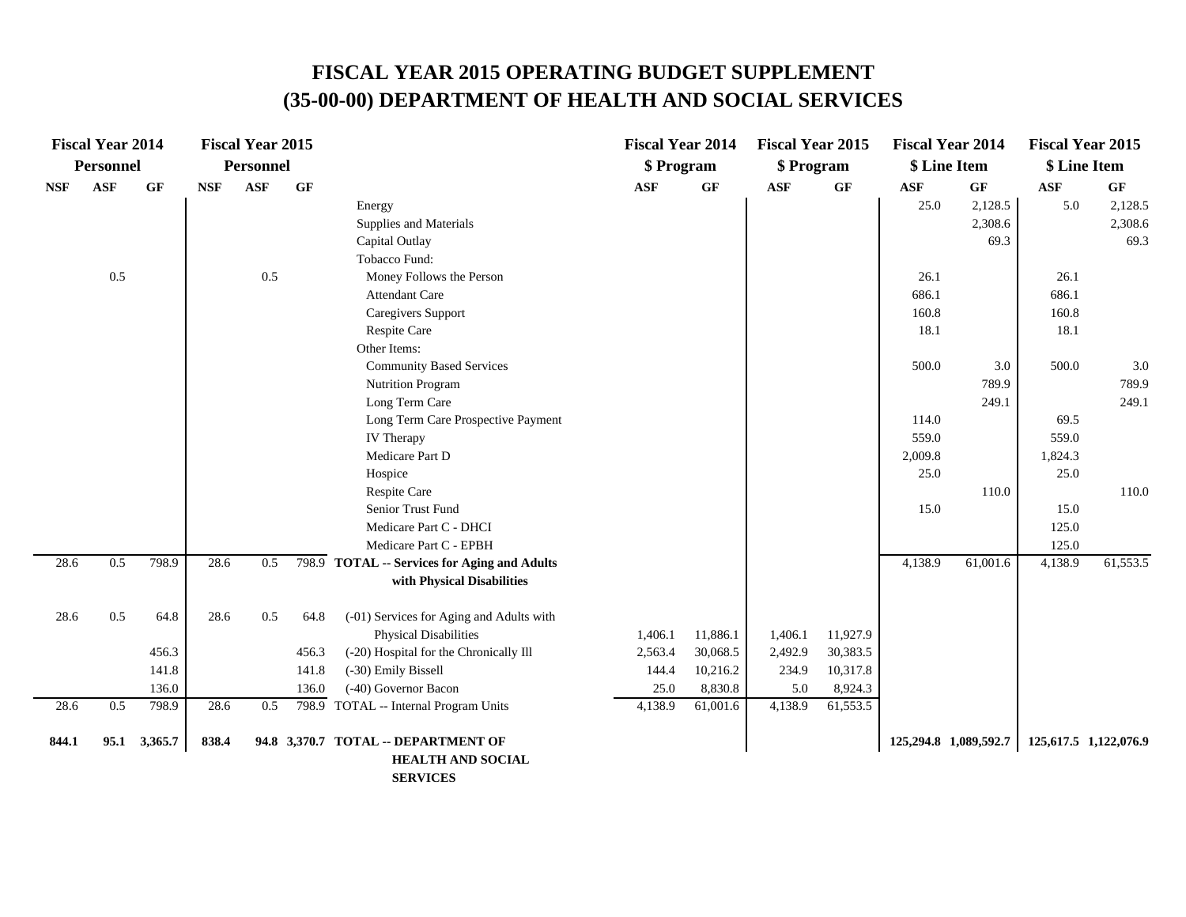# FISCAL YEAR 2015 OPERATING BUDGET SUPPLEMENT
# (35-00-00) DEPARTMENT OF HEALTH AND SOCIAL SERVICES

| Fiscal Year 2014 Personnel | | | Fiscal Year 2015 Personnel | | | | Fiscal Year 2014 $ Program | | Fiscal Year 2015 $ Program | | Fiscal Year 2014 $ Line Item | | Fiscal Year 2015 $ Line Item | |
|---|---|---|---|---|---|---|---|---|---|---|---|---|---|---|
| NSF | ASF | GF | NSF | ASF | GF | | ASF | GF | ASF | GF | ASF | GF | ASF | GF |
| | | | | | | Energy | | | | | 25.0 | 2,128.5 | 5.0 | 2,128.5 |
| | | | | | | Supplies and Materials | | | | | | 2,308.6 | | 2,308.6 |
| | | | | | | Capital Outlay | | | | | | 69.3 | | 69.3 |
| | | | | | | Tobacco Fund: | | | | | | | | |
| | 0.5 | | | 0.5 | | Money Follows the Person | | | | | 26.1 | | 26.1 | |
| | | | | | | Attendant Care | | | | | 686.1 | | 686.1 | |
| | | | | | | Caregivers Support | | | | | 160.8 | | 160.8 | |
| | | | | | | Respite Care | | | | | 18.1 | | 18.1 | |
| | | | | | | Other Items: | | | | | | | | |
| | | | | | | Community Based Services | | | | | 500.0 | 3.0 | 500.0 | 3.0 |
| | | | | | | Nutrition Program | | | | | | 789.9 | | 789.9 |
| | | | | | | Long Term Care | | | | | | 249.1 | | 249.1 |
| | | | | | | Long Term Care Prospective Payment | | | | | 114.0 | | 69.5 | |
| | | | | | | IV Therapy | | | | | 559.0 | | 559.0 | |
| | | | | | | Medicare Part D | | | | | 2,009.8 | | 1,824.3 | |
| | | | | | | Hospice | | | | | 25.0 | | 25.0 | |
| | | | | | | Respite Care | | | | | | 110.0 | | 110.0 |
| | | | | | | Senior Trust Fund | | | | | 15.0 | | 15.0 | |
| | | | | | | Medicare Part C - DHCI | | | | | | | 125.0 | |
| | | | | | | Medicare Part C - EPBH | | | | | | | 125.0 | |
| 28.6 | 0.5 | 798.9 | 28.6 | 0.5 | 798.9 | **TOTAL -- Services for Aging and Adults with Physical Disabilities** | | | | | 4,138.9 | 61,001.6 | 4,138.9 | 61,553.5 |
| 28.6 | 0.5 | 64.8 | 28.6 | 0.5 | 64.8 | (-01) Services for Aging and Adults with Physical Disabilities | 1,406.1 | 11,886.1 | 1,406.1 | 11,927.9 | | | | |
| | | 456.3 | | | 456.3 | (-20) Hospital for the Chronically Ill | 2,563.4 | 30,068.5 | 2,492.9 | 30,383.5 | | | | |
| | | 141.8 | | | 141.8 | (-30) Emily Bissell | 144.4 | 10,216.2 | 234.9 | 10,317.8 | | | | |
| | | 136.0 | | | 136.0 | (-40) Governor Bacon | 25.0 | 8,830.8 | 5.0 | 8,924.3 | | | | |
| 28.6 | 0.5 | 798.9 | 28.6 | 0.5 | 798.9 | TOTAL -- Internal Program Units | 4,138.9 | 61,001.6 | 4,138.9 | 61,553.5 | | | | |
| **844.1** | **95.1** | **3,365.7** | **838.4** | **94.8** | **3,370.7** | **TOTAL -- DEPARTMENT OF HEALTH AND SOCIAL SERVICES** | | | | | **125,294.8** | **1,089,592.7** | **125,617.5** | **1,122,076.9** |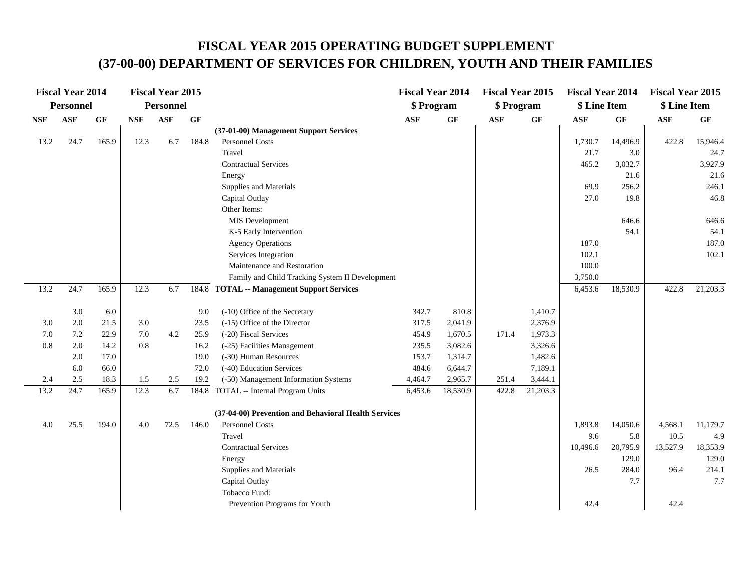# FISCAL YEAR 2015 OPERATING BUDGET SUPPLEMENT

# (37-00-00) DEPARTMENT OF SERVICES FOR CHILDREN, YOUTH AND THEIR FAMILIES

| Fiscal Year 2014 Personnel | | | Fiscal Year 2015 Personnel | | | | Fiscal Year 2014 $ Program | | Fiscal Year 2015 $ Program | | Fiscal Year 2014 $ Line Item | | Fiscal Year 2015 $ Line Item | |
|---|---|---|---|---|---|---|---|---|---|---|---|---|---|---|
| NSF | ASF | GF | NSF | ASF | GF | | ASF | GF | ASF | GF | ASF | GF | ASF | GF |
| | | | | | | **(37-01-00) Management Support Services** | | | | | | | | |
| 13.2 | 24.7 | 165.9 | 12.3 | 6.7 | 184.8 | Personnel Costs | | | | | 1,730.7 | 14,496.9 | 422.8 | 15,946.4 |
| | | | | | | Travel | | | | | 21.7 | 3.0 | | 24.7 |
| | | | | | | Contractual Services | | | | | 465.2 | 3,032.7 | | 3,927.9 |
| | | | | | | Energy | | | | | | 21.6 | | 21.6 |
| | | | | | | Supplies and Materials | | | | | 69.9 | 256.2 | | 246.1 |
| | | | | | | Capital Outlay | | | | | 27.0 | 19.8 | | 46.8 |
| | | | | | | Other Items: | | | | | | | | |
| | | | | | | MIS Development | | | | | | 646.6 | | 646.6 |
| | | | | | | K-5 Early Intervention | | | | | | 54.1 | | 54.1 |
| | | | | | | Agency Operations | | | | | 187.0 | | | 187.0 |
| | | | | | | Services Integration | | | | | 102.1 | | | 102.1 |
| | | | | | | Maintenance and Restoration | | | | | 100.0 | | | |
| | | | | | | Family and Child Tracking System II Development | | | | | 3,750.0 | | | |
| 13.2 | 24.7 | 165.9 | 12.3 | 6.7 | 184.8 | **TOTAL -- Management Support Services** | | | | | 6,453.6 | 18,530.9 | 422.8 | 21,203.3 |
| | 3.0 | 6.0 | | | 9.0 | (-10) Office of the Secretary | 342.7 | 810.8 | | 1,410.7 | | | | |
| 3.0 | 2.0 | 21.5 | 3.0 | | 23.5 | (-15) Office of the Director | 317.5 | 2,041.9 | | 2,376.9 | | | | |
| 7.0 | 7.2 | 22.9 | 7.0 | 4.2 | 25.9 | (-20) Fiscal Services | 454.9 | 1,670.5 | 171.4 | 1,973.3 | | | | |
| 0.8 | 2.0 | 14.2 | 0.8 | | 16.2 | (-25) Facilities Management | 235.5 | 3,082.6 | | 3,326.6 | | | | |
| | 2.0 | 17.0 | | | 19.0 | (-30) Human Resources | 153.7 | 1,314.7 | | 1,482.6 | | | | |
| | 6.0 | 66.0 | | | 72.0 | (-40) Education Services | 484.6 | 6,644.7 | | 7,189.1 | | | | |
| 2.4 | 2.5 | 18.3 | 1.5 | 2.5 | 19.2 | (-50) Management Information Systems | 4,464.7 | 2,965.7 | 251.4 | 3,444.1 | | | | |
| 13.2 | 24.7 | 165.9 | 12.3 | 6.7 | 184.8 | TOTAL -- Internal Program Units | 6,453.6 | 18,530.9 | 422.8 | 21,203.3 | | | | |
| | | | | | | **(37-04-00) Prevention and Behavioral Health Services** | | | | | | | | |
| 4.0 | 25.5 | 194.0 | 4.0 | 72.5 | 146.0 | Personnel Costs | | | | | 1,893.8 | 14,050.6 | 4,568.1 | 11,179.7 |
| | | | | | | Travel | | | | | 9.6 | 5.8 | 10.5 | 4.9 |
| | | | | | | Contractual Services | | | | | 10,496.6 | 20,795.9 | 13,527.9 | 18,353.9 |
| | | | | | | Energy | | | | | | 129.0 | | 129.0 |
| | | | | | | Supplies and Materials | | | | | 26.5 | 284.0 | 96.4 | 214.1 |
| | | | | | | Capital Outlay | | | | | | 7.7 | | 7.7 |
| | | | | | | Tobacco Fund: | | | | | | | | |
| | | | | | | Prevention Programs for Youth | | | | | 42.4 | | 42.4 | |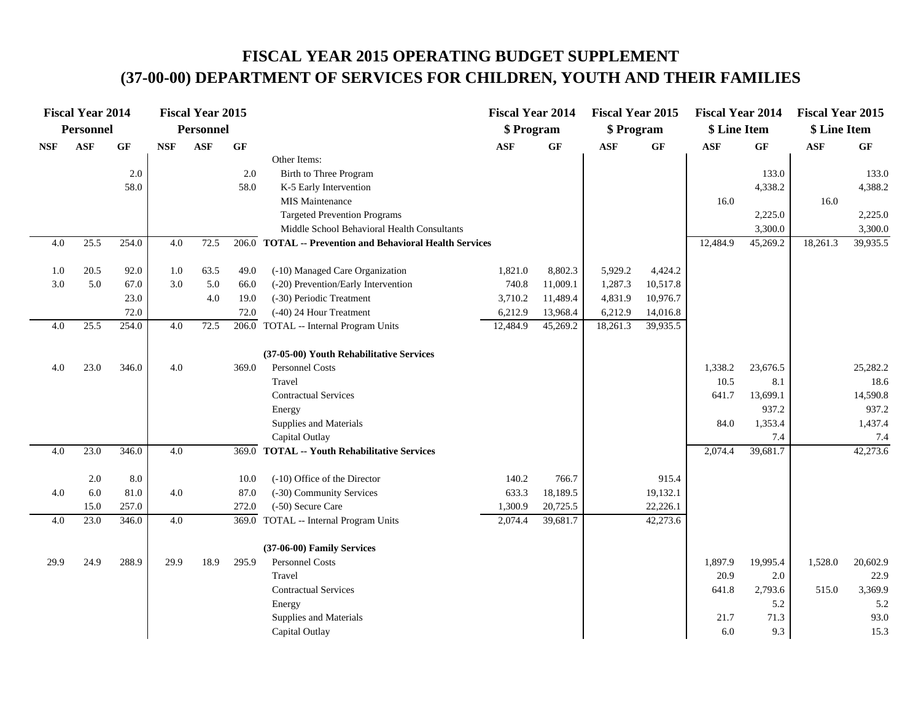# FISCAL YEAR 2015 OPERATING BUDGET SUPPLEMENT
# (37-00-00) DEPARTMENT OF SERVICES FOR CHILDREN, YOUTH AND THEIR FAMILIES

| Fiscal Year 2014 Personnel | | | Fiscal Year 2015 Personnel | | | | Fiscal Year 2014 $ Program | | Fiscal Year 2015 $ Program | | Fiscal Year 2014 $ Line Item | | Fiscal Year 2015 $ Line Item | |
|---|---|---|---|---|---|---|---|---|---|---|---|---|---|---|
| NSF | ASF | GF | NSF | ASF | GF | | ASF | GF | ASF | GF | ASF | GF | ASF | GF |
| | | | | | | Other Items: | | | | | | | | |
| | | 2.0 | | | 2.0 | Birth to Three Program | | | | | | 133.0 | | 133.0 |
| | | 58.0 | | | 58.0 | K-5 Early Intervention | | | | | | 4,338.2 | | 4,388.2 |
| | | | | | | MIS Maintenance | | | | | 16.0 | | 16.0 | |
| | | | | | | Targeted Prevention Programs | | | | | | 2,225.0 | | 2,225.0 |
| | | | | | | Middle School Behavioral Health Consultants | | | | | | 3,300.0 | | 3,300.0 |
| 4.0 | 25.5 | 254.0 | 4.0 | 72.5 | 206.0 | **TOTAL -- Prevention and Behavioral Health Services** | | | | | 12,484.9 | 45,269.2 | 18,261.3 | 39,935.5 |
| | | | | | | | | | | | | | | |
| 1.0 | 20.5 | 92.0 | 1.0 | 63.5 | 49.0 | (-10) Managed Care Organization | 1,821.0 | 8,802.3 | 5,929.2 | 4,424.2 | | | | |
| 3.0 | 5.0 | 67.0 | 3.0 | 5.0 | 66.0 | (-20) Prevention/Early Intervention | 740.8 | 11,009.1 | 1,287.3 | 10,517.8 | | | | |
| | | 23.0 | | 4.0 | 19.0 | (-30) Periodic Treatment | 3,710.2 | 11,489.4 | 4,831.9 | 10,976.7 | | | | |
| | | 72.0 | | | 72.0 | (-40) 24 Hour Treatment | 6,212.9 | 13,968.4 | 6,212.9 | 14,016.8 | | | | |
| 4.0 | 25.5 | 254.0 | 4.0 | 72.5 | 206.0 | TOTAL -- Internal Program Units | 12,484.9 | 45,269.2 | 18,261.3 | 39,935.5 | | | | |
| | | | | | | | | | | | | | | |
| | | | | | | **(37-05-00) Youth Rehabilitative Services** | | | | | | | | |
| 4.0 | 23.0 | 346.0 | 4.0 | | 369.0 | Personnel Costs | | | | | 1,338.2 | 23,676.5 | | 25,282.2 |
| | | | | | | Travel | | | | | 10.5 | 8.1 | | 18.6 |
| | | | | | | Contractual Services | | | | | 641.7 | 13,699.1 | | 14,590.8 |
| | | | | | | Energy | | | | | | 937.2 | | 937.2 |
| | | | | | | Supplies and Materials | | | | | 84.0 | 1,353.4 | | 1,437.4 |
| | | | | | | Capital Outlay | | | | | | 7.4 | | 7.4 |
| 4.0 | 23.0 | 346.0 | 4.0 | | 369.0 | **TOTAL -- Youth Rehabilitative Services** | | | | | 2,074.4 | 39,681.7 | | 42,273.6 |
| | | | | | | | | | | | | | | |
| | 2.0 | 8.0 | | | 10.0 | (-10) Office of the Director | 140.2 | 766.7 | | 915.4 | | | | |
| 4.0 | 6.0 | 81.0 | 4.0 | | 87.0 | (-30) Community Services | 633.3 | 18,189.5 | | 19,132.1 | | | | |
| | 15.0 | 257.0 | | | 272.0 | (-50) Secure Care | 1,300.9 | 20,725.5 | | 22,226.1 | | | | |
| 4.0 | 23.0 | 346.0 | 4.0 | | 369.0 | TOTAL -- Internal Program Units | 2,074.4 | 39,681.7 | | 42,273.6 | | | | |
| | | | | | | | | | | | | | | |
| | | | | | | **(37-06-00) Family Services** | | | | | | | | |
| 29.9 | 24.9 | 288.9 | 29.9 | 18.9 | 295.9 | Personnel Costs | | | | | 1,897.9 | 19,995.4 | 1,528.0 | 20,602.9 |
| | | | | | | Travel | | | | | 20.9 | 2.0 | | 22.9 |
| | | | | | | Contractual Services | | | | | 641.8 | 2,793.6 | 515.0 | 3,369.9 |
| | | | | | | Energy | | | | | | 5.2 | | 5.2 |
| | | | | | | Supplies and Materials | | | | | 21.7 | 71.3 | | 93.0 |
| | | | | | | Capital Outlay | | | | | 6.0 | 9.3 | | 15.3 |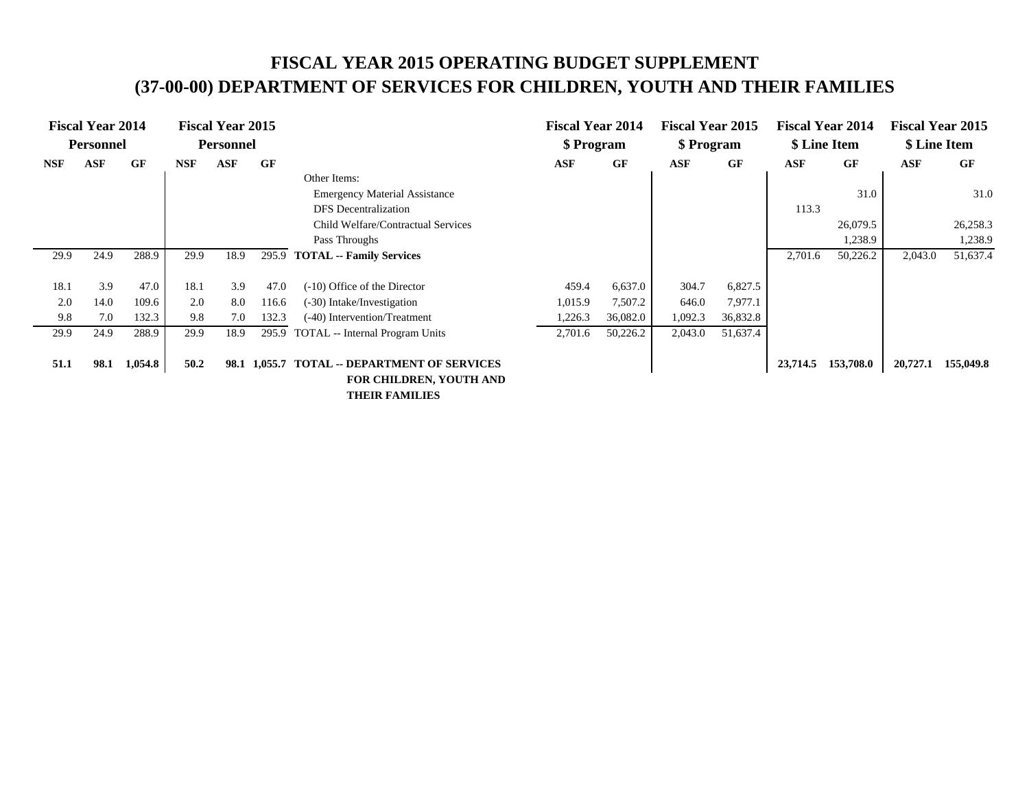# FISCAL YEAR 2015 OPERATING BUDGET SUPPLEMENT
# (37-00-00) DEPARTMENT OF SERVICES FOR CHILDREN, YOUTH AND THEIR FAMILIES

| Fiscal Year 2014 Personnel | | | Fiscal Year 2015 Personnel | | | | Fiscal Year 2014 $ Program | | Fiscal Year 2015 $ Program | | Fiscal Year 2014 $ Line Item | | Fiscal Year 2015 $ Line Item | |
|---|---|---|---|---|---|---|---|---|---|---|---|---|---|---|
| NSF | ASF | GF | NSF | ASF | GF | | ASF | GF | ASF | GF | ASF | GF | ASF | GF |
| | | | | | | Other Items: | | | | | | | | |
| | | | | | | Emergency Material Assistance | | | | | | 31.0 | | 31.0 |
| | | | | | | DFS Decentralization | | | | | 113.3 | | | |
| | | | | | | Child Welfare/Contractual Services | | | | | | 26,079.5 | | 26,258.3 |
| | | | | | | Pass Throughs | | | | | | 1,238.9 | | 1,238.9 |
| 29.9 | 24.9 | 288.9 | 29.9 | 18.9 | 295.9 | **TOTAL -- Family Services** | | | | | 2,701.6 | 50,226.2 | 2,043.0 | 51,637.4 |
| 18.1 | 3.9 | 47.0 | 18.1 | 3.9 | 47.0 | (-10) Office of the Director | 459.4 | 6,637.0 | 304.7 | 6,827.5 | | | | |
| 2.0 | 14.0 | 109.6 | 2.0 | 8.0 | 116.6 | (-30) Intake/Investigation | 1,015.9 | 7,507.2 | 646.0 | 7,977.1 | | | | |
| 9.8 | 7.0 | 132.3 | 9.8 | 7.0 | 132.3 | (-40) Intervention/Treatment | 1,226.3 | 36,082.0 | 1,092.3 | 36,832.8 | | | | |
| 29.9 | 24.9 | 288.9 | 29.9 | 18.9 | 295.9 | TOTAL -- Internal Program Units | 2,701.6 | 50,226.2 | 2,043.0 | 51,637.4 | | | | |
| **51.1** | **98.1** | **1,054.8** | **50.2** | **98.1** | **1,055.7** | **TOTAL -- DEPARTMENT OF SERVICES FOR CHILDREN, YOUTH AND THEIR FAMILIES** | | | | | **23,714.5** | **153,708.0** | **20,727.1** | **155,049.8** |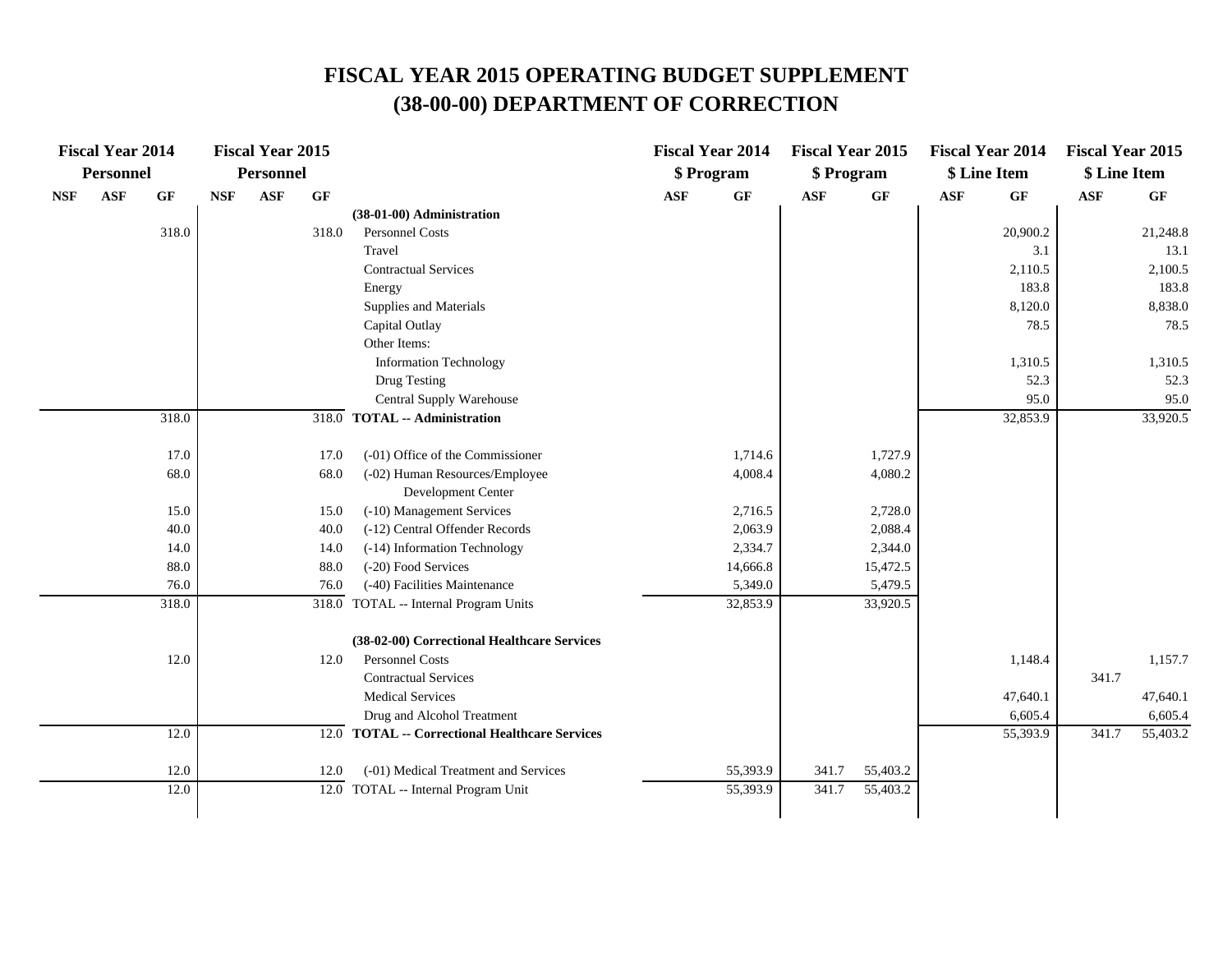# FISCAL YEAR 2015 OPERATING BUDGET SUPPLEMENT
# (38-00-00) DEPARTMENT OF CORRECTION

| Fiscal Year 2014 Personnel | | | Fiscal Year 2015 Personnel | | | | Fiscal Year 2014 $ Program | | Fiscal Year 2015 $ Program | | Fiscal Year 2014 $ Line Item | | Fiscal Year 2015 $ Line Item | |
|---|---|---|---|---|---|---|---|---|---|---|---|---|---|---|
| NSF | ASF | GF | NSF | ASF | GF | | ASF | GF | ASF | GF | ASF | GF | ASF | GF |
| | | | | | | **(38-01-00) Administration** | | | | | | | | |
| | | 318.0 | | | 318.0 | Personnel Costs | | | | | | 20,900.2 | | 21,248.8 |
| | | | | | | Travel | | | | | | 3.1 | | 13.1 |
| | | | | | | Contractual Services | | | | | | 2,110.5 | | 2,100.5 |
| | | | | | | Energy | | | | | | 183.8 | | 183.8 |
| | | | | | | Supplies and Materials | | | | | | 8,120.0 | | 8,838.0 |
| | | | | | | Capital Outlay | | | | | | 78.5 | | 78.5 |
| | | | | | | Other Items: | | | | | | | | |
| | | | | | | Information Technology | | | | | | 1,310.5 | | 1,310.5 |
| | | | | | | Drug Testing | | | | | | 52.3 | | 52.3 |
| | | | | | | Central Supply Warehouse | | | | | | 95.0 | | 95.0 |
| | | 318.0 | | | 318.0 | **TOTAL -- Administration** | | | | | | 32,853.9 | | 33,920.5 |
| | | 17.0 | | | 17.0 | (-01) Office of the Commissioner | | 1,714.6 | | 1,727.9 | | | | |
| | | 68.0 | | | 68.0 | (-02) Human Resources/Employee Development Center | | 4,008.4 | | 4,080.2 | | | | |
| | | 15.0 | | | 15.0 | (-10) Management Services | | 2,716.5 | | 2,728.0 | | | | |
| | | 40.0 | | | 40.0 | (-12) Central Offender Records | | 2,063.9 | | 2,088.4 | | | | |
| | | 14.0 | | | 14.0 | (-14) Information Technology | | 2,334.7 | | 2,344.0 | | | | |
| | | 88.0 | | | 88.0 | (-20) Food Services | | 14,666.8 | | 15,472.5 | | | | |
| | | 76.0 | | | 76.0 | (-40) Facilities Maintenance | | 5,349.0 | | 5,479.5 | | | | |
| | | 318.0 | | | 318.0 | TOTAL -- Internal Program Units | | 32,853.9 | | 33,920.5 | | | | |
| | | | | | | **(38-02-00) Correctional Healthcare Services** | | | | | | | | |
| | | 12.0 | | | 12.0 | Personnel Costs | | | | | | 1,148.4 | | 1,157.7 |
| | | | | | | Contractual Services | | | | | | | 341.7 | |
| | | | | | | Medical Services | | | | | | 47,640.1 | | 47,640.1 |
| | | | | | | Drug and Alcohol Treatment | | | | | | 6,605.4 | | 6,605.4 |
| | | 12.0 | | | 12.0 | **TOTAL -- Correctional Healthcare Services** | | | | | | 55,393.9 | 341.7 | 55,403.2 |
| | | 12.0 | | | 12.0 | (-01) Medical Treatment and Services | | 55,393.9 | 341.7 | 55,403.2 | | | | |
| | | 12.0 | | | 12.0 | TOTAL -- Internal Program Unit | | 55,393.9 | 341.7 | 55,403.2 | | | | |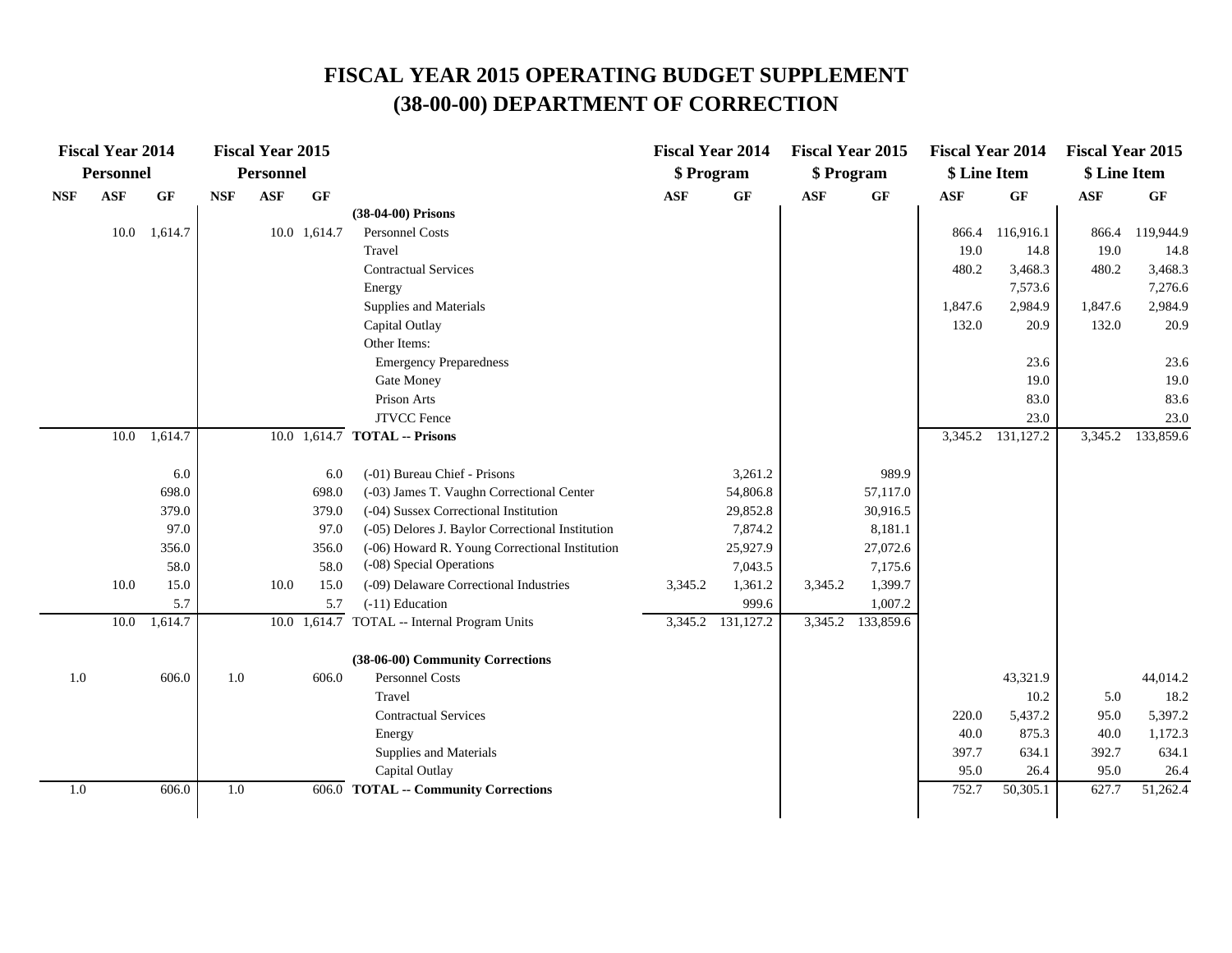# FISCAL YEAR 2015 OPERATING BUDGET SUPPLEMENT
# (38-00-00) DEPARTMENT OF CORRECTION

| Fiscal Year 2014 Personnel | | | Fiscal Year 2015 Personnel | | | | Fiscal Year 2014 $ Program | | Fiscal Year 2015 $ Program | | Fiscal Year 2014 $ Line Item | | Fiscal Year 2015 $ Line Item | |
|---|---|---|---|---|---|---|---|---|---|---|---|---|---|---|
| NSF | ASF | GF | NSF | ASF | GF | | ASF | GF | ASF | GF | ASF | GF | ASF | GF |
| | | | | | | **(38-04-00) Prisons** | | | | | | | | |
| | 10.0 | 1,614.7 | | 10.0 | 1,614.7 | Personnel Costs | | | | | 866.4 | 116,916.1 | 866.4 | 119,944.9 |
| | | | | | | Travel | | | | | 19.0 | 14.8 | 19.0 | 14.8 |
| | | | | | | Contractual Services | | | | | 480.2 | 3,468.3 | 480.2 | 3,468.3 |
| | | | | | | Energy | | | | | | 7,573.6 | | 7,276.6 |
| | | | | | | Supplies and Materials | | | | | 1,847.6 | 2,984.9 | 1,847.6 | 2,984.9 |
| | | | | | | Capital Outlay | | | | | 132.0 | 20.9 | 132.0 | 20.9 |
| | | | | | | Other Items: | | | | | | | | |
| | | | | | | Emergency Preparedness | | | | | | 23.6 | | 23.6 |
| | | | | | | Gate Money | | | | | | 19.0 | | 19.0 |
| | | | | | | Prison Arts | | | | | | 83.0 | | 83.6 |
| | | | | | | JTVCC Fence | | | | | | 23.0 | | 23.0 |
| | 10.0 | 1,614.7 | | 10.0 | 1,614.7 | **TOTAL -- Prisons** | | | | | 3,345.2 | 131,127.2 | 3,345.2 | 133,859.6 |
| | | | | | | | | | | | | | | |
| | | 6.0 | | | 6.0 | (-01) Bureau Chief - Prisons | | 3,261.2 | | 989.9 | | | | |
| | | 698.0 | | | 698.0 | (-03) James T. Vaughn Correctional Center | | 54,806.8 | | 57,117.0 | | | | |
| | | 379.0 | | | 379.0 | (-04) Sussex Correctional Institution | | 29,852.8 | | 30,916.5 | | | | |
| | | 97.0 | | | 97.0 | (-05) Delores J. Baylor Correctional Institution | | 7,874.2 | | 8,181.1 | | | | |
| | | 356.0 | | | 356.0 | (-06) Howard R. Young Correctional Institution | | 25,927.9 | | 27,072.6 | | | | |
| | | 58.0 | | | 58.0 | (-08) Special Operations | | 7,043.5 | | 7,175.6 | | | | |
| | 10.0 | 15.0 | | 10.0 | 15.0 | (-09) Delaware Correctional Industries | 3,345.2 | 1,361.2 | 3,345.2 | 1,399.7 | | | | |
| | | 5.7 | | | 5.7 | (-11) Education | | 999.6 | | 1,007.2 | | | | |
| | 10.0 | 1,614.7 | | 10.0 | 1,614.7 | TOTAL -- Internal Program Units | 3,345.2 | 131,127.2 | 3,345.2 | 133,859.6 | | | | |
| | | | | | | | | | | | | | | |
| | | | | | | **(38-06-00) Community Corrections** | | | | | | | | |
| 1.0 | | 606.0 | 1.0 | | 606.0 | Personnel Costs | | | | | | 43,321.9 | | 44,014.2 |
| | | | | | | Travel | | | | | | 10.2 | 5.0 | 18.2 |
| | | | | | | Contractual Services | | | | | 220.0 | 5,437.2 | 95.0 | 5,397.2 |
| | | | | | | Energy | | | | | 40.0 | 875.3 | 40.0 | 1,172.3 |
| | | | | | | Supplies and Materials | | | | | 397.7 | 634.1 | 392.7 | 634.1 |
| | | | | | | Capital Outlay | | | | | 95.0 | 26.4 | 95.0 | 26.4 |
| 1.0 | | 606.0 | 1.0 | | 606.0 | **TOTAL -- Community Corrections** | | | | | 752.7 | 50,305.1 | 627.7 | 51,262.4 |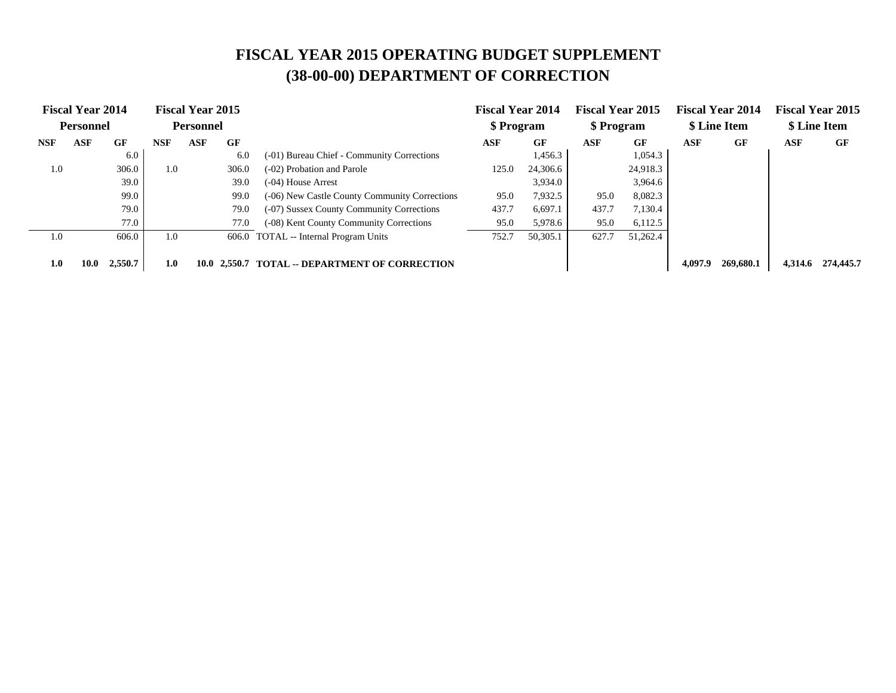# FISCAL YEAR 2015 OPERATING BUDGET SUPPLEMENT
# (38-00-00) DEPARTMENT OF CORRECTION

| Fiscal Year 2014 Personnel | | | Fiscal Year 2015 Personnel | | | | Fiscal Year 2014 $ Program | | Fiscal Year 2015 $ Program | | Fiscal Year 2014 $ Line Item | | Fiscal Year 2015 $ Line Item | |
|---|---|---|---|---|---|---|---|---|---|---|---|---|---|---|
| NSF | ASF | GF | NSF | ASF | GF | | ASF | GF | ASF | GF | ASF | GF | ASF | GF |
| | | 6.0 | | | 6.0 | (-01) Bureau Chief - Community Corrections | | 1,456.3 | | 1,054.3 | | | | |
| 1.0 | | 306.0 | 1.0 | | 306.0 | (-02) Probation and Parole | 125.0 | 24,306.6 | | 24,918.3 | | | | |
| | | 39.0 | | | 39.0 | (-04) House Arrest | | 3,934.0 | | 3,964.6 | | | | |
| | | 99.0 | | | 99.0 | (-06) New Castle County Community Corrections | 95.0 | 7,932.5 | 95.0 | 8,082.3 | | | | |
| | | 79.0 | | | 79.0 | (-07) Sussex County Community Corrections | 437.7 | 6,697.1 | 437.7 | 7,130.4 | | | | |
| | | 77.0 | | | 77.0 | (-08) Kent County Community Corrections | 95.0 | 5,978.6 | 95.0 | 6,112.5 | | | | |
| 1.0 | | 606.0 | 1.0 | | 606.0 | TOTAL -- Internal Program Units | 752.7 | 50,305.1 | 627.7 | 51,262.4 | | | | |
| **1.0** | **10.0** | **2,550.7** | **1.0** | **10.0** | **2,550.7** | **TOTAL -- DEPARTMENT OF CORRECTION** | | | | | **4,097.9** | **269,680.1** | **4,314.6** | **274,445.7** |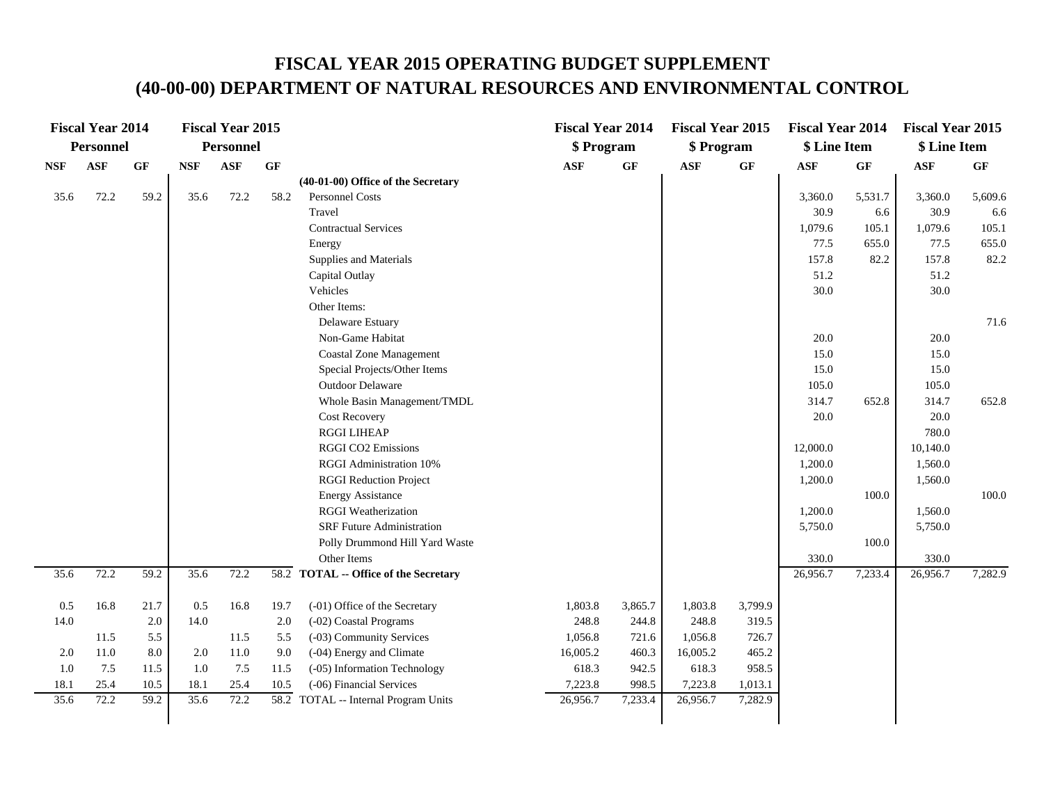# FISCAL YEAR 2015 OPERATING BUDGET SUPPLEMENT

# (40-00-00) DEPARTMENT OF NATURAL RESOURCES AND ENVIRONMENTAL CONTROL

| Fiscal Year 2014 Personnel | | | Fiscal Year 2015 Personnel | | | | Fiscal Year 2014 $ Program | | Fiscal Year 2015 $ Program | | Fiscal Year 2014 $ Line Item | | Fiscal Year 2015 $ Line Item | |
|---|---|---|---|---|---|---|---|---|---|---|---|---|---|---|
| NSF | ASF | GF | NSF | ASF | GF | | ASF | GF | ASF | GF | ASF | GF | ASF | GF |
| | | | | | | **(40-01-00) Office of the Secretary** | | | | | | | | |
| 35.6 | 72.2 | 59.2 | 35.6 | 72.2 | 58.2 | Personnel Costs | | | | | 3,360.0 | 5,531.7 | 3,360.0 | 5,609.6 |
| | | | | | | Travel | | | | | 30.9 | 6.6 | 30.9 | 6.6 |
| | | | | | | Contractual Services | | | | | 1,079.6 | 105.1 | 1,079.6 | 105.1 |
| | | | | | | Energy | | | | | 77.5 | 655.0 | 77.5 | 655.0 |
| | | | | | | Supplies and Materials | | | | | 157.8 | 82.2 | 157.8 | 82.2 |
| | | | | | | Capital Outlay | | | | | 51.2 | | 51.2 | |
| | | | | | | Vehicles | | | | | 30.0 | | 30.0 | |
| | | | | | | Other Items: | | | | | | | | |
| | | | | | | Delaware Estuary | | | | | | | | 71.6 |
| | | | | | | Non-Game Habitat | | | | | 20.0 | | 20.0 | |
| | | | | | | Coastal Zone Management | | | | | 15.0 | | 15.0 | |
| | | | | | | Special Projects/Other Items | | | | | 15.0 | | 15.0 | |
| | | | | | | Outdoor Delaware | | | | | 105.0 | | 105.0 | |
| | | | | | | Whole Basin Management/TMDL | | | | | 314.7 | 652.8 | 314.7 | 652.8 |
| | | | | | | Cost Recovery | | | | | 20.0 | | 20.0 | |
| | | | | | | RGGI LIHEAP | | | | | | | 780.0 | |
| | | | | | | RGGI CO2 Emissions | | | | | 12,000.0 | | 10,140.0 | |
| | | | | | | RGGI Administration 10% | | | | | 1,200.0 | | 1,560.0 | |
| | | | | | | RGGI Reduction Project | | | | | 1,200.0 | | 1,560.0 | |
| | | | | | | Energy Assistance | | | | | | 100.0 | | 100.0 |
| | | | | | | RGGI Weatherization | | | | | 1,200.0 | | 1,560.0 | |
| | | | | | | SRF Future Administration | | | | | 5,750.0 | | 5,750.0 | |
| | | | | | | Polly Drummond Hill Yard Waste | | | | | | 100.0 | | |
| | | | | | | Other Items | | | | | 330.0 | | 330.0 | |
| 35.6 | 72.2 | 59.2 | 35.6 | 72.2 | 58.2 | **TOTAL -- Office of the Secretary** | | | | | 26,956.7 | 7,233.4 | 26,956.7 | 7,282.9 |
| | | | | | | | | | | | | | | |
| 0.5 | 16.8 | 21.7 | 0.5 | 16.8 | 19.7 | (-01) Office of the Secretary | 1,803.8 | 3,865.7 | 1,803.8 | 3,799.9 | | | | |
| 14.0 | | 2.0 | 14.0 | | 2.0 | (-02) Coastal Programs | 248.8 | 244.8 | 248.8 | 319.5 | | | | |
| | 11.5 | 5.5 | | 11.5 | 5.5 | (-03) Community Services | 1,056.8 | 721.6 | 1,056.8 | 726.7 | | | | |
| 2.0 | 11.0 | 8.0 | 2.0 | 11.0 | 9.0 | (-04) Energy and Climate | 16,005.2 | 460.3 | 16,005.2 | 465.2 | | | | |
| 1.0 | 7.5 | 11.5 | 1.0 | 7.5 | 11.5 | (-05) Information Technology | 618.3 | 942.5 | 618.3 | 958.5 | | | | |
| 18.1 | 25.4 | 10.5 | 18.1 | 25.4 | 10.5 | (-06) Financial Services | 7,223.8 | 998.5 | 7,223.8 | 1,013.1 | | | | |
| 35.6 | 72.2 | 59.2 | 35.6 | 72.2 | 58.2 | TOTAL -- Internal Program Units | 26,956.7 | 7,233.4 | 26,956.7 | 7,282.9 | | | | |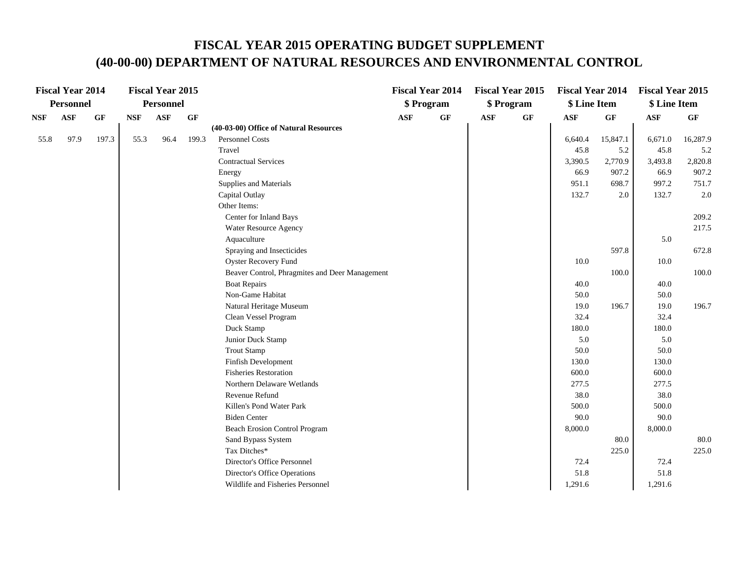# FISCAL YEAR 2015 OPERATING BUDGET SUPPLEMENT
# (40-00-00) DEPARTMENT OF NATURAL RESOURCES AND ENVIRONMENTAL CONTROL

| Fiscal Year 2014 Personnel | | | Fiscal Year 2015 Personnel | | | | Fiscal Year 2014 $ Program | | Fiscal Year 2015 $ Program | | Fiscal Year 2014 $ Line Item | | Fiscal Year 2015 $ Line Item | |
|---|---|---|---|---|---|---|---|---|---|---|---|---|---|---|
| NSF | ASF | GF | NSF | ASF | GF | | ASF | GF | ASF | GF | ASF | GF | ASF | GF |
| | | | | | | **(40-03-00) Office of Natural Resources** | | | | | | | | |
| 55.8 | 97.9 | 197.3 | 55.3 | 96.4 | 199.3 | Personnel Costs | | | | | 6,640.4 | 15,847.1 | 6,671.0 | 16,287.9 |
| | | | | | | Travel | | | | | 45.8 | 5.2 | 45.8 | 5.2 |
| | | | | | | Contractual Services | | | | | 3,390.5 | 2,770.9 | 3,493.8 | 2,820.8 |
| | | | | | | Energy | | | | | 66.9 | 907.2 | 66.9 | 907.2 |
| | | | | | | Supplies and Materials | | | | | 951.1 | 698.7 | 997.2 | 751.7 |
| | | | | | | Capital Outlay | | | | | 132.7 | 2.0 | 132.7 | 2.0 |
| | | | | | | Other Items: | | | | | | | | |
| | | | | | | Center for Inland Bays | | | | | | | | 209.2 |
| | | | | | | Water Resource Agency | | | | | | | | 217.5 |
| | | | | | | Aquaculture | | | | | | | 5.0 | |
| | | | | | | Spraying and Insecticides | | | | | | 597.8 | | 672.8 |
| | | | | | | Oyster Recovery Fund | | | | | 10.0 | | 10.0 | |
| | | | | | | Beaver Control, Phragmites and Deer Management | | | | | | 100.0 | | 100.0 |
| | | | | | | Boat Repairs | | | | | 40.0 | | 40.0 | |
| | | | | | | Non-Game Habitat | | | | | 50.0 | | 50.0 | |
| | | | | | | Natural Heritage Museum | | | | | 19.0 | 196.7 | 19.0 | 196.7 |
| | | | | | | Clean Vessel Program | | | | | 32.4 | | 32.4 | |
| | | | | | | Duck Stamp | | | | | 180.0 | | 180.0 | |
| | | | | | | Junior Duck Stamp | | | | | 5.0 | | 5.0 | |
| | | | | | | Trout Stamp | | | | | 50.0 | | 50.0 | |
| | | | | | | Finfish Development | | | | | 130.0 | | 130.0 | |
| | | | | | | Fisheries Restoration | | | | | 600.0 | | 600.0 | |
| | | | | | | Northern Delaware Wetlands | | | | | 277.5 | | 277.5 | |
| | | | | | | Revenue Refund | | | | | 38.0 | | 38.0 | |
| | | | | | | Killen's Pond Water Park | | | | | 500.0 | | 500.0 | |
| | | | | | | Biden Center | | | | | 90.0 | | 90.0 | |
| | | | | | | Beach Erosion Control Program | | | | | 8,000.0 | | 8,000.0 | |
| | | | | | | Sand Bypass System | | | | | | 80.0 | | 80.0 |
| | | | | | | Tax Ditches* | | | | | | 225.0 | | 225.0 |
| | | | | | | Director's Office Personnel | | | | | 72.4 | | 72.4 | |
| | | | | | | Director's Office Operations | | | | | 51.8 | | 51.8 | |
| | | | | | | Wildlife and Fisheries Personnel | | | | | 1,291.6 | | 1,291.6 | |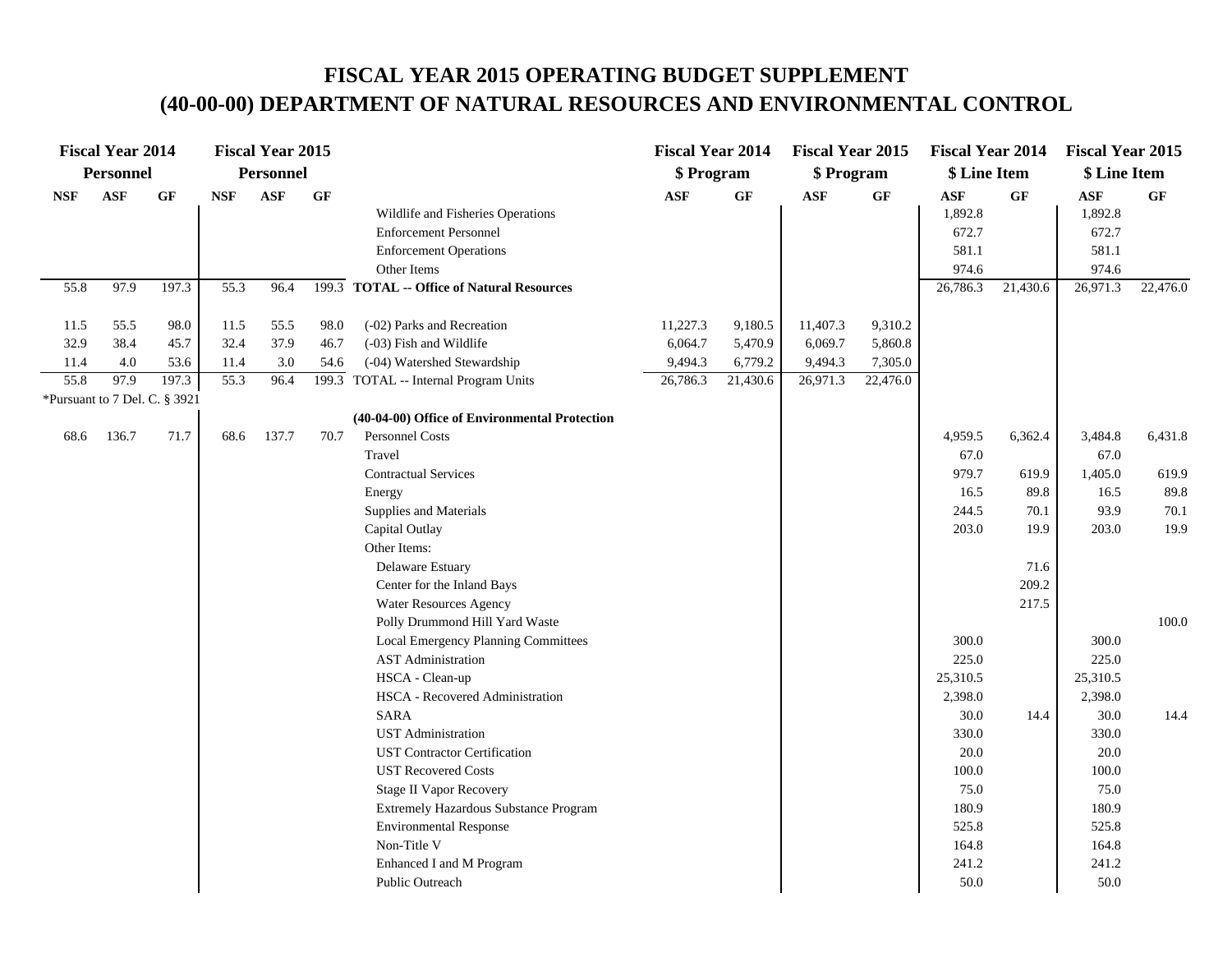# FISCAL YEAR 2015 OPERATING BUDGET SUPPLEMENT
# (40-00-00) DEPARTMENT OF NATURAL RESOURCES AND ENVIRONMENTAL CONTROL

| Fiscal Year 2014 Personnel | | | Fiscal Year 2015 Personnel | | | | Fiscal Year 2014 $ Program | | Fiscal Year 2015 $ Program | | Fiscal Year 2014 $ Line Item | | Fiscal Year 2015 $ Line Item | |
|---|---|---|---|---|---|---|---|---|---|---|---|---|---|---|
| NSF | ASF | GF | NSF | ASF | GF | | ASF | GF | ASF | GF | ASF | GF | ASF | GF |
| | | | | | | Wildlife and Fisheries Operations | | | | | 1,892.8 | | 1,892.8 | |
| | | | | | | Enforcement Personnel | | | | | 672.7 | | 672.7 | |
| | | | | | | Enforcement Operations | | | | | 581.1 | | 581.1 | |
| | | | | | | Other Items | | | | | 974.6 | | 974.6 | |
| 55.8 | 97.9 | 197.3 | 55.3 | 96.4 | 199.3 | **TOTAL -- Office of Natural Resources** | | | | | 26,786.3 | 21,430.6 | 26,971.3 | 22,476.0 |
| | | | | | | | | | | | | | | |
| 11.5 | 55.5 | 98.0 | 11.5 | 55.5 | 98.0 | (-02) Parks and Recreation | 11,227.3 | 9,180.5 | 11,407.3 | 9,310.2 | | | | |
| 32.9 | 38.4 | 45.7 | 32.4 | 37.9 | 46.7 | (-03) Fish and Wildlife | 6,064.7 | 5,470.9 | 6,069.7 | 5,860.8 | | | | |
| 11.4 | 4.0 | 53.6 | 11.4 | 3.0 | 54.6 | (-04) Watershed Stewardship | 9,494.3 | 6,779.2 | 9,494.3 | 7,305.0 | | | | |
| 55.8 | 97.9 | 197.3 | 55.3 | 96.4 | 199.3 | TOTAL -- Internal Program Units | 26,786.3 | 21,430.6 | 26,971.3 | 22,476.0 | | | | |
| *Pursuant to 7 Del. C. § 3921 | | | | | | | | | | | | | | |
| | | | | | | **(40-04-00) Office of Environmental Protection** | | | | | | | | |
| 68.6 | 136.7 | 71.7 | 68.6 | 137.7 | 70.7 | Personnel Costs | | | | | 4,959.5 | 6,362.4 | 3,484.8 | 6,431.8 |
| | | | | | | Travel | | | | | 67.0 | | 67.0 | |
| | | | | | | Contractual Services | | | | | 979.7 | 619.9 | 1,405.0 | 619.9 |
| | | | | | | Energy | | | | | 16.5 | 89.8 | 16.5 | 89.8 |
| | | | | | | Supplies and Materials | | | | | 244.5 | 70.1 | 93.9 | 70.1 |
| | | | | | | Capital Outlay | | | | | 203.0 | 19.9 | 203.0 | 19.9 |
| | | | | | | Other Items: | | | | | | | | |
| | | | | | | Delaware Estuary | | | | | | 71.6 | | |
| | | | | | | Center for the Inland Bays | | | | | | 209.2 | | |
| | | | | | | Water Resources Agency | | | | | | 217.5 | | |
| | | | | | | Polly Drummond Hill Yard Waste | | | | | | | | 100.0 |
| | | | | | | Local Emergency Planning Committees | | | | | 300.0 | | 300.0 | |
| | | | | | | AST Administration | | | | | 225.0 | | 225.0 | |
| | | | | | | HSCA - Clean-up | | | | | 25,310.5 | | 25,310.5 | |
| | | | | | | HSCA - Recovered Administration | | | | | 2,398.0 | | 2,398.0 | |
| | | | | | | SARA | | | | | 30.0 | 14.4 | 30.0 | 14.4 |
| | | | | | | UST Administration | | | | | 330.0 | | 330.0 | |
| | | | | | | UST Contractor Certification | | | | | 20.0 | | 20.0 | |
| | | | | | | UST Recovered Costs | | | | | 100.0 | | 100.0 | |
| | | | | | | Stage II Vapor Recovery | | | | | 75.0 | | 75.0 | |
| | | | | | | Extremely Hazardous Substance Program | | | | | 180.9 | | 180.9 | |
| | | | | | | Environmental Response | | | | | 525.8 | | 525.8 | |
| | | | | | | Non-Title V | | | | | 164.8 | | 164.8 | |
| | | | | | | Enhanced I and M Program | | | | | 241.2 | | 241.2 | |
| | | | | | | Public Outreach | | | | | 50.0 | | 50.0 | |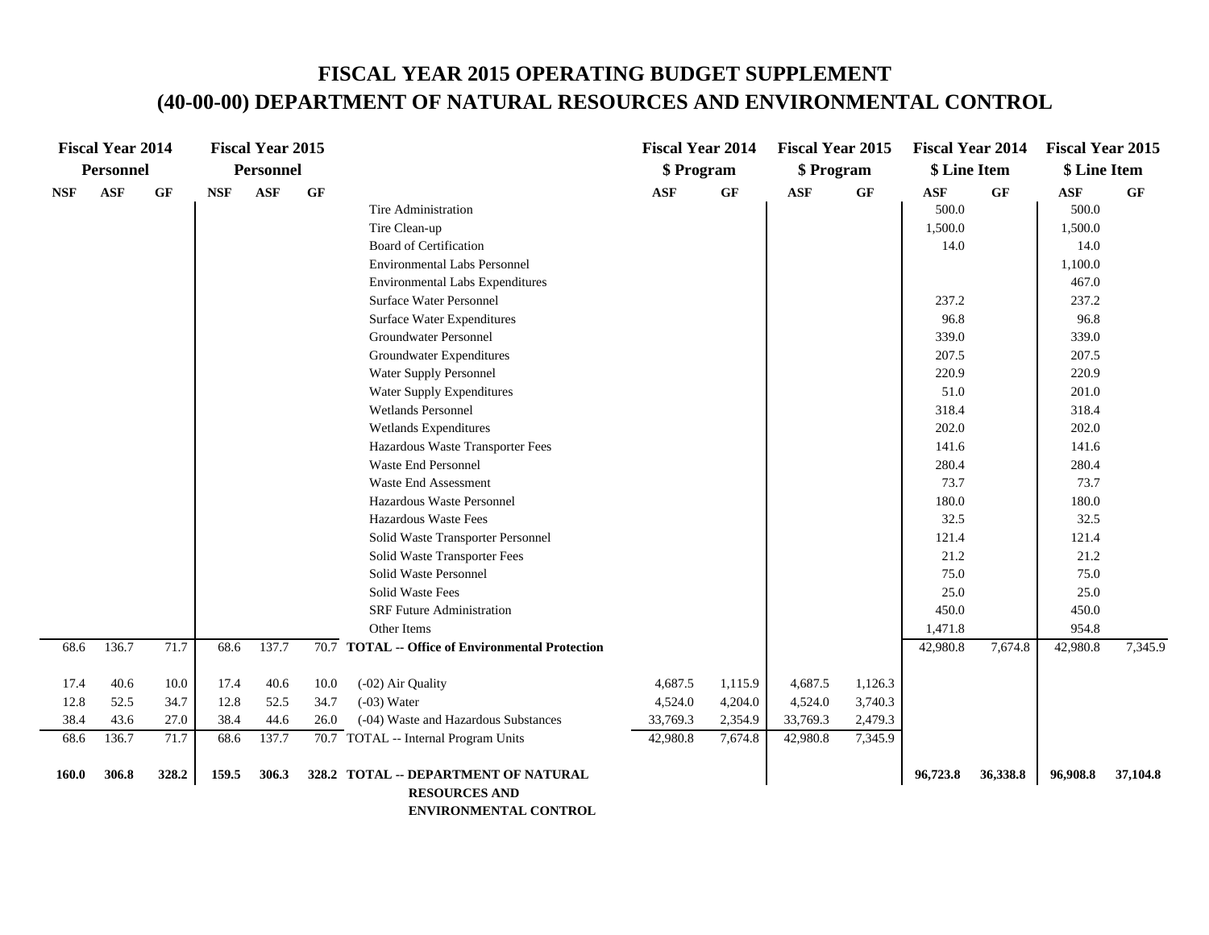# FISCAL YEAR 2015 OPERATING BUDGET SUPPLEMENT

# (40-00-00) DEPARTMENT OF NATURAL RESOURCES AND ENVIRONMENTAL CONTROL

| Fiscal Year 2014 Personnel | | | Fiscal Year 2015 Personnel | | | | Fiscal Year 2014 $ Program | | Fiscal Year 2015 $ Program | | Fiscal Year 2014 $ Line Item | | Fiscal Year 2015 $ Line Item | |
|---|---|---|---|---|---|---|---|---|---|---|---|---|---|---|
| NSF | ASF | GF | NSF | ASF | GF | | ASF | GF | ASF | GF | ASF | GF | ASF | GF |
| | | | | | | Tire Administration | | | | | 500.0 | | 500.0 | |
| | | | | | | Tire Clean-up | | | | | 1,500.0 | | 1,500.0 | |
| | | | | | | Board of Certification | | | | | 14.0 | | 14.0 | |
| | | | | | | Environmental Labs Personnel | | | | | | | 1,100.0 | |
| | | | | | | Environmental Labs Expenditures | | | | | | | 467.0 | |
| | | | | | | Surface Water Personnel | | | | | 237.2 | | 237.2 | |
| | | | | | | Surface Water Expenditures | | | | | 96.8 | | 96.8 | |
| | | | | | | Groundwater Personnel | | | | | 339.0 | | 339.0 | |
| | | | | | | Groundwater Expenditures | | | | | 207.5 | | 207.5 | |
| | | | | | | Water Supply Personnel | | | | | 220.9 | | 220.9 | |
| | | | | | | Water Supply Expenditures | | | | | 51.0 | | 201.0 | |
| | | | | | | Wetlands Personnel | | | | | 318.4 | | 318.4 | |
| | | | | | | Wetlands Expenditures | | | | | 202.0 | | 202.0 | |
| | | | | | | Hazardous Waste Transporter Fees | | | | | 141.6 | | 141.6 | |
| | | | | | | Waste End Personnel | | | | | 280.4 | | 280.4 | |
| | | | | | | Waste End Assessment | | | | | 73.7 | | 73.7 | |
| | | | | | | Hazardous Waste Personnel | | | | | 180.0 | | 180.0 | |
| | | | | | | Hazardous Waste Fees | | | | | 32.5 | | 32.5 | |
| | | | | | | Solid Waste Transporter Personnel | | | | | 121.4 | | 121.4 | |
| | | | | | | Solid Waste Transporter Fees | | | | | 21.2 | | 21.2 | |
| | | | | | | Solid Waste Personnel | | | | | 75.0 | | 75.0 | |
| | | | | | | Solid Waste Fees | | | | | 25.0 | | 25.0 | |
| | | | | | | SRF Future Administration | | | | | 450.0 | | 450.0 | |
| | | | | | | Other Items | | | | | 1,471.8 | | 954.8 | |
| 68.6 | 136.7 | 71.7 | 68.6 | 137.7 | 70.7 | **TOTAL -- Office of Environmental Protection** | | | | | 42,980.8 | 7,674.8 | 42,980.8 | 7,345.9 |
| 17.4 | 40.6 | 10.0 | 17.4 | 40.6 | 10.0 | (-02) Air Quality | 4,687.5 | 1,115.9 | 4,687.5 | 1,126.3 | | | | |
| 12.8 | 52.5 | 34.7 | 12.8 | 52.5 | 34.7 | (-03) Water | 4,524.0 | 4,204.0 | 4,524.0 | 3,740.3 | | | | |
| 38.4 | 43.6 | 27.0 | 38.4 | 44.6 | 26.0 | (-04) Waste and Hazardous Substances | 33,769.3 | 2,354.9 | 33,769.3 | 2,479.3 | | | | |
| 68.6 | 136.7 | 71.7 | 68.6 | 137.7 | 70.7 | TOTAL -- Internal Program Units | 42,980.8 | 7,674.8 | 42,980.8 | 7,345.9 | | | | |
| **160.0** | **306.8** | **328.2** | **159.5** | **306.3** | **328.2** | **TOTAL -- DEPARTMENT OF NATURAL RESOURCES AND ENVIRONMENTAL CONTROL** | | | | | **96,723.8** | **36,338.8** | **96,908.8** | **37,104.8** |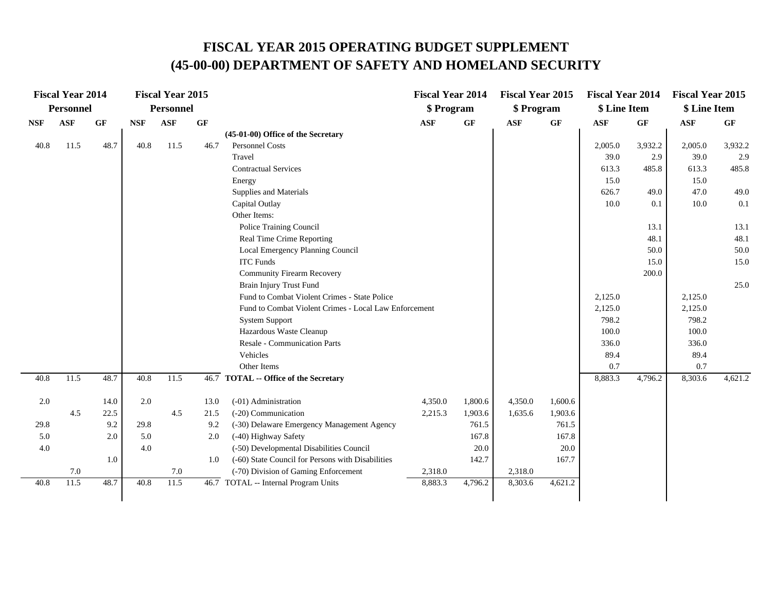# FISCAL YEAR 2015 OPERATING BUDGET SUPPLEMENT
# (45-00-00) DEPARTMENT OF SAFETY AND HOMELAND SECURITY

| Fiscal Year 2014 Personnel | | | Fiscal Year 2015 Personnel | | | | Fiscal Year 2014 $ Program | | Fiscal Year 2015 $ Program | | Fiscal Year 2014 $ Line Item | | Fiscal Year 2015 $ Line Item | |
|---|---|---|---|---|---|---|---|---|---|---|---|---|---|---|
| NSF | ASF | GF | NSF | ASF | GF | | ASF | GF | ASF | GF | ASF | GF | ASF | GF |
| | | | | | | **(45-01-00) Office of the Secretary** | | | | | | | | |
| 40.8 | 11.5 | 48.7 | 40.8 | 11.5 | 46.7 | Personnel Costs | | | | | 2,005.0 | 3,932.2 | 2,005.0 | 3,932.2 |
| | | | | | | Travel | | | | | 39.0 | 2.9 | 39.0 | 2.9 |
| | | | | | | Contractual Services | | | | | 613.3 | 485.8 | 613.3 | 485.8 |
| | | | | | | Energy | | | | | 15.0 | | 15.0 | |
| | | | | | | Supplies and Materials | | | | | 626.7 | 49.0 | 47.0 | 49.0 |
| | | | | | | Capital Outlay | | | | | 10.0 | 0.1 | 10.0 | 0.1 |
| | | | | | | Other Items: | | | | | | | | |
| | | | | | | Police Training Council | | | | | | 13.1 | | 13.1 |
| | | | | | | Real Time Crime Reporting | | | | | | 48.1 | | 48.1 |
| | | | | | | Local Emergency Planning Council | | | | | | 50.0 | | 50.0 |
| | | | | | | ITC Funds | | | | | | 15.0 | | 15.0 |
| | | | | | | Community Firearm Recovery | | | | | | 200.0 | | |
| | | | | | | Brain Injury Trust Fund | | | | | | | | 25.0 |
| | | | | | | Fund to Combat Violent Crimes - State Police | | | | | 2,125.0 | | 2,125.0 | |
| | | | | | | Fund to Combat Violent Crimes - Local Law Enforcement | | | | | 2,125.0 | | 2,125.0 | |
| | | | | | | System Support | | | | | 798.2 | | 798.2 | |
| | | | | | | Hazardous Waste Cleanup | | | | | 100.0 | | 100.0 | |
| | | | | | | Resale - Communication Parts | | | | | 336.0 | | 336.0 | |
| | | | | | | Vehicles | | | | | 89.4 | | 89.4 | |
| | | | | | | Other Items | | | | | 0.7 | | 0.7 | |
| 40.8 | 11.5 | 48.7 | 40.8 | 11.5 | 46.7 | **TOTAL -- Office of the Secretary** | | | | | 8,883.3 | 4,796.2 | 8,303.6 | 4,621.2 |
| | | | | | | | | | | | | | | |
| 2.0 | | 14.0 | 2.0 | | 13.0 | (-01) Administration | 4,350.0 | 1,800.6 | 4,350.0 | 1,600.6 | | | | |
| | 4.5 | 22.5 | | 4.5 | 21.5 | (-20) Communication | 2,215.3 | 1,903.6 | 1,635.6 | 1,903.6 | | | | |
| 29.8 | | 9.2 | 29.8 | | 9.2 | (-30) Delaware Emergency Management Agency | | 761.5 | | 761.5 | | | | |
| 5.0 | | 2.0 | 5.0 | | 2.0 | (-40) Highway Safety | | 167.8 | | 167.8 | | | | |
| 4.0 | | | 4.0 | | | (-50) Developmental Disabilities Council | | 20.0 | | 20.0 | | | | |
| | | 1.0 | | | 1.0 | (-60) State Council for Persons with Disabilities | | 142.7 | | 167.7 | | | | |
| | 7.0 | | | 7.0 | | (-70) Division of Gaming Enforcement | 2,318.0 | | 2,318.0 | | | | | |
| 40.8 | 11.5 | 48.7 | 40.8 | 11.5 | 46.7 | TOTAL -- Internal Program Units | 8,883.3 | 4,796.2 | 8,303.6 | 4,621.2 | | | | |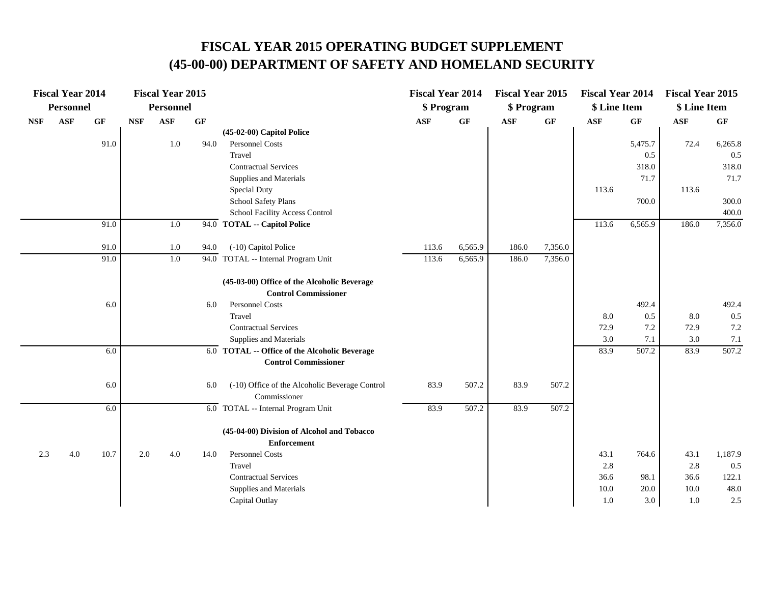# FISCAL YEAR 2015 OPERATING BUDGET SUPPLEMENT
# (45-00-00) DEPARTMENT OF SAFETY AND HOMELAND SECURITY

| Fiscal Year 2014 Personnel | | | Fiscal Year 2015 Personnel | | | | Fiscal Year 2014 $ Program | | Fiscal Year 2015 $ Program | | Fiscal Year 2014 $ Line Item | | Fiscal Year 2015 $ Line Item | |
|---|---|---|---|---|---|---|---|---|---|---|---|---|---|---|
| NSF | ASF | GF | NSF | ASF | GF | | ASF | GF | ASF | GF | ASF | GF | ASF | GF |
| | | | | | | **(45-02-00) Capitol Police** | | | | | | | | |
| | | 91.0 | | 1.0 | 94.0 | Personnel Costs | | | | | | 5,475.7 | 72.4 | 6,265.8 |
| | | | | | | Travel | | | | | | 0.5 | | 0.5 |
| | | | | | | Contractual Services | | | | | | 318.0 | | 318.0 |
| | | | | | | Supplies and Materials | | | | | | 71.7 | | 71.7 |
| | | | | | | Special Duty | | | | | 113.6 | | 113.6 | |
| | | | | | | School Safety Plans | | | | | | 700.0 | | 300.0 |
| | | | | | | School Facility Access Control | | | | | | | | 400.0 |
| | | 91.0 | | 1.0 | 94.0 | **TOTAL -- Capitol Police** | | | | | 113.6 | 6,565.9 | 186.0 | 7,356.0 |
| | | | | | | | | | | | | | | |
| | | 91.0 | | 1.0 | 94.0 | (-10) Capitol Police | 113.6 | 6,565.9 | 186.0 | 7,356.0 | | | | |
| | | 91.0 | | 1.0 | 94.0 | TOTAL -- Internal Program Unit | 113.6 | 6,565.9 | 186.0 | 7,356.0 | | | | |
| | | | | | | | | | | | | | | |
| | | | | | | **(45-03-00) Office of the Alcoholic Beverage Control Commissioner** | | | | | | | | |
| | | 6.0 | | | 6.0 | Personnel Costs | | | | | | 492.4 | | 492.4 |
| | | | | | | Travel | | | | | 8.0 | 0.5 | 8.0 | 0.5 |
| | | | | | | Contractual Services | | | | | 72.9 | 7.2 | 72.9 | 7.2 |
| | | | | | | Supplies and Materials | | | | | 3.0 | 7.1 | 3.0 | 7.1 |
| | | 6.0 | | | 6.0 | **TOTAL -- Office of the Alcoholic Beverage Control Commissioner** | | | | | 83.9 | 507.2 | 83.9 | 507.2 |
| | | | | | | | | | | | | | | |
| | | 6.0 | | | 6.0 | (-10) Office of the Alcoholic Beverage Control Commissioner | 83.9 | 507.2 | 83.9 | 507.2 | | | | |
| | | 6.0 | | | 6.0 | TOTAL -- Internal Program Unit | 83.9 | 507.2 | 83.9 | 507.2 | | | | |
| | | | | | | | | | | | | | | |
| | | | | | | **(45-04-00) Division of Alcohol and Tobacco Enforcement** | | | | | | | | |
| 2.3 | 4.0 | 10.7 | 2.0 | 4.0 | 14.0 | Personnel Costs | | | | | 43.1 | 764.6 | 43.1 | 1,187.9 |
| | | | | | | Travel | | | | | 2.8 | | 2.8 | 0.5 |
| | | | | | | Contractual Services | | | | | 36.6 | 98.1 | 36.6 | 122.1 |
| | | | | | | Supplies and Materials | | | | | 10.0 | 20.0 | 10.0 | 48.0 |
| | | | | | | Capital Outlay | | | | | 1.0 | 3.0 | 1.0 | 2.5 |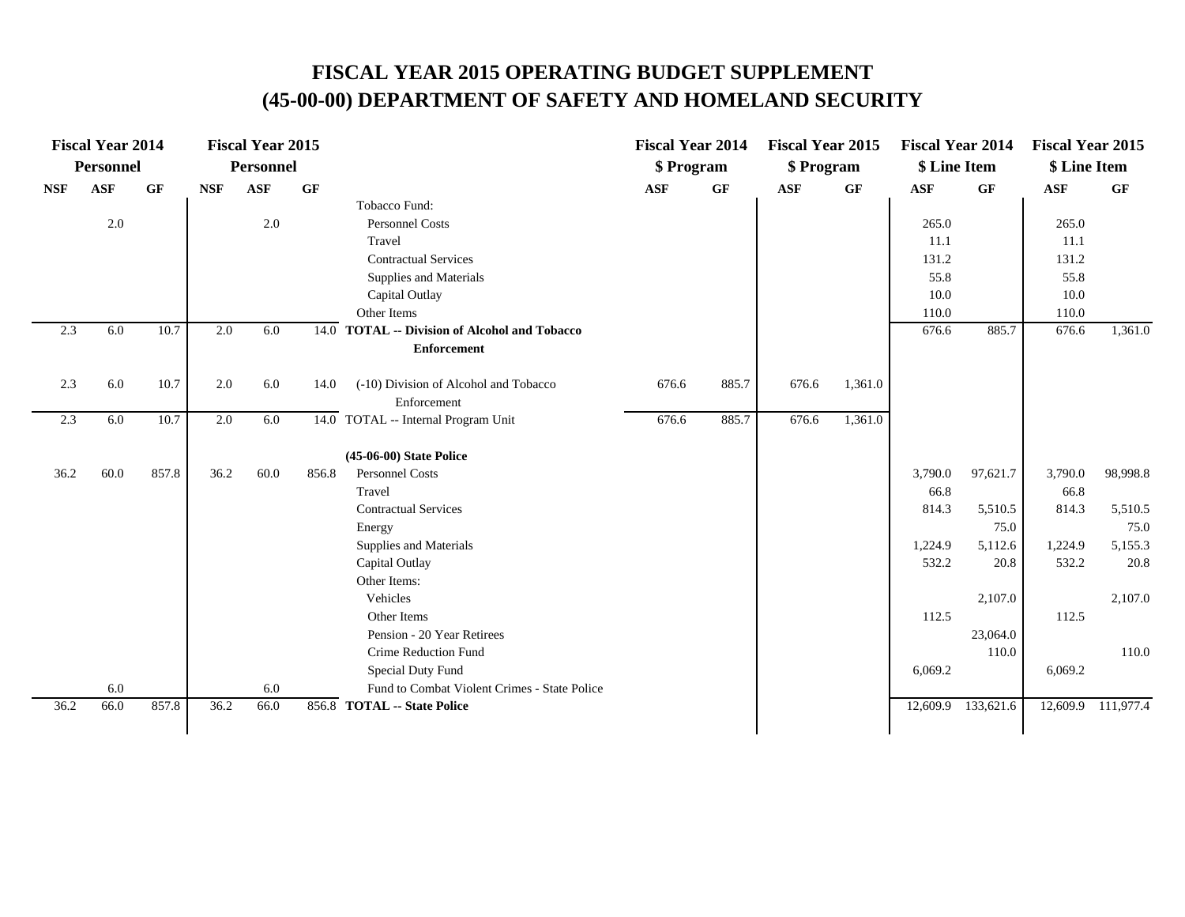# FISCAL YEAR 2015 OPERATING BUDGET SUPPLEMENT
# (45-00-00) DEPARTMENT OF SAFETY AND HOMELAND SECURITY

| Fiscal Year 2014 Personnel | | | Fiscal Year 2015 Personnel | | | | Fiscal Year 2014 $ Program | | Fiscal Year 2015 $ Program | | Fiscal Year 2014 $ Line Item | | Fiscal Year 2015 $ Line Item | |
|---|---|---|---|---|---|---|---|---|---|---|---|---|---|---|
| NSF | ASF | GF | NSF | ASF | GF | | ASF | GF | ASF | GF | ASF | GF | ASF | GF |
| | | | | | | Tobacco Fund: | | | | | | | | |
| | 2.0 | | | 2.0 | | Personnel Costs | | | | | 265.0 | | 265.0 | |
| | | | | | | Travel | | | | | 11.1 | | 11.1 | |
| | | | | | | Contractual Services | | | | | 131.2 | | 131.2 | |
| | | | | | | Supplies and Materials | | | | | 55.8 | | 55.8 | |
| | | | | | | Capital Outlay | | | | | 10.0 | | 10.0 | |
| | | | | | | Other Items | | | | | 110.0 | | 110.0 | |
| 2.3 | 6.0 | 10.7 | 2.0 | 6.0 | 14.0 | **TOTAL -- Division of Alcohol and Tobacco Enforcement** | | | | | 676.6 | 885.7 | 676.6 | 1,361.0 |
| 2.3 | 6.0 | 10.7 | 2.0 | 6.0 | 14.0 | (-10) Division of Alcohol and Tobacco Enforcement | 676.6 | 885.7 | 676.6 | 1,361.0 | | | | |
| 2.3 | 6.0 | 10.7 | 2.0 | 6.0 | 14.0 | TOTAL -- Internal Program Unit | 676.6 | 885.7 | 676.6 | 1,361.0 | | | | |
| | | | | | | **(45-06-00) State Police** | | | | | | | | |
| 36.2 | 60.0 | 857.8 | 36.2 | 60.0 | 856.8 | Personnel Costs | | | | | 3,790.0 | 97,621.7 | 3,790.0 | 98,998.8 |
| | | | | | | Travel | | | | | 66.8 | | 66.8 | |
| | | | | | | Contractual Services | | | | | 814.3 | 5,510.5 | 814.3 | 5,510.5 |
| | | | | | | Energy | | | | | | 75.0 | | 75.0 |
| | | | | | | Supplies and Materials | | | | | 1,224.9 | 5,112.6 | 1,224.9 | 5,155.3 |
| | | | | | | Capital Outlay | | | | | 532.2 | 20.8 | 532.2 | 20.8 |
| | | | | | | Other Items: | | | | | | | | |
| | | | | | | Vehicles | | | | | | 2,107.0 | | 2,107.0 |
| | | | | | | Other Items | | | | | 112.5 | | 112.5 | |
| | | | | | | Pension - 20 Year Retirees | | | | | | 23,064.0 | | |
| | | | | | | Crime Reduction Fund | | | | | | 110.0 | | 110.0 |
| | | | | | | Special Duty Fund | | | | | 6,069.2 | | 6,069.2 | |
| | 6.0 | | | 6.0 | | Fund to Combat Violent Crimes - State Police | | | | | | | | |
| 36.2 | 66.0 | 857.8 | 36.2 | 66.0 | 856.8 | **TOTAL -- State Police** | | | | | 12,609.9 | 133,621.6 | 12,609.9 | 111,977.4 |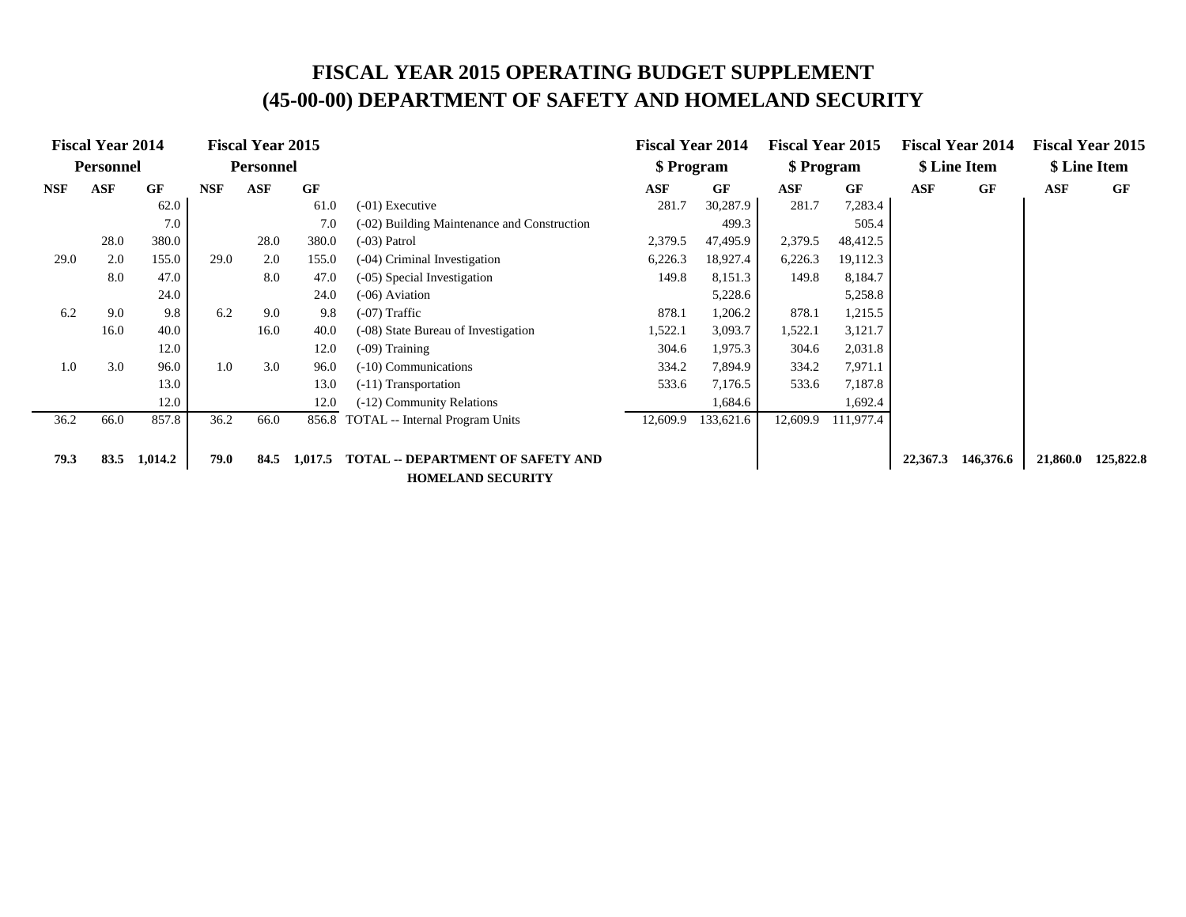# FISCAL YEAR 2015 OPERATING BUDGET SUPPLEMENT

# (45-00-00) DEPARTMENT OF SAFETY AND HOMELAND SECURITY

| Fiscal Year 2014 Personnel | | | Fiscal Year 2015 Personnel | | | | Fiscal Year 2014 $ Program | | Fiscal Year 2015 $ Program | | Fiscal Year 2014 $ Line Item | | Fiscal Year 2015 $ Line Item | |
|---|---|---|---|---|---|---|---|---|---|---|---|---|---|---|
| NSF | ASF | GF | NSF | ASF | GF | | ASF | GF | ASF | GF | ASF | GF | ASF | GF |
| | | 62.0 | | | 61.0 | (-01) Executive | 281.7 | 30,287.9 | 281.7 | 7,283.4 | | | | |
| | | 7.0 | | | 7.0 | (-02) Building Maintenance and Construction | | 499.3 | | 505.4 | | | | |
| | 28.0 | 380.0 | | 28.0 | 380.0 | (-03) Patrol | 2,379.5 | 47,495.9 | 2,379.5 | 48,412.5 | | | | |
| 29.0 | 2.0 | 155.0 | 29.0 | 2.0 | 155.0 | (-04) Criminal Investigation | 6,226.3 | 18,927.4 | 6,226.3 | 19,112.3 | | | | |
| | 8.0 | 47.0 | | 8.0 | 47.0 | (-05) Special Investigation | 149.8 | 8,151.3 | 149.8 | 8,184.7 | | | | |
| | | 24.0 | | | 24.0 | (-06) Aviation | | 5,228.6 | | 5,258.8 | | | | |
| 6.2 | 9.0 | 9.8 | 6.2 | 9.0 | 9.8 | (-07) Traffic | 878.1 | 1,206.2 | 878.1 | 1,215.5 | | | | |
| | 16.0 | 40.0 | | 16.0 | 40.0 | (-08) State Bureau of Investigation | 1,522.1 | 3,093.7 | 1,522.1 | 3,121.7 | | | | |
| | | 12.0 | | | 12.0 | (-09) Training | 304.6 | 1,975.3 | 304.6 | 2,031.8 | | | | |
| 1.0 | 3.0 | 96.0 | 1.0 | 3.0 | 96.0 | (-10) Communications | 334.2 | 7,894.9 | 334.2 | 7,971.1 | | | | |
| | | 13.0 | | | 13.0 | (-11) Transportation | 533.6 | 7,176.5 | 533.6 | 7,187.8 | | | | |
| | | 12.0 | | | 12.0 | (-12) Community Relations | | 1,684.6 | | 1,692.4 | | | | |
| 36.2 | 66.0 | 857.8 | 36.2 | 66.0 | 856.8 | TOTAL -- Internal Program Units | 12,609.9 | 133,621.6 | 12,609.9 | 111,977.4 | | | | |
| **79.3** | **83.5** | **1,014.2** | **79.0** | **84.5** | **1,017.5** | **TOTAL -- DEPARTMENT OF SAFETY AND HOMELAND SECURITY** | | | | | **22,367.3** | **146,376.6** | **21,860.0** | **125,822.8** |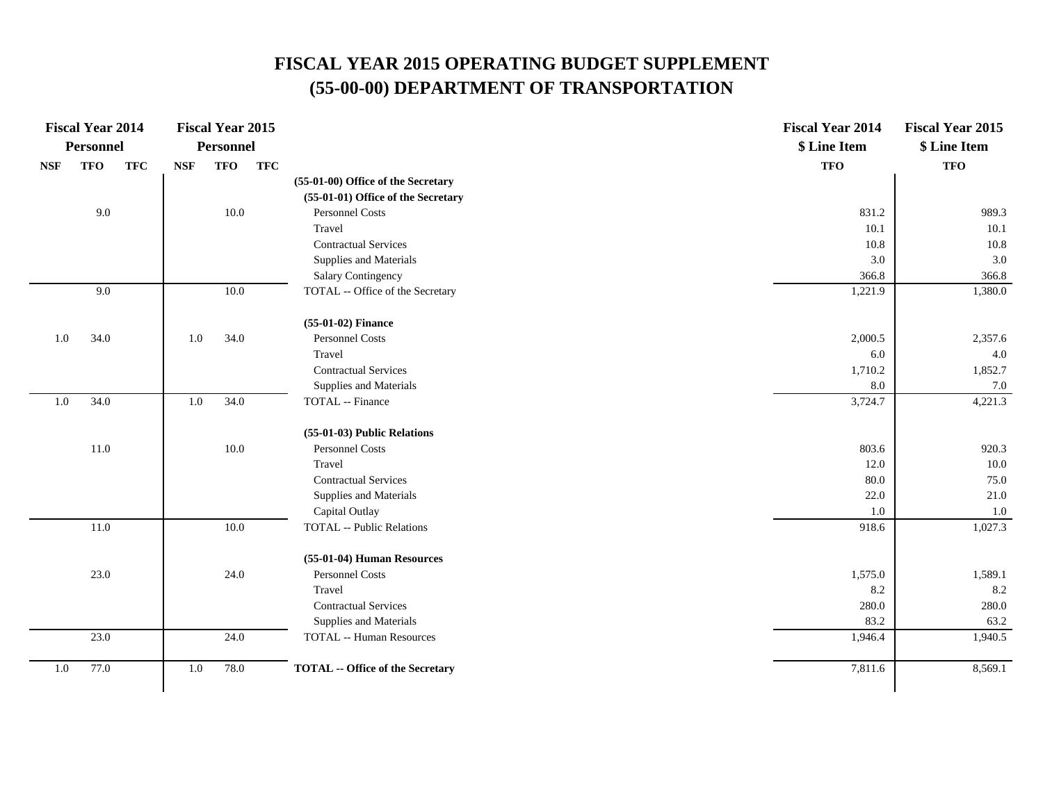# FISCAL YEAR 2015 OPERATING BUDGET SUPPLEMENT
# (55-00-00) DEPARTMENT OF TRANSPORTATION

| Fiscal Year 2014 Personnel | | | Fiscal Year 2015 Personnel | | | | Fiscal Year 2014 $ Line Item | Fiscal Year 2015 $ Line Item |
|---|---|---|---|---|---|---|---|---|
| NSF | TFO | TFC | NSF | TFO | TFC | | TFO | TFO |
| | | | | | | **(55-01-00) Office of the Secretary** | | |
| | | | | | | **(55-01-01) Office of the Secretary** | | |
| | 9.0 | | | 10.0 | | Personnel Costs | 831.2 | 989.3 |
| | | | | | | Travel | 10.1 | 10.1 |
| | | | | | | Contractual Services | 10.8 | 10.8 |
| | | | | | | Supplies and Materials | 3.0 | 3.0 |
| | | | | | | Salary Contingency | 366.8 | 366.8 |
| | 9.0 | | | 10.0 | | TOTAL -- Office of the Secretary | 1,221.9 | 1,380.0 |
| | | | | | | **(55-01-02) Finance** | | |
| 1.0 | 34.0 | | 1.0 | 34.0 | | Personnel Costs | 2,000.5 | 2,357.6 |
| | | | | | | Travel | 6.0 | 4.0 |
| | | | | | | Contractual Services | 1,710.2 | 1,852.7 |
| | | | | | | Supplies and Materials | 8.0 | 7.0 |
| 1.0 | 34.0 | | 1.0 | 34.0 | | TOTAL -- Finance | 3,724.7 | 4,221.3 |
| | | | | | | **(55-01-03) Public Relations** | | |
| | 11.0 | | | 10.0 | | Personnel Costs | 803.6 | 920.3 |
| | | | | | | Travel | 12.0 | 10.0 |
| | | | | | | Contractual Services | 80.0 | 75.0 |
| | | | | | | Supplies and Materials | 22.0 | 21.0 |
| | | | | | | Capital Outlay | 1.0 | 1.0 |
| | 11.0 | | | 10.0 | | TOTAL -- Public Relations | 918.6 | 1,027.3 |
| | | | | | | **(55-01-04) Human Resources** | | |
| | 23.0 | | | 24.0 | | Personnel Costs | 1,575.0 | 1,589.1 |
| | | | | | | Travel | 8.2 | 8.2 |
| | | | | | | Contractual Services | 280.0 | 280.0 |
| | | | | | | Supplies and Materials | 83.2 | 63.2 |
| | 23.0 | | | 24.0 | | TOTAL -- Human Resources | 1,946.4 | 1,940.5 |
| 1.0 | 77.0 | | 1.0 | 78.0 | | **TOTAL -- Office of the Secretary** | 7,811.6 | 8,569.1 |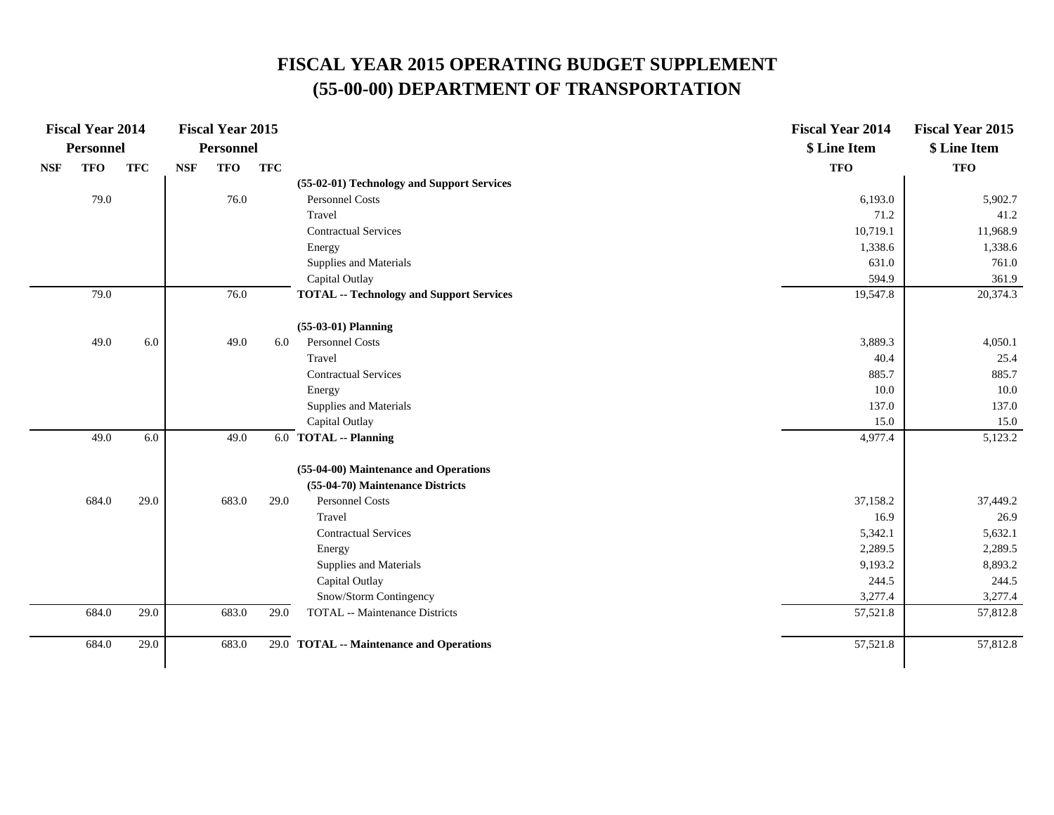# FISCAL YEAR 2015 OPERATING BUDGET SUPPLEMENT
# (55-00-00) DEPARTMENT OF TRANSPORTATION

| Fiscal Year 2014 Personnel | | | Fiscal Year 2015 Personnel | | | | Fiscal Year 2014 $ Line Item | Fiscal Year 2015 $ Line Item |
|---|---|---|---|---|---|---|---|---|
| NSF | TFO | TFC | NSF | TFO | TFC | | TFO | TFO |
| | | | | | | **(55-02-01) Technology and Support Services** | | |
| | 79.0 | | | 76.0 | | Personnel Costs | 6,193.0 | 5,902.7 |
| | | | | | | Travel | 71.2 | 41.2 |
| | | | | | | Contractual Services | 10,719.1 | 11,968.9 |
| | | | | | | Energy | 1,338.6 | 1,338.6 |
| | | | | | | Supplies and Materials | 631.0 | 761.0 |
| | | | | | | Capital Outlay | 594.9 | 361.9 |
| | 79.0 | | | 76.0 | | **TOTAL -- Technology and Support Services** | 19,547.8 | 20,374.3 |
| | | | | | | **(55-03-01) Planning** | | |
| | 49.0 | 6.0 | | 49.0 | 6.0 | Personnel Costs | 3,889.3 | 4,050.1 |
| | | | | | | Travel | 40.4 | 25.4 |
| | | | | | | Contractual Services | 885.7 | 885.7 |
| | | | | | | Energy | 10.0 | 10.0 |
| | | | | | | Supplies and Materials | 137.0 | 137.0 |
| | | | | | | Capital Outlay | 15.0 | 15.0 |
| | 49.0 | 6.0 | | 49.0 | 6.0 | **TOTAL -- Planning** | 4,977.4 | 5,123.2 |
| | | | | | | **(55-04-00) Maintenance and Operations** | | |
| | | | | | | **(55-04-70) Maintenance Districts** | | |
| | 684.0 | 29.0 | | 683.0 | 29.0 | Personnel Costs | 37,158.2 | 37,449.2 |
| | | | | | | Travel | 16.9 | 26.9 |
| | | | | | | Contractual Services | 5,342.1 | 5,632.1 |
| | | | | | | Energy | 2,289.5 | 2,289.5 |
| | | | | | | Supplies and Materials | 9,193.2 | 8,893.2 |
| | | | | | | Capital Outlay | 244.5 | 244.5 |
| | | | | | | Snow/Storm Contingency | 3,277.4 | 3,277.4 |
| | 684.0 | 29.0 | | 683.0 | 29.0 | TOTAL -- Maintenance Districts | 57,521.8 | 57,812.8 |
| | 684.0 | 29.0 | | 683.0 | 29.0 | **TOTAL -- Maintenance and Operations** | 57,521.8 | 57,812.8 |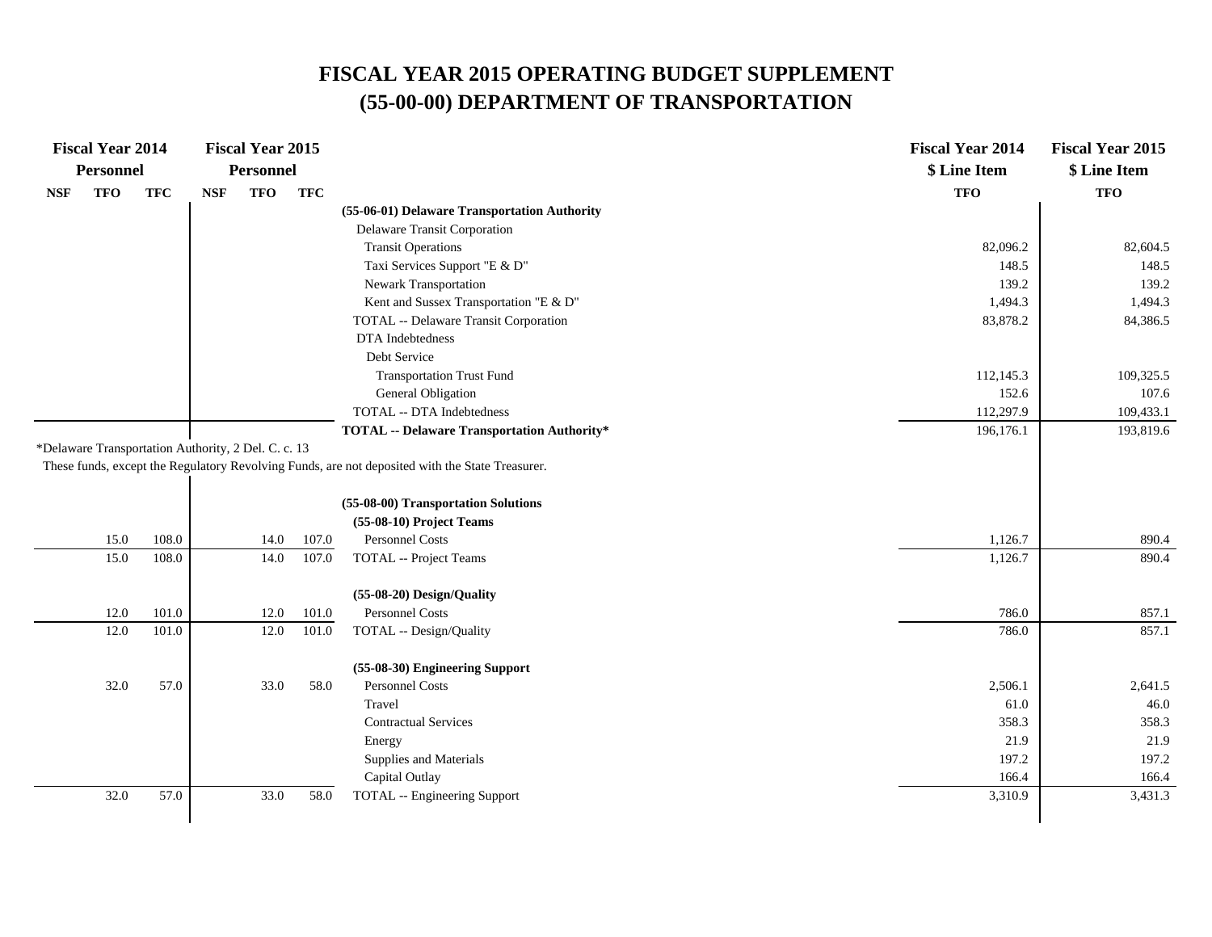# FISCAL YEAR 2015 OPERATING BUDGET SUPPLEMENT
# (55-00-00) DEPARTMENT OF TRANSPORTATION

| Fiscal Year 2014 Personnel | | | Fiscal Year 2015 Personnel | | | | Fiscal Year 2014 $ Line Item | Fiscal Year 2015 $ Line Item |
|---|---|---|---|---|---|---|---|---|
| NSF | TFO | TFC | NSF | TFO | TFC | | TFO | TFO |
| | | | | | | **(55-06-01) Delaware Transportation Authority** | | |
| | | | | | | Delaware Transit Corporation | | |
| | | | | | | Transit Operations | 82,096.2 | 82,604.5 |
| | | | | | | Taxi Services Support "E & D" | 148.5 | 148.5 |
| | | | | | | Newark Transportation | 139.2 | 139.2 |
| | | | | | | Kent and Sussex Transportation "E & D" | 1,494.3 | 1,494.3 |
| | | | | | | TOTAL -- Delaware Transit Corporation | 83,878.2 | 84,386.5 |
| | | | | | | DTA Indebtedness | | |
| | | | | | | Debt Service | | |
| | | | | | | Transportation Trust Fund | 112,145.3 | 109,325.5 |
| | | | | | | General Obligation | 152.6 | 107.6 |
| | | | | | | TOTAL -- DTA Indebtedness | 112,297.9 | 109,433.1 |
| | | | | | | **TOTAL -- Delaware Transportation Authority*** | 196,176.1 | 193,819.6 |

*Delaware Transportation Authority, 2 Del. C. c. 13
These funds, except the Regulatory Revolving Funds, are not deposited with the State Treasurer.

| NSF | TFO | TFC | NSF | TFO | TFC | | TFO | TFO |
|---|---|---|---|---|---|---|---|---|
| | | | | | | **(55-08-00) Transportation Solutions** | | |
| | | | | | | **(55-08-10) Project Teams** | | |
| | 15.0 | 108.0 | | 14.0 | 107.0 | Personnel Costs | 1,126.7 | 890.4 |
| | 15.0 | 108.0 | | 14.0 | 107.0 | TOTAL -- Project Teams | 1,126.7 | 890.4 |
| | | | | | | **(55-08-20) Design/Quality** | | |
| | 12.0 | 101.0 | | 12.0 | 101.0 | Personnel Costs | 786.0 | 857.1 |
| | 12.0 | 101.0 | | 12.0 | 101.0 | TOTAL -- Design/Quality | 786.0 | 857.1 |
| | | | | | | **(55-08-30) Engineering Support** | | |
| | 32.0 | 57.0 | | 33.0 | 58.0 | Personnel Costs | 2,506.1 | 2,641.5 |
| | | | | | | Travel | 61.0 | 46.0 |
| | | | | | | Contractual Services | 358.3 | 358.3 |
| | | | | | | Energy | 21.9 | 21.9 |
| | | | | | | Supplies and Materials | 197.2 | 197.2 |
| | | | | | | Capital Outlay | 166.4 | 166.4 |
| | 32.0 | 57.0 | | 33.0 | 58.0 | TOTAL -- Engineering Support | 3,310.9 | 3,431.3 |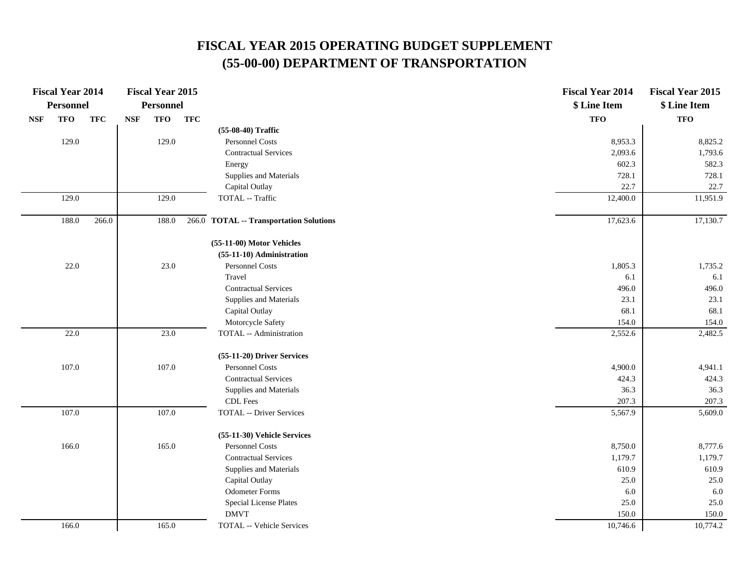# FISCAL YEAR 2015 OPERATING BUDGET SUPPLEMENT
# (55-00-00) DEPARTMENT OF TRANSPORTATION

| Fiscal Year 2014 Personnel | | | Fiscal Year 2015 Personnel | | | | Fiscal Year 2014 $ Line Item | Fiscal Year 2015 $ Line Item |
|---|---|---|---|---|---|---|---|---|
| NSF | TFO | TFC | NSF | TFO | TFC | | TFO | TFO |
| | | | | | | **(55-08-40) Traffic** | | |
| | 129.0 | | | 129.0 | | Personnel Costs | 8,953.3 | 8,825.2 |
| | | | | | | Contractual Services | 2,093.6 | 1,793.6 |
| | | | | | | Energy | 602.3 | 582.3 |
| | | | | | | Supplies and Materials | 728.1 | 728.1 |
| | | | | | | Capital Outlay | 22.7 | 22.7 |
| | 129.0 | | | 129.0 | | TOTAL -- Traffic | 12,400.0 | 11,951.9 |
| | 188.0 | 266.0 | | 188.0 | 266.0 | **TOTAL -- Transportation Solutions** | 17,623.6 | 17,130.7 |
| | | | | | | **(55-11-00) Motor Vehicles** | | |
| | | | | | | **(55-11-10) Administration** | | |
| | 22.0 | | | 23.0 | | Personnel Costs | 1,805.3 | 1,735.2 |
| | | | | | | Travel | 6.1 | 6.1 |
| | | | | | | Contractual Services | 496.0 | 496.0 |
| | | | | | | Supplies and Materials | 23.1 | 23.1 |
| | | | | | | Capital Outlay | 68.1 | 68.1 |
| | | | | | | Motorcycle Safety | 154.0 | 154.0 |
| | 22.0 | | | 23.0 | | TOTAL -- Administration | 2,552.6 | 2,482.5 |
| | | | | | | **(55-11-20) Driver Services** | | |
| | 107.0 | | | 107.0 | | Personnel Costs | 4,900.0 | 4,941.1 |
| | | | | | | Contractual Services | 424.3 | 424.3 |
| | | | | | | Supplies and Materials | 36.3 | 36.3 |
| | | | | | | CDL Fees | 207.3 | 207.3 |
| | 107.0 | | | 107.0 | | TOTAL -- Driver Services | 5,567.9 | 5,609.0 |
| | | | | | | **(55-11-30) Vehicle Services** | | |
| | 166.0 | | | 165.0 | | Personnel Costs | 8,750.0 | 8,777.6 |
| | | | | | | Contractual Services | 1,179.7 | 1,179.7 |
| | | | | | | Supplies and Materials | 610.9 | 610.9 |
| | | | | | | Capital Outlay | 25.0 | 25.0 |
| | | | | | | Odometer Forms | 6.0 | 6.0 |
| | | | | | | Special License Plates | 25.0 | 25.0 |
| | | | | | | DMVT | 150.0 | 150.0 |
| | 166.0 | | | 165.0 | | TOTAL -- Vehicle Services | 10,746.6 | 10,774.2 |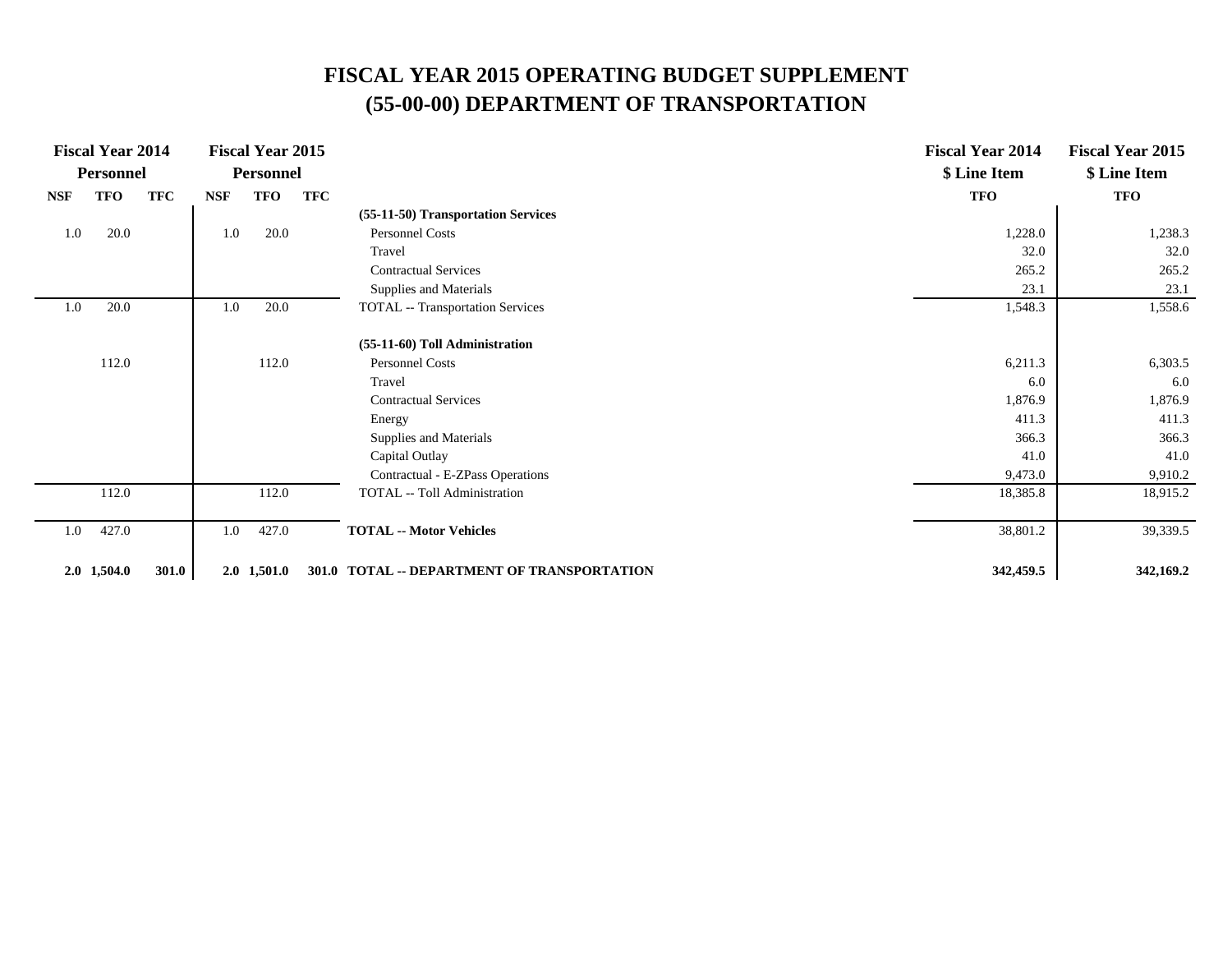# FISCAL YEAR 2015 OPERATING BUDGET SUPPLEMENT
# (55-00-00) DEPARTMENT OF TRANSPORTATION

| Fiscal Year 2014 Personnel | | | Fiscal Year 2015 Personnel | | | | Fiscal Year 2014 $ Line Item | Fiscal Year 2015 $ Line Item |
|---|---|---|---|---|---|---|---|---|
| NSF | TFO | TFC | NSF | TFO | TFC | | TFO | TFO |
| | | | | | | **(55-11-50) Transportation Services** | | |
| 1.0 | 20.0 | | 1.0 | 20.0 | | Personnel Costs | 1,228.0 | 1,238.3 |
| | | | | | | Travel | 32.0 | 32.0 |
| | | | | | | Contractual Services | 265.2 | 265.2 |
| | | | | | | Supplies and Materials | 23.1 | 23.1 |
| 1.0 | 20.0 | | 1.0 | 20.0 | | TOTAL -- Transportation Services | 1,548.3 | 1,558.6 |
| | | | | | | **(55-11-60) Toll Administration** | | |
| | 112.0 | | | 112.0 | | Personnel Costs | 6,211.3 | 6,303.5 |
| | | | | | | Travel | 6.0 | 6.0 |
| | | | | | | Contractual Services | 1,876.9 | 1,876.9 |
| | | | | | | Energy | 411.3 | 411.3 |
| | | | | | | Supplies and Materials | 366.3 | 366.3 |
| | | | | | | Capital Outlay | 41.0 | 41.0 |
| | | | | | | Contractual - E-ZPass Operations | 9,473.0 | 9,910.2 |
| | 112.0 | | | 112.0 | | TOTAL -- Toll Administration | 18,385.8 | 18,915.2 |
| 1.0 | 427.0 | | 1.0 | 427.0 | | **TOTAL -- Motor Vehicles** | 38,801.2 | 39,339.5 |
| **2.0** | **1,504.0** | **301.0** | **2.0** | **1,501.0** | **301.0** | **TOTAL -- DEPARTMENT OF TRANSPORTATION** | **342,459.5** | **342,169.2** |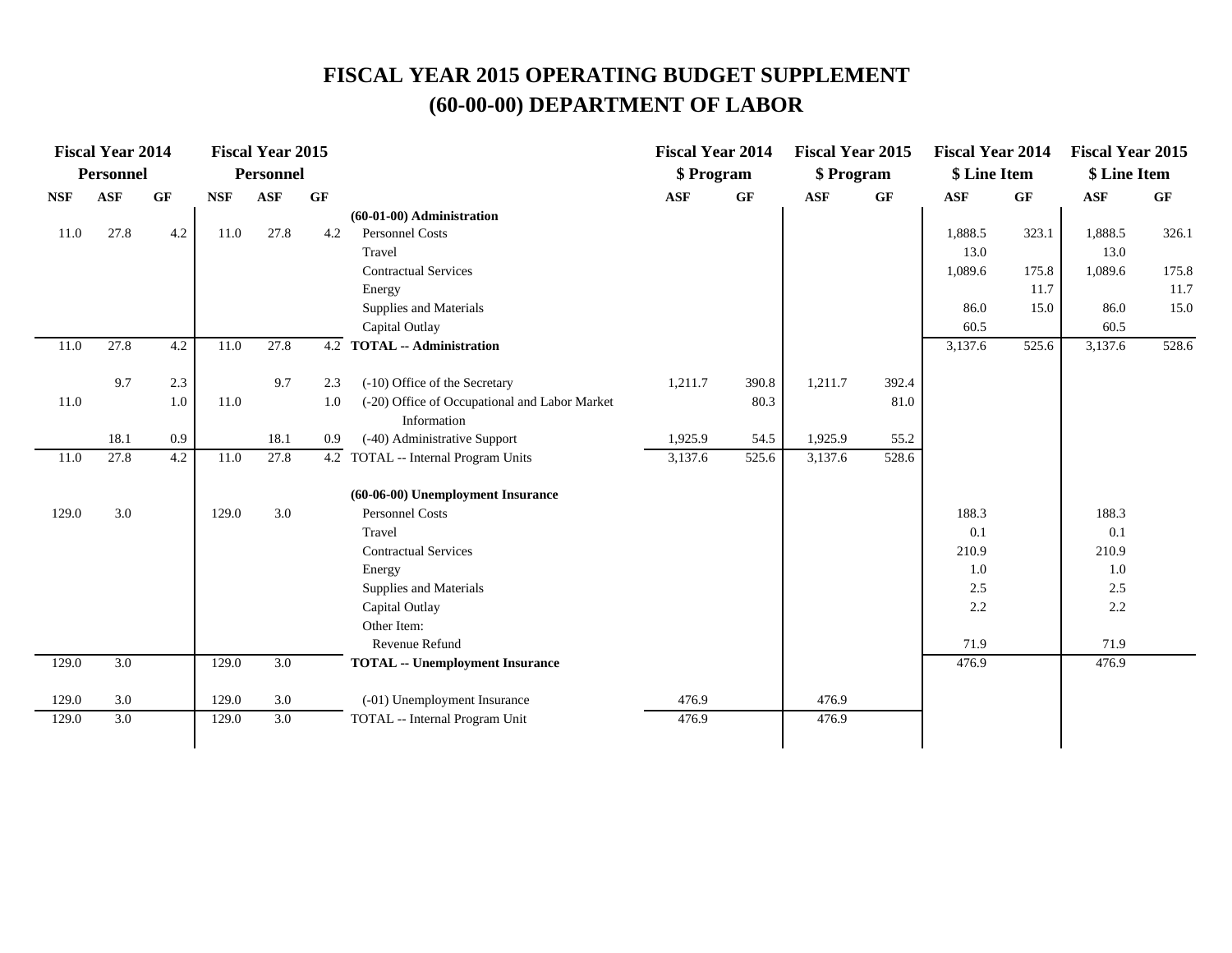# FISCAL YEAR 2015 OPERATING BUDGET SUPPLEMENT
# (60-00-00) DEPARTMENT OF LABOR

| Fiscal Year 2014 Personnel | | | Fiscal Year 2015 Personnel | | | | Fiscal Year 2014 $ Program | | Fiscal Year 2015 $ Program | | Fiscal Year 2014 $ Line Item | | Fiscal Year 2015 $ Line Item | |
|---|---|---|---|---|---|---|---|---|---|---|---|---|---|---|
| NSF | ASF | GF | NSF | ASF | GF | | ASF | GF | ASF | GF | ASF | GF | ASF | GF |
| | | | | | | **(60-01-00) Administration** | | | | | | | | |
| 11.0 | 27.8 | 4.2 | 11.0 | 27.8 | 4.2 | Personnel Costs | | | | | 1,888.5 | 323.1 | 1,888.5 | 326.1 |
| | | | | | | Travel | | | | | 13.0 | | 13.0 | |
| | | | | | | Contractual Services | | | | | 1,089.6 | 175.8 | 1,089.6 | 175.8 |
| | | | | | | Energy | | | | | | 11.7 | | 11.7 |
| | | | | | | Supplies and Materials | | | | | 86.0 | 15.0 | 86.0 | 15.0 |
| | | | | | | Capital Outlay | | | | | 60.5 | | 60.5 | |
| 11.0 | 27.8 | 4.2 | 11.0 | 27.8 | 4.2 | **TOTAL -- Administration** | | | | | 3,137.6 | 525.6 | 3,137.6 | 528.6 |
| | 9.7 | 2.3 | | 9.7 | 2.3 | (-10) Office of the Secretary | 1,211.7 | 390.8 | 1,211.7 | 392.4 | | | | |
| 11.0 | | 1.0 | 11.0 | | 1.0 | (-20) Office of Occupational and Labor Market Information | | 80.3 | | 81.0 | | | | |
| | 18.1 | 0.9 | | 18.1 | 0.9 | (-40) Administrative Support | 1,925.9 | 54.5 | 1,925.9 | 55.2 | | | | |
| 11.0 | 27.8 | 4.2 | 11.0 | 27.8 | 4.2 | TOTAL -- Internal Program Units | 3,137.6 | 525.6 | 3,137.6 | 528.6 | | | | |
| | | | | | | **(60-06-00) Unemployment Insurance** | | | | | | | | |
| 129.0 | 3.0 | | 129.0 | 3.0 | | Personnel Costs | | | | | 188.3 | | 188.3 | |
| | | | | | | Travel | | | | | 0.1 | | 0.1 | |
| | | | | | | Contractual Services | | | | | 210.9 | | 210.9 | |
| | | | | | | Energy | | | | | 1.0 | | 1.0 | |
| | | | | | | Supplies and Materials | | | | | 2.5 | | 2.5 | |
| | | | | | | Capital Outlay | | | | | 2.2 | | 2.2 | |
| | | | | | | Other Item: | | | | | | | | |
| | | | | | | Revenue Refund | | | | | 71.9 | | 71.9 | |
| 129.0 | 3.0 | | 129.0 | 3.0 | | **TOTAL -- Unemployment Insurance** | | | | | 476.9 | | 476.9 | |
| 129.0 | 3.0 | | 129.0 | 3.0 | | (-01) Unemployment Insurance | 476.9 | | 476.9 | | | | | |
| 129.0 | 3.0 | | 129.0 | 3.0 | | TOTAL -- Internal Program Unit | 476.9 | | 476.9 | | | | | |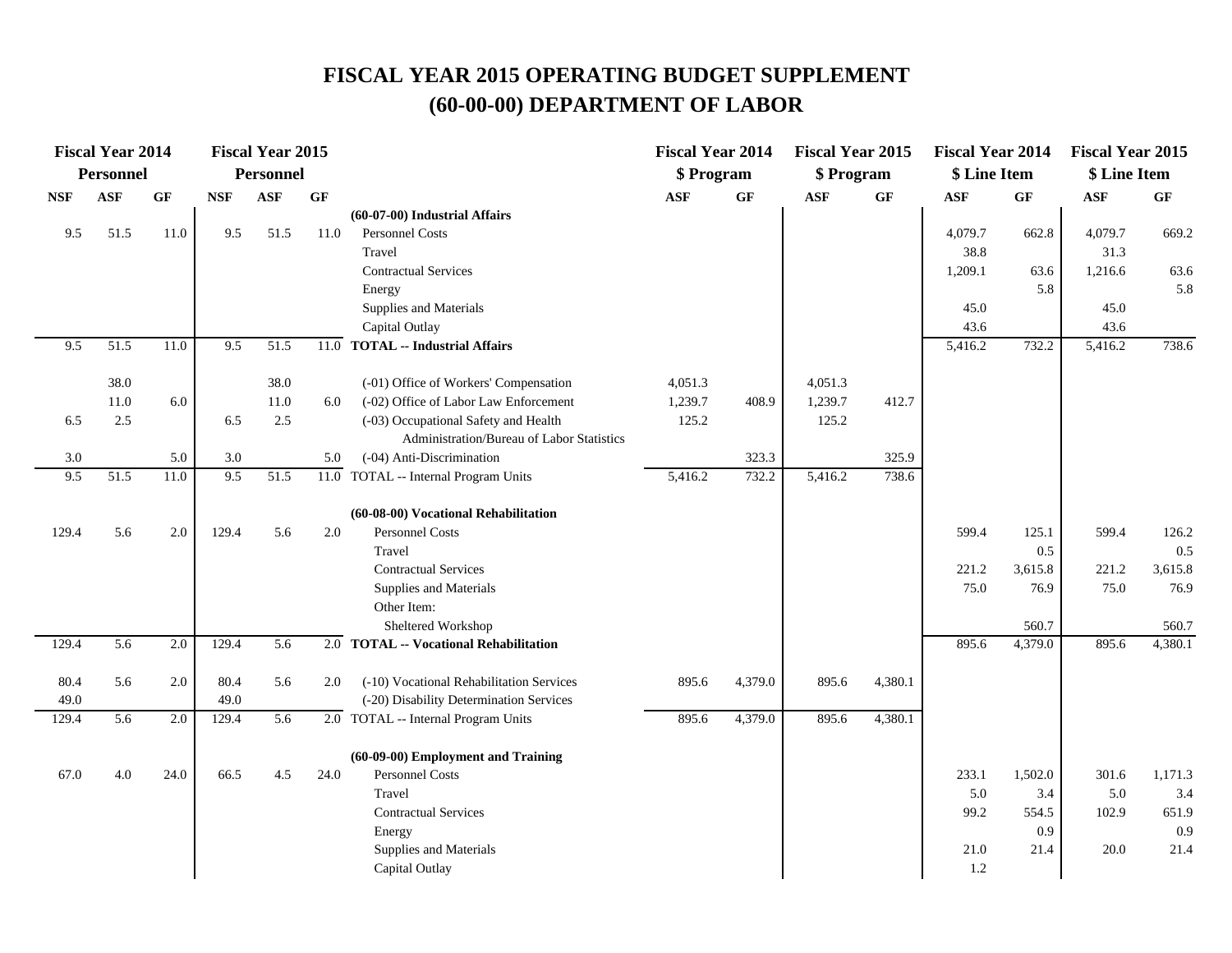# FISCAL YEAR 2015 OPERATING BUDGET SUPPLEMENT
# (60-00-00) DEPARTMENT OF LABOR

| Fiscal Year 2014 Personnel | | | Fiscal Year 2015 Personnel | | | | Fiscal Year 2014 $ Program | | Fiscal Year 2015 $ Program | | Fiscal Year 2014 $ Line Item | | Fiscal Year 2015 $ Line Item | |
|---|---|---|---|---|---|---|---|---|---|---|---|---|---|---|
| NSF | ASF | GF | NSF | ASF | GF | | ASF | GF | ASF | GF | ASF | GF | ASF | GF |
| | | | | | | **(60-07-00) Industrial Affairs** | | | | | | | | |
| 9.5 | 51.5 | 11.0 | 9.5 | 51.5 | 11.0 | Personnel Costs | | | | | 4,079.7 | 662.8 | 4,079.7 | 669.2 |
| | | | | | | Travel | | | | | 38.8 | | 31.3 | |
| | | | | | | Contractual Services | | | | | 1,209.1 | 63.6 | 1,216.6 | 63.6 |
| | | | | | | Energy | | | | | | 5.8 | | 5.8 |
| | | | | | | Supplies and Materials | | | | | 45.0 | | 45.0 | |
| | | | | | | Capital Outlay | | | | | 43.6 | | 43.6 | |
| 9.5 | 51.5 | 11.0 | 9.5 | 51.5 | 11.0 | **TOTAL -- Industrial Affairs** | | | | | 5,416.2 | 732.2 | 5,416.2 | 738.6 |
| | 38.0 | | | 38.0 | | (-01) Office of Workers' Compensation | 4,051.3 | | 4,051.3 | | | | | |
| | 11.0 | 6.0 | | 11.0 | 6.0 | (-02) Office of Labor Law Enforcement | 1,239.7 | 408.9 | 1,239.7 | 412.7 | | | | |
| 6.5 | 2.5 | | 6.5 | 2.5 | | (-03) Occupational Safety and Health Administration/Bureau of Labor Statistics | 125.2 | | 125.2 | | | | | |
| 3.0 | | 5.0 | 3.0 | | 5.0 | (-04) Anti-Discrimination | | 323.3 | | 325.9 | | | | |
| 9.5 | 51.5 | 11.0 | 9.5 | 51.5 | 11.0 | TOTAL -- Internal Program Units | 5,416.2 | 732.2 | 5,416.2 | 738.6 | | | | |
| | | | | | | **(60-08-00) Vocational Rehabilitation** | | | | | | | | |
| 129.4 | 5.6 | 2.0 | 129.4 | 5.6 | 2.0 | Personnel Costs | | | | | 599.4 | 125.1 | 599.4 | 126.2 |
| | | | | | | Travel | | | | | | 0.5 | | 0.5 |
| | | | | | | Contractual Services | | | | | 221.2 | 3,615.8 | 221.2 | 3,615.8 |
| | | | | | | Supplies and Materials | | | | | 75.0 | 76.9 | 75.0 | 76.9 |
| | | | | | | Other Item: | | | | | | | | |
| | | | | | | Sheltered Workshop | | | | | | 560.7 | | 560.7 |
| 129.4 | 5.6 | 2.0 | 129.4 | 5.6 | 2.0 | **TOTAL -- Vocational Rehabilitation** | | | | | 895.6 | 4,379.0 | 895.6 | 4,380.1 |
| 80.4 | 5.6 | 2.0 | 80.4 | 5.6 | 2.0 | (-10) Vocational Rehabilitation Services | 895.6 | 4,379.0 | 895.6 | 4,380.1 | | | | |
| 49.0 | | | 49.0 | | | (-20) Disability Determination Services | | | | | | | | |
| 129.4 | 5.6 | 2.0 | 129.4 | 5.6 | 2.0 | TOTAL -- Internal Program Units | 895.6 | 4,379.0 | 895.6 | 4,380.1 | | | | |
| | | | | | | **(60-09-00) Employment and Training** | | | | | | | | |
| 67.0 | 4.0 | 24.0 | 66.5 | 4.5 | 24.0 | Personnel Costs | | | | | 233.1 | 1,502.0 | 301.6 | 1,171.3 |
| | | | | | | Travel | | | | | 5.0 | 3.4 | 5.0 | 3.4 |
| | | | | | | Contractual Services | | | | | 99.2 | 554.5 | 102.9 | 651.9 |
| | | | | | | Energy | | | | | | 0.9 | | 0.9 |
| | | | | | | Supplies and Materials | | | | | 21.0 | 21.4 | 20.0 | 21.4 |
| | | | | | | Capital Outlay | | | | | 1.2 | | | |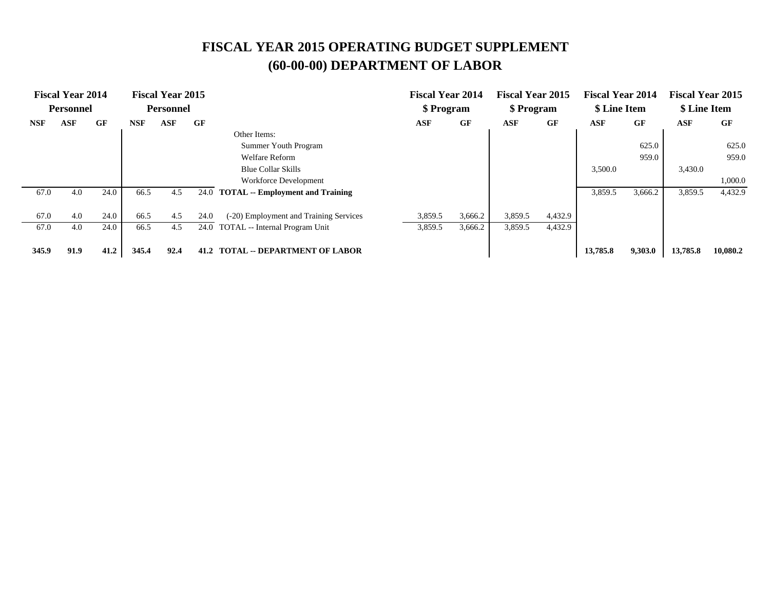# FISCAL YEAR 2015 OPERATING BUDGET SUPPLEMENT
# (60-00-00) DEPARTMENT OF LABOR

| Fiscal Year 2014 Personnel | | | Fiscal Year 2015 Personnel | | | | Fiscal Year 2014 $ Program | | Fiscal Year 2015 $ Program | | Fiscal Year 2014 $ Line Item | | Fiscal Year 2015 $ Line Item | |
|---|---|---|---|---|---|---|---|---|---|---|---|---|---|---|
| NSF | ASF | GF | NSF | ASF | GF | | ASF | GF | ASF | GF | ASF | GF | ASF | GF |
| | | | | | | Other Items: | | | | | | | | |
| | | | | | | Summer Youth Program | | | | | | 625.0 | | 625.0 |
| | | | | | | Welfare Reform | | | | | | 959.0 | | 959.0 |
| | | | | | | Blue Collar Skills | | | | | 3,500.0 | | 3,430.0 | |
| | | | | | | Workforce Development | | | | | | | | 1,000.0 |
| 67.0 | 4.0 | 24.0 | 66.5 | 4.5 | 24.0 | **TOTAL -- Employment and Training** | | | | | 3,859.5 | 3,666.2 | 3,859.5 | 4,432.9 |
| 67.0 | 4.0 | 24.0 | 66.5 | 4.5 | 24.0 | (-20) Employment and Training Services | 3,859.5 | 3,666.2 | 3,859.5 | 4,432.9 | | | | |
| 67.0 | 4.0 | 24.0 | 66.5 | 4.5 | 24.0 | TOTAL -- Internal Program Unit | 3,859.5 | 3,666.2 | 3,859.5 | 4,432.9 | | | | |
| **345.9** | **91.9** | **41.2** | **345.4** | **92.4** | **41.2** | **TOTAL -- DEPARTMENT OF LABOR** | | | | | **13,785.8** | **9,303.0** | **13,785.8** | **10,080.2** |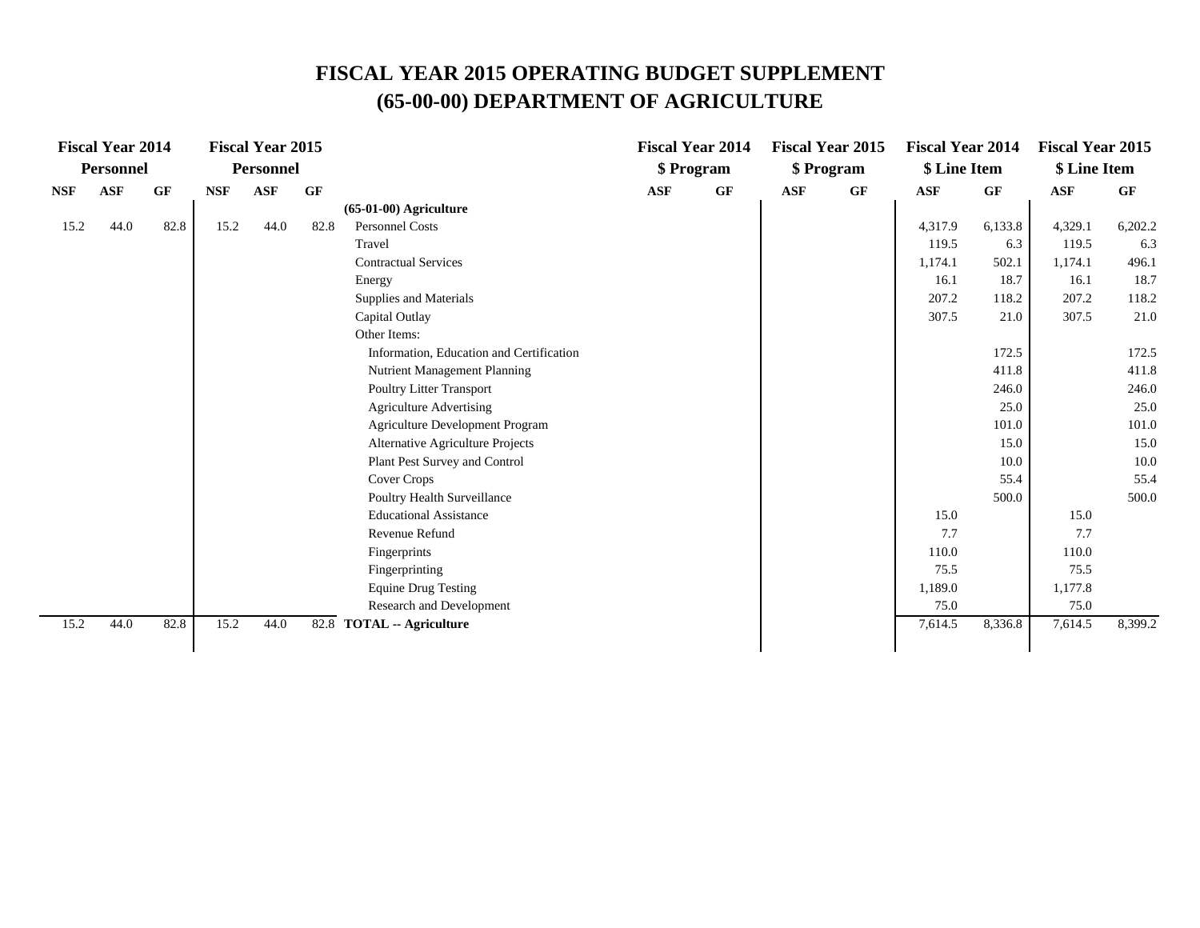# FISCAL YEAR 2015 OPERATING BUDGET SUPPLEMENT
# (65-00-00) DEPARTMENT OF AGRICULTURE

| Fiscal Year 2014 Personnel | | | Fiscal Year 2015 Personnel | | | | Fiscal Year 2014 $ Program | | Fiscal Year 2015 $ Program | | Fiscal Year 2014 $ Line Item | | Fiscal Year 2015 $ Line Item | |
|---|---|---|---|---|---|---|---|---|---|---|---|---|---|---|
| NSF | ASF | GF | NSF | ASF | GF | | ASF | GF | ASF | GF | ASF | GF | ASF | GF |
| | | | | | | **(65-01-00) Agriculture** | | | | | | | | |
| 15.2 | 44.0 | 82.8 | 15.2 | 44.0 | 82.8 | Personnel Costs | | | | | 4,317.9 | 6,133.8 | 4,329.1 | 6,202.2 |
| | | | | | | Travel | | | | | 119.5 | 6.3 | 119.5 | 6.3 |
| | | | | | | Contractual Services | | | | | 1,174.1 | 502.1 | 1,174.1 | 496.1 |
| | | | | | | Energy | | | | | 16.1 | 18.7 | 16.1 | 18.7 |
| | | | | | | Supplies and Materials | | | | | 207.2 | 118.2 | 207.2 | 118.2 |
| | | | | | | Capital Outlay | | | | | 307.5 | 21.0 | 307.5 | 21.0 |
| | | | | | | Other Items: | | | | | | | | |
| | | | | | | Information, Education and Certification | | | | | | 172.5 | | 172.5 |
| | | | | | | Nutrient Management Planning | | | | | | 411.8 | | 411.8 |
| | | | | | | Poultry Litter Transport | | | | | | 246.0 | | 246.0 |
| | | | | | | Agriculture Advertising | | | | | | 25.0 | | 25.0 |
| | | | | | | Agriculture Development Program | | | | | | 101.0 | | 101.0 |
| | | | | | | Alternative Agriculture Projects | | | | | | 15.0 | | 15.0 |
| | | | | | | Plant Pest Survey and Control | | | | | | 10.0 | | 10.0 |
| | | | | | | Cover Crops | | | | | | 55.4 | | 55.4 |
| | | | | | | Poultry Health Surveillance | | | | | | 500.0 | | 500.0 |
| | | | | | | Educational Assistance | | | | | 15.0 | | 15.0 | |
| | | | | | | Revenue Refund | | | | | 7.7 | | 7.7 | |
| | | | | | | Fingerprints | | | | | 110.0 | | 110.0 | |
| | | | | | | Fingerprinting | | | | | 75.5 | | 75.5 | |
| | | | | | | Equine Drug Testing | | | | | 1,189.0 | | 1,177.8 | |
| | | | | | | Research and Development | | | | | 75.0 | | 75.0 | |
| 15.2 | 44.0 | 82.8 | 15.2 | 44.0 | 82.8 | **TOTAL -- Agriculture** | | | | | 7,614.5 | 8,336.8 | 7,614.5 | 8,399.2 |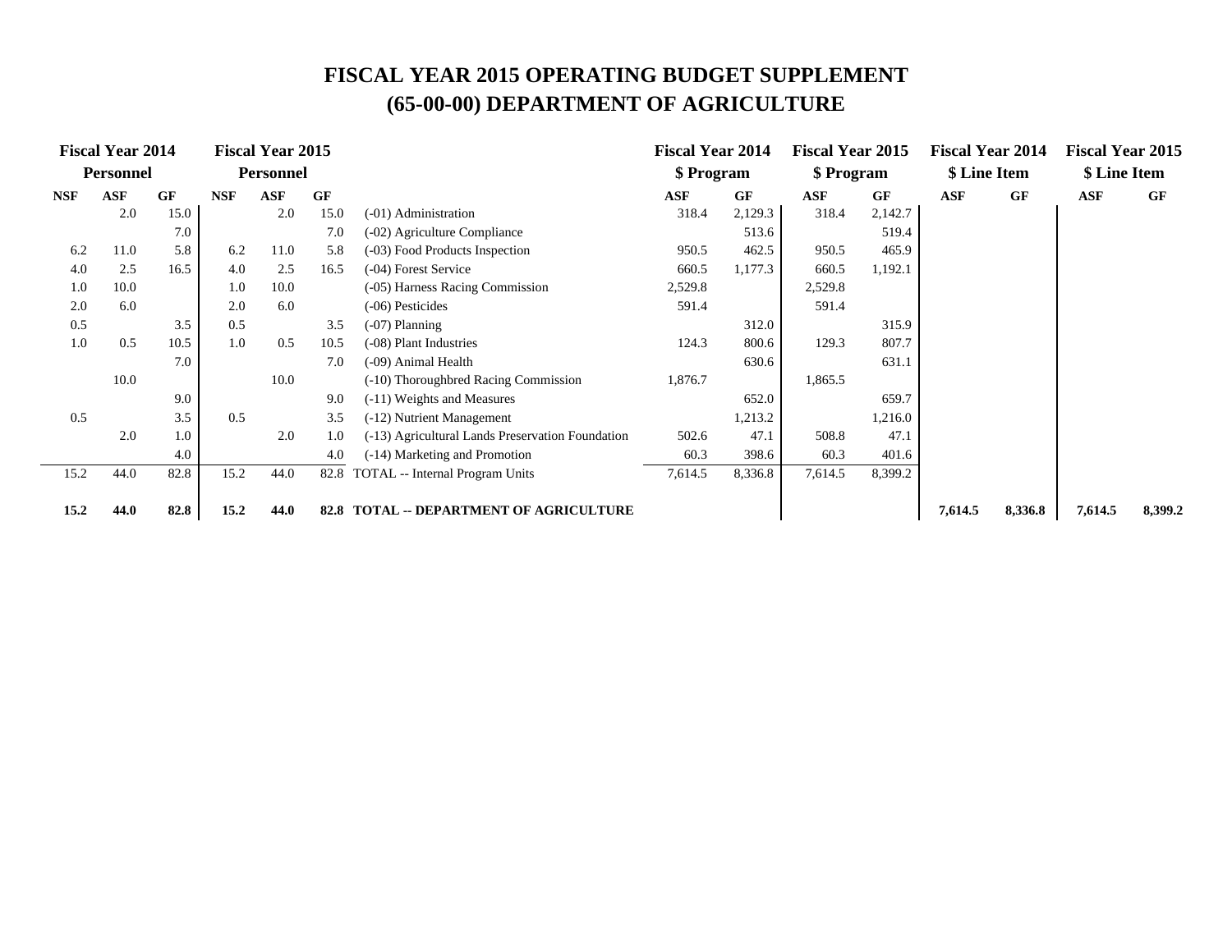# FISCAL YEAR 2015 OPERATING BUDGET SUPPLEMENT
# (65-00-00) DEPARTMENT OF AGRICULTURE

| Fiscal Year 2014 Personnel | | | Fiscal Year 2015 Personnel | | | | Fiscal Year 2014 $ Program | | Fiscal Year 2015 $ Program | | Fiscal Year 2014 $ Line Item | | Fiscal Year 2015 $ Line Item | |
|---|---|---|---|---|---|---|---|---|---|---|---|---|---|---|
| NSF | ASF | GF | NSF | ASF | GF | | ASF | GF | ASF | GF | ASF | GF | ASF | GF |
| | 2.0 | 15.0 | | 2.0 | 15.0 | (-01) Administration | 318.4 | 2,129.3 | 318.4 | 2,142.7 | | | | |
| | | 7.0 | | | 7.0 | (-02) Agriculture Compliance | | 513.6 | | 519.4 | | | | |
| 6.2 | 11.0 | 5.8 | 6.2 | 11.0 | 5.8 | (-03) Food Products Inspection | 950.5 | 462.5 | 950.5 | 465.9 | | | | |
| 4.0 | 2.5 | 16.5 | 4.0 | 2.5 | 16.5 | (-04) Forest Service | 660.5 | 1,177.3 | 660.5 | 1,192.1 | | | | |
| 1.0 | 10.0 | | 1.0 | 10.0 | | (-05) Harness Racing Commission | 2,529.8 | | 2,529.8 | | | | | |
| 2.0 | 6.0 | | 2.0 | 6.0 | | (-06) Pesticides | 591.4 | | 591.4 | | | | | |
| 0.5 | | 3.5 | 0.5 | | 3.5 | (-07) Planning | | 312.0 | | 315.9 | | | | |
| 1.0 | 0.5 | 10.5 | 1.0 | 0.5 | 10.5 | (-08) Plant Industries | 124.3 | 800.6 | 129.3 | 807.7 | | | | |
| | | 7.0 | | | 7.0 | (-09) Animal Health | | 630.6 | | 631.1 | | | | |
| | 10.0 | | | 10.0 | | (-10) Thoroughbred Racing Commission | 1,876.7 | | 1,865.5 | | | | | |
| | | 9.0 | | | 9.0 | (-11) Weights and Measures | | 652.0 | | 659.7 | | | | |
| 0.5 | | 3.5 | 0.5 | | 3.5 | (-12) Nutrient Management | | 1,213.2 | | 1,216.0 | | | | |
| | 2.0 | 1.0 | | 2.0 | 1.0 | (-13) Agricultural Lands Preservation Foundation | 502.6 | 47.1 | 508.8 | 47.1 | | | | |
| | | 4.0 | | | 4.0 | (-14) Marketing and Promotion | 60.3 | 398.6 | 60.3 | 401.6 | | | | |
| 15.2 | 44.0 | 82.8 | 15.2 | 44.0 | 82.8 | TOTAL -- Internal Program Units | 7,614.5 | 8,336.8 | 7,614.5 | 8,399.2 | | | | |
| **15.2** | **44.0** | **82.8** | **15.2** | **44.0** | **82.8** | **TOTAL -- DEPARTMENT OF AGRICULTURE** | | | | | **7,614.5** | **8,336.8** | **7,614.5** | **8,399.2** |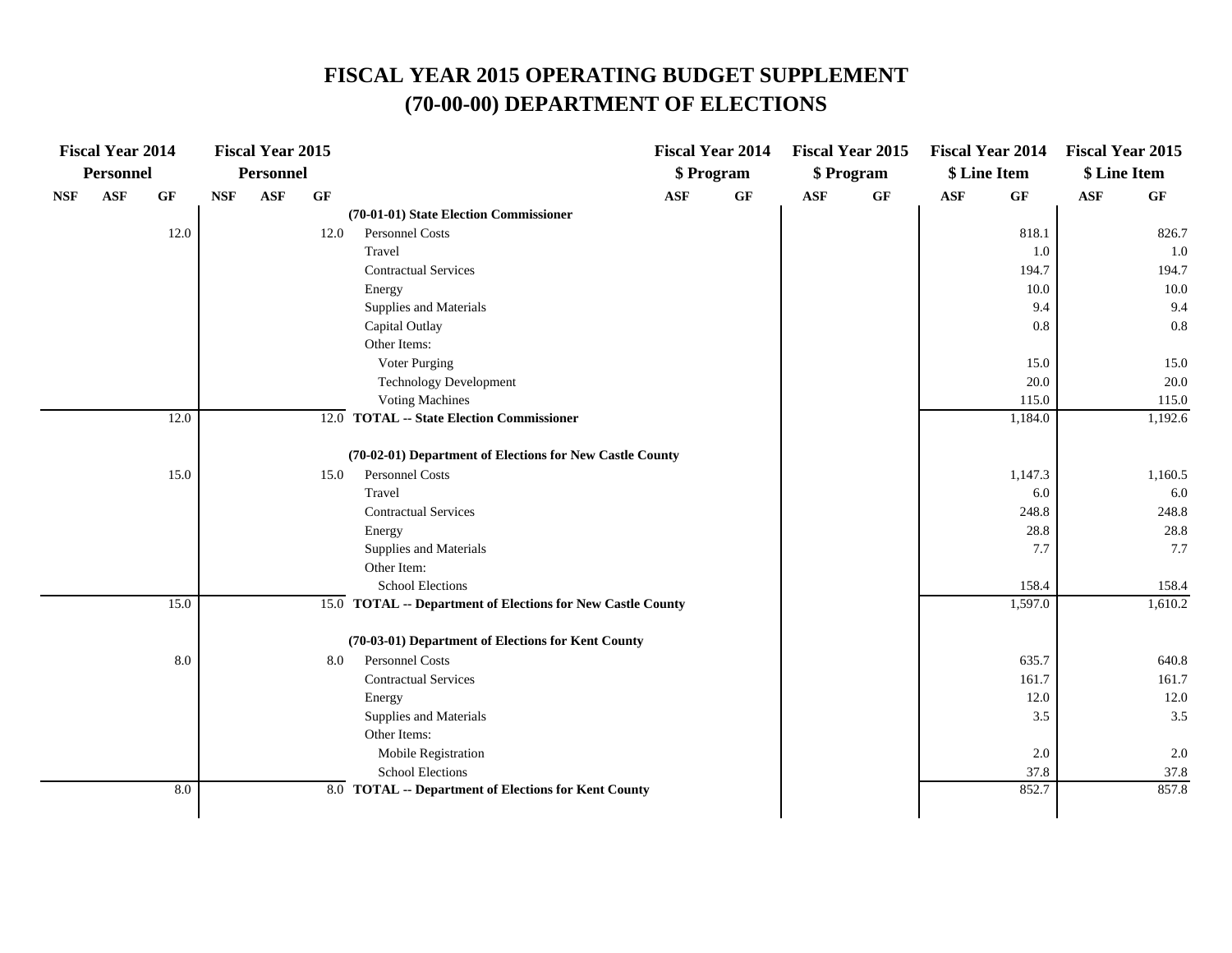# FISCAL YEAR 2015 OPERATING BUDGET SUPPLEMENT
# (70-00-00) DEPARTMENT OF ELECTIONS

| Fiscal Year 2014 Personnel | | | Fiscal Year 2015 Personnel | | | | Fiscal Year 2014 $ Program | | Fiscal Year 2015 $ Program | | Fiscal Year 2014 $ Line Item | | Fiscal Year 2015 $ Line Item | |
|---|---|---|---|---|---|---|---|---|---|---|---|---|---|---|
| NSF | ASF | GF | NSF | ASF | GF | | ASF | GF | ASF | GF | ASF | GF | ASF | GF |
| | | | | | | **(70-01-01) State Election Commissioner** | | | | | | | | |
| | | 12.0 | | | 12.0 | Personnel Costs | | | | | | 818.1 | | 826.7 |
| | | | | | | Travel | | | | | | 1.0 | | 1.0 |
| | | | | | | Contractual Services | | | | | | 194.7 | | 194.7 |
| | | | | | | Energy | | | | | | 10.0 | | 10.0 |
| | | | | | | Supplies and Materials | | | | | | 9.4 | | 9.4 |
| | | | | | | Capital Outlay | | | | | | 0.8 | | 0.8 |
| | | | | | | Other Items: | | | | | | | | |
| | | | | | | Voter Purging | | | | | | 15.0 | | 15.0 |
| | | | | | | Technology Development | | | | | | 20.0 | | 20.0 |
| | | | | | | Voting Machines | | | | | | 115.0 | | 115.0 |
| | | 12.0 | | | 12.0 | **TOTAL -- State Election Commissioner** | | | | | | 1,184.0 | | 1,192.6 |
| | | | | | | **(70-02-01) Department of Elections for New Castle County** | | | | | | | | |
| | | 15.0 | | | 15.0 | Personnel Costs | | | | | | 1,147.3 | | 1,160.5 |
| | | | | | | Travel | | | | | | 6.0 | | 6.0 |
| | | | | | | Contractual Services | | | | | | 248.8 | | 248.8 |
| | | | | | | Energy | | | | | | 28.8 | | 28.8 |
| | | | | | | Supplies and Materials | | | | | | 7.7 | | 7.7 |
| | | | | | | Other Item: | | | | | | | | |
| | | | | | | School Elections | | | | | | 158.4 | | 158.4 |
| | | 15.0 | | | 15.0 | **TOTAL -- Department of Elections for New Castle County** | | | | | | 1,597.0 | | 1,610.2 |
| | | | | | | **(70-03-01) Department of Elections for Kent County** | | | | | | | | |
| | | 8.0 | | | 8.0 | Personnel Costs | | | | | | 635.7 | | 640.8 |
| | | | | | | Contractual Services | | | | | | 161.7 | | 161.7 |
| | | | | | | Energy | | | | | | 12.0 | | 12.0 |
| | | | | | | Supplies and Materials | | | | | | 3.5 | | 3.5 |
| | | | | | | Other Items: | | | | | | | | |
| | | | | | | Mobile Registration | | | | | | 2.0 | | 2.0 |
| | | | | | | School Elections | | | | | | 37.8 | | 37.8 |
| | | 8.0 | | | 8.0 | **TOTAL -- Department of Elections for Kent County** | | | | | | 852.7 | | 857.8 |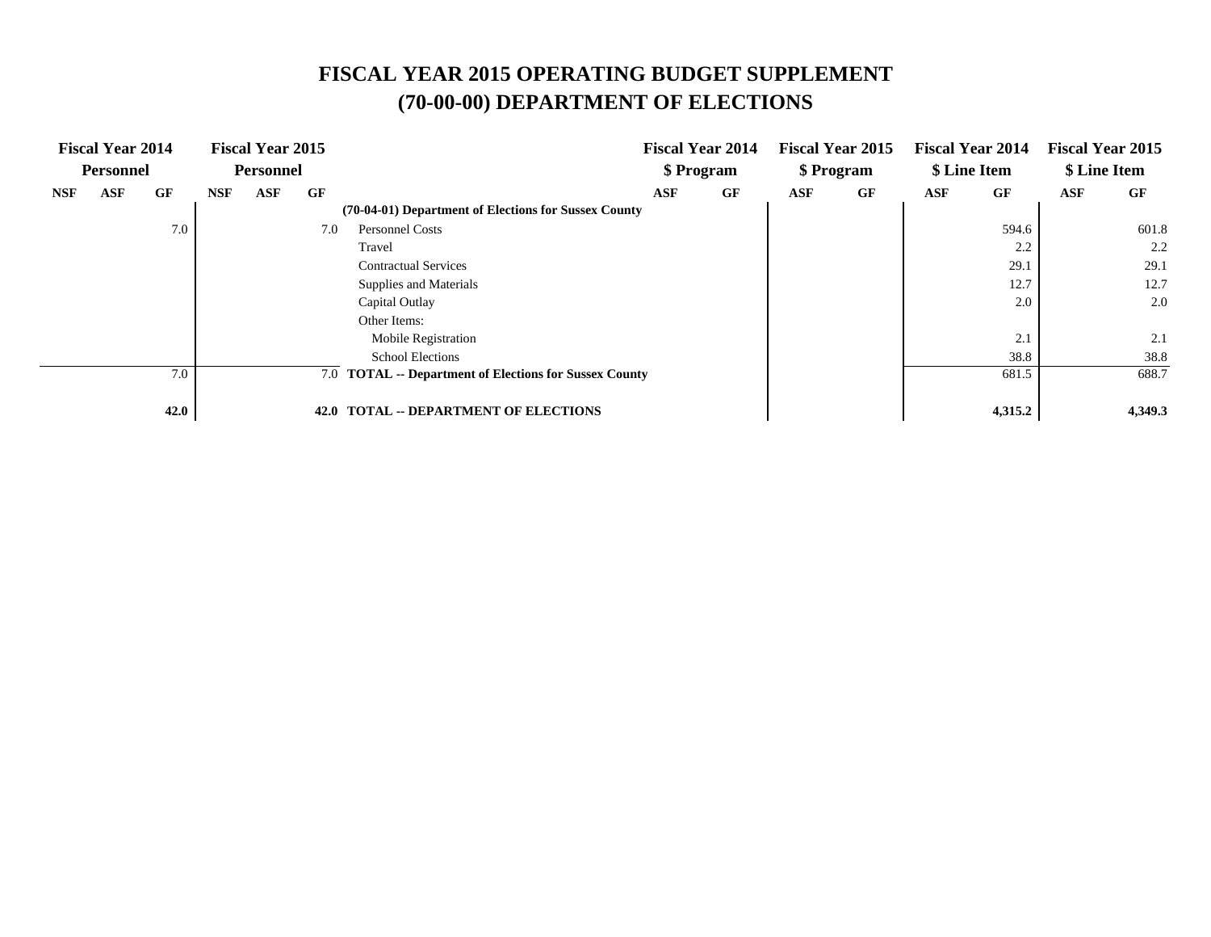# FISCAL YEAR 2015 OPERATING BUDGET SUPPLEMENT
# (70-00-00) DEPARTMENT OF ELECTIONS

| Fiscal Year 2014 Personnel | | | Fiscal Year 2015 Personnel | | | | Fiscal Year 2014 $ Program | | Fiscal Year 2015 $ Program | | Fiscal Year 2014 $ Line Item | | Fiscal Year 2015 $ Line Item | |
|---|---|---|---|---|---|---|---|---|---|---|---|---|---|---|
| NSF | ASF | GF | NSF | ASF | GF | | ASF | GF | ASF | GF | ASF | GF | ASF | GF |
| | | | | | | **(70-04-01) Department of Elections for Sussex County** | | | | | | | | |
| | | 7.0 | | | 7.0 | Personnel Costs | | | | | | 594.6 | | 601.8 |
| | | | | | | Travel | | | | | | 2.2 | | 2.2 |
| | | | | | | Contractual Services | | | | | | 29.1 | | 29.1 |
| | | | | | | Supplies and Materials | | | | | | 12.7 | | 12.7 |
| | | | | | | Capital Outlay | | | | | | 2.0 | | 2.0 |
| | | | | | | Other Items: | | | | | | | | |
| | | | | | | Mobile Registration | | | | | | 2.1 | | 2.1 |
| | | | | | | School Elections | | | | | | 38.8 | | 38.8 |
| | | 7.0 | | | 7.0 | **TOTAL -- Department of Elections for Sussex County** | | | | | | 681.5 | | 688.7 |
| | | **42.0** | | | **42.0** | **TOTAL -- DEPARTMENT OF ELECTIONS** | | | | | | **4,315.2** | | **4,349.3** |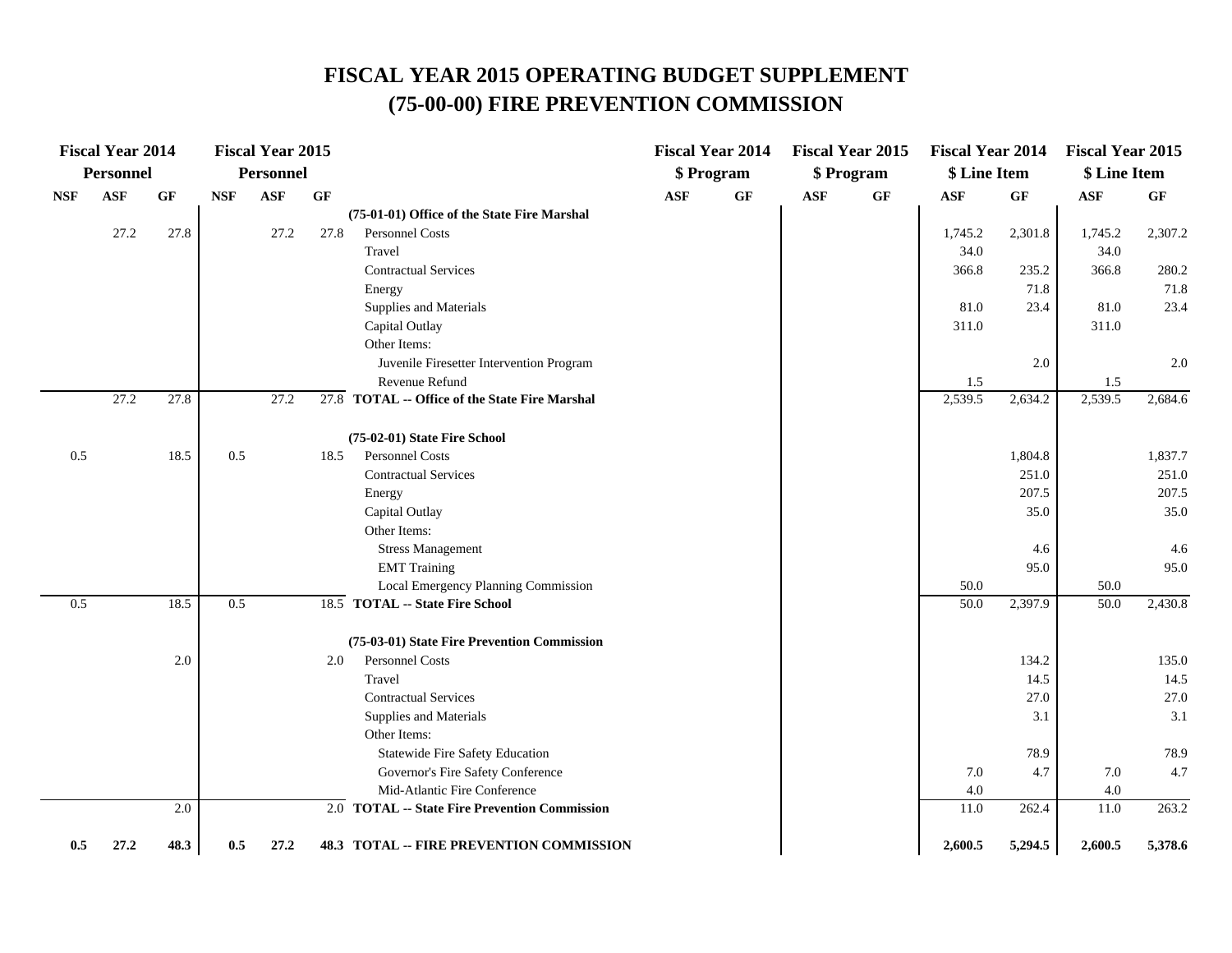# FISCAL YEAR 2015 OPERATING BUDGET SUPPLEMENT
# (75-00-00) FIRE PREVENTION COMMISSION

| Fiscal Year 2014 Personnel | | | Fiscal Year 2015 Personnel | | | | Fiscal Year 2014 $ Program | | Fiscal Year 2015 $ Program | | Fiscal Year 2014 $ Line Item | | Fiscal Year 2015 $ Line Item | |
|---|---|---|---|---|---|---|---|---|---|---|---|---|---|---|
| NSF | ASF | GF | NSF | ASF | GF | | ASF | GF | ASF | GF | ASF | GF | ASF | GF |
| | | | | | | **(75-01-01) Office of the State Fire Marshal** | | | | | | | | |
| | 27.2 | 27.8 | | 27.2 | 27.8 | Personnel Costs | | | | | 1,745.2 | 2,301.8 | 1,745.2 | 2,307.2 |
| | | | | | | Travel | | | | | 34.0 | | 34.0 | |
| | | | | | | Contractual Services | | | | | 366.8 | 235.2 | 366.8 | 280.2 |
| | | | | | | Energy | | | | | | 71.8 | | 71.8 |
| | | | | | | Supplies and Materials | | | | | 81.0 | 23.4 | 81.0 | 23.4 |
| | | | | | | Capital Outlay | | | | | 311.0 | | 311.0 | |
| | | | | | | Other Items: | | | | | | | | |
| | | | | | | Juvenile Firesetter Intervention Program | | | | | | 2.0 | | 2.0 |
| | | | | | | Revenue Refund | | | | | 1.5 | | 1.5 | |
| | 27.2 | 27.8 | | 27.2 | 27.8 | **TOTAL -- Office of the State Fire Marshal** | | | | | 2,539.5 | 2,634.2 | 2,539.5 | 2,684.6 |
| | | | | | | **(75-02-01) State Fire School** | | | | | | | | |
| 0.5 | | 18.5 | 0.5 | | 18.5 | Personnel Costs | | | | | | 1,804.8 | | 1,837.7 |
| | | | | | | Contractual Services | | | | | | 251.0 | | 251.0 |
| | | | | | | Energy | | | | | | 207.5 | | 207.5 |
| | | | | | | Capital Outlay | | | | | | 35.0 | | 35.0 |
| | | | | | | Other Items: | | | | | | | | |
| | | | | | | Stress Management | | | | | | 4.6 | | 4.6 |
| | | | | | | EMT Training | | | | | | 95.0 | | 95.0 |
| | | | | | | Local Emergency Planning Commission | | | | | 50.0 | | 50.0 | |
| 0.5 | | 18.5 | 0.5 | | 18.5 | **TOTAL -- State Fire School** | | | | | 50.0 | 2,397.9 | 50.0 | 2,430.8 |
| | | | | | | **(75-03-01) State Fire Prevention Commission** | | | | | | | | |
| | | 2.0 | | | 2.0 | Personnel Costs | | | | | | 134.2 | | 135.0 |
| | | | | | | Travel | | | | | | 14.5 | | 14.5 |
| | | | | | | Contractual Services | | | | | | 27.0 | | 27.0 |
| | | | | | | Supplies and Materials | | | | | | 3.1 | | 3.1 |
| | | | | | | Other Items: | | | | | | | | |
| | | | | | | Statewide Fire Safety Education | | | | | | 78.9 | | 78.9 |
| | | | | | | Governor's Fire Safety Conference | | | | | 7.0 | 4.7 | 7.0 | 4.7 |
| | | | | | | Mid-Atlantic Fire Conference | | | | | 4.0 | | 4.0 | |
| | | 2.0 | | | 2.0 | **TOTAL -- State Fire Prevention Commission** | | | | | 11.0 | 262.4 | 11.0 | 263.2 |
| **0.5** | **27.2** | **48.3** | **0.5** | **27.2** | **48.3** | **TOTAL -- FIRE PREVENTION COMMISSION** | | | | | **2,600.5** | **5,294.5** | **2,600.5** | **5,378.6** |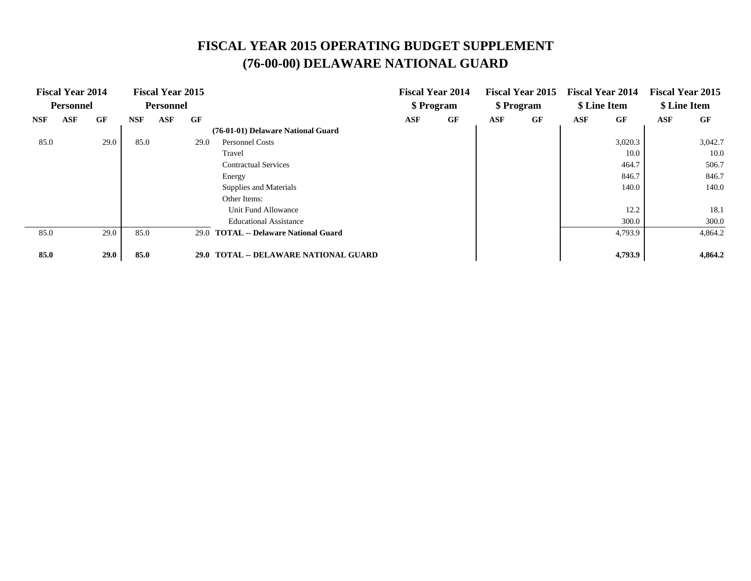# FISCAL YEAR 2015 OPERATING BUDGET SUPPLEMENT
# (76-00-00) DELAWARE NATIONAL GUARD

| Fiscal Year 2014 Personnel | | | Fiscal Year 2015 Personnel | | | | Fiscal Year 2014 $ Program | | Fiscal Year 2015 $ Program | | Fiscal Year 2014 $ Line Item | | Fiscal Year 2015 $ Line Item | |
|---|---|---|---|---|---|---|---|---|---|---|---|---|---|---|
| NSF | ASF | GF | NSF | ASF | GF | | ASF | GF | ASF | GF | ASF | GF | ASF | GF |
| | | | | | | **(76-01-01) Delaware National Guard** | | | | | | | | |
| 85.0 | | 29.0 | 85.0 | | 29.0 | Personnel Costs | | | | | | 3,020.3 | | 3,042.7 |
| | | | | | | Travel | | | | | | 10.0 | | 10.0 |
| | | | | | | Contractual Services | | | | | | 464.7 | | 506.7 |
| | | | | | | Energy | | | | | | 846.7 | | 846.7 |
| | | | | | | Supplies and Materials | | | | | | 140.0 | | 140.0 |
| | | | | | | Other Items: | | | | | | | | |
| | | | | | | Unit Fund Allowance | | | | | | 12.2 | | 18.1 |
| | | | | | | Educational Assistance | | | | | | 300.0 | | 300.0 |
| 85.0 | | 29.0 | 85.0 | | 29.0 | **TOTAL -- Delaware National Guard** | | | | | | 4,793.9 | | 4,864.2 |
| **85.0** | | **29.0** | **85.0** | | **29.0** | **TOTAL -- DELAWARE NATIONAL GUARD** | | | | | | **4,793.9** | | **4,864.2** |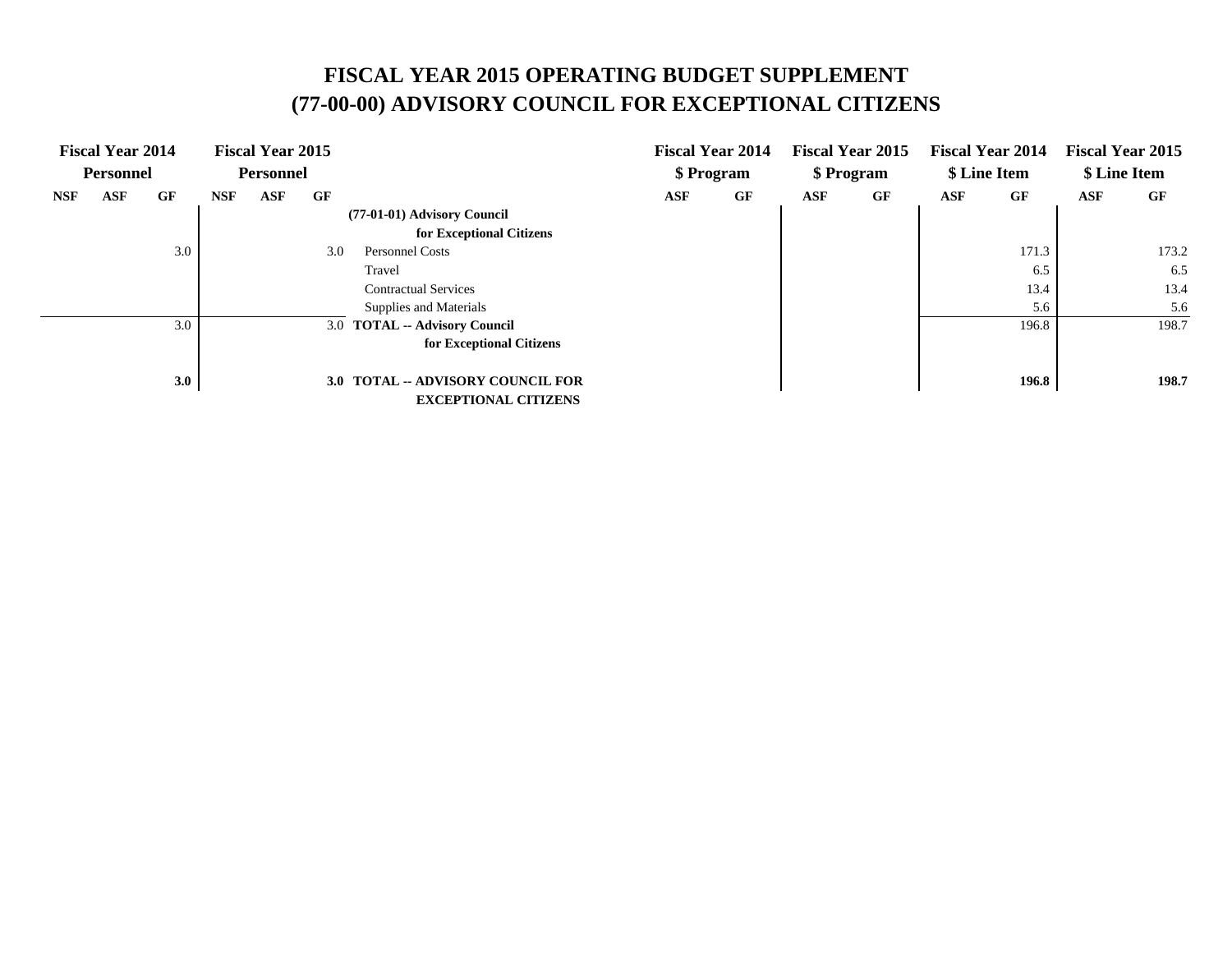# FISCAL YEAR 2015 OPERATING BUDGET SUPPLEMENT
# (77-00-00) ADVISORY COUNCIL FOR EXCEPTIONAL CITIZENS

| Fiscal Year 2014 Personnel | | | Fiscal Year 2015 Personnel | | | | Fiscal Year 2014 $ Program | | Fiscal Year 2015 $ Program | | Fiscal Year 2014 $ Line Item | | Fiscal Year 2015 $ Line Item | |
|---|---|---|---|---|---|---|---|---|---|---|---|---|---|---|
| NSF | ASF | GF | NSF | ASF | GF | | ASF | GF | ASF | GF | ASF | GF | ASF | GF |
| | | | | | | **(77-01-01) Advisory Council for Exceptional Citizens** | | | | | | | | |
| | | 3.0 | | | 3.0 | Personnel Costs | | | | | | 171.3 | | 173.2 |
| | | | | | | Travel | | | | | | 6.5 | | 6.5 |
| | | | | | | Contractual Services | | | | | | 13.4 | | 13.4 |
| | | | | | | Supplies and Materials | | | | | | 5.6 | | 5.6 |
| | | 3.0 | | | 3.0 | **TOTAL -- Advisory Council for Exceptional Citizens** | | | | | | 196.8 | | 198.7 |
| | | **3.0** | | | **3.0** | **TOTAL -- ADVISORY COUNCIL FOR EXCEPTIONAL CITIZENS** | | | | | | **196.8** | | **198.7** |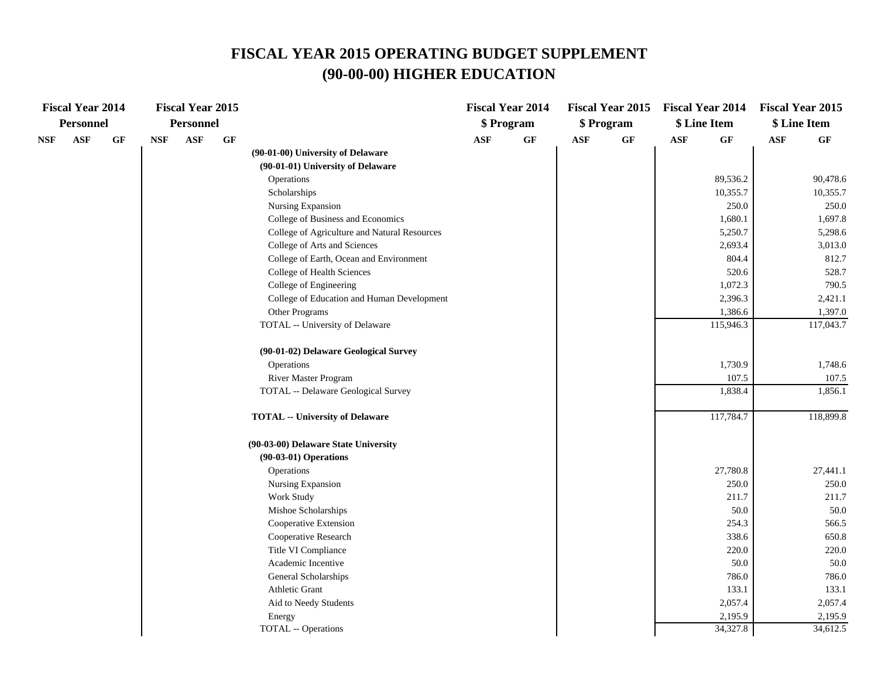# FISCAL YEAR 2015 OPERATING BUDGET SUPPLEMENT
# (90-00-00) HIGHER EDUCATION

| Fiscal Year 2014 Personnel | | | Fiscal Year 2015 Personnel | | | | Fiscal Year 2014 $ Program | | Fiscal Year 2015 $ Program | | Fiscal Year 2014 $ Line Item | | Fiscal Year 2015 $ Line Item | |
|---|---|---|---|---|---|---|---|---|---|---|---|---|---|---|
| NSF | ASF | GF | NSF | ASF | GF | | ASF | GF | ASF | GF | ASF | GF | ASF | GF |
| | | | | | | **(90-01-00) University of Delaware** | | | | | | | | |
| | | | | | | **(90-01-01) University of Delaware** | | | | | | | | |
| | | | | | | Operations | | | | | | 89,536.2 | | 90,478.6 |
| | | | | | | Scholarships | | | | | | 10,355.7 | | 10,355.7 |
| | | | | | | Nursing Expansion | | | | | | 250.0 | | 250.0 |
| | | | | | | College of Business and Economics | | | | | | 1,680.1 | | 1,697.8 |
| | | | | | | College of Agriculture and Natural Resources | | | | | | 5,250.7 | | 5,298.6 |
| | | | | | | College of Arts and Sciences | | | | | | 2,693.4 | | 3,013.0 |
| | | | | | | College of Earth, Ocean and Environment | | | | | | 804.4 | | 812.7 |
| | | | | | | College of Health Sciences | | | | | | 520.6 | | 528.7 |
| | | | | | | College of Engineering | | | | | | 1,072.3 | | 790.5 |
| | | | | | | College of Education and Human Development | | | | | | 2,396.3 | | 2,421.1 |
| | | | | | | Other Programs | | | | | | 1,386.6 | | 1,397.0 |
| | | | | | | TOTAL -- University of Delaware | | | | | | 115,946.3 | | 117,043.7 |
| | | | | | | **(90-01-02) Delaware Geological Survey** | | | | | | | | |
| | | | | | | Operations | | | | | | 1,730.9 | | 1,748.6 |
| | | | | | | River Master Program | | | | | | 107.5 | | 107.5 |
| | | | | | | TOTAL -- Delaware Geological Survey | | | | | | 1,838.4 | | 1,856.1 |
| | | | | | | **TOTAL -- University of Delaware** | | | | | | 117,784.7 | | 118,899.8 |
| | | | | | | **(90-03-00) Delaware State University** | | | | | | | | |
| | | | | | | **(90-03-01) Operations** | | | | | | | | |
| | | | | | | Operations | | | | | | 27,780.8 | | 27,441.1 |
| | | | | | | Nursing Expansion | | | | | | 250.0 | | 250.0 |
| | | | | | | Work Study | | | | | | 211.7 | | 211.7 |
| | | | | | | Mishoe Scholarships | | | | | | 50.0 | | 50.0 |
| | | | | | | Cooperative Extension | | | | | | 254.3 | | 566.5 |
| | | | | | | Cooperative Research | | | | | | 338.6 | | 650.8 |
| | | | | | | Title VI Compliance | | | | | | 220.0 | | 220.0 |
| | | | | | | Academic Incentive | | | | | | 50.0 | | 50.0 |
| | | | | | | General Scholarships | | | | | | 786.0 | | 786.0 |
| | | | | | | Athletic Grant | | | | | | 133.1 | | 133.1 |
| | | | | | | Aid to Needy Students | | | | | | 2,057.4 | | 2,057.4 |
| | | | | | | Energy | | | | | | 2,195.9 | | 2,195.9 |
| | | | | | | TOTAL -- Operations | | | | | | 34,327.8 | | 34,612.5 |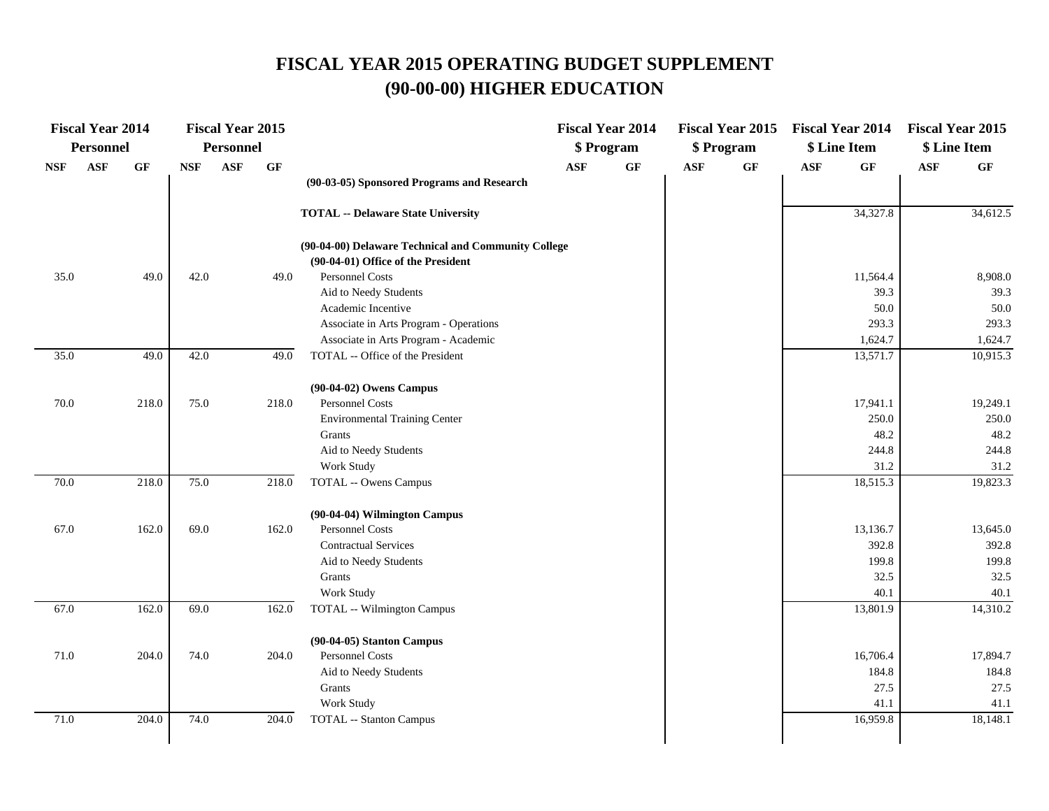# FISCAL YEAR 2015 OPERATING BUDGET SUPPLEMENT
# (90-00-00) HIGHER EDUCATION

| Fiscal Year 2014 Personnel | | | Fiscal Year 2015 Personnel | | | | Fiscal Year 2014 $ Program | | Fiscal Year 2015 $ Program | | Fiscal Year 2014 $ Line Item | | Fiscal Year 2015 $ Line Item | |
|---|---|---|---|---|---|---|---|---|---|---|---|---|---|---|
| NSF | ASF | GF | NSF | ASF | GF | | ASF | GF | ASF | GF | ASF | GF | ASF | GF |
| | | | | | | **(90-03-05) Sponsored Programs and Research** | | | | | | | | |
| | | | | | | **TOTAL -- Delaware State University** | | | | | | 34,327.8 | | 34,612.5 |
| | | | | | | **(90-04-00) Delaware Technical and Community College** | | | | | | | | |
| | | | | | | **(90-04-01) Office of the President** | | | | | | | | |
| 35.0 | | 49.0 | 42.0 | | 49.0 | Personnel Costs | | | | | | 11,564.4 | | 8,908.0 |
| | | | | | | Aid to Needy Students | | | | | | 39.3 | | 39.3 |
| | | | | | | Academic Incentive | | | | | | 50.0 | | 50.0 |
| | | | | | | Associate in Arts Program - Operations | | | | | | 293.3 | | 293.3 |
| | | | | | | Associate in Arts Program - Academic | | | | | | 1,624.7 | | 1,624.7 |
| 35.0 | | 49.0 | 42.0 | | 49.0 | TOTAL -- Office of the President | | | | | | 13,571.7 | | 10,915.3 |
| | | | | | | **(90-04-02) Owens Campus** | | | | | | | | |
| 70.0 | | 218.0 | 75.0 | | 218.0 | Personnel Costs | | | | | | 17,941.1 | | 19,249.1 |
| | | | | | | Environmental Training Center | | | | | | 250.0 | | 250.0 |
| | | | | | | Grants | | | | | | 48.2 | | 48.2 |
| | | | | | | Aid to Needy Students | | | | | | 244.8 | | 244.8 |
| | | | | | | Work Study | | | | | | 31.2 | | 31.2 |
| 70.0 | | 218.0 | 75.0 | | 218.0 | TOTAL -- Owens Campus | | | | | | 18,515.3 | | 19,823.3 |
| | | | | | | **(90-04-04) Wilmington Campus** | | | | | | | | |
| 67.0 | | 162.0 | 69.0 | | 162.0 | Personnel Costs | | | | | | 13,136.7 | | 13,645.0 |
| | | | | | | Contractual Services | | | | | | 392.8 | | 392.8 |
| | | | | | | Aid to Needy Students | | | | | | 199.8 | | 199.8 |
| | | | | | | Grants | | | | | | 32.5 | | 32.5 |
| | | | | | | Work Study | | | | | | 40.1 | | 40.1 |
| 67.0 | | 162.0 | 69.0 | | 162.0 | TOTAL -- Wilmington Campus | | | | | | 13,801.9 | | 14,310.2 |
| | | | | | | **(90-04-05) Stanton Campus** | | | | | | | | |
| 71.0 | | 204.0 | 74.0 | | 204.0 | Personnel Costs | | | | | | 16,706.4 | | 17,894.7 |
| | | | | | | Aid to Needy Students | | | | | | 184.8 | | 184.8 |
| | | | | | | Grants | | | | | | 27.5 | | 27.5 |
| | | | | | | Work Study | | | | | | 41.1 | | 41.1 |
| 71.0 | | 204.0 | 74.0 | | 204.0 | TOTAL -- Stanton Campus | | | | | | 16,959.8 | | 18,148.1 |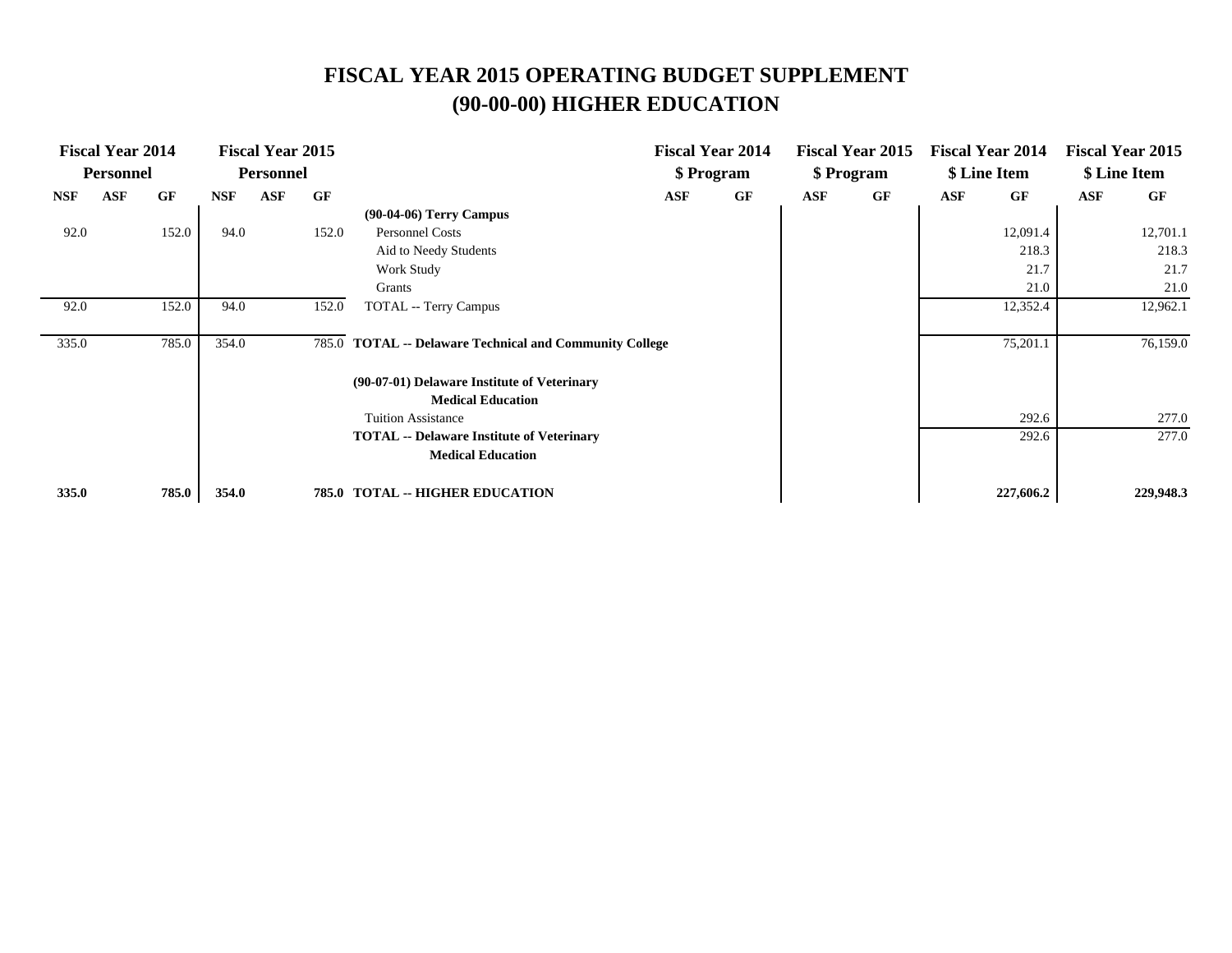# FISCAL YEAR 2015 OPERATING BUDGET SUPPLEMENT
# (90-00-00) HIGHER EDUCATION

| Fiscal Year 2014 Personnel | | | Fiscal Year 2015 Personnel | | | | Fiscal Year 2014 $ Program | | Fiscal Year 2015 $ Program | | Fiscal Year 2014 $ Line Item | | Fiscal Year 2015 $ Line Item | |
|---|---|---|---|---|---|---|---|---|---|---|---|---|---|---|
| NSF | ASF | GF | NSF | ASF | GF | | ASF | GF | ASF | GF | ASF | GF | ASF | GF |
| | | | | | | **(90-04-06) Terry Campus** | | | | | | | | |
| 92.0 | | 152.0 | 94.0 | | 152.0 | Personnel Costs | | | | | | 12,091.4 | | 12,701.1 |
| | | | | | | Aid to Needy Students | | | | | | 218.3 | | 218.3 |
| | | | | | | Work Study | | | | | | 21.7 | | 21.7 |
| | | | | | | Grants | | | | | | 21.0 | | 21.0 |
| 92.0 | | 152.0 | 94.0 | | 152.0 | TOTAL -- Terry Campus | | | | | | 12,352.4 | | 12,962.1 |
| 335.0 | | 785.0 | 354.0 | | 785.0 | **TOTAL -- Delaware Technical and Community College** | | | | | | 75,201.1 | | 76,159.0 |
| | | | | | | **(90-07-01) Delaware Institute of Veterinary Medical Education** | | | | | | | | |
| | | | | | | Tuition Assistance | | | | | | 292.6 | | 277.0 |
| | | | | | | **TOTAL -- Delaware Institute of Veterinary Medical Education** | | | | | | 292.6 | | 277.0 |
| **335.0** | | **785.0** | **354.0** | | **785.0** | **TOTAL -- HIGHER EDUCATION** | | | | | | **227,606.2** | | **229,948.3** |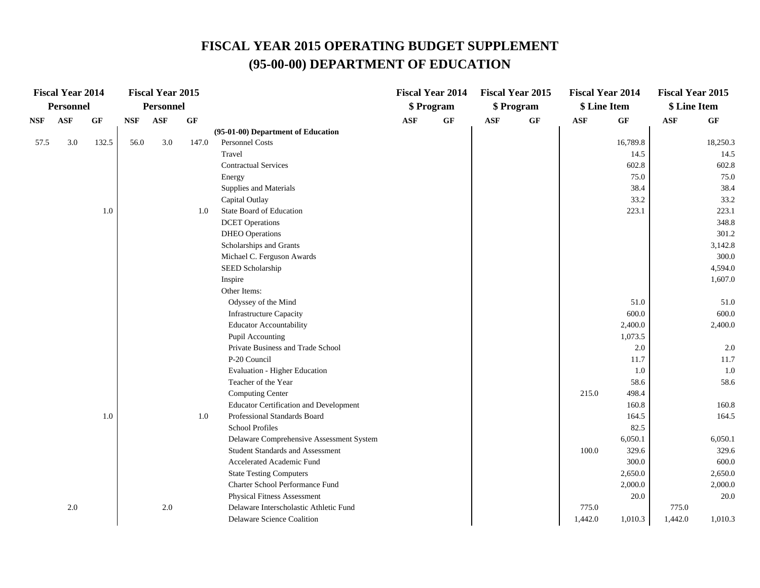# FISCAL YEAR 2015 OPERATING BUDGET SUPPLEMENT
# (95-00-00) DEPARTMENT OF EDUCATION

| Fiscal Year 2014 Personnel | | | Fiscal Year 2015 Personnel | | | | Fiscal Year 2014 $ Program | | Fiscal Year 2015 $ Program | | Fiscal Year 2014 $ Line Item | | Fiscal Year 2015 $ Line Item | |
|---|---|---|---|---|---|---|---|---|---|---|---|---|---|---|
| NSF | ASF | GF | NSF | ASF | GF | | ASF | GF | ASF | GF | ASF | GF | ASF | GF |
| | | | | | | **(95-01-00) Department of Education** | | | | | | | | |
| 57.5 | 3.0 | 132.5 | 56.0 | 3.0 | 147.0 | Personnel Costs | | | | | | 16,789.8 | | 18,250.3 |
| | | | | | | Travel | | | | | | 14.5 | | 14.5 |
| | | | | | | Contractual Services | | | | | | 602.8 | | 602.8 |
| | | | | | | Energy | | | | | | 75.0 | | 75.0 |
| | | | | | | Supplies and Materials | | | | | | 38.4 | | 38.4 |
| | | | | | | Capital Outlay | | | | | | 33.2 | | 33.2 |
| | | 1.0 | | | 1.0 | State Board of Education | | | | | | 223.1 | | 223.1 |
| | | | | | | DCET Operations | | | | | | | | 348.8 |
| | | | | | | DHEO Operations | | | | | | | | 301.2 |
| | | | | | | Scholarships and Grants | | | | | | | | 3,142.8 |
| | | | | | | Michael C. Ferguson Awards | | | | | | | | 300.0 |
| | | | | | | SEED Scholarship | | | | | | | | 4,594.0 |
| | | | | | | Inspire | | | | | | | | 1,607.0 |
| | | | | | | Other Items: | | | | | | | | |
| | | | | | | Odyssey of the Mind | | | | | | 51.0 | | 51.0 |
| | | | | | | Infrastructure Capacity | | | | | | 600.0 | | 600.0 |
| | | | | | | Educator Accountability | | | | | | 2,400.0 | | 2,400.0 |
| | | | | | | Pupil Accounting | | | | | | 1,073.5 | | |
| | | | | | | Private Business and Trade School | | | | | | 2.0 | | 2.0 |
| | | | | | | P-20 Council | | | | | | 11.7 | | 11.7 |
| | | | | | | Evaluation - Higher Education | | | | | | 1.0 | | 1.0 |
| | | | | | | Teacher of the Year | | | | | | 58.6 | | 58.6 |
| | | | | | | Computing Center | | | | | 215.0 | 498.4 | | |
| | | | | | | Educator Certification and Development | | | | | | 160.8 | | 160.8 |
| | | 1.0 | | | 1.0 | Professional Standards Board | | | | | | 164.5 | | 164.5 |
| | | | | | | School Profiles | | | | | | 82.5 | | |
| | | | | | | Delaware Comprehensive Assessment System | | | | | | 6,050.1 | | 6,050.1 |
| | | | | | | Student Standards and Assessment | | | | | 100.0 | 329.6 | | 329.6 |
| | | | | | | Accelerated Academic Fund | | | | | | 300.0 | | 600.0 |
| | | | | | | State Testing Computers | | | | | | 2,650.0 | | 2,650.0 |
| | | | | | | Charter School Performance Fund | | | | | | 2,000.0 | | 2,000.0 |
| | | | | | | Physical Fitness Assessment | | | | | | 20.0 | | 20.0 |
| | 2.0 | | | 2.0 | | Delaware Interscholastic Athletic Fund | | | | | 775.0 | | 775.0 | |
| | | | | | | Delaware Science Coalition | | | | | 1,442.0 | 1,010.3 | 1,442.0 | 1,010.3 |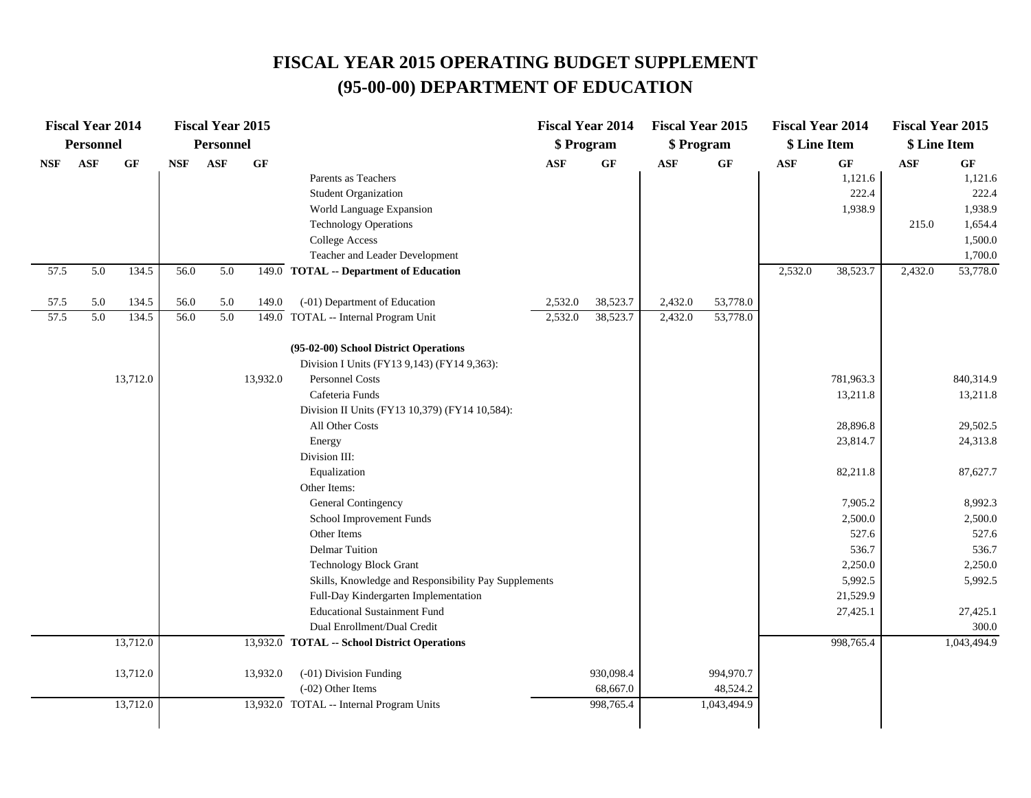# FISCAL YEAR 2015 OPERATING BUDGET SUPPLEMENT
# (95-00-00) DEPARTMENT OF EDUCATION

| Fiscal Year 2014 Personnel | | | Fiscal Year 2015 Personnel | | | | Fiscal Year 2014 $ Program | | Fiscal Year 2015 $ Program | | Fiscal Year 2014 $ Line Item | | Fiscal Year 2015 $ Line Item | |
|---|---|---|---|---|---|---|---|---|---|---|---|---|---|---|
| NSF | ASF | GF | NSF | ASF | GF | | ASF | GF | ASF | GF | ASF | GF | ASF | GF |
| | | | | | | Parents as Teachers | | | | | | 1,121.6 | | 1,121.6 |
| | | | | | | Student Organization | | | | | | 222.4 | | 222.4 |
| | | | | | | World Language Expansion | | | | | | 1,938.9 | | 1,938.9 |
| | | | | | | Technology Operations | | | | | | | 215.0 | 1,654.4 |
| | | | | | | College Access | | | | | | | | 1,500.0 |
| | | | | | | Teacher and Leader Development | | | | | | | | 1,700.0 |
| 57.5 | 5.0 | 134.5 | 56.0 | 5.0 | 149.0 | **TOTAL -- Department of Education** | | | | | 2,532.0 | 38,523.7 | 2,432.0 | 53,778.0 |
| | | | | | | | | | | | | | | |
| 57.5 | 5.0 | 134.5 | 56.0 | 5.0 | 149.0 | (-01) Department of Education | 2,532.0 | 38,523.7 | 2,432.0 | 53,778.0 | | | | |
| 57.5 | 5.0 | 134.5 | 56.0 | 5.0 | 149.0 | TOTAL -- Internal Program Unit | 2,532.0 | 38,523.7 | 2,432.0 | 53,778.0 | | | | |
| | | | | | | | | | | | | | | |
| | | | | | | **(95-02-00) School District Operations** | | | | | | | | |
| | | | | | | Division I Units (FY13 9,143) (FY14 9,363): | | | | | | | | |
| | | 13,712.0 | | | 13,932.0 | Personnel Costs | | | | | | 781,963.3 | | 840,314.9 |
| | | | | | | Cafeteria Funds | | | | | | 13,211.8 | | 13,211.8 |
| | | | | | | Division II Units (FY13 10,379) (FY14 10,584): | | | | | | | | |
| | | | | | | All Other Costs | | | | | | 28,896.8 | | 29,502.5 |
| | | | | | | Energy | | | | | | 23,814.7 | | 24,313.8 |
| | | | | | | Division III: | | | | | | | | |
| | | | | | | Equalization | | | | | | 82,211.8 | | 87,627.7 |
| | | | | | | Other Items: | | | | | | | | |
| | | | | | | General Contingency | | | | | | 7,905.2 | | 8,992.3 |
| | | | | | | School Improvement Funds | | | | | | 2,500.0 | | 2,500.0 |
| | | | | | | Other Items | | | | | | 527.6 | | 527.6 |
| | | | | | | Delmar Tuition | | | | | | 536.7 | | 536.7 |
| | | | | | | Technology Block Grant | | | | | | 2,250.0 | | 2,250.0 |
| | | | | | | Skills, Knowledge and Responsibility Pay Supplements | | | | | | 5,992.5 | | 5,992.5 |
| | | | | | | Full-Day Kindergarten Implementation | | | | | | 21,529.9 | | |
| | | | | | | Educational Sustainment Fund | | | | | | 27,425.1 | | 27,425.1 |
| | | | | | | Dual Enrollment/Dual Credit | | | | | | | | 300.0 |
| | | 13,712.0 | | | 13,932.0 | **TOTAL -- School District Operations** | | | | | | 998,765.4 | | 1,043,494.9 |
| | | | | | | | | | | | | | | |
| | | 13,712.0 | | | 13,932.0 | (-01) Division Funding | | 930,098.4 | | 994,970.7 | | | | |
| | | | | | | (-02) Other Items | | 68,667.0 | | 48,524.2 | | | | |
| | | 13,712.0 | | | 13,932.0 | TOTAL -- Internal Program Units | | 998,765.4 | | 1,043,494.9 | | | | |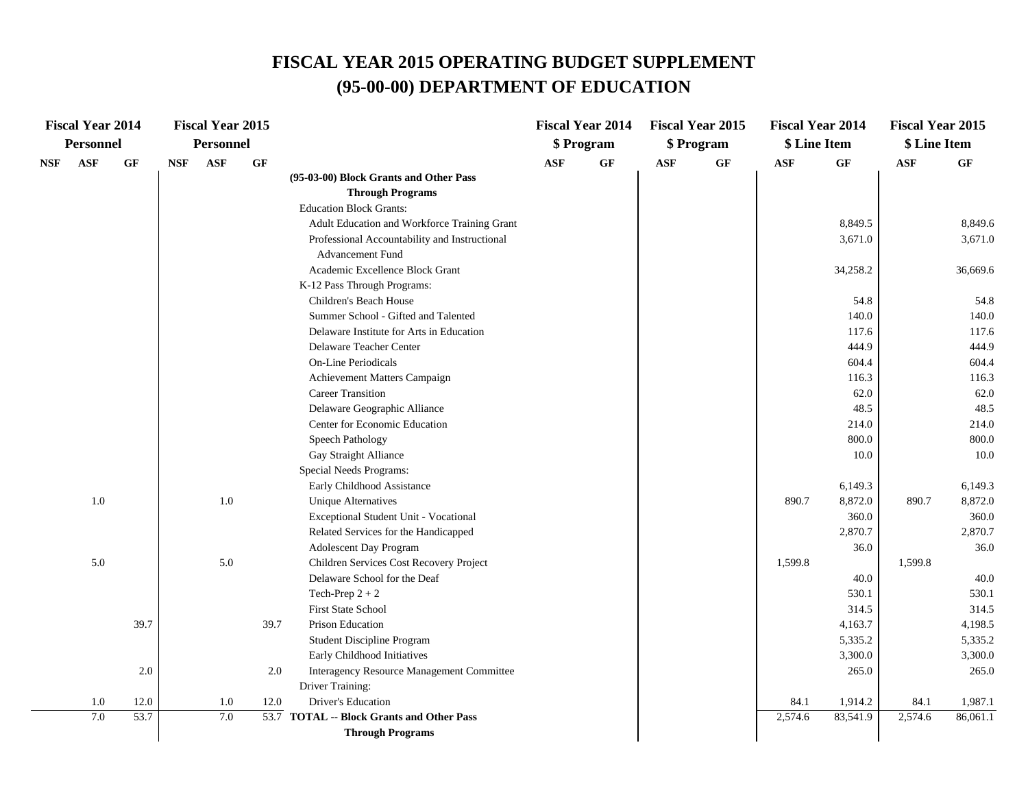# FISCAL YEAR 2015 OPERATING BUDGET SUPPLEMENT
# (95-00-00) DEPARTMENT OF EDUCATION

| Fiscal Year 2014 Personnel | | | Fiscal Year 2015 Personnel | | | | Fiscal Year 2014 $ Program | | Fiscal Year 2015 $ Program | | Fiscal Year 2014 $ Line Item | | Fiscal Year 2015 $ Line Item | |
|---|---|---|---|---|---|---|---|---|---|---|---|---|---|---|
| NSF | ASF | GF | NSF | ASF | GF | | ASF | GF | ASF | GF | ASF | GF | ASF | GF |
| | | | | | | **(95-03-00) Block Grants and Other Pass Through Programs** | | | | | | | | |
| | | | | | | Education Block Grants: | | | | | | | | |
| | | | | | | Adult Education and Workforce Training Grant | | | | | | 8,849.5 | | 8,849.6 |
| | | | | | | Professional Accountability and Instructional Advancement Fund | | | | | | 3,671.0 | | 3,671.0 |
| | | | | | | Academic Excellence Block Grant | | | | | | 34,258.2 | | 36,669.6 |
| | | | | | | K-12 Pass Through Programs: | | | | | | | | |
| | | | | | | Children's Beach House | | | | | | 54.8 | | 54.8 |
| | | | | | | Summer School - Gifted and Talented | | | | | | 140.0 | | 140.0 |
| | | | | | | Delaware Institute for Arts in Education | | | | | | 117.6 | | 117.6 |
| | | | | | | Delaware Teacher Center | | | | | | 444.9 | | 444.9 |
| | | | | | | On-Line Periodicals | | | | | | 604.4 | | 604.4 |
| | | | | | | Achievement Matters Campaign | | | | | | 116.3 | | 116.3 |
| | | | | | | Career Transition | | | | | | 62.0 | | 62.0 |
| | | | | | | Delaware Geographic Alliance | | | | | | 48.5 | | 48.5 |
| | | | | | | Center for Economic Education | | | | | | 214.0 | | 214.0 |
| | | | | | | Speech Pathology | | | | | | 800.0 | | 800.0 |
| | | | | | | Gay Straight Alliance | | | | | | 10.0 | | 10.0 |
| | | | | | | Special Needs Programs: | | | | | | | | |
| | | | | | | Early Childhood Assistance | | | | | | 6,149.3 | | 6,149.3 |
| | 1.0 | | | 1.0 | | Unique Alternatives | | | | | 890.7 | 8,872.0 | 890.7 | 8,872.0 |
| | | | | | | Exceptional Student Unit - Vocational | | | | | | 360.0 | | 360.0 |
| | | | | | | Related Services for the Handicapped | | | | | | 2,870.7 | | 2,870.7 |
| | | | | | | Adolescent Day Program | | | | | | 36.0 | | 36.0 |
| | 5.0 | | | 5.0 | | Children Services Cost Recovery Project | | | | | 1,599.8 | | 1,599.8 | |
| | | | | | | Delaware School for the Deaf | | | | | | 40.0 | | 40.0 |
| | | | | | | Tech-Prep 2 + 2 | | | | | | 530.1 | | 530.1 |
| | | | | | | First State School | | | | | | 314.5 | | 314.5 |
| | | 39.7 | | | 39.7 | Prison Education | | | | | | 4,163.7 | | 4,198.5 |
| | | | | | | Student Discipline Program | | | | | | 5,335.2 | | 5,335.2 |
| | | | | | | Early Childhood Initiatives | | | | | | 3,300.0 | | 3,300.0 |
| | | 2.0 | | | 2.0 | Interagency Resource Management Committee | | | | | | 265.0 | | 265.0 |
| | | | | | | Driver Training: | | | | | | | | |
| | 1.0 | 12.0 | | 1.0 | 12.0 | Driver's Education | | | | | 84.1 | 1,914.2 | 84.1 | 1,987.1 |
| | 7.0 | 53.7 | | 7.0 | 53.7 | **TOTAL -- Block Grants and Other Pass Through Programs** | | | | | 2,574.6 | 83,541.9 | 2,574.6 | 86,061.1 |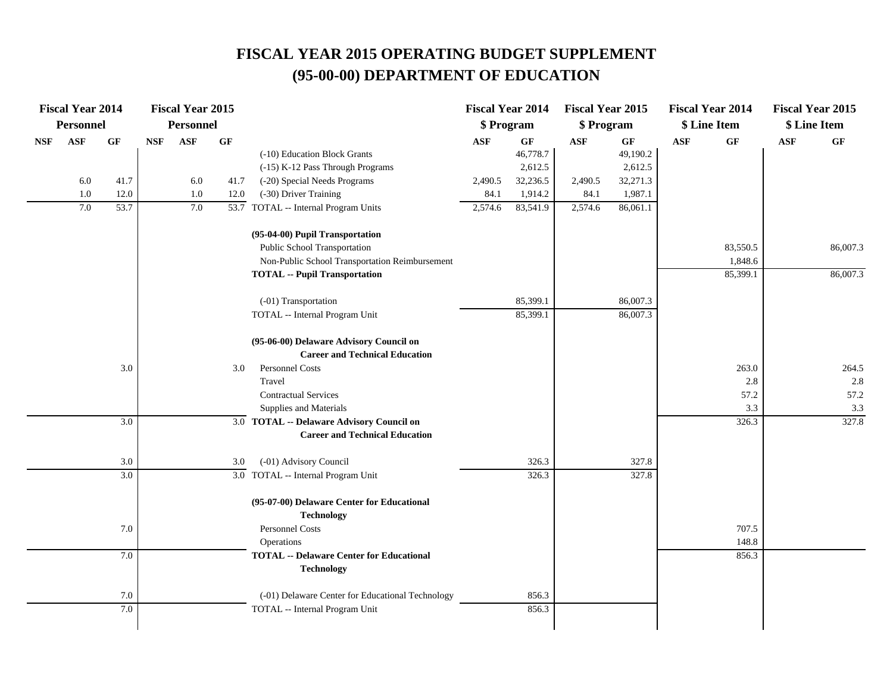# FISCAL YEAR 2015 OPERATING BUDGET SUPPLEMENT

# (95-00-00) DEPARTMENT OF EDUCATION

| Fiscal Year 2014 Personnel | | | Fiscal Year 2015 Personnel | | | | Fiscal Year 2014 $ Program | | Fiscal Year 2015 $ Program | | Fiscal Year 2014 $ Line Item | | Fiscal Year 2015 $ Line Item | |
|---|---|---|---|---|---|---|---|---|---|---|---|---|---|---|
| NSF | ASF | GF | NSF | ASF | GF | | ASF | GF | ASF | GF | ASF | GF | ASF | GF |
| | | | | | | (-10) Education Block Grants | | 46,778.7 | | 49,190.2 | | | | |
| | | | | | | (-15) K-12 Pass Through Programs | | 2,612.5 | | 2,612.5 | | | | |
| | 6.0 | 41.7 | | 6.0 | 41.7 | (-20) Special Needs Programs | 2,490.5 | 32,236.5 | 2,490.5 | 32,271.3 | | | | |
| | 1.0 | 12.0 | | 1.0 | 12.0 | (-30) Driver Training | 84.1 | 1,914.2 | 84.1 | 1,987.1 | | | | |
| | 7.0 | 53.7 | | 7.0 | 53.7 | TOTAL -- Internal Program Units | 2,574.6 | 83,541.9 | 2,574.6 | 86,061.1 | | | | |
| | | | | | | **(95-04-00) Pupil Transportation** | | | | | | | | |
| | | | | | | Public School Transportation | | | | | | 83,550.5 | | 86,007.3 |
| | | | | | | Non-Public School Transportation Reimbursement | | | | | | 1,848.6 | | |
| | | | | | | **TOTAL -- Pupil Transportation** | | | | | | 85,399.1 | | 86,007.3 |
| | | | | | | (-01) Transportation | | 85,399.1 | | 86,007.3 | | | | |
| | | | | | | TOTAL -- Internal Program Unit | | 85,399.1 | | 86,007.3 | | | | |
| | | | | | | **(95-06-00) Delaware Advisory Council on Career and Technical Education** | | | | | | | | |
| | | 3.0 | | | 3.0 | Personnel Costs | | | | | | 263.0 | | 264.5 |
| | | | | | | Travel | | | | | | 2.8 | | 2.8 |
| | | | | | | Contractual Services | | | | | | 57.2 | | 57.2 |
| | | | | | | Supplies and Materials | | | | | | 3.3 | | 3.3 |
| | | 3.0 | | | 3.0 | **TOTAL -- Delaware Advisory Council on Career and Technical Education** | | | | | | 326.3 | | 327.8 |
| | | 3.0 | | | 3.0 | (-01) Advisory Council | | 326.3 | | 327.8 | | | | |
| | | 3.0 | | | 3.0 | TOTAL -- Internal Program Unit | | 326.3 | | 327.8 | | | | |
| | | | | | | **(95-07-00) Delaware Center for Educational Technology** | | | | | | | | |
| | | 7.0 | | | | Personnel Costs | | | | | | 707.5 | | |
| | | | | | | Operations | | | | | | 148.8 | | |
| | | 7.0 | | | | **TOTAL -- Delaware Center for Educational Technology** | | | | | | 856.3 | | |
| | | 7.0 | | | | (-01) Delaware Center for Educational Technology | | 856.3 | | | | | | |
| | | 7.0 | | | | TOTAL -- Internal Program Unit | | 856.3 | | | | | | |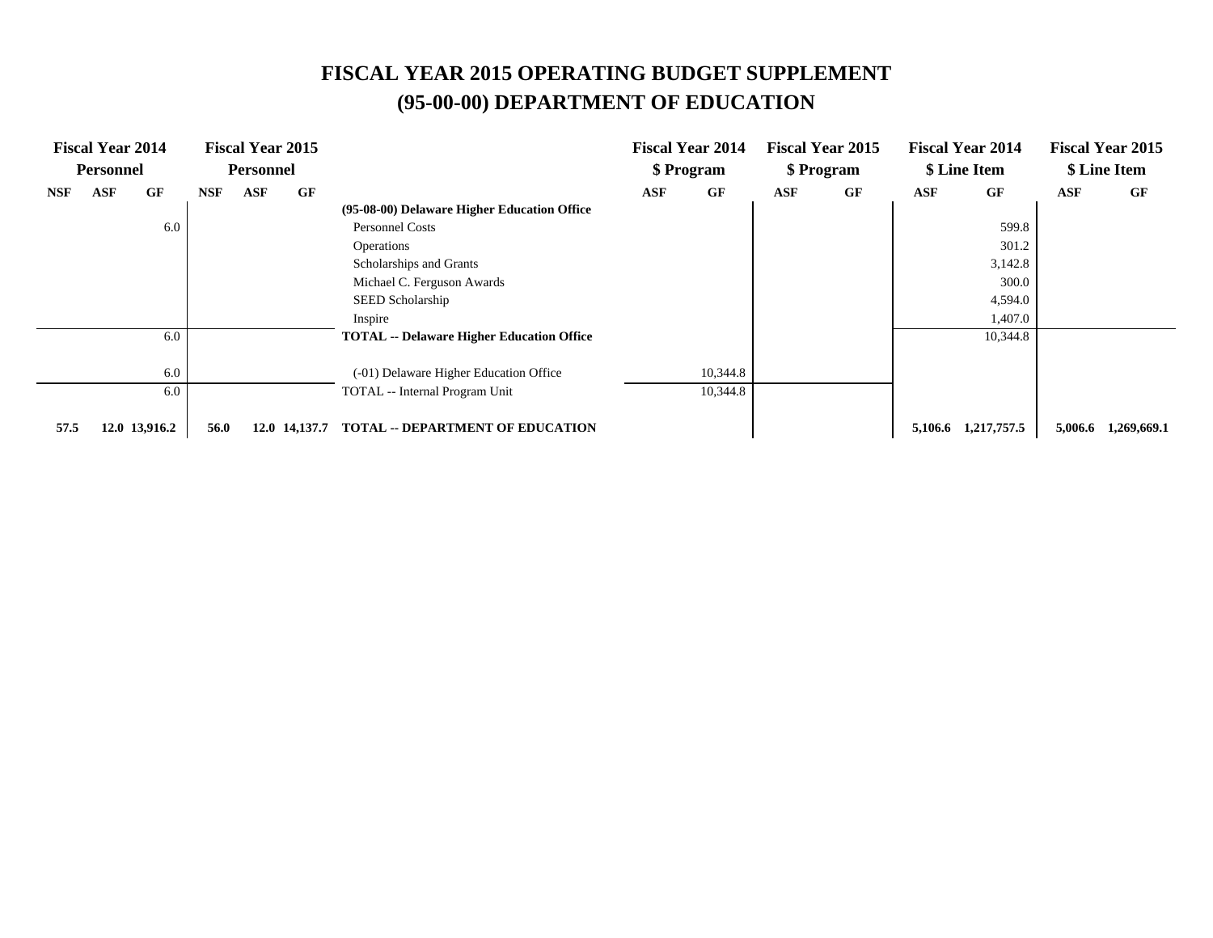# FISCAL YEAR 2015 OPERATING BUDGET SUPPLEMENT
# (95-00-00) DEPARTMENT OF EDUCATION

| Fiscal Year 2014 Personnel | | | Fiscal Year 2015 Personnel | | | | Fiscal Year 2014 $ Program | | Fiscal Year 2015 $ Program | | Fiscal Year 2014 $ Line Item | | Fiscal Year 2015 $ Line Item | |
|---|---|---|---|---|---|---|---|---|---|---|---|---|---|---|
| NSF | ASF | GF | NSF | ASF | GF | | ASF | GF | ASF | GF | ASF | GF | ASF | GF |
| | | | | | | **(95-08-00) Delaware Higher Education Office** | | | | | | | | |
| | | 6.0 | | | | Personnel Costs | | | | | | 599.8 | | |
| | | | | | | Operations | | | | | | 301.2 | | |
| | | | | | | Scholarships and Grants | | | | | | 3,142.8 | | |
| | | | | | | Michael C. Ferguson Awards | | | | | | 300.0 | | |
| | | | | | | SEED Scholarship | | | | | | 4,594.0 | | |
| | | | | | | Inspire | | | | | | 1,407.0 | | |
| | | 6.0 | | | | **TOTAL -- Delaware Higher Education Office** | | | | | | 10,344.8 | | |
| | | 6.0 | | | | (-01) Delaware Higher Education Office | | 10,344.8 | | | | | | |
| | | 6.0 | | | | TOTAL -- Internal Program Unit | | 10,344.8 | | | | | | |
| **57.5** | **12.0** | **13,916.2** | **56.0** | **12.0** | **14,137.7** | **TOTAL -- DEPARTMENT OF EDUCATION** | | | | | **5,106.6** | **1,217,757.5** | **5,006.6** | **1,269,669.1** |